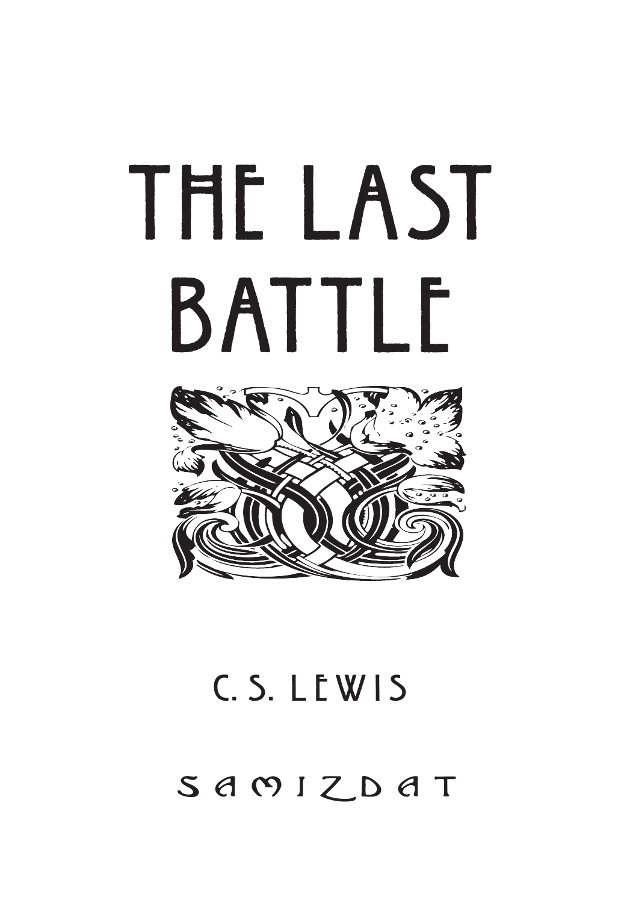# THE LAST BATTLE

C. S. LEWIS

SAMIZDAT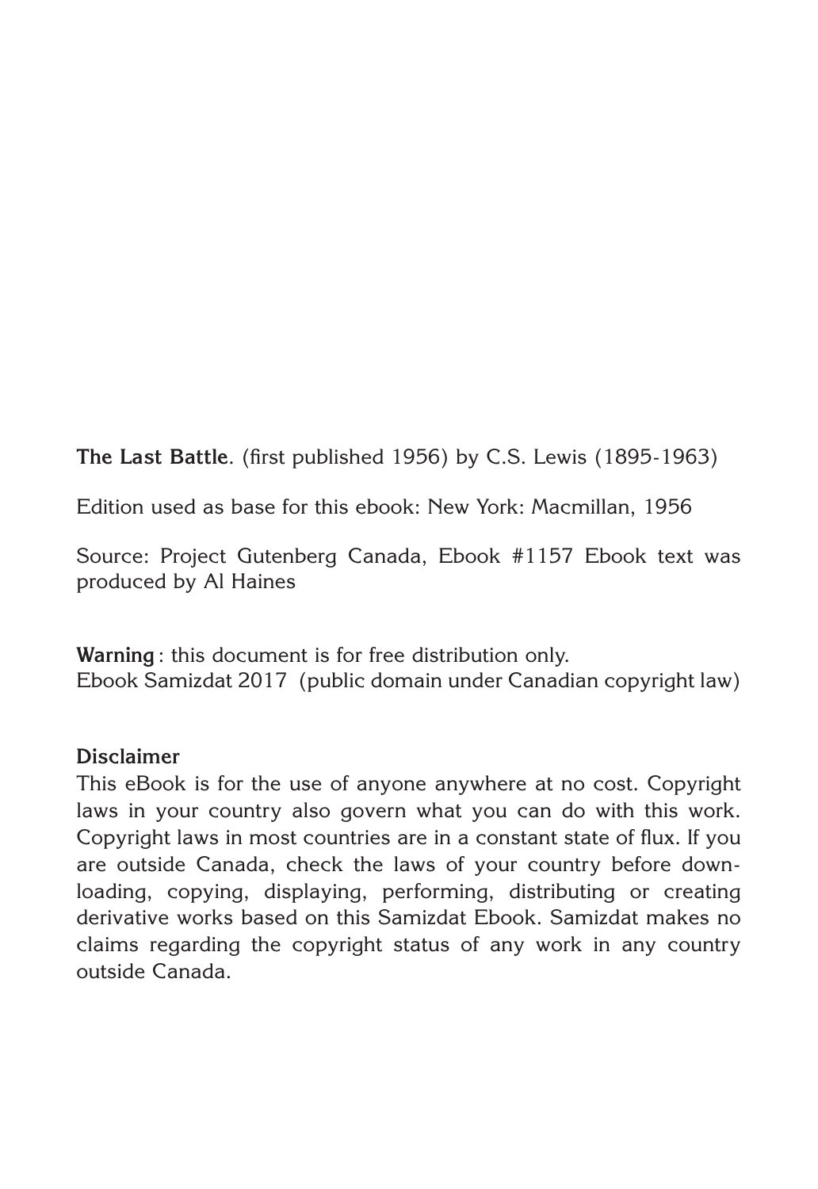**The Last Battle**. (first published 1956) by C.S. Lewis (1895-1963)

Edition used as base for this ebook: New York: Macmillan, 1956

Source: Project Gutenberg Canada, Ebook #1157 Ebook text was produced by Al Haines

**Warning** : this document is for free distribution only.
Ebook Samizdat 2017 (public domain under Canadian copyright law)

**Disclaimer**
This eBook is for the use of anyone anywhere at no cost. Copyright laws in your country also govern what you can do with this work. Copyright laws in most countries are in a constant state of flux. If you are outside Canada, check the laws of your country before downloading, copying, displaying, performing, distributing or creating derivative works based on this Samizdat Ebook. Samizdat makes no claims regarding the copyright status of any work in any country outside Canada.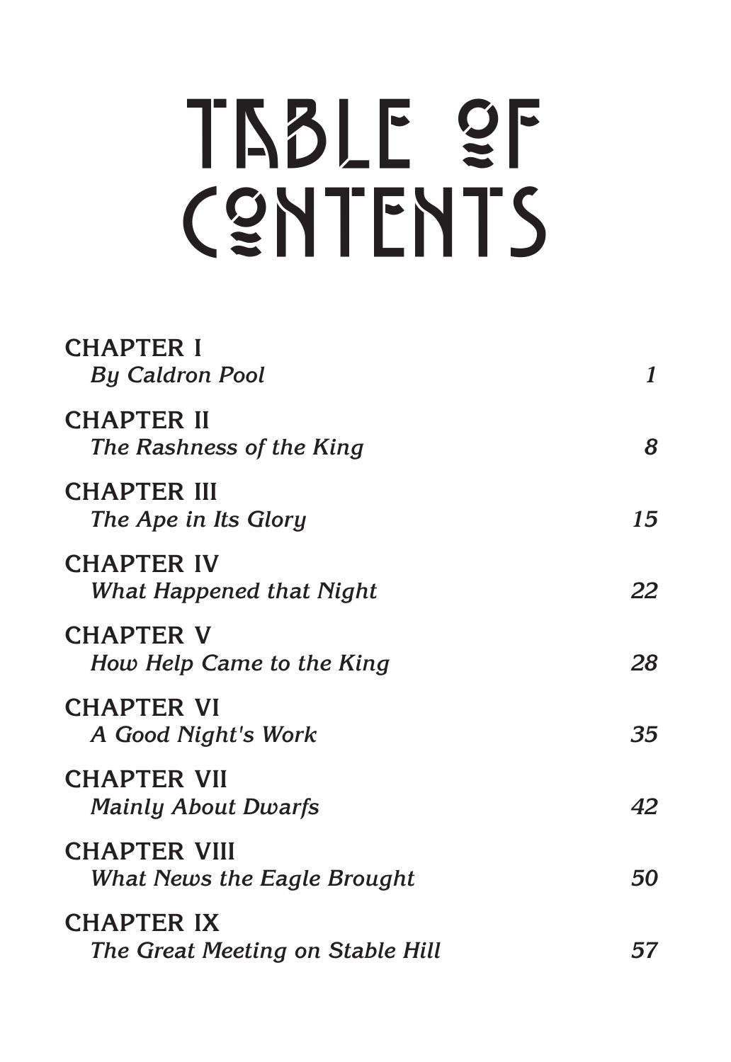# TABLE OF CONTENTS

CHAPTER I
*By Caldron Pool* 1

CHAPTER II
*The Rashness of the King* 8

CHAPTER III
*The Ape in Its Glory* 15

CHAPTER IV
*What Happened that Night* 22

CHAPTER V
*How Help Came to the King* 28

CHAPTER VI
*A Good Night's Work* 35

CHAPTER VII
*Mainly About Dwarfs* 42

CHAPTER VIII
*What News the Eagle Brought* 50

CHAPTER IX
*The Great Meeting on Stable Hill* 57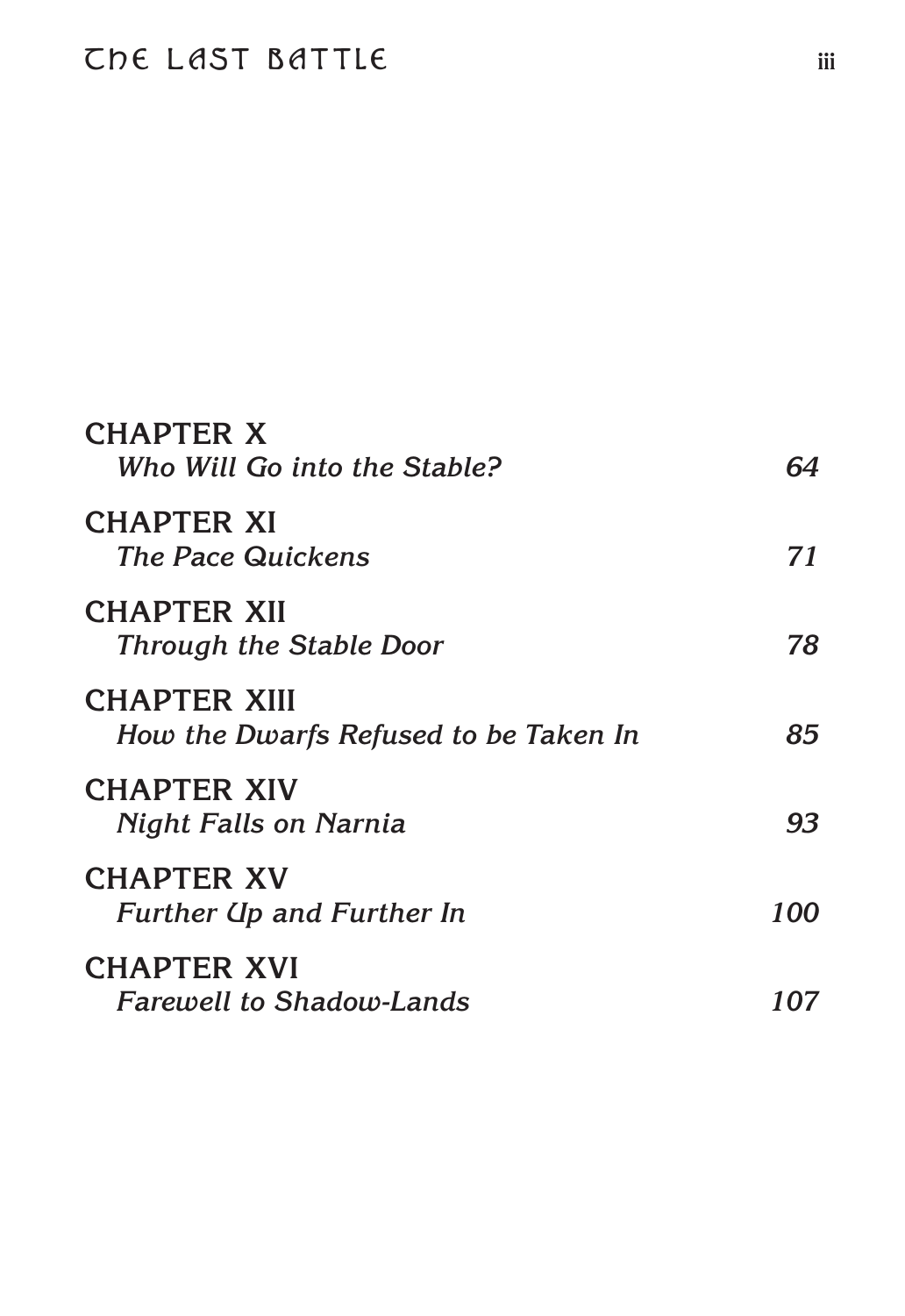| | |
|---|---|
| CHAPTER X<br>*Who Will Go into the Stable?* | *64* |
| CHAPTER XI<br>*The Pace Quickens* | *71* |
| CHAPTER XII<br>*Through the Stable Door* | *78* |
| CHAPTER XIII<br>*How the Dwarfs Refused to be Taken In* | *85* |
| CHAPTER XIV<br>*Night Falls on Narnia* | *93* |
| CHAPTER XV<br>*Further Up and Further In* | *100* |
| CHAPTER XVI<br>*Farewell to Shadow-Lands* | *107* |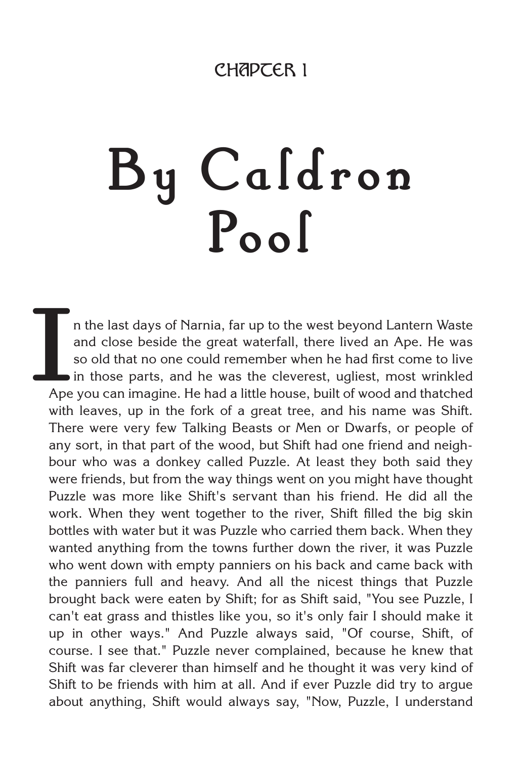CHAPTER 1

# By Caldron Pool

In the last days of Narnia, far up to the west beyond Lantern Waste and close beside the great waterfall, there lived an Ape. He was so old that no one could remember when he had first come to live in those parts, and he was the cleverest, ugliest, most wrinkled Ape you can imagine. He had a little house, built of wood and thatched with leaves, up in the fork of a great tree, and his name was Shift. There were very few Talking Beasts or Men or Dwarfs, or people of any sort, in that part of the wood, but Shift had one friend and neighbour who was a donkey called Puzzle. At least they both said they were friends, but from the way things went on you might have thought Puzzle was more like Shift's servant than his friend. He did all the work. When they went together to the river, Shift filled the big skin bottles with water but it was Puzzle who carried them back. When they wanted anything from the towns further down the river, it was Puzzle who went down with empty panniers on his back and came back with the panniers full and heavy. And all the nicest things that Puzzle brought back were eaten by Shift; for as Shift said, "You see Puzzle, I can't eat grass and thistles like you, so it's only fair I should make it up in other ways." And Puzzle always said, "Of course, Shift, of course. I see that." Puzzle never complained, because he knew that Shift was far cleverer than himself and he thought it was very kind of Shift to be friends with him at all. And if ever Puzzle did try to argue about anything, Shift would always say, "Now, Puzzle, I understand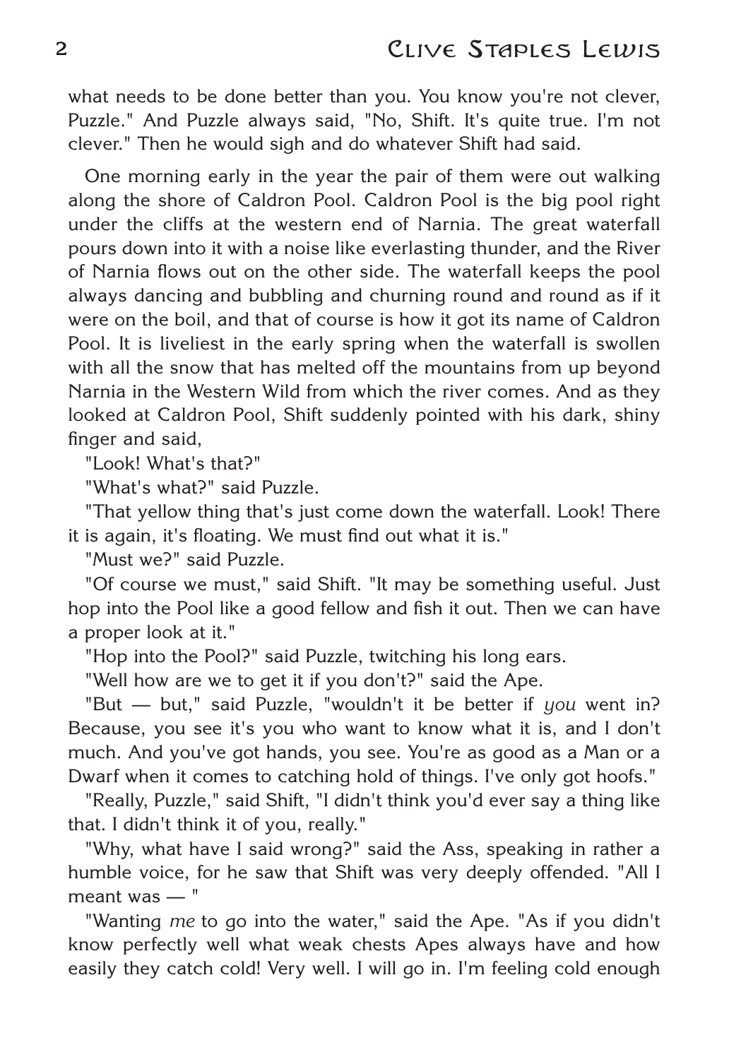what needs to be done better than you. You know you're not clever, Puzzle." And Puzzle always said, "No, Shift. It's quite true. I'm not clever." Then he would sigh and do whatever Shift had said.

One morning early in the year the pair of them were out walking along the shore of Caldron Pool. Caldron Pool is the big pool right under the cliffs at the western end of Narnia. The great waterfall pours down into it with a noise like everlasting thunder, and the River of Narnia flows out on the other side. The waterfall keeps the pool always dancing and bubbling and churning round and round as if it were on the boil, and that of course is how it got its name of Caldron Pool. It is liveliest in the early spring when the waterfall is swollen with all the snow that has melted off the mountains from up beyond Narnia in the Western Wild from which the river comes. And as they looked at Caldron Pool, Shift suddenly pointed with his dark, shiny finger and said,

"Look! What's that?"

"What's what?" said Puzzle.

"That yellow thing that's just come down the waterfall. Look! There it is again, it's floating. We must find out what it is."

"Must we?" said Puzzle.

"Of course we must," said Shift. "It may be something useful. Just hop into the Pool like a good fellow and fish it out. Then we can have a proper look at it."

"Hop into the Pool?" said Puzzle, twitching his long ears.

"Well how are we to get it if you don't?" said the Ape.

"But — but," said Puzzle, "wouldn't it be better if *you* went in? Because, you see it's you who want to know what it is, and I don't much. And you've got hands, you see. You're as good as a Man or a Dwarf when it comes to catching hold of things. I've only got hoofs."

"Really, Puzzle," said Shift, "I didn't think you'd ever say a thing like that. I didn't think it of you, really."

"Why, what have I said wrong?" said the Ass, speaking in rather a humble voice, for he saw that Shift was very deeply offended. "All I meant was — "

"Wanting *me* to go into the water," said the Ape. "As if you didn't know perfectly well what weak chests Apes always have and how easily they catch cold! Very well. I will go in. I'm feeling cold enough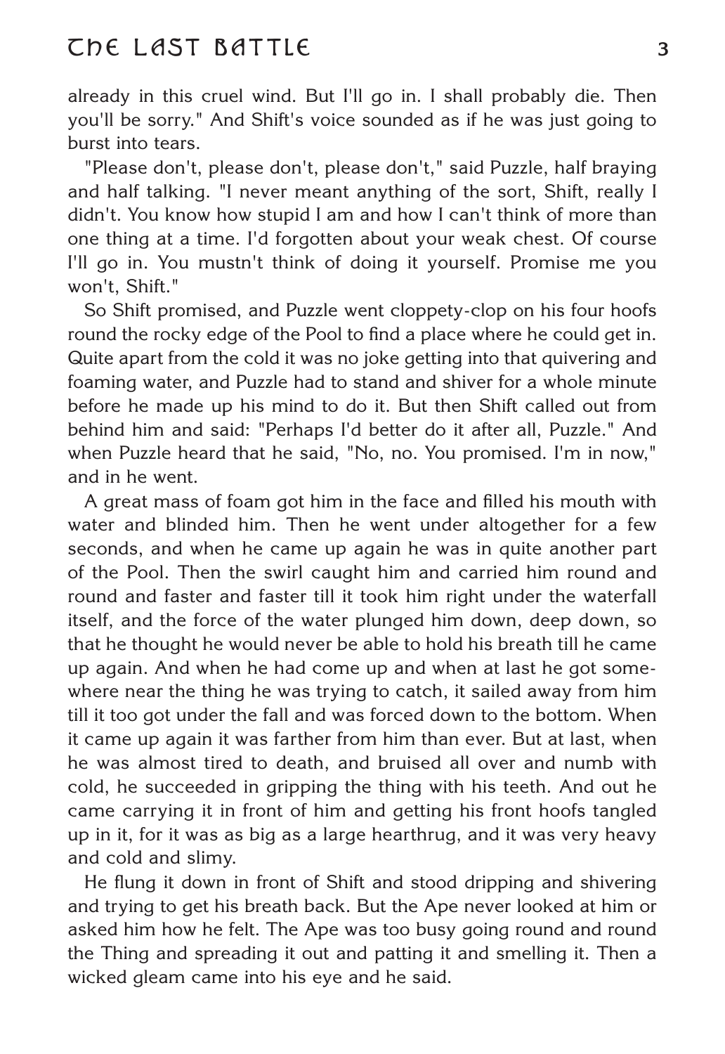already in this cruel wind. But I'll go in. I shall probably die. Then you'll be sorry." And Shift's voice sounded as if he was just going to burst into tears.

"Please don't, please don't, please don't," said Puzzle, half braying and half talking. "I never meant anything of the sort, Shift, really I didn't. You know how stupid I am and how I can't think of more than one thing at a time. I'd forgotten about your weak chest. Of course I'll go in. You mustn't think of doing it yourself. Promise me you won't, Shift."

So Shift promised, and Puzzle went cloppety-clop on his four hoofs round the rocky edge of the Pool to find a place where he could get in. Quite apart from the cold it was no joke getting into that quivering and foaming water, and Puzzle had to stand and shiver for a whole minute before he made up his mind to do it. But then Shift called out from behind him and said: "Perhaps I'd better do it after all, Puzzle." And when Puzzle heard that he said, "No, no. You promised. I'm in now," and in he went.

A great mass of foam got him in the face and filled his mouth with water and blinded him. Then he went under altogether for a few seconds, and when he came up again he was in quite another part of the Pool. Then the swirl caught him and carried him round and round and faster and faster till it took him right under the waterfall itself, and the force of the water plunged him down, deep down, so that he thought he would never be able to hold his breath till he came up again. And when he had come up and when at last he got somewhere near the thing he was trying to catch, it sailed away from him till it too got under the fall and was forced down to the bottom. When it came up again it was farther from him than ever. But at last, when he was almost tired to death, and bruised all over and numb with cold, he succeeded in gripping the thing with his teeth. And out he came carrying it in front of him and getting his front hoofs tangled up in it, for it was as big as a large hearthrug, and it was very heavy and cold and slimy.

He flung it down in front of Shift and stood dripping and shivering and trying to get his breath back. But the Ape never looked at him or asked him how he felt. The Ape was too busy going round and round the Thing and spreading it out and patting it and smelling it. Then a wicked gleam came into his eye and he said.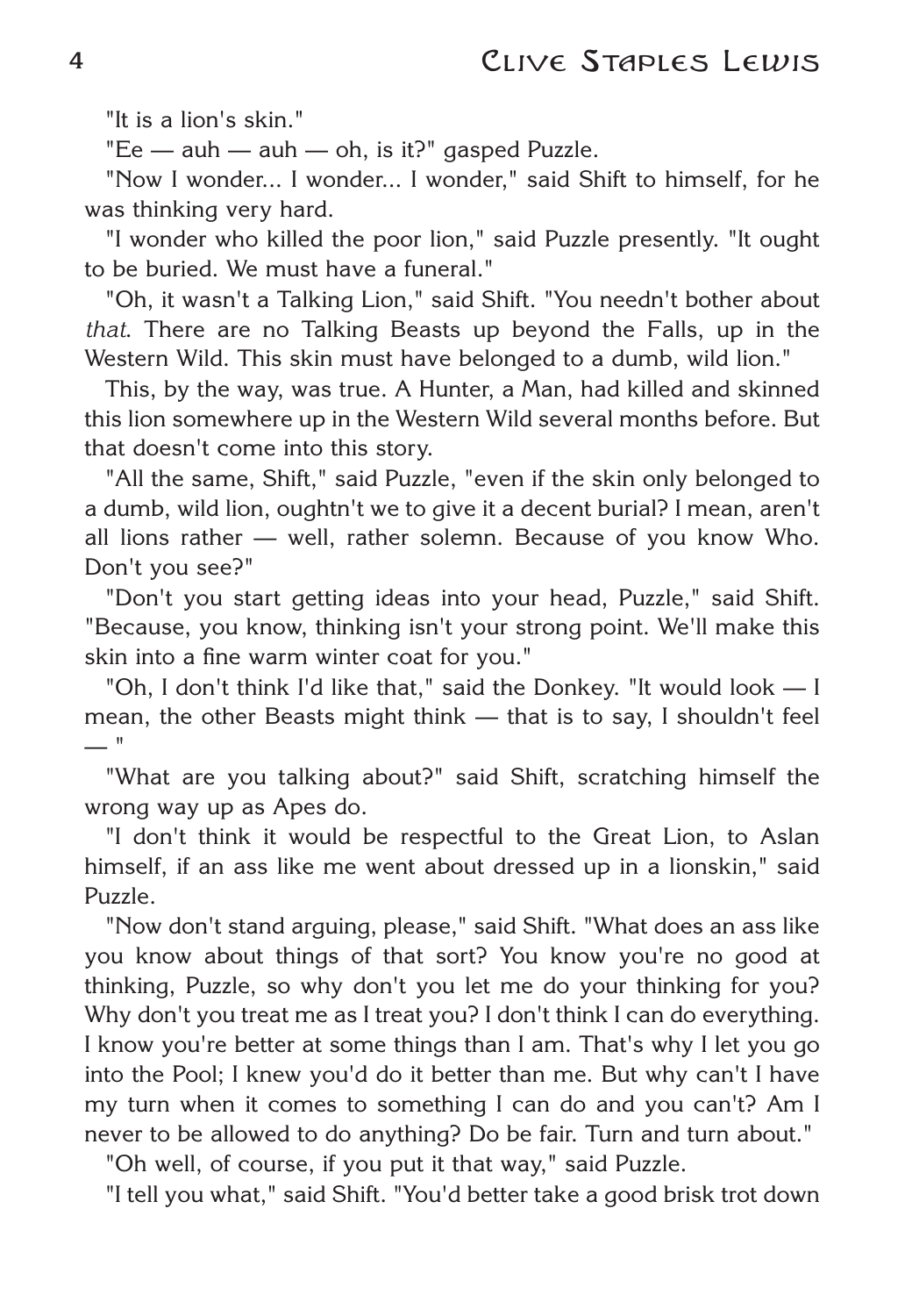"It is a lion's skin."

"Ee — auh — auh — oh, is it?" gasped Puzzle.

"Now I wonder... I wonder... I wonder," said Shift to himself, for he was thinking very hard.

"I wonder who killed the poor lion," said Puzzle presently. "It ought to be buried. We must have a funeral."

"Oh, it wasn't a Talking Lion," said Shift. "You needn't bother about *that*. There are no Talking Beasts up beyond the Falls, up in the Western Wild. This skin must have belonged to a dumb, wild lion."

This, by the way, was true. A Hunter, a Man, had killed and skinned this lion somewhere up in the Western Wild several months before. But that doesn't come into this story.

"All the same, Shift," said Puzzle, "even if the skin only belonged to a dumb, wild lion, oughtn't we to give it a decent burial? I mean, aren't all lions rather — well, rather solemn. Because of you know Who. Don't you see?"

"Don't you start getting ideas into your head, Puzzle," said Shift. "Because, you know, thinking isn't your strong point. We'll make this skin into a fine warm winter coat for you."

"Oh, I don't think I'd like that," said the Donkey. "It would look — I mean, the other Beasts might think — that is to say, I shouldn't feel — "

"What are you talking about?" said Shift, scratching himself the wrong way up as Apes do.

"I don't think it would be respectful to the Great Lion, to Aslan himself, if an ass like me went about dressed up in a lionskin," said Puzzle.

"Now don't stand arguing, please," said Shift. "What does an ass like you know about things of that sort? You know you're no good at thinking, Puzzle, so why don't you let me do your thinking for you? Why don't you treat me as I treat you? I don't think I can do everything. I know you're better at some things than I am. That's why I let you go into the Pool; I knew you'd do it better than me. But why can't I have my turn when it comes to something I can do and you can't? Am I never to be allowed to do anything? Do be fair. Turn and turn about."

"Oh well, of course, if you put it that way," said Puzzle.

"I tell you what," said Shift. "You'd better take a good brisk trot down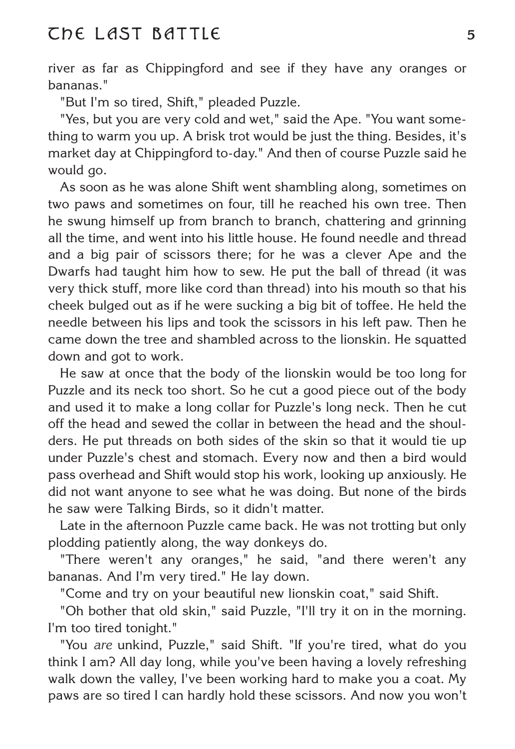river as far as Chippingford and see if they have any oranges or bananas."

"But I'm so tired, Shift," pleaded Puzzle.

"Yes, but you are very cold and wet," said the Ape. "You want something to warm you up. A brisk trot would be just the thing. Besides, it's market day at Chippingford to-day." And then of course Puzzle said he would go.

As soon as he was alone Shift went shambling along, sometimes on two paws and sometimes on four, till he reached his own tree. Then he swung himself up from branch to branch, chattering and grinning all the time, and went into his little house. He found needle and thread and a big pair of scissors there; for he was a clever Ape and the Dwarfs had taught him how to sew. He put the ball of thread (it was very thick stuff, more like cord than thread) into his mouth so that his cheek bulged out as if he were sucking a big bit of toffee. He held the needle between his lips and took the scissors in his left paw. Then he came down the tree and shambled across to the lionskin. He squatted down and got to work.

He saw at once that the body of the lionskin would be too long for Puzzle and its neck too short. So he cut a good piece out of the body and used it to make a long collar for Puzzle's long neck. Then he cut off the head and sewed the collar in between the head and the shoulders. He put threads on both sides of the skin so that it would tie up under Puzzle's chest and stomach. Every now and then a bird would pass overhead and Shift would stop his work, looking up anxiously. He did not want anyone to see what he was doing. But none of the birds he saw were Talking Birds, so it didn't matter.

Late in the afternoon Puzzle came back. He was not trotting but only plodding patiently along, the way donkeys do.

"There weren't any oranges," he said, "and there weren't any bananas. And I'm very tired." He lay down.

"Come and try on your beautiful new lionskin coat," said Shift.

"Oh bother that old skin," said Puzzle, "I'll try it on in the morning. I'm too tired tonight."

"You *are* unkind, Puzzle," said Shift. "If you're tired, what do you think I am? All day long, while you've been having a lovely refreshing walk down the valley, I've been working hard to make you a coat. My paws are so tired I can hardly hold these scissors. And now you won't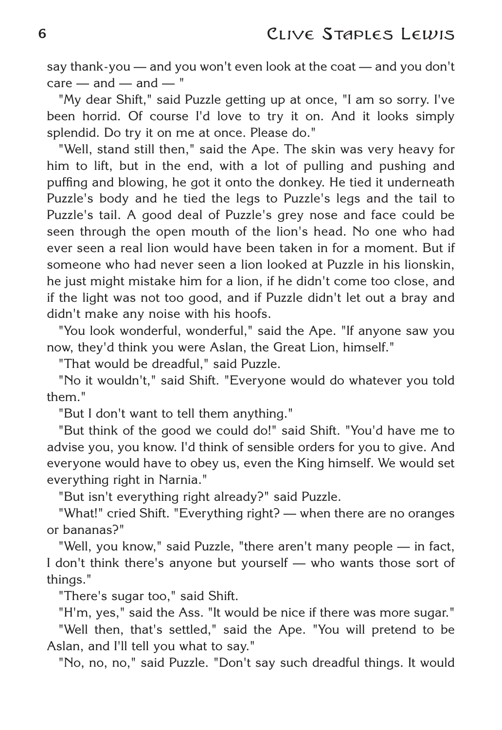say thank-you — and you won't even look at the coat — and you don't care — and — and — "

"My dear Shift," said Puzzle getting up at once, "I am so sorry. I've been horrid. Of course I'd love to try it on. And it looks simply splendid. Do try it on me at once. Please do."

"Well, stand still then," said the Ape. The skin was very heavy for him to lift, but in the end, with a lot of pulling and pushing and puffing and blowing, he got it onto the donkey. He tied it underneath Puzzle's body and he tied the legs to Puzzle's legs and the tail to Puzzle's tail. A good deal of Puzzle's grey nose and face could be seen through the open mouth of the lion's head. No one who had ever seen a real lion would have been taken in for a moment. But if someone who had never seen a lion looked at Puzzle in his lionskin, he just might mistake him for a lion, if he didn't come too close, and if the light was not too good, and if Puzzle didn't let out a bray and didn't make any noise with his hoofs.

"You look wonderful, wonderful," said the Ape. "If anyone saw you now, they'd think you were Aslan, the Great Lion, himself."

"That would be dreadful," said Puzzle.

"No it wouldn't," said Shift. "Everyone would do whatever you told them."

"But I don't want to tell them anything."

"But think of the good we could do!" said Shift. "You'd have me to advise you, you know. I'd think of sensible orders for you to give. And everyone would have to obey us, even the King himself. We would set everything right in Narnia."

"But isn't everything right already?" said Puzzle.

"What!" cried Shift. "Everything right? — when there are no oranges or bananas?"

"Well, you know," said Puzzle, "there aren't many people — in fact, I don't think there's anyone but yourself — who wants those sort of things."

"There's sugar too," said Shift.

"H'm, yes," said the Ass. "It would be nice if there was more sugar."

"Well then, that's settled," said the Ape. "You will pretend to be Aslan, and I'll tell you what to say."

"No, no, no," said Puzzle. "Don't say such dreadful things. It would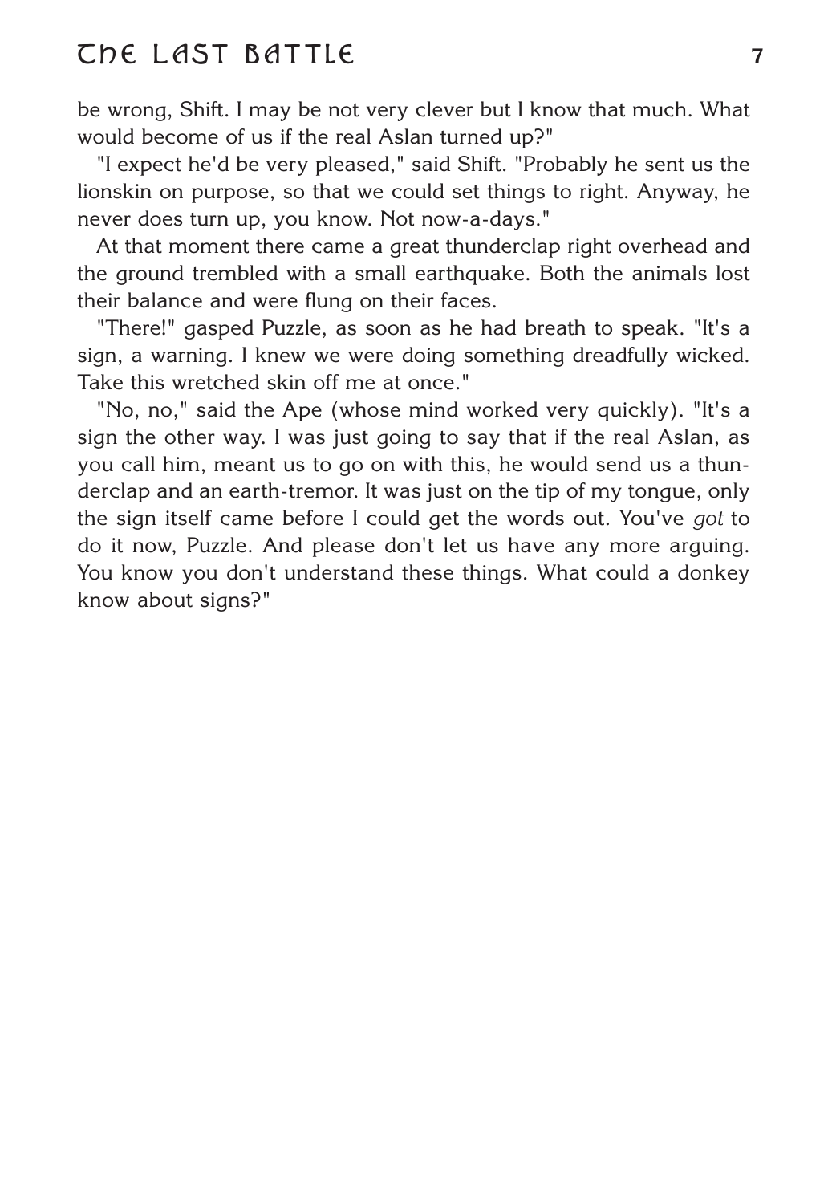be wrong, Shift. I may be not very clever but I know that much. What would become of us if the real Aslan turned up?"

"I expect he'd be very pleased," said Shift. "Probably he sent us the lionskin on purpose, so that we could set things to right. Anyway, he never does turn up, you know. Not now-a-days."

At that moment there came a great thunderclap right overhead and the ground trembled with a small earthquake. Both the animals lost their balance and were flung on their faces.

"There!" gasped Puzzle, as soon as he had breath to speak. "It's a sign, a warning. I knew we were doing something dreadfully wicked. Take this wretched skin off me at once."

"No, no," said the Ape (whose mind worked very quickly). "It's a sign the other way. I was just going to say that if the real Aslan, as you call him, meant us to go on with this, he would send us a thunderclap and an earth-tremor. It was just on the tip of my tongue, only the sign itself came before I could get the words out. You've *got* to do it now, Puzzle. And please don't let us have any more arguing. You know you don't understand these things. What could a donkey know about signs?"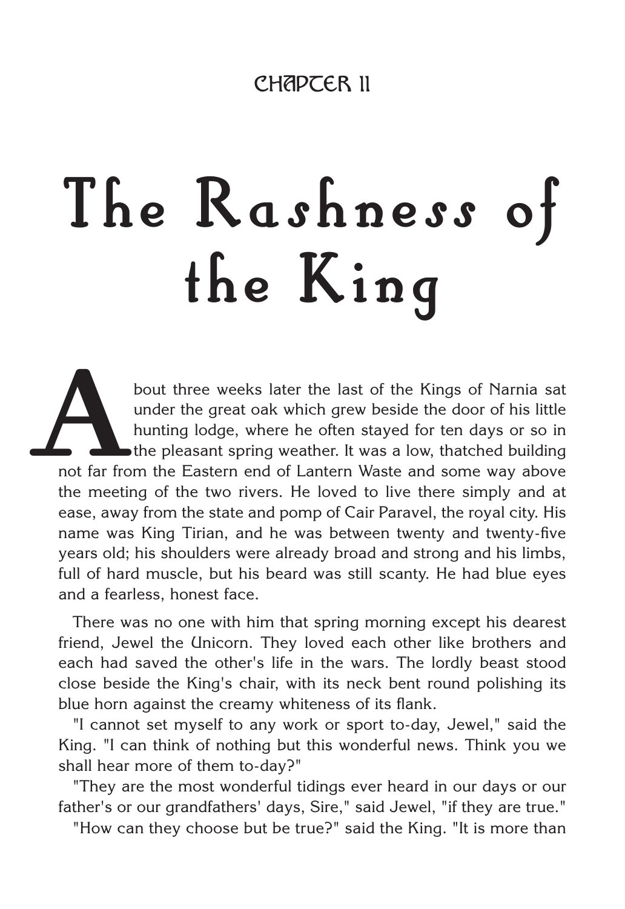## CHAPTER II

# The Rashness of the King

About three weeks later the last of the Kings of Narnia sat under the great oak which grew beside the door of his little hunting lodge, where he often stayed for ten days or so in the pleasant spring weather. It was a low, thatched building not far from the Eastern end of Lantern Waste and some way above the meeting of the two rivers. He loved to live there simply and at ease, away from the state and pomp of Cair Paravel, the royal city. His name was King Tirian, and he was between twenty and twenty-five years old; his shoulders were already broad and strong and his limbs, full of hard muscle, but his beard was still scanty. He had blue eyes and a fearless, honest face.

There was no one with him that spring morning except his dearest friend, Jewel the Unicorn. They loved each other like brothers and each had saved the other's life in the wars. The lordly beast stood close beside the King's chair, with its neck bent round polishing its blue horn against the creamy whiteness of its flank.

"I cannot set myself to any work or sport to-day, Jewel," said the King. "I can think of nothing but this wonderful news. Think you we shall hear more of them to-day?"

"They are the most wonderful tidings ever heard in our days or our father's or our grandfathers' days, Sire," said Jewel, "if they are true."

"How can they choose but be true?" said the King. "It is more than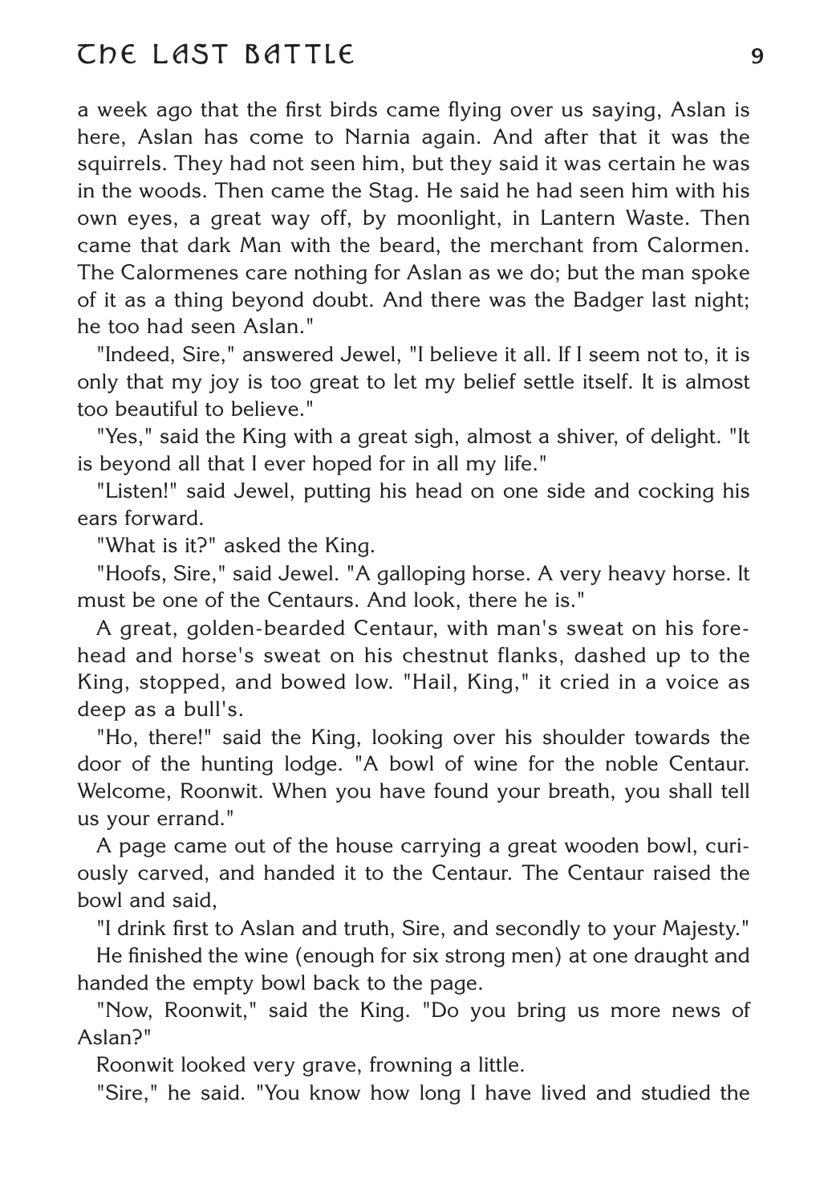a week ago that the first birds came flying over us saying, Aslan is here, Aslan has come to Narnia again. And after that it was the squirrels. They had not seen him, but they said it was certain he was in the woods. Then came the Stag. He said he had seen him with his own eyes, a great way off, by moonlight, in Lantern Waste. Then came that dark Man with the beard, the merchant from Calormen. The Calormenes care nothing for Aslan as we do; but the man spoke of it as a thing beyond doubt. And there was the Badger last night; he too had seen Aslan."

"Indeed, Sire," answered Jewel, "I believe it all. If I seem not to, it is only that my joy is too great to let my belief settle itself. It is almost too beautiful to believe."

"Yes," said the King with a great sigh, almost a shiver, of delight. "It is beyond all that I ever hoped for in all my life."

"Listen!" said Jewel, putting his head on one side and cocking his ears forward.

"What is it?" asked the King.

"Hoofs, Sire," said Jewel. "A galloping horse. A very heavy horse. It must be one of the Centaurs. And look, there he is."

A great, golden-bearded Centaur, with man's sweat on his forehead and horse's sweat on his chestnut flanks, dashed up to the King, stopped, and bowed low. "Hail, King," it cried in a voice as deep as a bull's.

"Ho, there!" said the King, looking over his shoulder towards the door of the hunting lodge. "A bowl of wine for the noble Centaur. Welcome, Roonwit. When you have found your breath, you shall tell us your errand."

A page came out of the house carrying a great wooden bowl, curiously carved, and handed it to the Centaur. The Centaur raised the bowl and said,

"I drink first to Aslan and truth, Sire, and secondly to your Majesty."

He finished the wine (enough for six strong men) at one draught and handed the empty bowl back to the page.

"Now, Roonwit," said the King. "Do you bring us more news of Aslan?"

Roonwit looked very grave, frowning a little.

"Sire," he said. "You know how long I have lived and studied the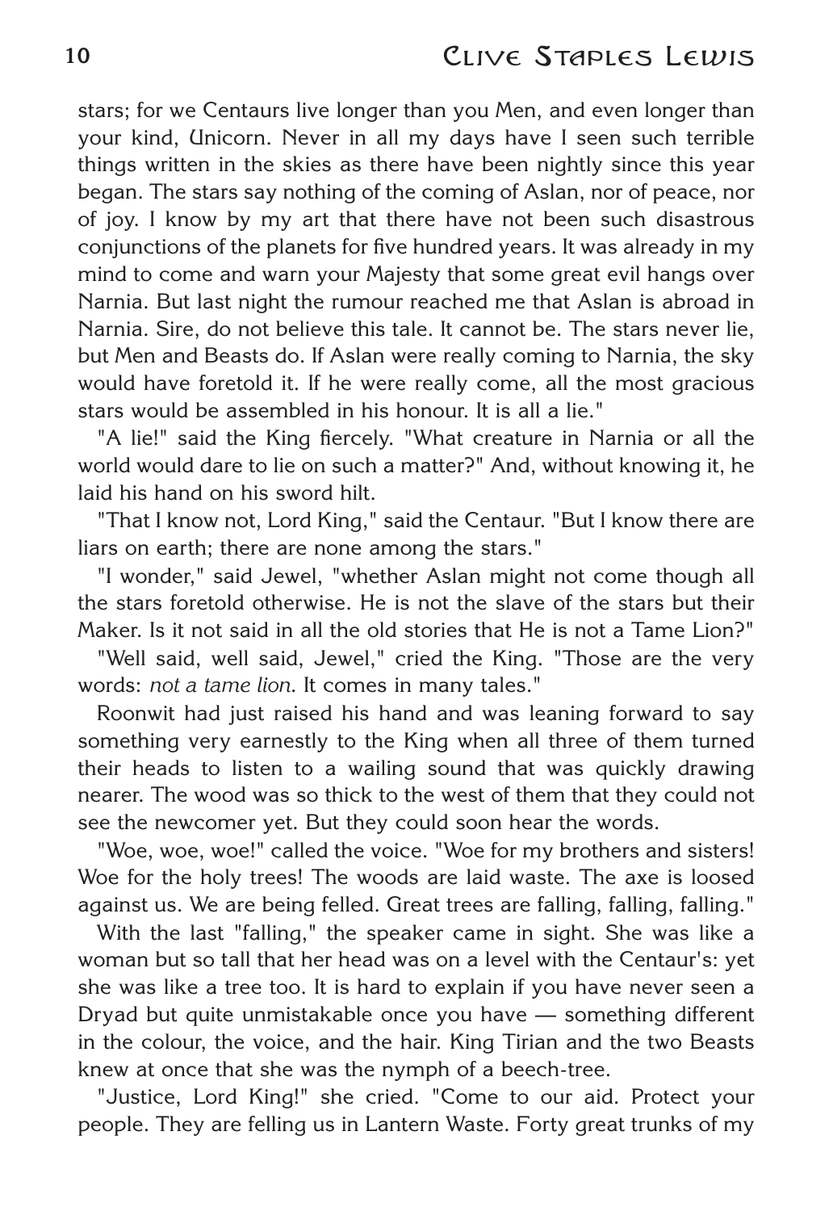stars; for we Centaurs live longer than you Men, and even longer than your kind, Unicorn. Never in all my days have I seen such terrible things written in the skies as there have been nightly since this year began. The stars say nothing of the coming of Aslan, nor of peace, nor of joy. I know by my art that there have not been such disastrous conjunctions of the planets for five hundred years. It was already in my mind to come and warn your Majesty that some great evil hangs over Narnia. But last night the rumour reached me that Aslan is abroad in Narnia. Sire, do not believe this tale. It cannot be. The stars never lie, but Men and Beasts do. If Aslan were really coming to Narnia, the sky would have foretold it. If he were really come, all the most gracious stars would be assembled in his honour. It is all a lie."

"A lie!" said the King fiercely. "What creature in Narnia or all the world would dare to lie on such a matter?" And, without knowing it, he laid his hand on his sword hilt.

"That I know not, Lord King," said the Centaur. "But I know there are liars on earth; there are none among the stars."

"I wonder," said Jewel, "whether Aslan might not come though all the stars foretold otherwise. He is not the slave of the stars but their Maker. Is it not said in all the old stories that He is not a Tame Lion?"

"Well said, well said, Jewel," cried the King. "Those are the very words: *not a tame lion*. It comes in many tales."

Roonwit had just raised his hand and was leaning forward to say something very earnestly to the King when all three of them turned their heads to listen to a wailing sound that was quickly drawing nearer. The wood was so thick to the west of them that they could not see the newcomer yet. But they could soon hear the words.

"Woe, woe, woe!" called the voice. "Woe for my brothers and sisters! Woe for the holy trees! The woods are laid waste. The axe is loosed against us. We are being felled. Great trees are falling, falling, falling."

With the last "falling," the speaker came in sight. She was like a woman but so tall that her head was on a level with the Centaur's: yet she was like a tree too. It is hard to explain if you have never seen a Dryad but quite unmistakable once you have — something different in the colour, the voice, and the hair. King Tirian and the two Beasts knew at once that she was the nymph of a beech-tree.

"Justice, Lord King!" she cried. "Come to our aid. Protect your people. They are felling us in Lantern Waste. Forty great trunks of my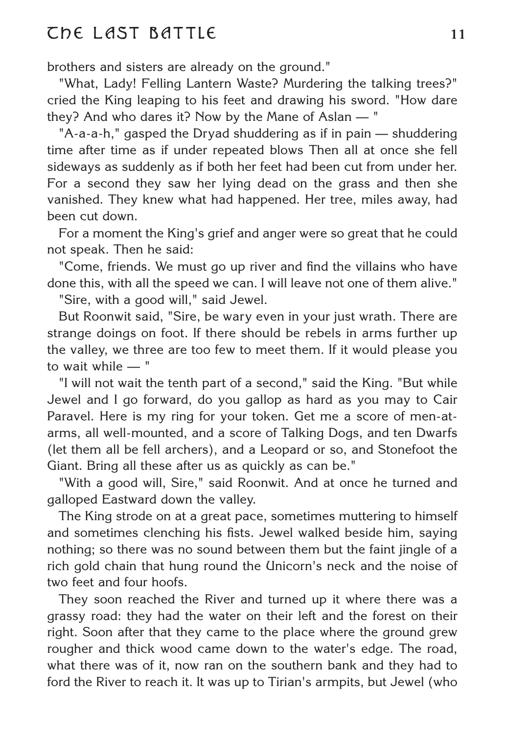brothers and sisters are already on the ground."

"What, Lady! Felling Lantern Waste? Murdering the talking trees?" cried the King leaping to his feet and drawing his sword. "How dare they? And who dares it? Now by the Mane of Aslan — "

"A-a-a-h," gasped the Dryad shuddering as if in pain — shuddering time after time as if under repeated blows Then all at once she fell sideways as suddenly as if both her feet had been cut from under her. For a second they saw her lying dead on the grass and then she vanished. They knew what had happened. Her tree, miles away, had been cut down.

For a moment the King's grief and anger were so great that he could not speak. Then he said:

"Come, friends. We must go up river and find the villains who have done this, with all the speed we can. I will leave not one of them alive."

"Sire, with a good will," said Jewel.

But Roonwit said, "Sire, be wary even in your just wrath. There are strange doings on foot. If there should be rebels in arms further up the valley, we three are too few to meet them. If it would please you to wait while — "

"I will not wait the tenth part of a second," said the King. "But while Jewel and I go forward, do you gallop as hard as you may to Cair Paravel. Here is my ring for your token. Get me a score of men-at-arms, all well-mounted, and a score of Talking Dogs, and ten Dwarfs (let them all be fell archers), and a Leopard or so, and Stonefoot the Giant. Bring all these after us as quickly as can be."

"With a good will, Sire," said Roonwit. And at once he turned and galloped Eastward down the valley.

The King strode on at a great pace, sometimes muttering to himself and sometimes clenching his fists. Jewel walked beside him, saying nothing; so there was no sound between them but the faint jingle of a rich gold chain that hung round the Unicorn's neck and the noise of two feet and four hoofs.

They soon reached the River and turned up it where there was a grassy road: they had the water on their left and the forest on their right. Soon after that they came to the place where the ground grew rougher and thick wood came down to the water's edge. The road, what there was of it, now ran on the southern bank and they had to ford the River to reach it. It was up to Tirian's armpits, but Jewel (who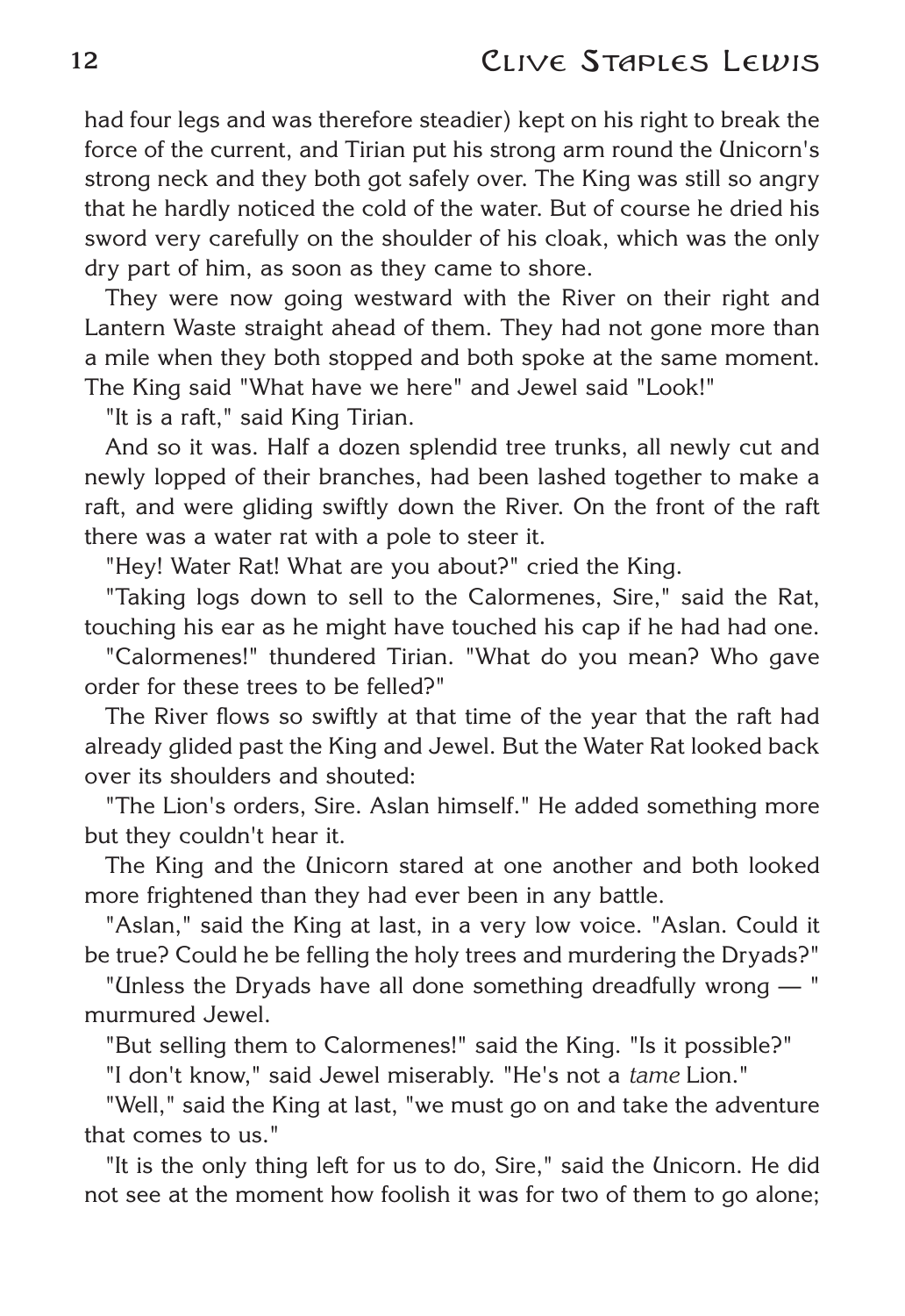had four legs and was therefore steadier) kept on his right to break the force of the current, and Tirian put his strong arm round the Unicorn's strong neck and they both got safely over. The King was still so angry that he hardly noticed the cold of the water. But of course he dried his sword very carefully on the shoulder of his cloak, which was the only dry part of him, as soon as they came to shore.

They were now going westward with the River on their right and Lantern Waste straight ahead of them. They had not gone more than a mile when they both stopped and both spoke at the same moment. The King said "What have we here" and Jewel said "Look!"

"It is a raft," said King Tirian.

And so it was. Half a dozen splendid tree trunks, all newly cut and newly lopped of their branches, had been lashed together to make a raft, and were gliding swiftly down the River. On the front of the raft there was a water rat with a pole to steer it.

"Hey! Water Rat! What are you about?" cried the King.

"Taking logs down to sell to the Calormenes, Sire," said the Rat, touching his ear as he might have touched his cap if he had had one.

"Calormenes!" thundered Tirian. "What do you mean? Who gave order for these trees to be felled?"

The River flows so swiftly at that time of the year that the raft had already glided past the King and Jewel. But the Water Rat looked back over its shoulders and shouted:

"The Lion's orders, Sire. Aslan himself." He added something more but they couldn't hear it.

The King and the Unicorn stared at one another and both looked more frightened than they had ever been in any battle.

"Aslan," said the King at last, in a very low voice. "Aslan. Could it be true? Could he be felling the holy trees and murdering the Dryads?"

"Unless the Dryads have all done something dreadfully wrong — " murmured Jewel.

"But selling them to Calormenes!" said the King. "Is it possible?"

"I don't know," said Jewel miserably. "He's not a *tame* Lion."

"Well," said the King at last, "we must go on and take the adventure that comes to us."

"It is the only thing left for us to do, Sire," said the Unicorn. He did not see at the moment how foolish it was for two of them to go alone;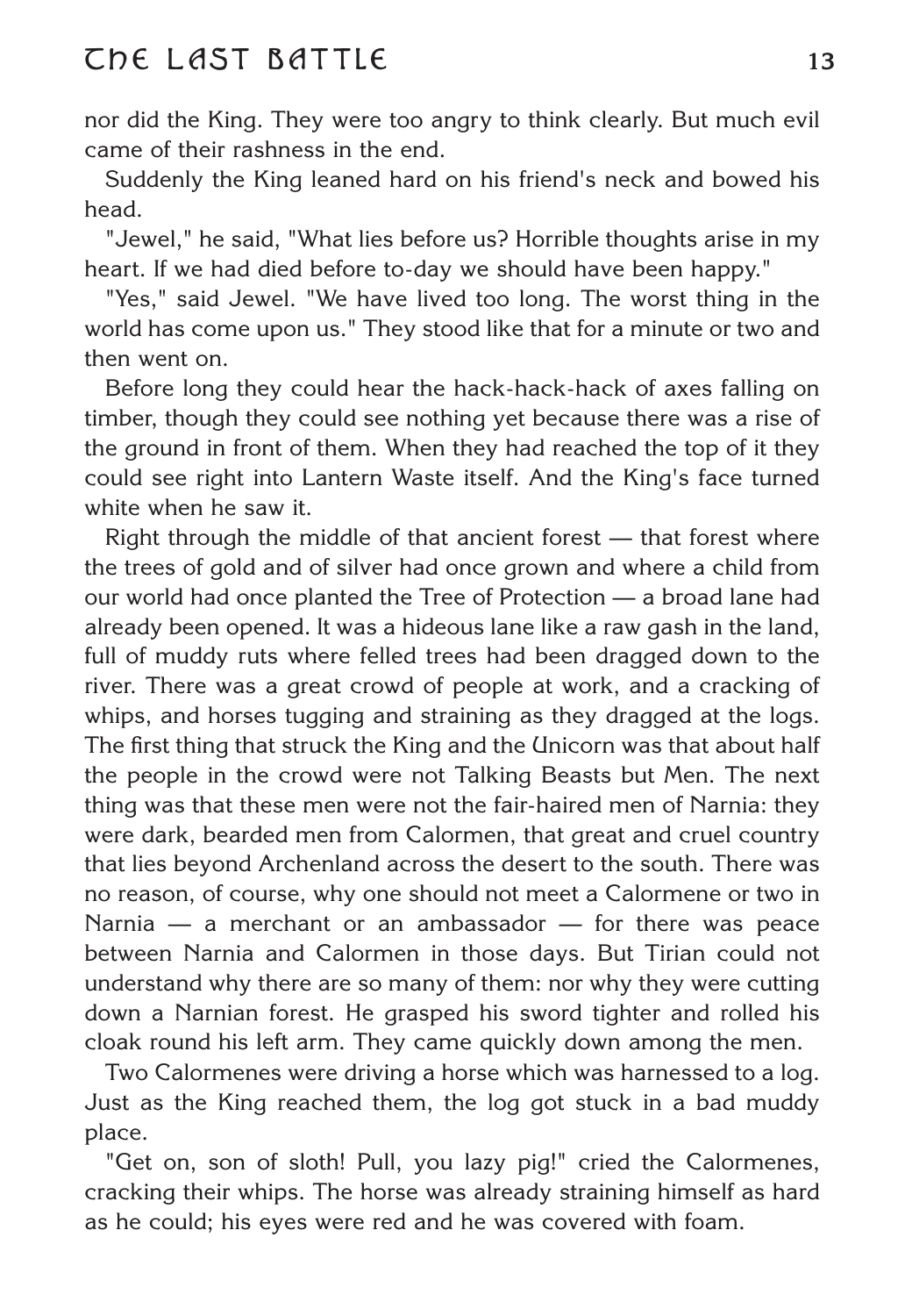nor did the King. They were too angry to think clearly. But much evil came of their rashness in the end.

Suddenly the King leaned hard on his friend's neck and bowed his head.

"Jewel," he said, "What lies before us? Horrible thoughts arise in my heart. If we had died before to-day we should have been happy."

"Yes," said Jewel. "We have lived too long. The worst thing in the world has come upon us." They stood like that for a minute or two and then went on.

Before long they could hear the hack-hack-hack of axes falling on timber, though they could see nothing yet because there was a rise of the ground in front of them. When they had reached the top of it they could see right into Lantern Waste itself. And the King's face turned white when he saw it.

Right through the middle of that ancient forest — that forest where the trees of gold and of silver had once grown and where a child from our world had once planted the Tree of Protection — a broad lane had already been opened. It was a hideous lane like a raw gash in the land, full of muddy ruts where felled trees had been dragged down to the river. There was a great crowd of people at work, and a cracking of whips, and horses tugging and straining as they dragged at the logs. The first thing that struck the King and the Unicorn was that about half the people in the crowd were not Talking Beasts but Men. The next thing was that these men were not the fair-haired men of Narnia: they were dark, bearded men from Calormen, that great and cruel country that lies beyond Archenland across the desert to the south. There was no reason, of course, why one should not meet a Calormene or two in Narnia — a merchant or an ambassador — for there was peace between Narnia and Calormen in those days. But Tirian could not understand why there are so many of them: nor why they were cutting down a Narnian forest. He grasped his sword tighter and rolled his cloak round his left arm. They came quickly down among the men.

Two Calormenes were driving a horse which was harnessed to a log. Just as the King reached them, the log got stuck in a bad muddy place.

"Get on, son of sloth! Pull, you lazy pig!" cried the Calormenes, cracking their whips. The horse was already straining himself as hard as he could; his eyes were red and he was covered with foam.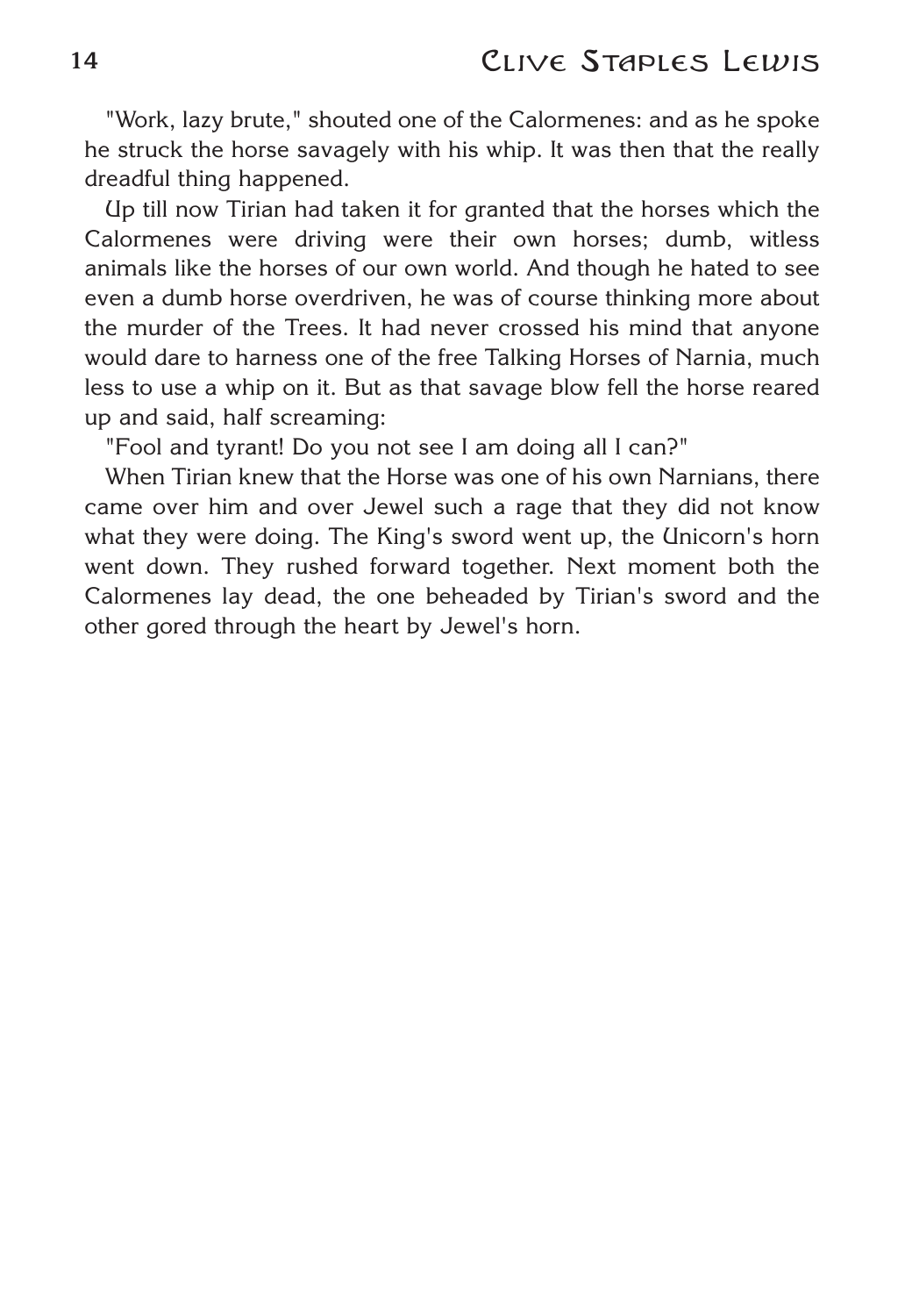"Work, lazy brute," shouted one of the Calormenes: and as he spoke he struck the horse savagely with his whip. It was then that the really dreadful thing happened.

Up till now Tirian had taken it for granted that the horses which the Calormenes were driving were their own horses; dumb, witless animals like the horses of our own world. And though he hated to see even a dumb horse overdriven, he was of course thinking more about the murder of the Trees. It had never crossed his mind that anyone would dare to harness one of the free Talking Horses of Narnia, much less to use a whip on it. But as that savage blow fell the horse reared up and said, half screaming:

"Fool and tyrant! Do you not see I am doing all I can?"

When Tirian knew that the Horse was one of his own Narnians, there came over him and over Jewel such a rage that they did not know what they were doing. The King's sword went up, the Unicorn's horn went down. They rushed forward together. Next moment both the Calormenes lay dead, the one beheaded by Tirian's sword and the other gored through the heart by Jewel's horn.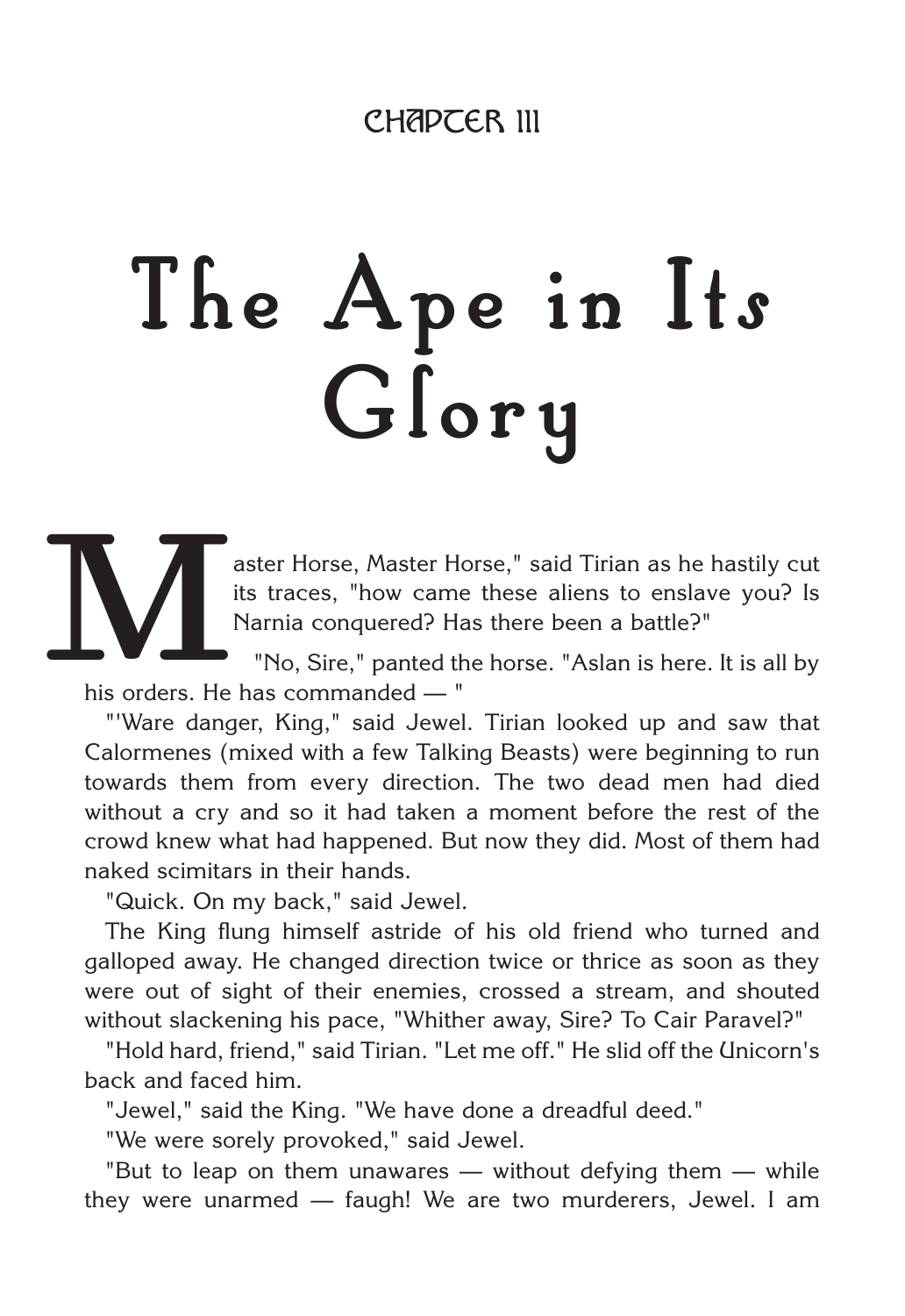CHAPTER III

# The Ape in Its Glory

"Master Horse, Master Horse," said Tirian as he hastily cut its traces, "how came these aliens to enslave you? Is Narnia conquered? Has there been a battle?"

"No, Sire," panted the horse. "Aslan is here. It is all by his orders. He has commanded — "

"'Ware danger, King," said Jewel. Tirian looked up and saw that Calormenes (mixed with a few Talking Beasts) were beginning to run towards them from every direction. The two dead men had died without a cry and so it had taken a moment before the rest of the crowd knew what had happened. But now they did. Most of them had naked scimitars in their hands.

"Quick. On my back," said Jewel.

The King flung himself astride of his old friend who turned and galloped away. He changed direction twice or thrice as soon as they were out of sight of their enemies, crossed a stream, and shouted without slackening his pace, "Whither away, Sire? To Cair Paravel?"

"Hold hard, friend," said Tirian. "Let me off." He slid off the Unicorn's back and faced him.

"Jewel," said the King. "We have done a dreadful deed."

"We were sorely provoked," said Jewel.

"But to leap on them unawares — without defying them — while they were unarmed — faugh! We are two murderers, Jewel. I am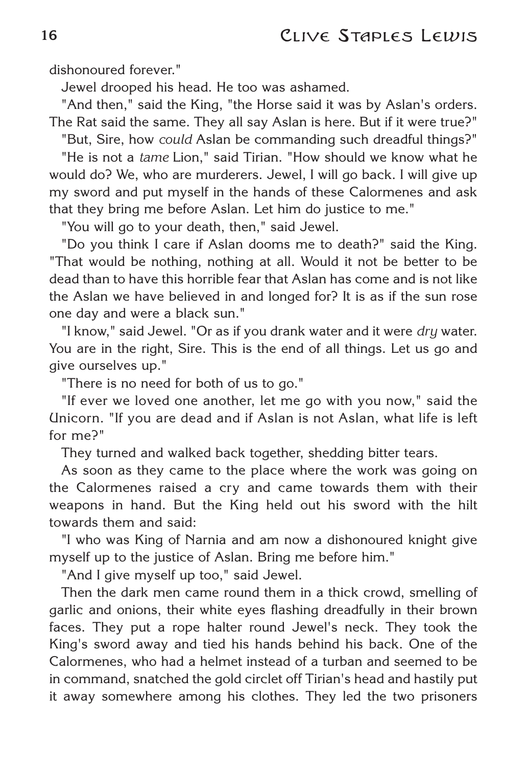dishonoured forever."

Jewel drooped his head. He too was ashamed.

"And then," said the King, "the Horse said it was by Aslan's orders. The Rat said the same. They all say Aslan is here. But if it were true?"

"But, Sire, how *could* Aslan be commanding such dreadful things?"

"He is not a *tame* Lion," said Tirian. "How should we know what he would do? We, who are murderers. Jewel, I will go back. I will give up my sword and put myself in the hands of these Calormenes and ask that they bring me before Aslan. Let him do justice to me."

"You will go to your death, then," said Jewel.

"Do you think I care if Aslan dooms me to death?" said the King. "That would be nothing, nothing at all. Would it not be better to be dead than to have this horrible fear that Aslan has come and is not like the Aslan we have believed in and longed for? It is as if the sun rose one day and were a black sun."

"I know," said Jewel. "Or as if you drank water and it were *dry* water. You are in the right, Sire. This is the end of all things. Let us go and give ourselves up."

"There is no need for both of us to go."

"If ever we loved one another, let me go with you now," said the Unicorn. "If you are dead and if Aslan is not Aslan, what life is left for me?"

They turned and walked back together, shedding bitter tears.

As soon as they came to the place where the work was going on the Calormenes raised a cry and came towards them with their weapons in hand. But the King held out his sword with the hilt towards them and said:

"I who was King of Narnia and am now a dishonoured knight give myself up to the justice of Aslan. Bring me before him."

"And I give myself up too," said Jewel.

Then the dark men came round them in a thick crowd, smelling of garlic and onions, their white eyes flashing dreadfully in their brown faces. They put a rope halter round Jewel's neck. They took the King's sword away and tied his hands behind his back. One of the Calormenes, who had a helmet instead of a turban and seemed to be in command, snatched the gold circlet off Tirian's head and hastily put it away somewhere among his clothes. They led the two prisoners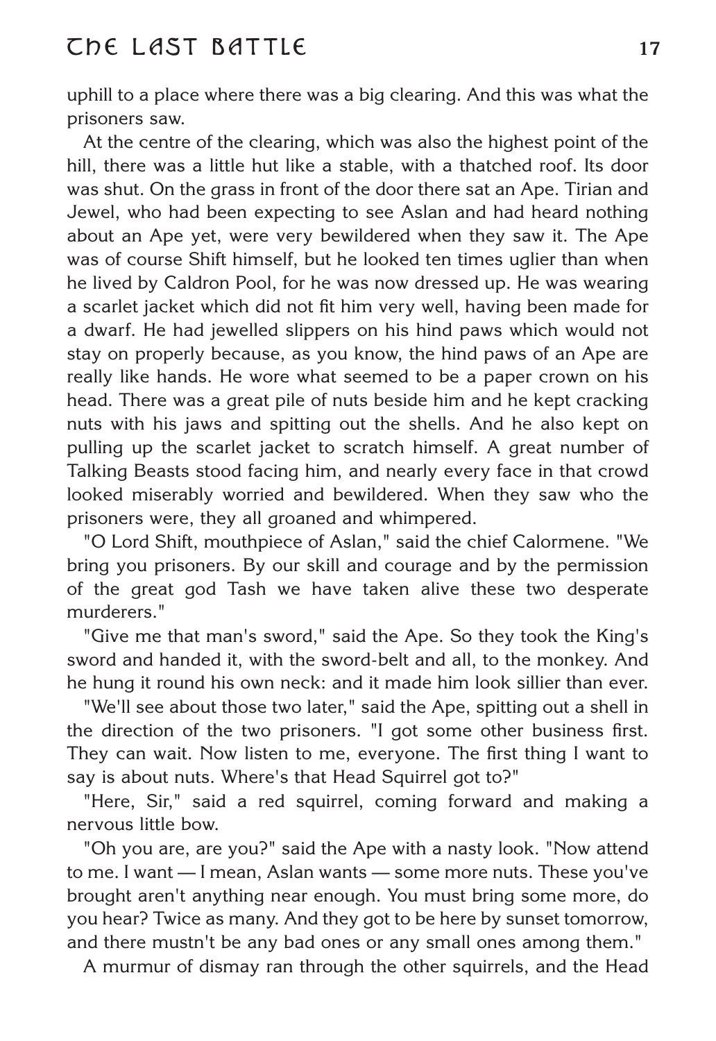uphill to a place where there was a big clearing. And this was what the prisoners saw.

At the centre of the clearing, which was also the highest point of the hill, there was a little hut like a stable, with a thatched roof. Its door was shut. On the grass in front of the door there sat an Ape. Tirian and Jewel, who had been expecting to see Aslan and had heard nothing about an Ape yet, were very bewildered when they saw it. The Ape was of course Shift himself, but he looked ten times uglier than when he lived by Caldron Pool, for he was now dressed up. He was wearing a scarlet jacket which did not fit him very well, having been made for a dwarf. He had jewelled slippers on his hind paws which would not stay on properly because, as you know, the hind paws of an Ape are really like hands. He wore what seemed to be a paper crown on his head. There was a great pile of nuts beside him and he kept cracking nuts with his jaws and spitting out the shells. And he also kept on pulling up the scarlet jacket to scratch himself. A great number of Talking Beasts stood facing him, and nearly every face in that crowd looked miserably worried and bewildered. When they saw who the prisoners were, they all groaned and whimpered.

"O Lord Shift, mouthpiece of Aslan," said the chief Calormene. "We bring you prisoners. By our skill and courage and by the permission of the great god Tash we have taken alive these two desperate murderers."

"Give me that man's sword," said the Ape. So they took the King's sword and handed it, with the sword-belt and all, to the monkey. And he hung it round his own neck: and it made him look sillier than ever.

"We'll see about those two later," said the Ape, spitting out a shell in the direction of the two prisoners. "I got some other business first. They can wait. Now listen to me, everyone. The first thing I want to say is about nuts. Where's that Head Squirrel got to?"

"Here, Sir," said a red squirrel, coming forward and making a nervous little bow.

"Oh you are, are you?" said the Ape with a nasty look. "Now attend to me. I want — I mean, Aslan wants — some more nuts. These you've brought aren't anything near enough. You must bring some more, do you hear? Twice as many. And they got to be here by sunset tomorrow, and there mustn't be any bad ones or any small ones among them."

A murmur of dismay ran through the other squirrels, and the Head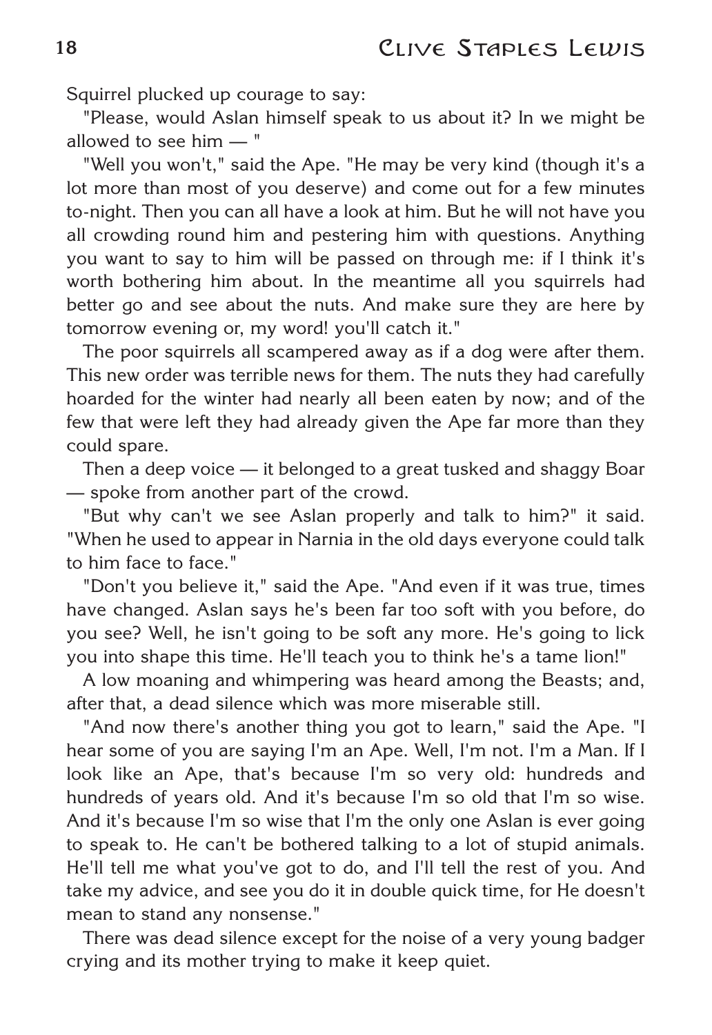Squirrel plucked up courage to say:

"Please, would Aslan himself speak to us about it? In we might be allowed to see him — "

"Well you won't," said the Ape. "He may be very kind (though it's a lot more than most of you deserve) and come out for a few minutes to-night. Then you can all have a look at him. But he will not have you all crowding round him and pestering him with questions. Anything you want to say to him will be passed on through me: if I think it's worth bothering him about. In the meantime all you squirrels had better go and see about the nuts. And make sure they are here by tomorrow evening or, my word! you'll catch it."

The poor squirrels all scampered away as if a dog were after them. This new order was terrible news for them. The nuts they had carefully hoarded for the winter had nearly all been eaten by now; and of the few that were left they had already given the Ape far more than they could spare.

Then a deep voice — it belonged to a great tusked and shaggy Boar — spoke from another part of the crowd.

"But why can't we see Aslan properly and talk to him?" it said. "When he used to appear in Narnia in the old days everyone could talk to him face to face."

"Don't you believe it," said the Ape. "And even if it was true, times have changed. Aslan says he's been far too soft with you before, do you see? Well, he isn't going to be soft any more. He's going to lick you into shape this time. He'll teach you to think he's a tame lion!"

A low moaning and whimpering was heard among the Beasts; and, after that, a dead silence which was more miserable still.

"And now there's another thing you got to learn," said the Ape. "I hear some of you are saying I'm an Ape. Well, I'm not. I'm a Man. If I look like an Ape, that's because I'm so very old: hundreds and hundreds of years old. And it's because I'm so old that I'm so wise. And it's because I'm so wise that I'm the only one Aslan is ever going to speak to. He can't be bothered talking to a lot of stupid animals. He'll tell me what you've got to do, and I'll tell the rest of you. And take my advice, and see you do it in double quick time, for He doesn't mean to stand any nonsense."

There was dead silence except for the noise of a very young badger crying and its mother trying to make it keep quiet.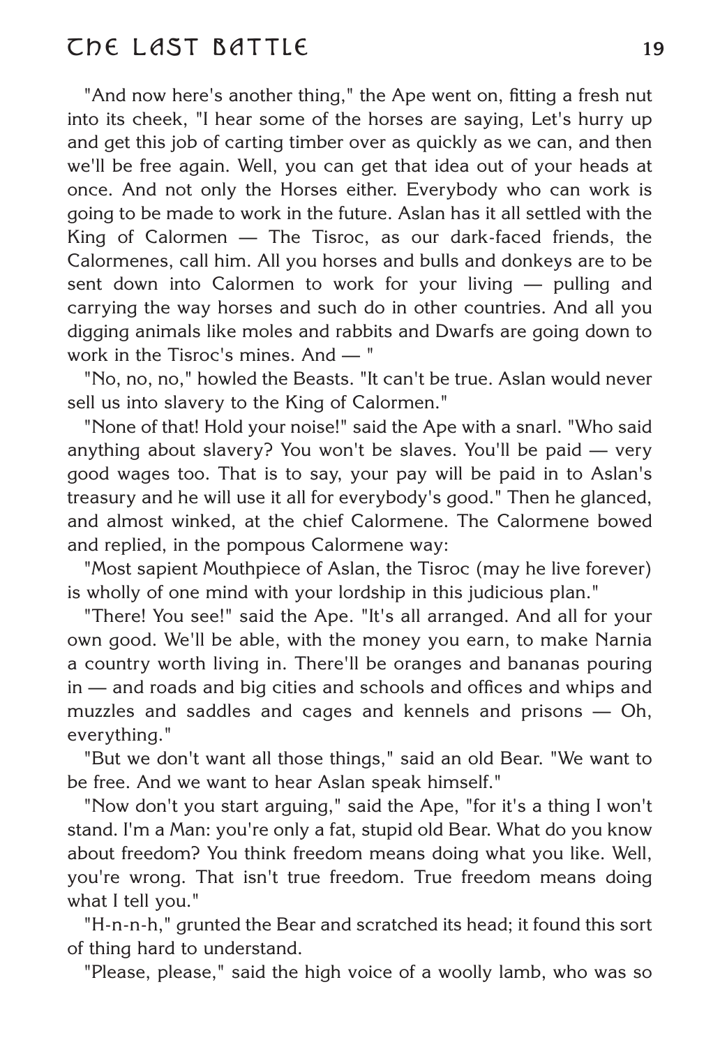"And now here's another thing," the Ape went on, fitting a fresh nut into its cheek, "I hear some of the horses are saying, Let's hurry up and get this job of carting timber over as quickly as we can, and then we'll be free again. Well, you can get that idea out of your heads at once. And not only the Horses either. Everybody who can work is going to be made to work in the future. Aslan has it all settled with the King of Calormen — The Tisroc, as our dark-faced friends, the Calormenes, call him. All you horses and bulls and donkeys are to be sent down into Calormen to work for your living — pulling and carrying the way horses and such do in other countries. And all you digging animals like moles and rabbits and Dwarfs are going down to work in the Tisroc's mines. And — "

"No, no, no," howled the Beasts. "It can't be true. Aslan would never sell us into slavery to the King of Calormen."

"None of that! Hold your noise!" said the Ape with a snarl. "Who said anything about slavery? You won't be slaves. You'll be paid — very good wages too. That is to say, your pay will be paid in to Aslan's treasury and he will use it all for everybody's good." Then he glanced, and almost winked, at the chief Calormene. The Calormene bowed and replied, in the pompous Calormene way:

"Most sapient Mouthpiece of Aslan, the Tisroc (may he live forever) is wholly of one mind with your lordship in this judicious plan."

"There! You see!" said the Ape. "It's all arranged. And all for your own good. We'll be able, with the money you earn, to make Narnia a country worth living in. There'll be oranges and bananas pouring in — and roads and big cities and schools and offices and whips and muzzles and saddles and cages and kennels and prisons — Oh, everything."

"But we don't want all those things," said an old Bear. "We want to be free. And we want to hear Aslan speak himself."

"Now don't you start arguing," said the Ape, "for it's a thing I won't stand. I'm a Man: you're only a fat, stupid old Bear. What do you know about freedom? You think freedom means doing what you like. Well, you're wrong. That isn't true freedom. True freedom means doing what I tell you."

"H-n-n-h," grunted the Bear and scratched its head; it found this sort of thing hard to understand.

"Please, please," said the high voice of a woolly lamb, who was so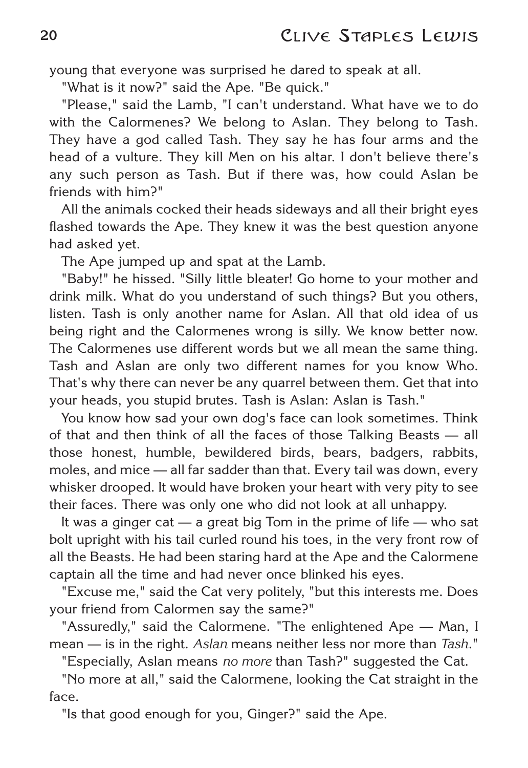young that everyone was surprised he dared to speak at all.

"What is it now?" said the Ape. "Be quick."

"Please," said the Lamb, "I can't understand. What have we to do with the Calormenes? We belong to Aslan. They belong to Tash. They have a god called Tash. They say he has four arms and the head of a vulture. They kill Men on his altar. I don't believe there's any such person as Tash. But if there was, how could Aslan be friends with him?"

All the animals cocked their heads sideways and all their bright eyes flashed towards the Ape. They knew it was the best question anyone had asked yet.

The Ape jumped up and spat at the Lamb.

"Baby!" he hissed. "Silly little bleater! Go home to your mother and drink milk. What do you understand of such things? But you others, listen. Tash is only another name for Aslan. All that old idea of us being right and the Calormenes wrong is silly. We know better now. The Calormenes use different words but we all mean the same thing. Tash and Aslan are only two different names for you know Who. That's why there can never be any quarrel between them. Get that into your heads, you stupid brutes. Tash is Aslan: Aslan is Tash."

You know how sad your own dog's face can look sometimes. Think of that and then think of all the faces of those Talking Beasts — all those honest, humble, bewildered birds, bears, badgers, rabbits, moles, and mice — all far sadder than that. Every tail was down, every whisker drooped. It would have broken your heart with very pity to see their faces. There was only one who did not look at all unhappy.

It was a ginger cat — a great big Tom in the prime of life — who sat bolt upright with his tail curled round his toes, in the very front row of all the Beasts. He had been staring hard at the Ape and the Calormene captain all the time and had never once blinked his eyes.

"Excuse me," said the Cat very politely, "but this interests me. Does your friend from Calormen say the same?"

"Assuredly," said the Calormene. "The enlightened Ape — Man, I mean — is in the right. *Aslan* means neither less nor more than *Tash*."

"Especially, Aslan means *no more* than Tash?" suggested the Cat.

"No more at all," said the Calormene, looking the Cat straight in the face.

"Is that good enough for you, Ginger?" said the Ape.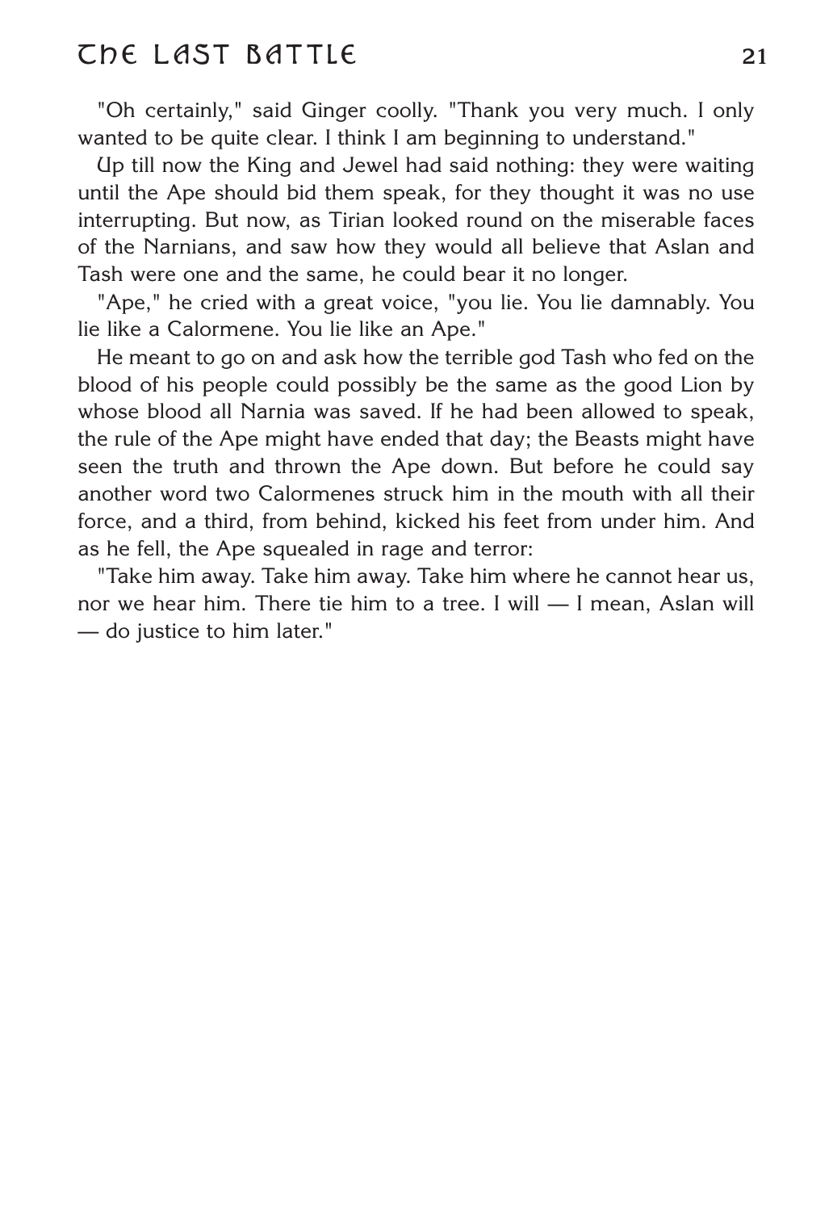"Oh certainly," said Ginger coolly. "Thank you very much. I only wanted to be quite clear. I think I am beginning to understand."

Up till now the King and Jewel had said nothing: they were waiting until the Ape should bid them speak, for they thought it was no use interrupting. But now, as Tirian looked round on the miserable faces of the Narnians, and saw how they would all believe that Aslan and Tash were one and the same, he could bear it no longer.

"Ape," he cried with a great voice, "you lie. You lie damnably. You lie like a Calormene. You lie like an Ape."

He meant to go on and ask how the terrible god Tash who fed on the blood of his people could possibly be the same as the good Lion by whose blood all Narnia was saved. If he had been allowed to speak, the rule of the Ape might have ended that day; the Beasts might have seen the truth and thrown the Ape down. But before he could say another word two Calormenes struck him in the mouth with all their force, and a third, from behind, kicked his feet from under him. And as he fell, the Ape squealed in rage and terror:

"Take him away. Take him away. Take him where he cannot hear us, nor we hear him. There tie him to a tree. I will — I mean, Aslan will — do justice to him later."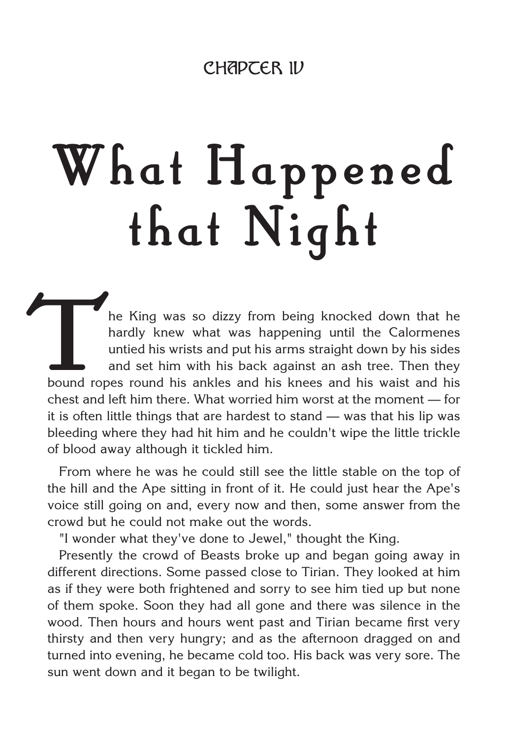## CHAPTER IV

# What Happened that Night

The King was so dizzy from being knocked down that he hardly knew what was happening until the Calormenes untied his wrists and put his arms straight down by his sides and set him with his back against an ash tree. Then they bound ropes round his ankles and his knees and his waist and his chest and left him there. What worried him worst at the moment — for it is often little things that are hardest to stand — was that his lip was bleeding where they had hit him and he couldn't wipe the little trickle of blood away although it tickled him.

From where he was he could still see the little stable on the top of the hill and the Ape sitting in front of it. He could just hear the Ape's voice still going on and, every now and then, some answer from the crowd but he could not make out the words.

"I wonder what they've done to Jewel," thought the King.

Presently the crowd of Beasts broke up and began going away in different directions. Some passed close to Tirian. They looked at him as if they were both frightened and sorry to see him tied up but none of them spoke. Soon they had all gone and there was silence in the wood. Then hours and hours went past and Tirian became first very thirsty and then very hungry; and as the afternoon dragged on and turned into evening, he became cold too. His back was very sore. The sun went down and it began to be twilight.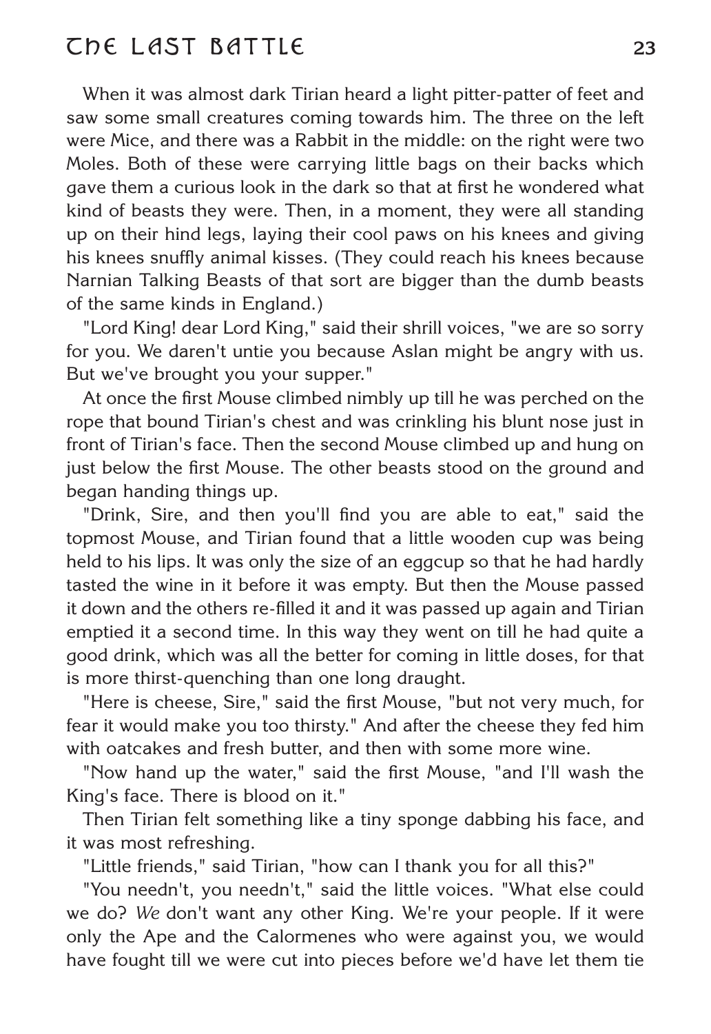When it was almost dark Tirian heard a light pitter-patter of feet and saw some small creatures coming towards him. The three on the left were Mice, and there was a Rabbit in the middle: on the right were two Moles. Both of these were carrying little bags on their backs which gave them a curious look in the dark so that at first he wondered what kind of beasts they were. Then, in a moment, they were all standing up on their hind legs, laying their cool paws on his knees and giving his knees snuffly animal kisses. (They could reach his knees because Narnian Talking Beasts of that sort are bigger than the dumb beasts of the same kinds in England.)

"Lord King! dear Lord King," said their shrill voices, "we are so sorry for you. We daren't untie you because Aslan might be angry with us. But we've brought you your supper."

At once the first Mouse climbed nimbly up till he was perched on the rope that bound Tirian's chest and was crinkling his blunt nose just in front of Tirian's face. Then the second Mouse climbed up and hung on just below the first Mouse. The other beasts stood on the ground and began handing things up.

"Drink, Sire, and then you'll find you are able to eat," said the topmost Mouse, and Tirian found that a little wooden cup was being held to his lips. It was only the size of an eggcup so that he had hardly tasted the wine in it before it was empty. But then the Mouse passed it down and the others re-filled it and it was passed up again and Tirian emptied it a second time. In this way they went on till he had quite a good drink, which was all the better for coming in little doses, for that is more thirst-quenching than one long draught.

"Here is cheese, Sire," said the first Mouse, "but not very much, for fear it would make you too thirsty." And after the cheese they fed him with oatcakes and fresh butter, and then with some more wine.

"Now hand up the water," said the first Mouse, "and I'll wash the King's face. There is blood on it."

Then Tirian felt something like a tiny sponge dabbing his face, and it was most refreshing.

"Little friends," said Tirian, "how can I thank you for all this?"

"You needn't, you needn't," said the little voices. "What else could we do? *We* don't want any other King. We're your people. If it were only the Ape and the Calormenes who were against you, we would have fought till we were cut into pieces before we'd have let them tie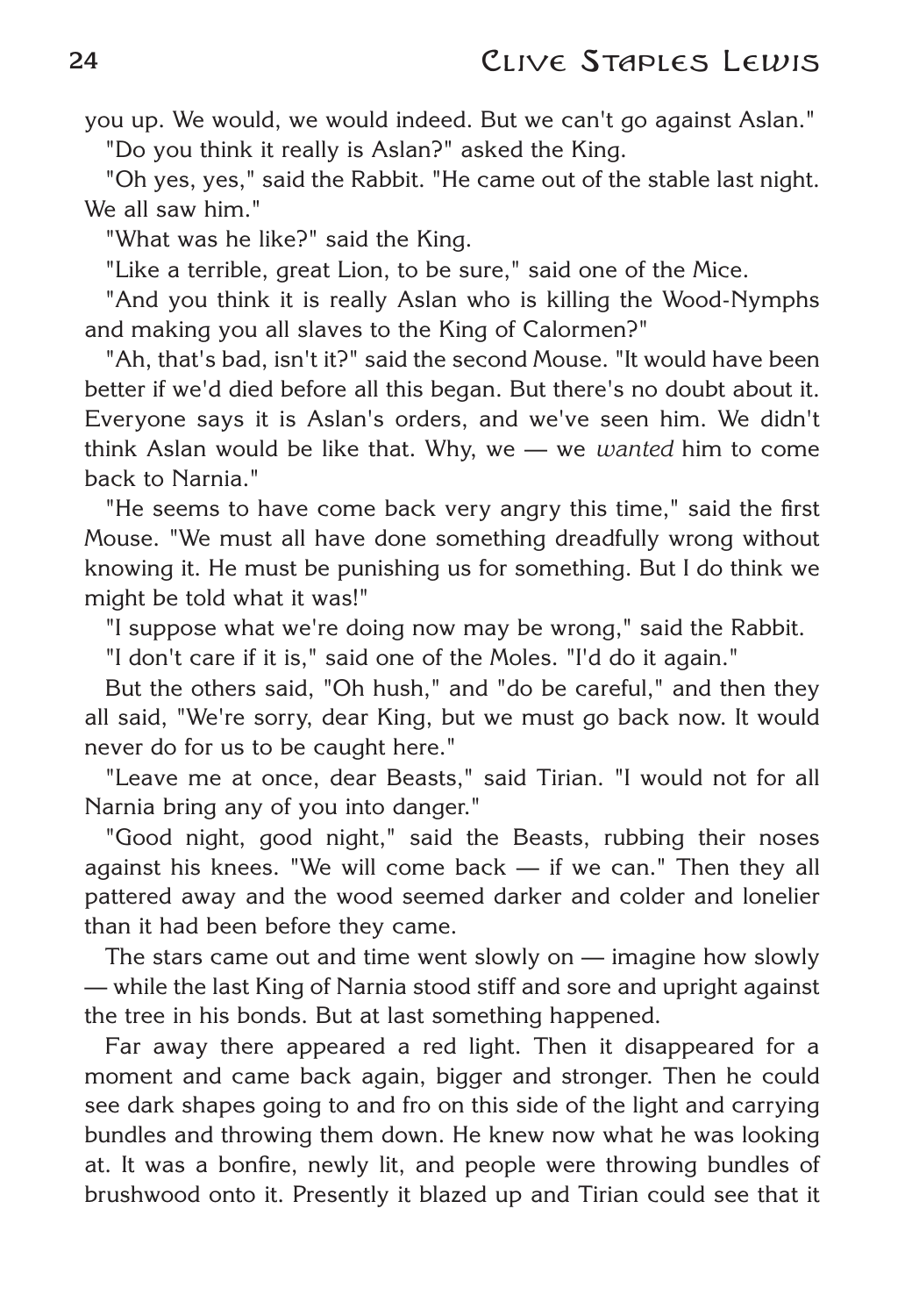you up. We would, we would indeed. But we can't go against Aslan."

"Do you think it really is Aslan?" asked the King.

"Oh yes, yes," said the Rabbit. "He came out of the stable last night. We all saw him."

"What was he like?" said the King.

"Like a terrible, great Lion, to be sure," said one of the Mice.

"And you think it is really Aslan who is killing the Wood-Nymphs and making you all slaves to the King of Calormen?"

"Ah, that's bad, isn't it?" said the second Mouse. "It would have been better if we'd died before all this began. But there's no doubt about it. Everyone says it is Aslan's orders, and we've seen him. We didn't think Aslan would be like that. Why, we — we *wanted* him to come back to Narnia."

"He seems to have come back very angry this time," said the first Mouse. "We must all have done something dreadfully wrong without knowing it. He must be punishing us for something. But I do think we might be told what it was!"

"I suppose what we're doing now may be wrong," said the Rabbit.

"I don't care if it is," said one of the Moles. "I'd do it again."

But the others said, "Oh hush," and "do be careful," and then they all said, "We're sorry, dear King, but we must go back now. It would never do for us to be caught here."

"Leave me at once, dear Beasts," said Tirian. "I would not for all Narnia bring any of you into danger."

"Good night, good night," said the Beasts, rubbing their noses against his knees. "We will come back — if we can." Then they all pattered away and the wood seemed darker and colder and lonelier than it had been before they came.

The stars came out and time went slowly on — imagine how slowly — while the last King of Narnia stood stiff and sore and upright against the tree in his bonds. But at last something happened.

Far away there appeared a red light. Then it disappeared for a moment and came back again, bigger and stronger. Then he could see dark shapes going to and fro on this side of the light and carrying bundles and throwing them down. He knew now what he was looking at. It was a bonfire, newly lit, and people were throwing bundles of brushwood onto it. Presently it blazed up and Tirian could see that it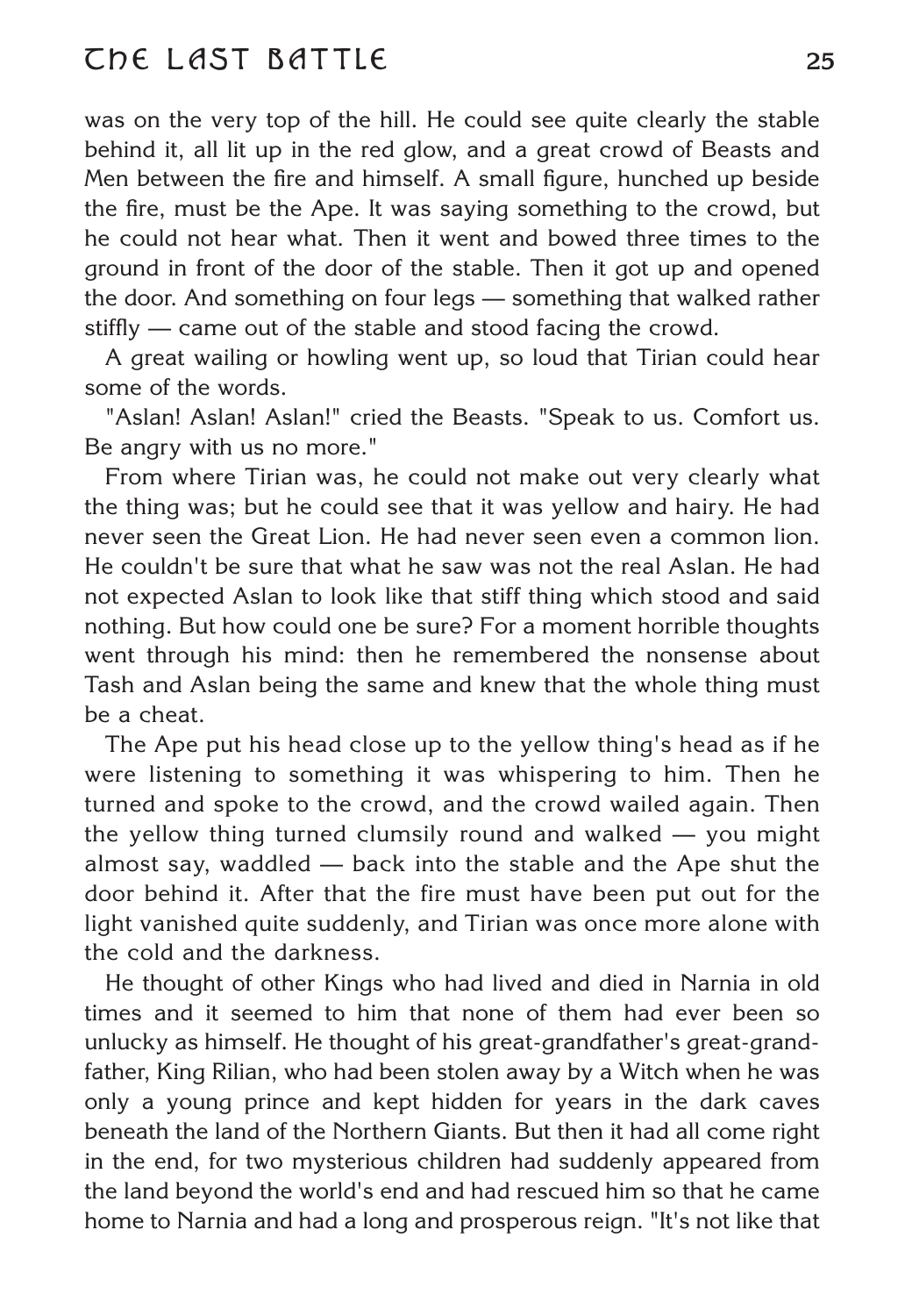was on the very top of the hill. He could see quite clearly the stable behind it, all lit up in the red glow, and a great crowd of Beasts and Men between the fire and himself. A small figure, hunched up beside the fire, must be the Ape. It was saying something to the crowd, but he could not hear what. Then it went and bowed three times to the ground in front of the door of the stable. Then it got up and opened the door. And something on four legs — something that walked rather stiffly — came out of the stable and stood facing the crowd.

A great wailing or howling went up, so loud that Tirian could hear some of the words.

"Aslan! Aslan! Aslan!" cried the Beasts. "Speak to us. Comfort us. Be angry with us no more."

From where Tirian was, he could not make out very clearly what the thing was; but he could see that it was yellow and hairy. He had never seen the Great Lion. He had never seen even a common lion. He couldn't be sure that what he saw was not the real Aslan. He had not expected Aslan to look like that stiff thing which stood and said nothing. But how could one be sure? For a moment horrible thoughts went through his mind: then he remembered the nonsense about Tash and Aslan being the same and knew that the whole thing must be a cheat.

The Ape put his head close up to the yellow thing's head as if he were listening to something it was whispering to him. Then he turned and spoke to the crowd, and the crowd wailed again. Then the yellow thing turned clumsily round and walked — you might almost say, waddled — back into the stable and the Ape shut the door behind it. After that the fire must have been put out for the light vanished quite suddenly, and Tirian was once more alone with the cold and the darkness.

He thought of other Kings who had lived and died in Narnia in old times and it seemed to him that none of them had ever been so unlucky as himself. He thought of his great-grandfather's great-grandfather, King Rilian, who had been stolen away by a Witch when he was only a young prince and kept hidden for years in the dark caves beneath the land of the Northern Giants. But then it had all come right in the end, for two mysterious children had suddenly appeared from the land beyond the world's end and had rescued him so that he came home to Narnia and had a long and prosperous reign. "It's not like that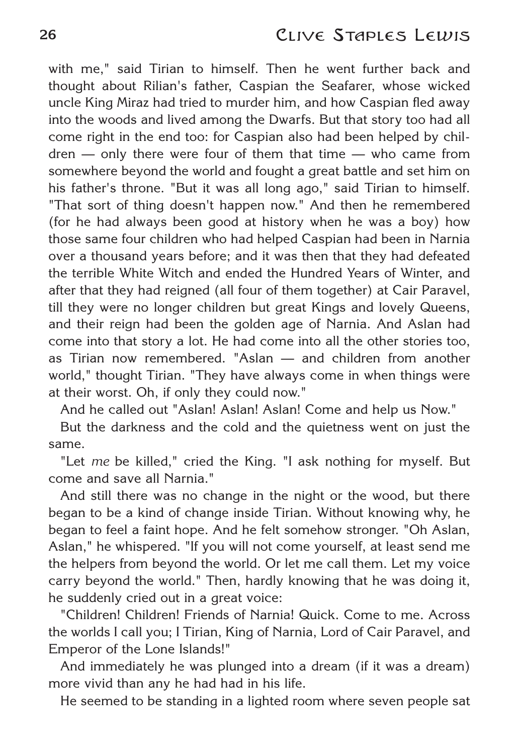with me," said Tirian to himself. Then he went further back and thought about Rilian's father, Caspian the Seafarer, whose wicked uncle King Miraz had tried to murder him, and how Caspian fled away into the woods and lived among the Dwarfs. But that story too had all come right in the end too: for Caspian also had been helped by children — only there were four of them that time — who came from somewhere beyond the world and fought a great battle and set him on his father's throne. "But it was all long ago," said Tirian to himself. "That sort of thing doesn't happen now." And then he remembered (for he had always been good at history when he was a boy) how those same four children who had helped Caspian had been in Narnia over a thousand years before; and it was then that they had defeated the terrible White Witch and ended the Hundred Years of Winter, and after that they had reigned (all four of them together) at Cair Paravel, till they were no longer children but great Kings and lovely Queens, and their reign had been the golden age of Narnia. And Aslan had come into that story a lot. He had come into all the other stories too, as Tirian now remembered. "Aslan — and children from another world," thought Tirian. "They have always come in when things were at their worst. Oh, if only they could now."

And he called out "Aslan! Aslan! Aslan! Come and help us Now."

But the darkness and the cold and the quietness went on just the same.

"Let *me* be killed," cried the King. "I ask nothing for myself. But come and save all Narnia."

And still there was no change in the night or the wood, but there began to be a kind of change inside Tirian. Without knowing why, he began to feel a faint hope. And he felt somehow stronger. "Oh Aslan, Aslan," he whispered. "If you will not come yourself, at least send me the helpers from beyond the world. Or let me call them. Let my voice carry beyond the world." Then, hardly knowing that he was doing it, he suddenly cried out in a great voice:

"Children! Children! Friends of Narnia! Quick. Come to me. Across the worlds I call you; I Tirian, King of Narnia, Lord of Cair Paravel, and Emperor of the Lone Islands!"

And immediately he was plunged into a dream (if it was a dream) more vivid than any he had had in his life.

He seemed to be standing in a lighted room where seven people sat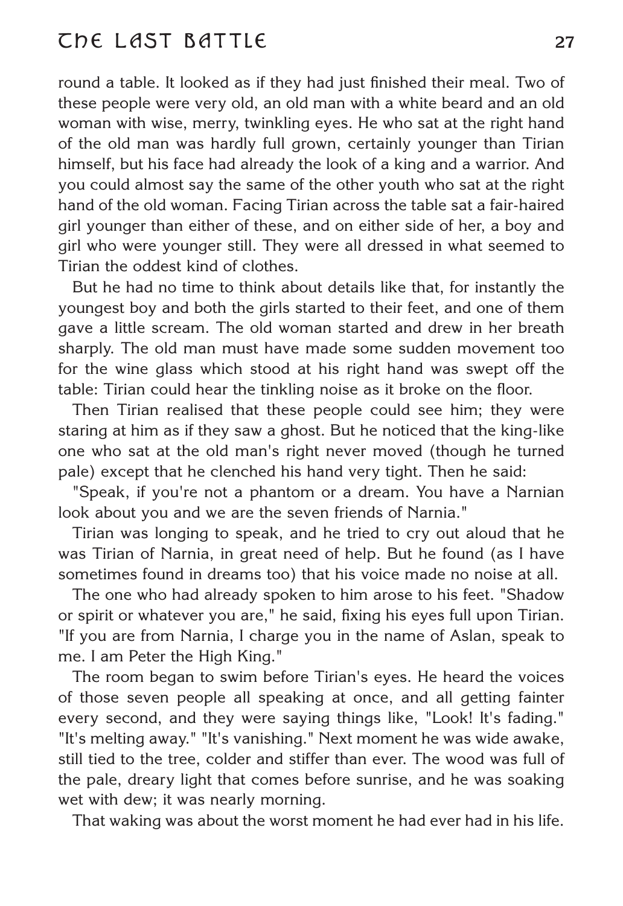round a table. It looked as if they had just finished their meal. Two of these people were very old, an old man with a white beard and an old woman with wise, merry, twinkling eyes. He who sat at the right hand of the old man was hardly full grown, certainly younger than Tirian himself, but his face had already the look of a king and a warrior. And you could almost say the same of the other youth who sat at the right hand of the old woman. Facing Tirian across the table sat a fair-haired girl younger than either of these, and on either side of her, a boy and girl who were younger still. They were all dressed in what seemed to Tirian the oddest kind of clothes.

But he had no time to think about details like that, for instantly the youngest boy and both the girls started to their feet, and one of them gave a little scream. The old woman started and drew in her breath sharply. The old man must have made some sudden movement too for the wine glass which stood at his right hand was swept off the table: Tirian could hear the tinkling noise as it broke on the floor.

Then Tirian realised that these people could see him; they were staring at him as if they saw a ghost. But he noticed that the king-like one who sat at the old man's right never moved (though he turned pale) except that he clenched his hand very tight. Then he said:

"Speak, if you're not a phantom or a dream. You have a Narnian look about you and we are the seven friends of Narnia."

Tirian was longing to speak, and he tried to cry out aloud that he was Tirian of Narnia, in great need of help. But he found (as I have sometimes found in dreams too) that his voice made no noise at all.

The one who had already spoken to him arose to his feet. "Shadow or spirit or whatever you are," he said, fixing his eyes full upon Tirian. "If you are from Narnia, I charge you in the name of Aslan, speak to me. I am Peter the High King."

The room began to swim before Tirian's eyes. He heard the voices of those seven people all speaking at once, and all getting fainter every second, and they were saying things like, "Look! It's fading." "It's melting away." "It's vanishing." Next moment he was wide awake, still tied to the tree, colder and stiffer than ever. The wood was full of the pale, dreary light that comes before sunrise, and he was soaking wet with dew; it was nearly morning.

That waking was about the worst moment he had ever had in his life.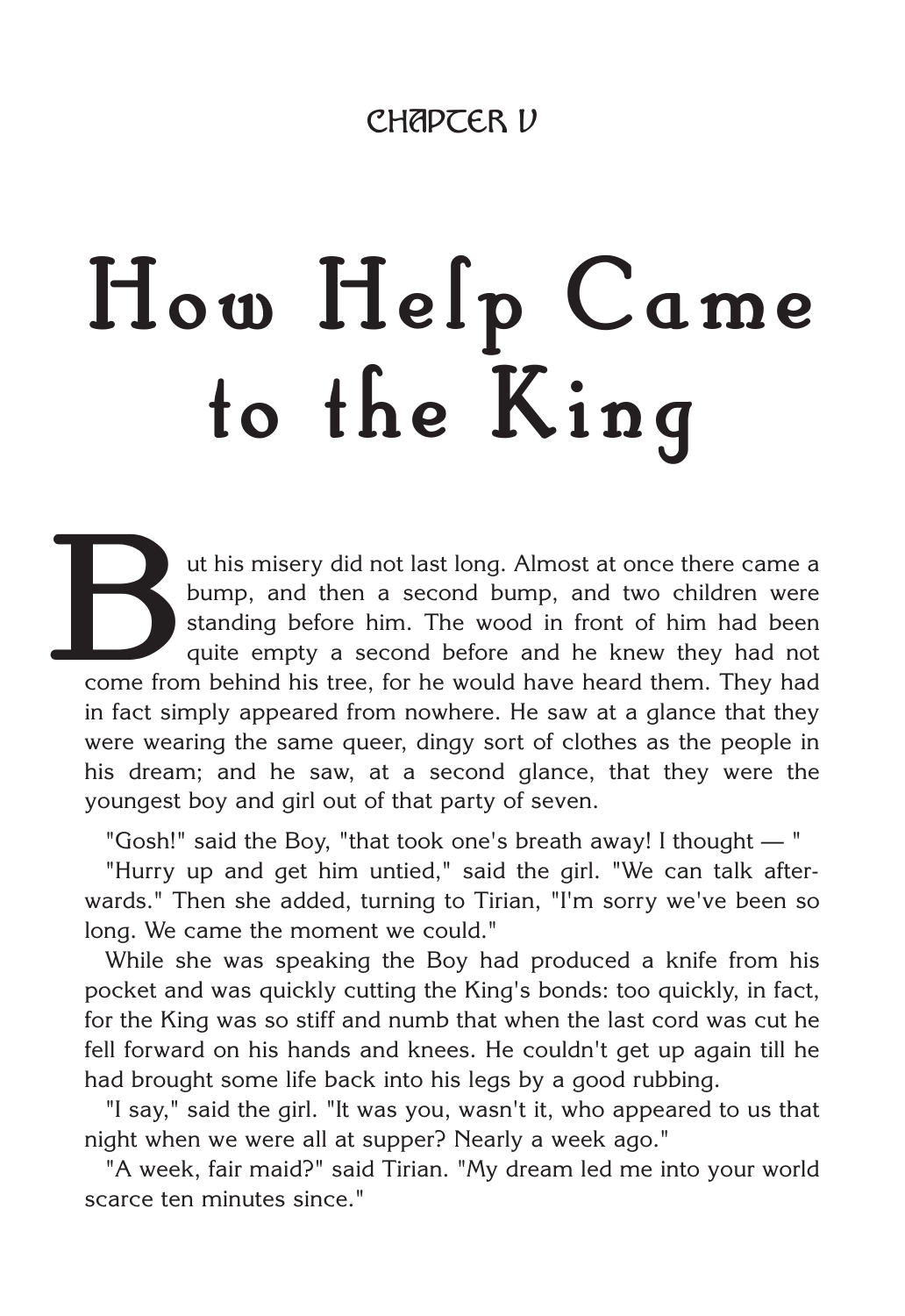## CHAPTER V

# How Help Came to the King

But his misery did not last long. Almost at once there came a bump, and then a second bump, and two children were standing before him. The wood in front of him had been quite empty a second before and he knew they had not come from behind his tree, for he would have heard them. They had in fact simply appeared from nowhere. He saw at a glance that they were wearing the same queer, dingy sort of clothes as the people in his dream; and he saw, at a second glance, that they were the youngest boy and girl out of that party of seven.

"Gosh!" said the Boy, "that took one's breath away! I thought — "

"Hurry up and get him untied," said the girl. "We can talk afterwards." Then she added, turning to Tirian, "I'm sorry we've been so long. We came the moment we could."

While she was speaking the Boy had produced a knife from his pocket and was quickly cutting the King's bonds: too quickly, in fact, for the King was so stiff and numb that when the last cord was cut he fell forward on his hands and knees. He couldn't get up again till he had brought some life back into his legs by a good rubbing.

"I say," said the girl. "It was you, wasn't it, who appeared to us that night when we were all at supper? Nearly a week ago."

"A week, fair maid?" said Tirian. "My dream led me into your world scarce ten minutes since."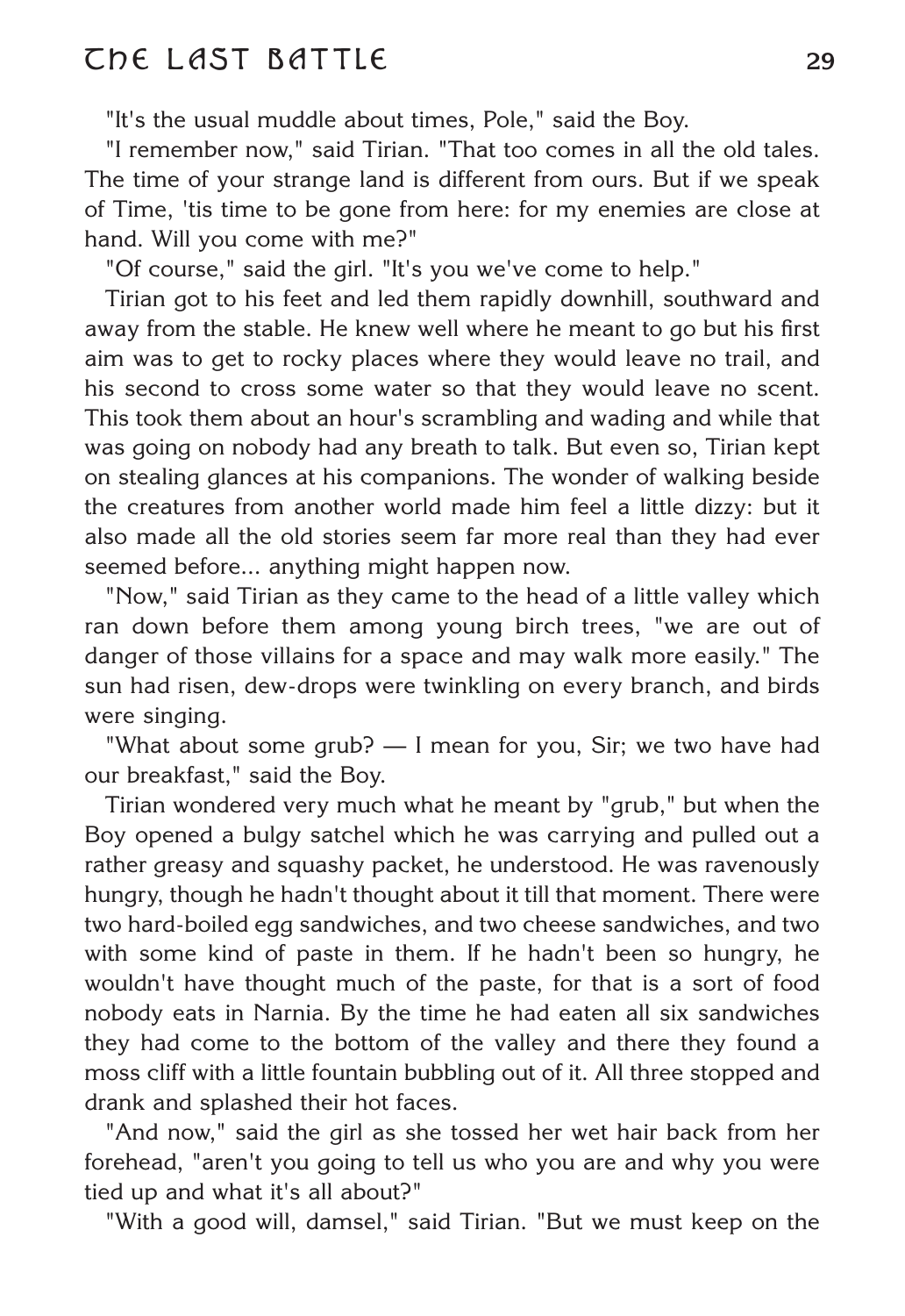"It's the usual muddle about times, Pole," said the Boy.

"I remember now," said Tirian. "That too comes in all the old tales. The time of your strange land is different from ours. But if we speak of Time, 'tis time to be gone from here: for my enemies are close at hand. Will you come with me?"

"Of course," said the girl. "It's you we've come to help."

Tirian got to his feet and led them rapidly downhill, southward and away from the stable. He knew well where he meant to go but his first aim was to get to rocky places where they would leave no trail, and his second to cross some water so that they would leave no scent. This took them about an hour's scrambling and wading and while that was going on nobody had any breath to talk. But even so, Tirian kept on stealing glances at his companions. The wonder of walking beside the creatures from another world made him feel a little dizzy: but it also made all the old stories seem far more real than they had ever seemed before... anything might happen now.

"Now," said Tirian as they came to the head of a little valley which ran down before them among young birch trees, "we are out of danger of those villains for a space and may walk more easily." The sun had risen, dew-drops were twinkling on every branch, and birds were singing.

"What about some grub? — I mean for you, Sir; we two have had our breakfast," said the Boy.

Tirian wondered very much what he meant by "grub," but when the Boy opened a bulgy satchel which he was carrying and pulled out a rather greasy and squashy packet, he understood. He was ravenously hungry, though he hadn't thought about it till that moment. There were two hard-boiled egg sandwiches, and two cheese sandwiches, and two with some kind of paste in them. If he hadn't been so hungry, he wouldn't have thought much of the paste, for that is a sort of food nobody eats in Narnia. By the time he had eaten all six sandwiches they had come to the bottom of the valley and there they found a moss cliff with a little fountain bubbling out of it. All three stopped and drank and splashed their hot faces.

"And now," said the girl as she tossed her wet hair back from her forehead, "aren't you going to tell us who you are and why you were tied up and what it's all about?"

"With a good will, damsel," said Tirian. "But we must keep on the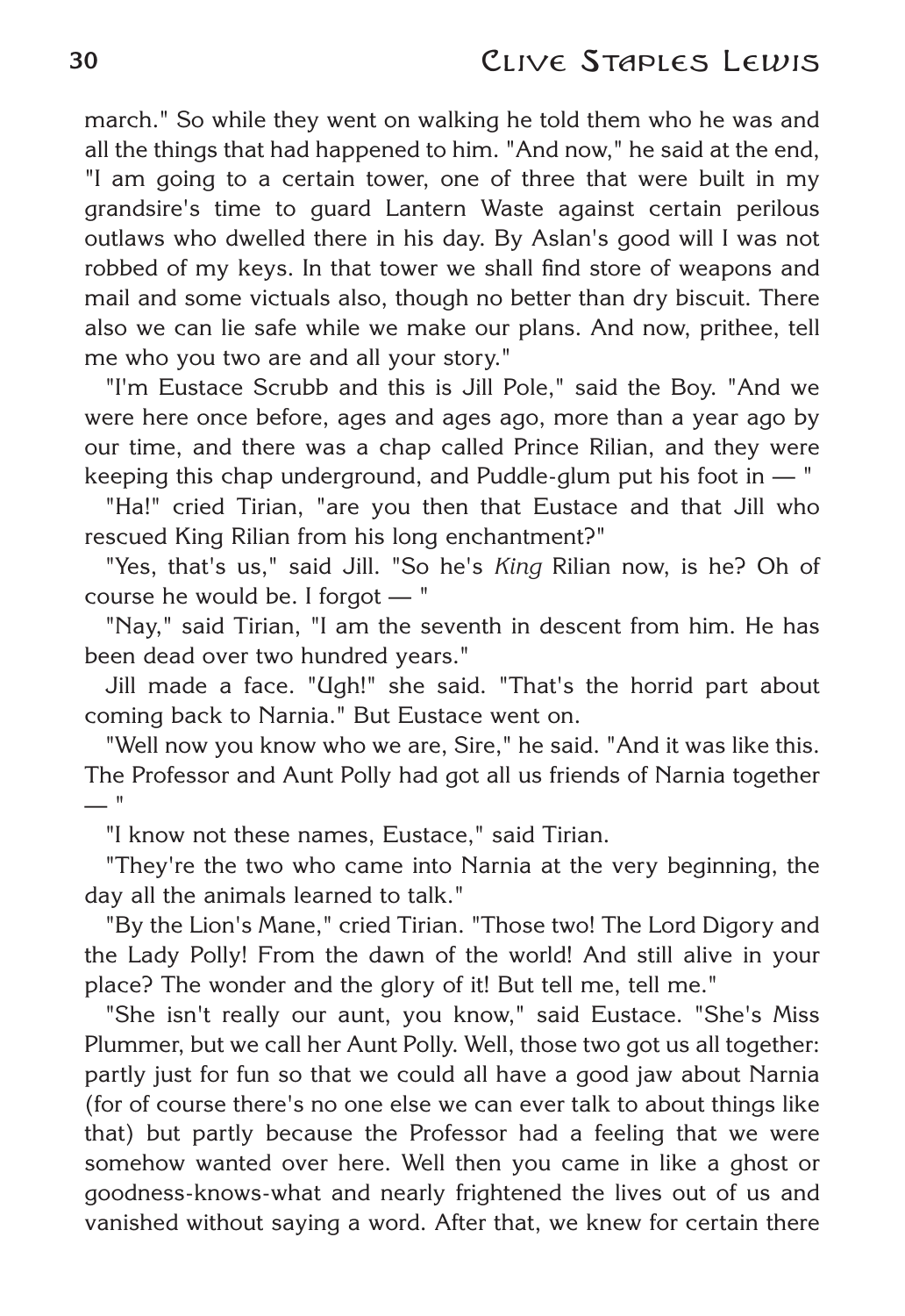march." So while they went on walking he told them who he was and all the things that had happened to him. "And now," he said at the end, "I am going to a certain tower, one of three that were built in my grandsire's time to guard Lantern Waste against certain perilous outlaws who dwelled there in his day. By Aslan's good will I was not robbed of my keys. In that tower we shall find store of weapons and mail and some victuals also, though no better than dry biscuit. There also we can lie safe while we make our plans. And now, prithee, tell me who you two are and all your story."

"I'm Eustace Scrubb and this is Jill Pole," said the Boy. "And we were here once before, ages and ages ago, more than a year ago by our time, and there was a chap called Prince Rilian, and they were keeping this chap underground, and Puddle-glum put his foot in — "

"Ha!" cried Tirian, "are you then that Eustace and that Jill who rescued King Rilian from his long enchantment?"

"Yes, that's us," said Jill. "So he's *King* Rilian now, is he? Oh of course he would be. I forgot — "

"Nay," said Tirian, "I am the seventh in descent from him. He has been dead over two hundred years."

Jill made a face. "Ugh!" she said. "That's the horrid part about coming back to Narnia." But Eustace went on.

"Well now you know who we are, Sire," he said. "And it was like this. The Professor and Aunt Polly had got all us friends of Narnia together — "

"I know not these names, Eustace," said Tirian.

"They're the two who came into Narnia at the very beginning, the day all the animals learned to talk."

"By the Lion's Mane," cried Tirian. "Those two! The Lord Digory and the Lady Polly! From the dawn of the world! And still alive in your place? The wonder and the glory of it! But tell me, tell me."

"She isn't really our aunt, you know," said Eustace. "She's Miss Plummer, but we call her Aunt Polly. Well, those two got us all together: partly just for fun so that we could all have a good jaw about Narnia (for of course there's no one else we can ever talk to about things like that) but partly because the Professor had a feeling that we were somehow wanted over here. Well then you came in like a ghost or goodness-knows-what and nearly frightened the lives out of us and vanished without saying a word. After that, we knew for certain there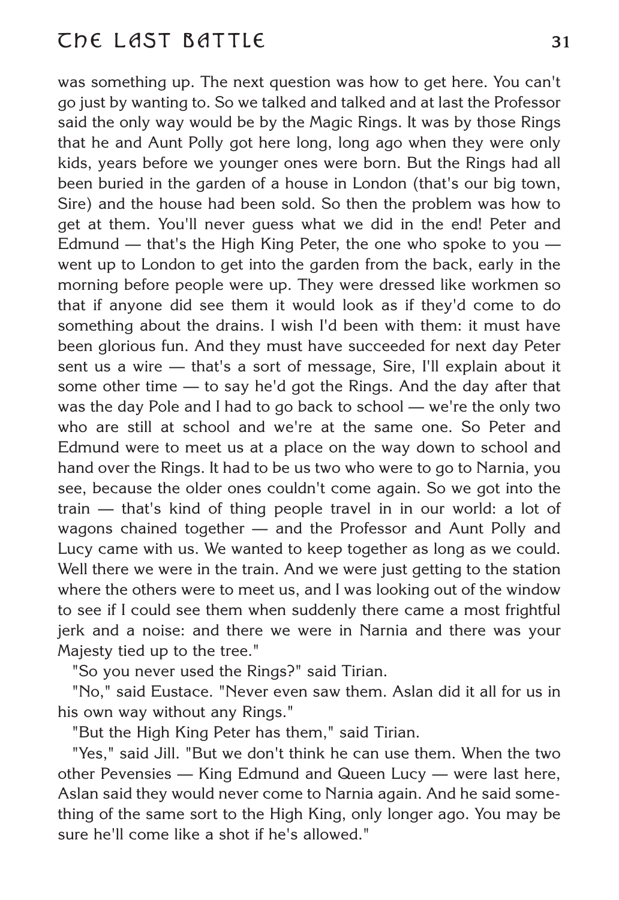was something up. The next question was how to get here. You can't go just by wanting to. So we talked and talked and at last the Professor said the only way would be by the Magic Rings. It was by those Rings that he and Aunt Polly got here long, long ago when they were only kids, years before we younger ones were born. But the Rings had all been buried in the garden of a house in London (that's our big town, Sire) and the house had been sold. So then the problem was how to get at them. You'll never guess what we did in the end! Peter and Edmund — that's the High King Peter, the one who spoke to you — went up to London to get into the garden from the back, early in the morning before people were up. They were dressed like workmen so that if anyone did see them it would look as if they'd come to do something about the drains. I wish I'd been with them: it must have been glorious fun. And they must have succeeded for next day Peter sent us a wire — that's a sort of message, Sire, I'll explain about it some other time — to say he'd got the Rings. And the day after that was the day Pole and I had to go back to school — we're the only two who are still at school and we're at the same one. So Peter and Edmund were to meet us at a place on the way down to school and hand over the Rings. It had to be us two who were to go to Narnia, you see, because the older ones couldn't come again. So we got into the train — that's kind of thing people travel in in our world: a lot of wagons chained together — and the Professor and Aunt Polly and Lucy came with us. We wanted to keep together as long as we could. Well there we were in the train. And we were just getting to the station where the others were to meet us, and I was looking out of the window to see if I could see them when suddenly there came a most frightful jerk and a noise: and there we were in Narnia and there was your Majesty tied up to the tree."

"So you never used the Rings?" said Tirian.

"No," said Eustace. "Never even saw them. Aslan did it all for us in his own way without any Rings."

"But the High King Peter has them," said Tirian.

"Yes," said Jill. "But we don't think he can use them. When the two other Pevensies — King Edmund and Queen Lucy — were last here, Aslan said they would never come to Narnia again. And he said something of the same sort to the High King, only longer ago. You may be sure he'll come like a shot if he's allowed."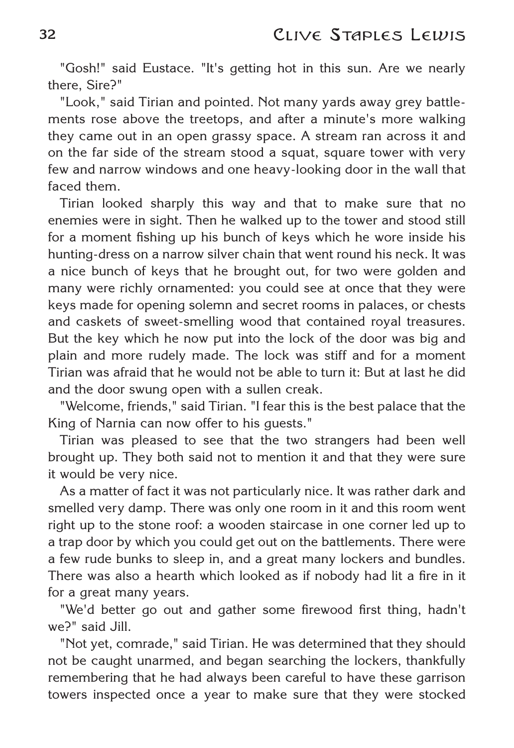"Gosh!" said Eustace. "It's getting hot in this sun. Are we nearly there, Sire?"

"Look," said Tirian and pointed. Not many yards away grey battlements rose above the treetops, and after a minute's more walking they came out in an open grassy space. A stream ran across it and on the far side of the stream stood a squat, square tower with very few and narrow windows and one heavy-looking door in the wall that faced them.

Tirian looked sharply this way and that to make sure that no enemies were in sight. Then he walked up to the tower and stood still for a moment fishing up his bunch of keys which he wore inside his hunting-dress on a narrow silver chain that went round his neck. It was a nice bunch of keys that he brought out, for two were golden and many were richly ornamented: you could see at once that they were keys made for opening solemn and secret rooms in palaces, or chests and caskets of sweet-smelling wood that contained royal treasures. But the key which he now put into the lock of the door was big and plain and more rudely made. The lock was stiff and for a moment Tirian was afraid that he would not be able to turn it: But at last he did and the door swung open with a sullen creak.

"Welcome, friends," said Tirian. "I fear this is the best palace that the King of Narnia can now offer to his guests."

Tirian was pleased to see that the two strangers had been well brought up. They both said not to mention it and that they were sure it would be very nice.

As a matter of fact it was not particularly nice. It was rather dark and smelled very damp. There was only one room in it and this room went right up to the stone roof: a wooden staircase in one corner led up to a trap door by which you could get out on the battlements. There were a few rude bunks to sleep in, and a great many lockers and bundles. There was also a hearth which looked as if nobody had lit a fire in it for a great many years.

"We'd better go out and gather some firewood first thing, hadn't we?" said Jill.

"Not yet, comrade," said Tirian. He was determined that they should not be caught unarmed, and began searching the lockers, thankfully remembering that he had always been careful to have these garrison towers inspected once a year to make sure that they were stocked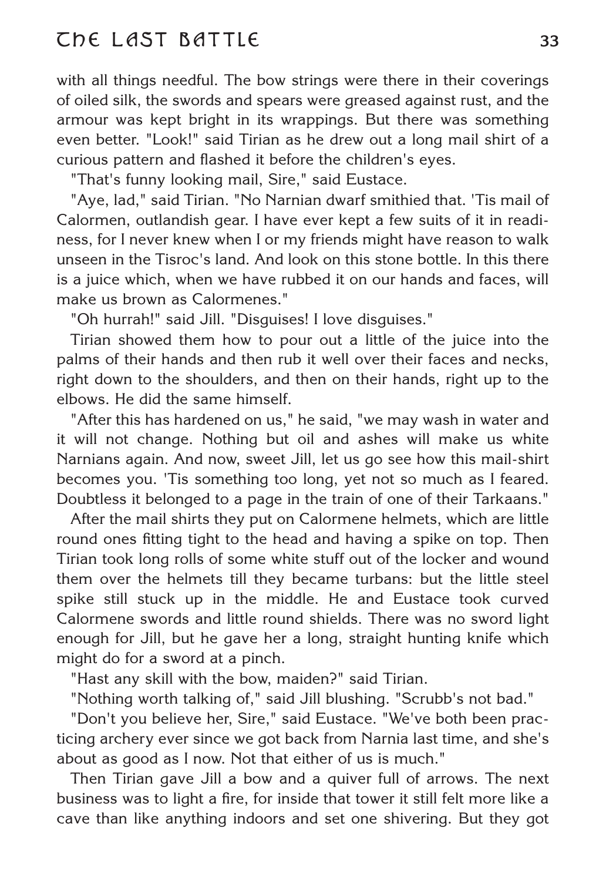with all things needful. The bow strings were there in their coverings of oiled silk, the swords and spears were greased against rust, and the armour was kept bright in its wrappings. But there was something even better. "Look!" said Tirian as he drew out a long mail shirt of a curious pattern and flashed it before the children's eyes.

"That's funny looking mail, Sire," said Eustace.

"Aye, lad," said Tirian. "No Narnian dwarf smithied that. 'Tis mail of Calormen, outlandish gear. I have ever kept a few suits of it in readiness, for I never knew when I or my friends might have reason to walk unseen in the Tisroc's land. And look on this stone bottle. In this there is a juice which, when we have rubbed it on our hands and faces, will make us brown as Calormenes."

"Oh hurrah!" said Jill. "Disguises! I love disguises."

Tirian showed them how to pour out a little of the juice into the palms of their hands and then rub it well over their faces and necks, right down to the shoulders, and then on their hands, right up to the elbows. He did the same himself.

"After this has hardened on us," he said, "we may wash in water and it will not change. Nothing but oil and ashes will make us white Narnians again. And now, sweet Jill, let us go see how this mail-shirt becomes you. 'Tis something too long, yet not so much as I feared. Doubtless it belonged to a page in the train of one of their Tarkaans."

After the mail shirts they put on Calormene helmets, which are little round ones fitting tight to the head and having a spike on top. Then Tirian took long rolls of some white stuff out of the locker and wound them over the helmets till they became turbans: but the little steel spike still stuck up in the middle. He and Eustace took curved Calormene swords and little round shields. There was no sword light enough for Jill, but he gave her a long, straight hunting knife which might do for a sword at a pinch.

"Hast any skill with the bow, maiden?" said Tirian.

"Nothing worth talking of," said Jill blushing. "Scrubb's not bad."

"Don't you believe her, Sire," said Eustace. "We've both been practicing archery ever since we got back from Narnia last time, and she's about as good as I now. Not that either of us is much."

Then Tirian gave Jill a bow and a quiver full of arrows. The next business was to light a fire, for inside that tower it still felt more like a cave than like anything indoors and set one shivering. But they got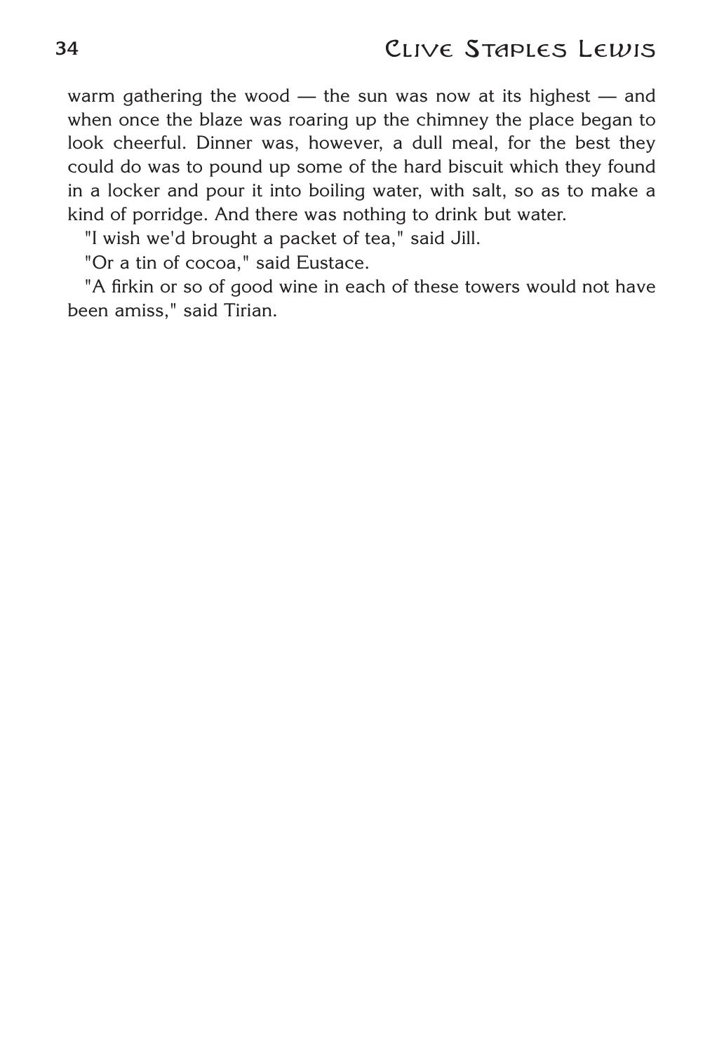warm gathering the wood — the sun was now at its highest — and when once the blaze was roaring up the chimney the place began to look cheerful. Dinner was, however, a dull meal, for the best they could do was to pound up some of the hard biscuit which they found in a locker and pour it into boiling water, with salt, so as to make a kind of porridge. And there was nothing to drink but water.

"I wish we'd brought a packet of tea," said Jill.

"Or a tin of cocoa," said Eustace.

"A firkin or so of good wine in each of these towers would not have been amiss," said Tirian.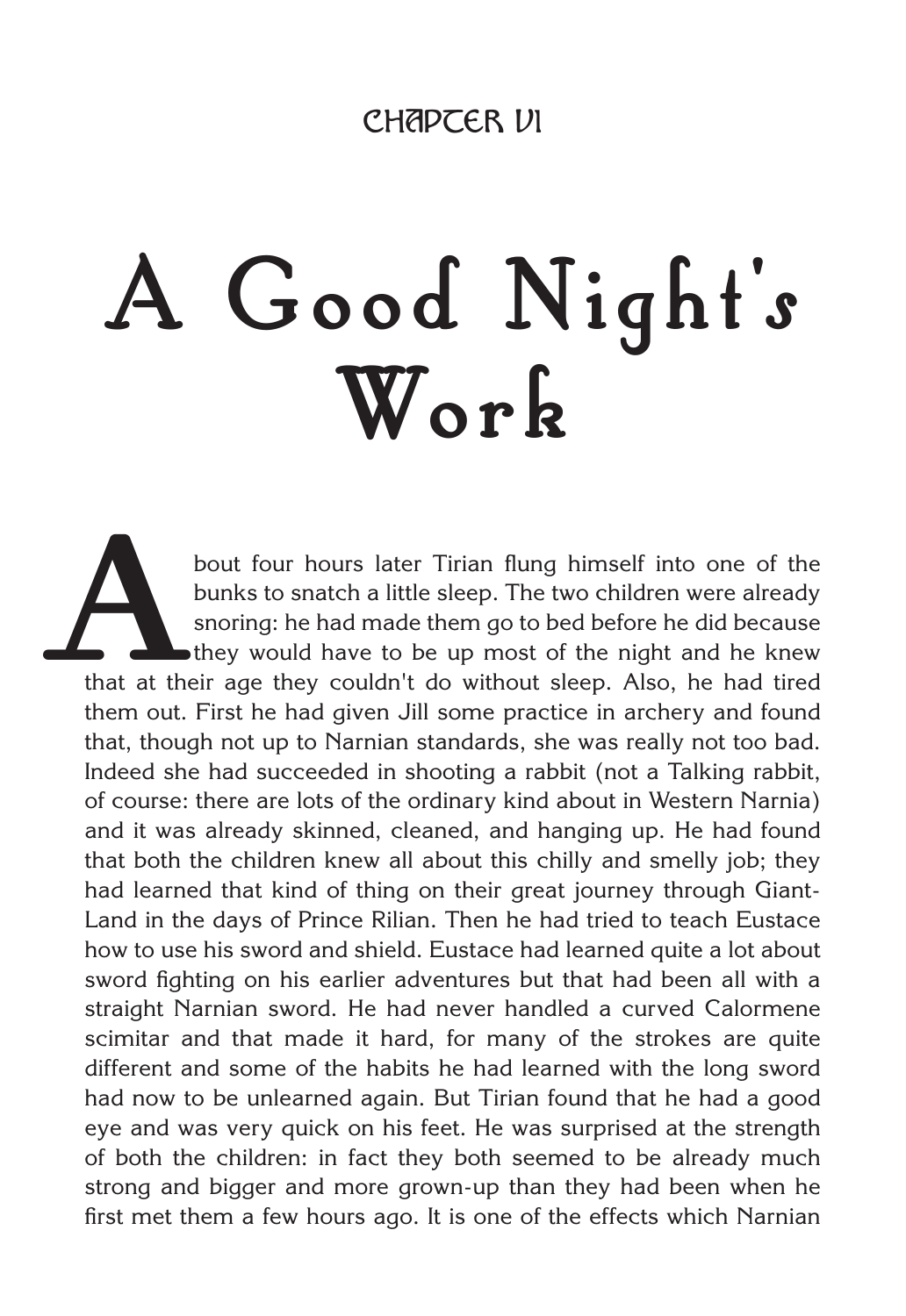CHAPTER VI

# A Good Night's Work

About four hours later Tirian flung himself into one of the bunks to snatch a little sleep. The two children were already snoring: he had made them go to bed before he did because they would have to be up most of the night and he knew that at their age they couldn't do without sleep. Also, he had tired them out. First he had given Jill some practice in archery and found that, though not up to Narnian standards, she was really not too bad. Indeed she had succeeded in shooting a rabbit (not a Talking rabbit, of course: there are lots of the ordinary kind about in Western Narnia) and it was already skinned, cleaned, and hanging up. He had found that both the children knew all about this chilly and smelly job; they had learned that kind of thing on their great journey through Giant-Land in the days of Prince Rilian. Then he had tried to teach Eustace how to use his sword and shield. Eustace had learned quite a lot about sword fighting on his earlier adventures but that had been all with a straight Narnian sword. He had never handled a curved Calormene scimitar and that made it hard, for many of the strokes are quite different and some of the habits he had learned with the long sword had now to be unlearned again. But Tirian found that he had a good eye and was very quick on his feet. He was surprised at the strength of both the children: in fact they both seemed to be already much strong and bigger and more grown-up than they had been when he first met them a few hours ago. It is one of the effects which Narnian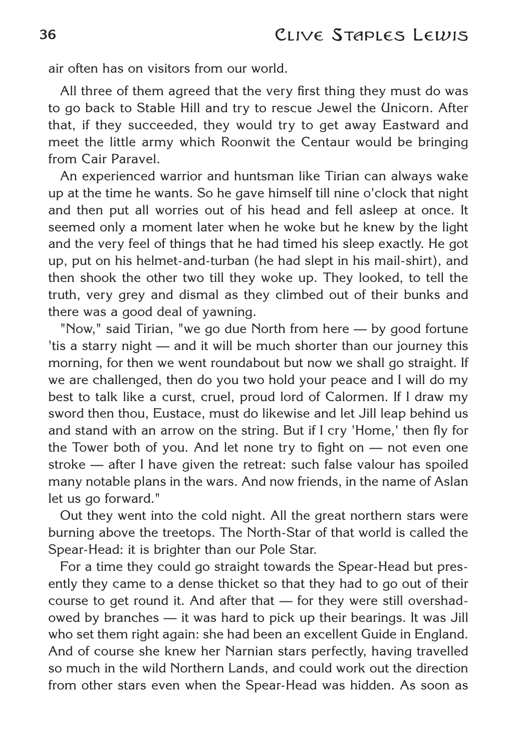air often has on visitors from our world.

All three of them agreed that the very first thing they must do was to go back to Stable Hill and try to rescue Jewel the Unicorn. After that, if they succeeded, they would try to get away Eastward and meet the little army which Roonwit the Centaur would be bringing from Cair Paravel.

An experienced warrior and huntsman like Tirian can always wake up at the time he wants. So he gave himself till nine o'clock that night and then put all worries out of his head and fell asleep at once. It seemed only a moment later when he woke but he knew by the light and the very feel of things that he had timed his sleep exactly. He got up, put on his helmet-and-turban (he had slept in his mail-shirt), and then shook the other two till they woke up. They looked, to tell the truth, very grey and dismal as they climbed out of their bunks and there was a good deal of yawning.

"Now," said Tirian, "we go due North from here — by good fortune 'tis a starry night — and it will be much shorter than our journey this morning, for then we went roundabout but now we shall go straight. If we are challenged, then do you two hold your peace and I will do my best to talk like a curst, cruel, proud lord of Calormen. If I draw my sword then thou, Eustace, must do likewise and let Jill leap behind us and stand with an arrow on the string. But if I cry 'Home,' then fly for the Tower both of you. And let none try to fight on — not even one stroke — after I have given the retreat: such false valour has spoiled many notable plans in the wars. And now friends, in the name of Aslan let us go forward."

Out they went into the cold night. All the great northern stars were burning above the treetops. The North-Star of that world is called the Spear-Head: it is brighter than our Pole Star.

For a time they could go straight towards the Spear-Head but presently they came to a dense thicket so that they had to go out of their course to get round it. And after that — for they were still overshadowed by branches — it was hard to pick up their bearings. It was Jill who set them right again: she had been an excellent Guide in England. And of course she knew her Narnian stars perfectly, having travelled so much in the wild Northern Lands, and could work out the direction from other stars even when the Spear-Head was hidden. As soon as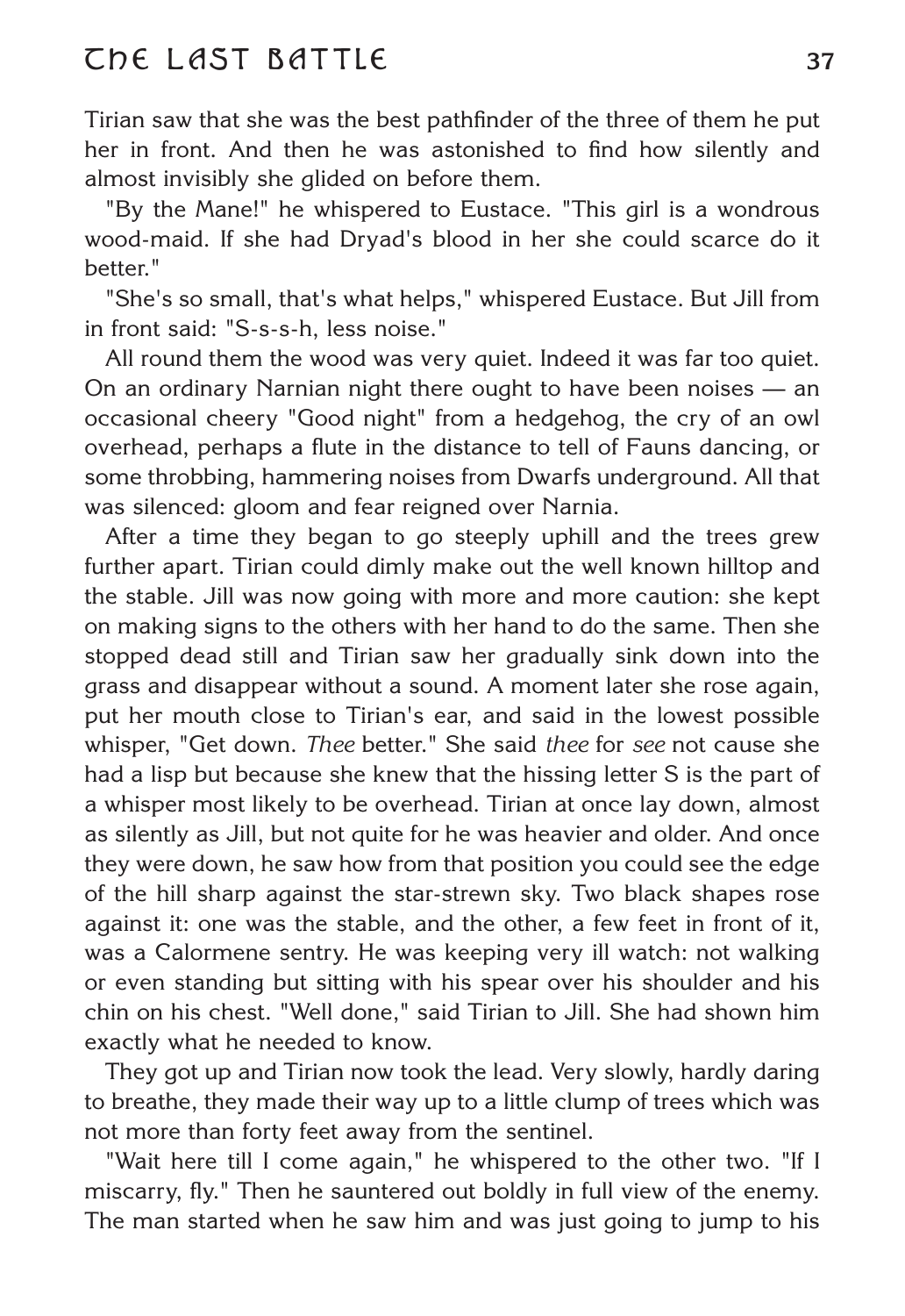Tirian saw that she was the best pathfinder of the three of them he put her in front. And then he was astonished to find how silently and almost invisibly she glided on before them.

"By the Mane!" he whispered to Eustace. "This girl is a wondrous wood-maid. If she had Dryad's blood in her she could scarce do it better."

"She's so small, that's what helps," whispered Eustace. But Jill from in front said: "S-s-s-h, less noise."

All round them the wood was very quiet. Indeed it was far too quiet. On an ordinary Narnian night there ought to have been noises — an occasional cheery "Good night" from a hedgehog, the cry of an owl overhead, perhaps a flute in the distance to tell of Fauns dancing, or some throbbing, hammering noises from Dwarfs underground. All that was silenced: gloom and fear reigned over Narnia.

After a time they began to go steeply uphill and the trees grew further apart. Tirian could dimly make out the well known hilltop and the stable. Jill was now going with more and more caution: she kept on making signs to the others with her hand to do the same. Then she stopped dead still and Tirian saw her gradually sink down into the grass and disappear without a sound. A moment later she rose again, put her mouth close to Tirian's ear, and said in the lowest possible whisper, "Get down. *Thee* better." She said *thee* for *see* not cause she had a lisp but because she knew that the hissing letter S is the part of a whisper most likely to be overhead. Tirian at once lay down, almost as silently as Jill, but not quite for he was heavier and older. And once they were down, he saw how from that position you could see the edge of the hill sharp against the star-strewn sky. Two black shapes rose against it: one was the stable, and the other, a few feet in front of it, was a Calormene sentry. He was keeping very ill watch: not walking or even standing but sitting with his spear over his shoulder and his chin on his chest. "Well done," said Tirian to Jill. She had shown him exactly what he needed to know.

They got up and Tirian now took the lead. Very slowly, hardly daring to breathe, they made their way up to a little clump of trees which was not more than forty feet away from the sentinel.

"Wait here till I come again," he whispered to the other two. "If I miscarry, fly." Then he sauntered out boldly in full view of the enemy. The man started when he saw him and was just going to jump to his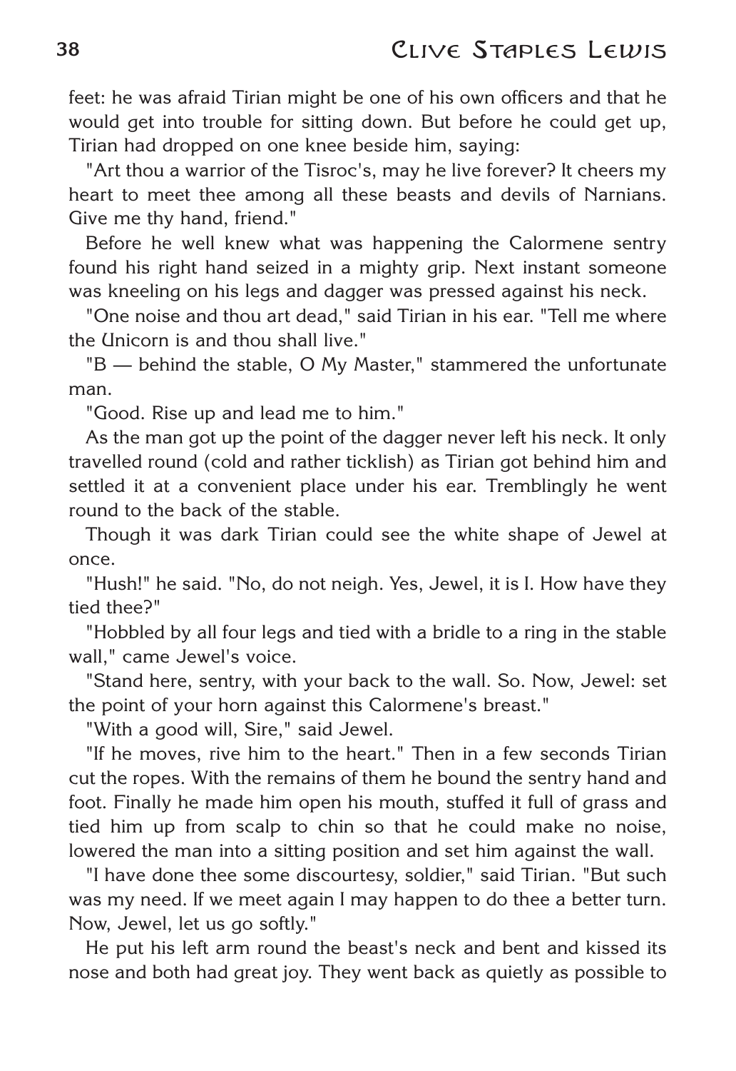feet: he was afraid Tirian might be one of his own officers and that he would get into trouble for sitting down. But before he could get up, Tirian had dropped on one knee beside him, saying:

"Art thou a warrior of the Tisroc's, may he live forever? It cheers my heart to meet thee among all these beasts and devils of Narnians. Give me thy hand, friend."

Before he well knew what was happening the Calormene sentry found his right hand seized in a mighty grip. Next instant someone was kneeling on his legs and dagger was pressed against his neck.

"One noise and thou art dead," said Tirian in his ear. "Tell me where the Unicorn is and thou shall live."

"B — behind the stable, O My Master," stammered the unfortunate man.

"Good. Rise up and lead me to him."

As the man got up the point of the dagger never left his neck. It only travelled round (cold and rather ticklish) as Tirian got behind him and settled it at a convenient place under his ear. Tremblingly he went round to the back of the stable.

Though it was dark Tirian could see the white shape of Jewel at once.

"Hush!" he said. "No, do not neigh. Yes, Jewel, it is I. How have they tied thee?"

"Hobbled by all four legs and tied with a bridle to a ring in the stable wall," came Jewel's voice.

"Stand here, sentry, with your back to the wall. So. Now, Jewel: set the point of your horn against this Calormene's breast."

"With a good will, Sire," said Jewel.

"If he moves, rive him to the heart." Then in a few seconds Tirian cut the ropes. With the remains of them he bound the sentry hand and foot. Finally he made him open his mouth, stuffed it full of grass and tied him up from scalp to chin so that he could make no noise, lowered the man into a sitting position and set him against the wall.

"I have done thee some discourtesy, soldier," said Tirian. "But such was my need. If we meet again I may happen to do thee a better turn. Now, Jewel, let us go softly."

He put his left arm round the beast's neck and bent and kissed its nose and both had great joy. They went back as quietly as possible to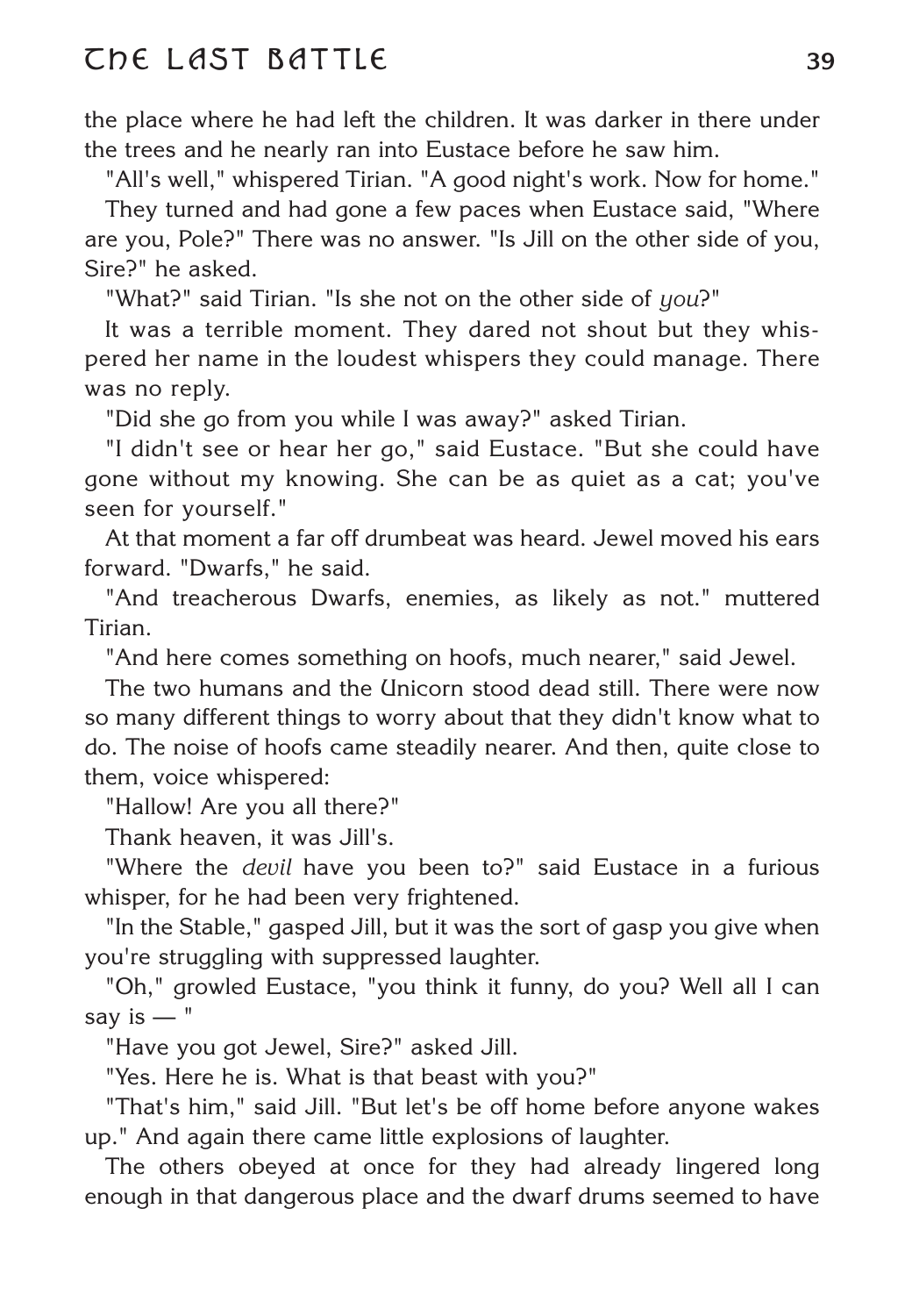the place where he had left the children. It was darker in there under the trees and he nearly ran into Eustace before he saw him.

"All's well," whispered Tirian. "A good night's work. Now for home."

They turned and had gone a few paces when Eustace said, "Where are you, Pole?" There was no answer. "Is Jill on the other side of you, Sire?" he asked.

"What?" said Tirian. "Is she not on the other side of *you*?"

It was a terrible moment. They dared not shout but they whispered her name in the loudest whispers they could manage. There was no reply.

"Did she go from you while I was away?" asked Tirian.

"I didn't see or hear her go," said Eustace. "But she could have gone without my knowing. She can be as quiet as a cat; you've seen for yourself."

At that moment a far off drumbeat was heard. Jewel moved his ears forward. "Dwarfs," he said.

"And treacherous Dwarfs, enemies, as likely as not." muttered Tirian.

"And here comes something on hoofs, much nearer," said Jewel.

The two humans and the Unicorn stood dead still. There were now so many different things to worry about that they didn't know what to do. The noise of hoofs came steadily nearer. And then, quite close to them, voice whispered:

"Hallow! Are you all there?"

Thank heaven, it was Jill's.

"Where the *devil* have you been to?" said Eustace in a furious whisper, for he had been very frightened.

"In the Stable," gasped Jill, but it was the sort of gasp you give when you're struggling with suppressed laughter.

"Oh," growled Eustace, "you think it funny, do you? Well all I can say is — "

"Have you got Jewel, Sire?" asked Jill.

"Yes. Here he is. What is that beast with you?"

"That's him," said Jill. "But let's be off home before anyone wakes up." And again there came little explosions of laughter.

The others obeyed at once for they had already lingered long enough in that dangerous place and the dwarf drums seemed to have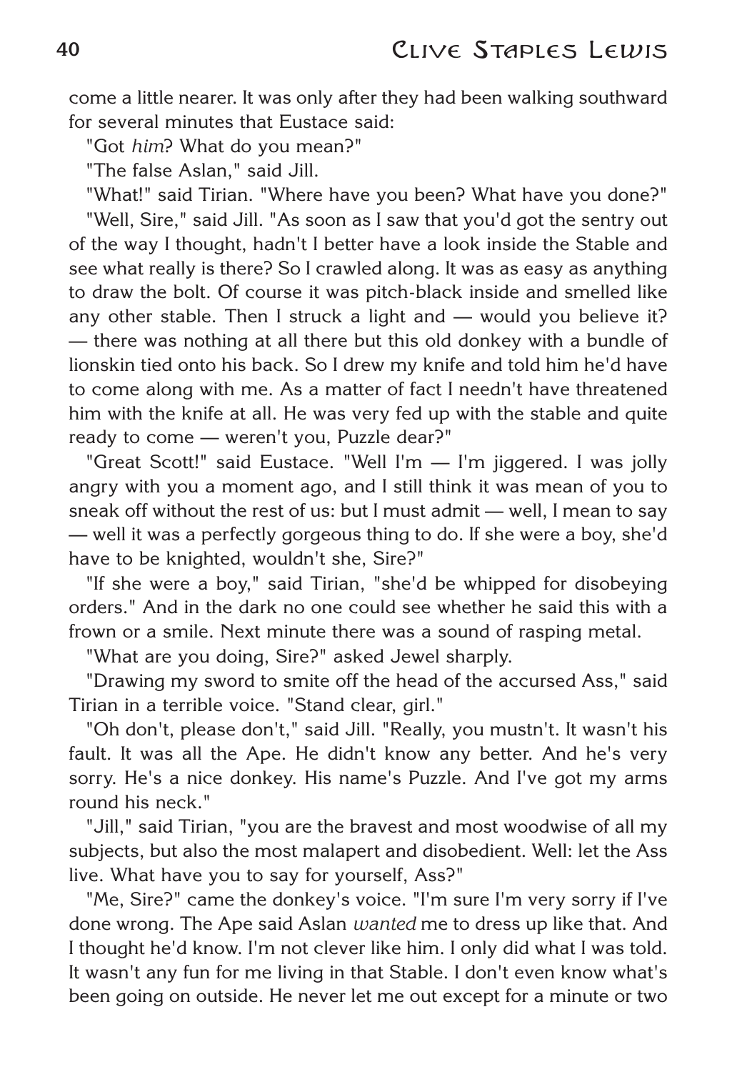come a little nearer. It was only after they had been walking southward for several minutes that Eustace said:

"Got *him*? What do you mean?"

"The false Aslan," said Jill.

"What!" said Tirian. "Where have you been? What have you done?"

"Well, Sire," said Jill. "As soon as I saw that you'd got the sentry out of the way I thought, hadn't I better have a look inside the Stable and see what really is there? So I crawled along. It was as easy as anything to draw the bolt. Of course it was pitch-black inside and smelled like any other stable. Then I struck a light and — would you believe it? — there was nothing at all there but this old donkey with a bundle of lionskin tied onto his back. So I drew my knife and told him he'd have to come along with me. As a matter of fact I needn't have threatened him with the knife at all. He was very fed up with the stable and quite ready to come — weren't you, Puzzle dear?"

"Great Scott!" said Eustace. "Well I'm — I'm jiggered. I was jolly angry with you a moment ago, and I still think it was mean of you to sneak off without the rest of us: but I must admit — well, I mean to say — well it was a perfectly gorgeous thing to do. If she were a boy, she'd have to be knighted, wouldn't she, Sire?"

"If she were a boy," said Tirian, "she'd be whipped for disobeying orders." And in the dark no one could see whether he said this with a frown or a smile. Next minute there was a sound of rasping metal.

"What are you doing, Sire?" asked Jewel sharply.

"Drawing my sword to smite off the head of the accursed Ass," said Tirian in a terrible voice. "Stand clear, girl."

"Oh don't, please don't," said Jill. "Really, you mustn't. It wasn't his fault. It was all the Ape. He didn't know any better. And he's very sorry. He's a nice donkey. His name's Puzzle. And I've got my arms round his neck."

"Jill," said Tirian, "you are the bravest and most woodwise of all my subjects, but also the most malapert and disobedient. Well: let the Ass live. What have you to say for yourself, Ass?"

"Me, Sire?" came the donkey's voice. "I'm sure I'm very sorry if I've done wrong. The Ape said Aslan *wanted* me to dress up like that. And I thought he'd know. I'm not clever like him. I only did what I was told. It wasn't any fun for me living in that Stable. I don't even know what's been going on outside. He never let me out except for a minute or two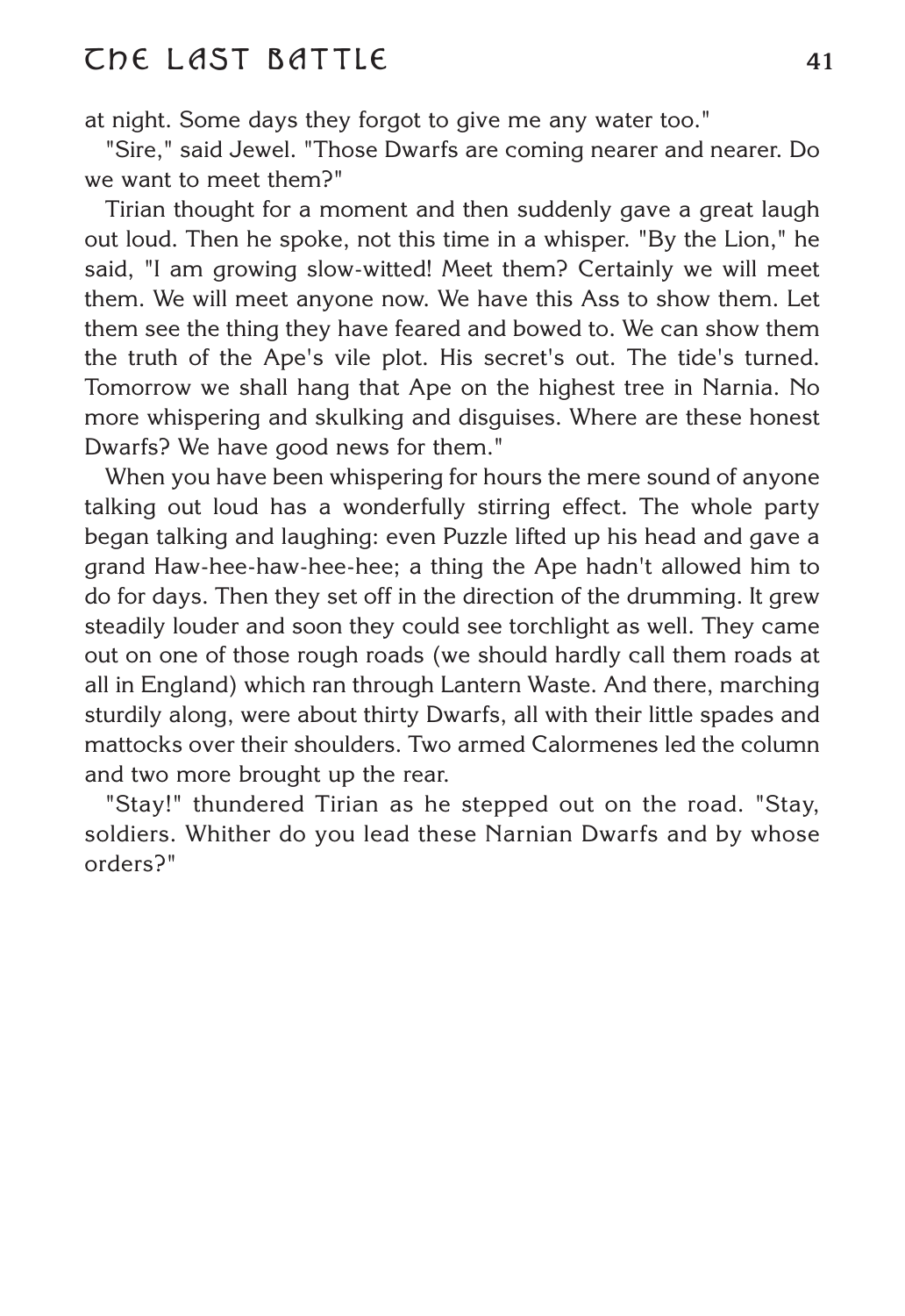at night. Some days they forgot to give me any water too."

"Sire," said Jewel. "Those Dwarfs are coming nearer and nearer. Do we want to meet them?"

Tirian thought for a moment and then suddenly gave a great laugh out loud. Then he spoke, not this time in a whisper. "By the Lion," he said, "I am growing slow-witted! Meet them? Certainly we will meet them. We will meet anyone now. We have this Ass to show them. Let them see the thing they have feared and bowed to. We can show them the truth of the Ape's vile plot. His secret's out. The tide's turned. Tomorrow we shall hang that Ape on the highest tree in Narnia. No more whispering and skulking and disguises. Where are these honest Dwarfs? We have good news for them."

When you have been whispering for hours the mere sound of anyone talking out loud has a wonderfully stirring effect. The whole party began talking and laughing: even Puzzle lifted up his head and gave a grand Haw-hee-haw-hee-hee; a thing the Ape hadn't allowed him to do for days. Then they set off in the direction of the drumming. It grew steadily louder and soon they could see torchlight as well. They came out on one of those rough roads (we should hardly call them roads at all in England) which ran through Lantern Waste. And there, marching sturdily along, were about thirty Dwarfs, all with their little spades and mattocks over their shoulders. Two armed Calormenes led the column and two more brought up the rear.

"Stay!" thundered Tirian as he stepped out on the road. "Stay, soldiers. Whither do you lead these Narnian Dwarfs and by whose orders?"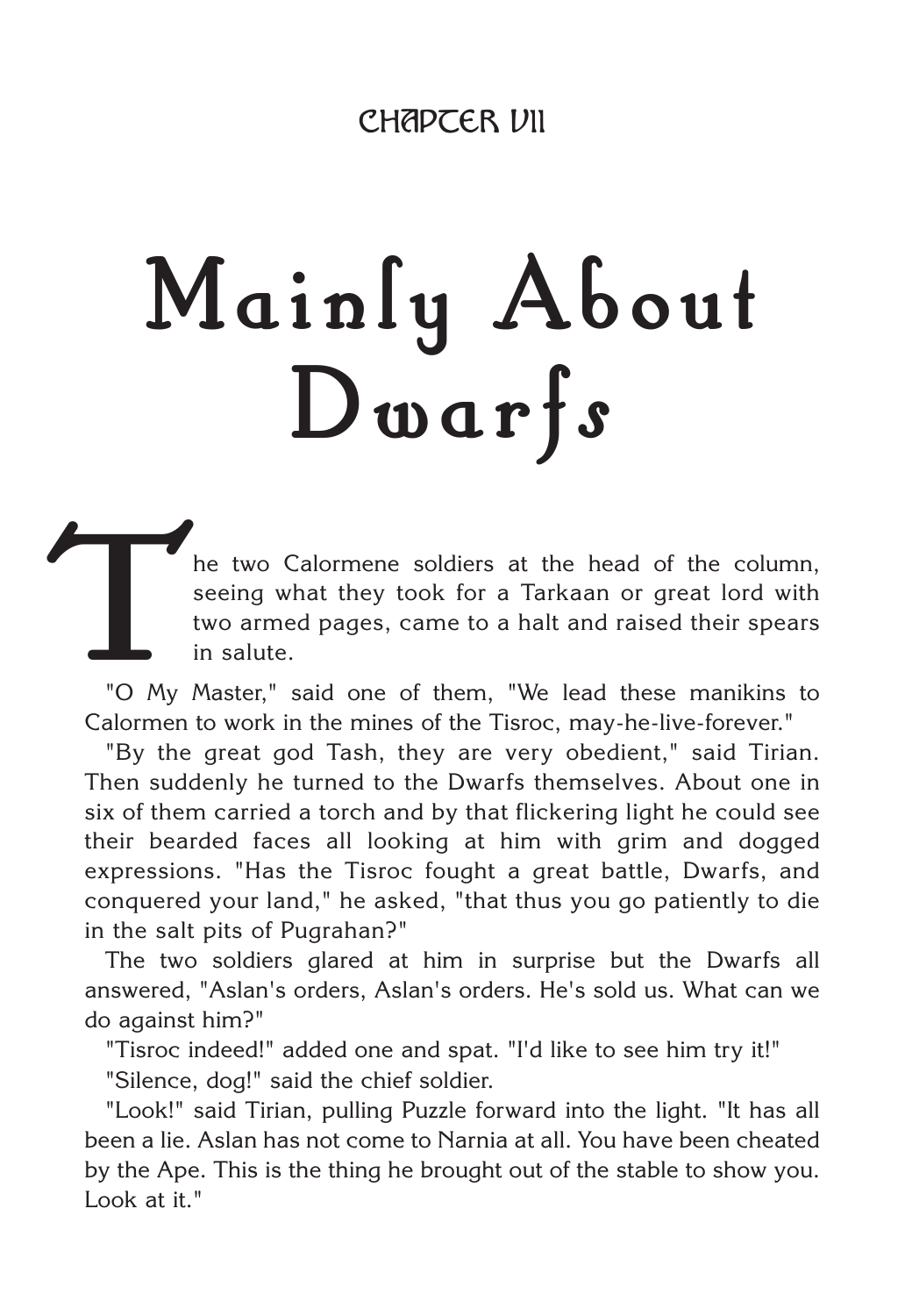## CHAPTER VII

# Mainly About Dwarfs

The two Calormene soldiers at the head of the column, seeing what they took for a Tarkaan or great lord with two armed pages, came to a halt and raised their spears in salute.

"O My Master," said one of them, "We lead these manikins to Calormen to work in the mines of the Tisroc, may-he-live-forever."

"By the great god Tash, they are very obedient," said Tirian. Then suddenly he turned to the Dwarfs themselves. About one in six of them carried a torch and by that flickering light he could see their bearded faces all looking at him with grim and dogged expressions. "Has the Tisroc fought a great battle, Dwarfs, and conquered your land," he asked, "that thus you go patiently to die in the salt pits of Pugrahan?"

The two soldiers glared at him in surprise but the Dwarfs all answered, "Aslan's orders, Aslan's orders. He's sold us. What can we do against him?"

"Tisroc indeed!" added one and spat. "I'd like to see him try it!"

"Silence, dog!" said the chief soldier.

"Look!" said Tirian, pulling Puzzle forward into the light. "It has all been a lie. Aslan has not come to Narnia at all. You have been cheated by the Ape. This is the thing he brought out of the stable to show you. Look at it."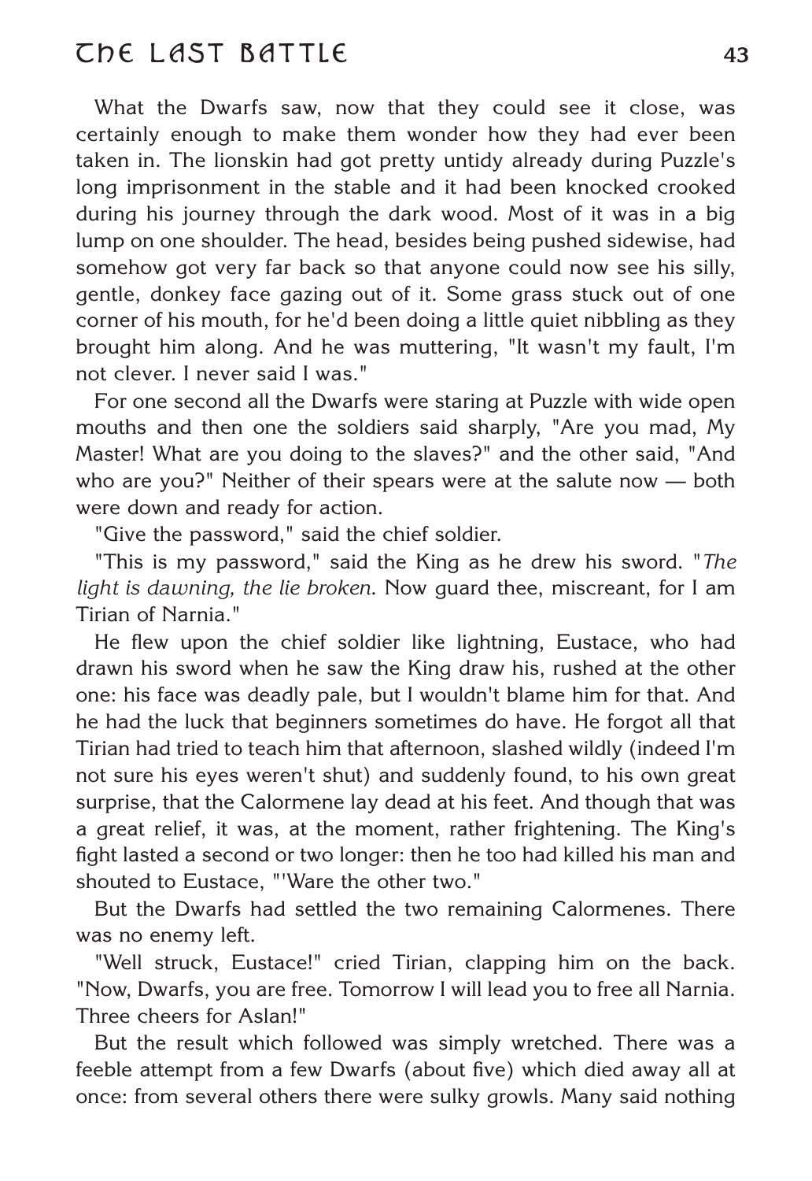What the Dwarfs saw, now that they could see it close, was certainly enough to make them wonder how they had ever been taken in. The lionskin had got pretty untidy already during Puzzle's long imprisonment in the stable and it had been knocked crooked during his journey through the dark wood. Most of it was in a big lump on one shoulder. The head, besides being pushed sidewise, had somehow got very far back so that anyone could now see his silly, gentle, donkey face gazing out of it. Some grass stuck out of one corner of his mouth, for he'd been doing a little quiet nibbling as they brought him along. And he was muttering, "It wasn't my fault, I'm not clever. I never said I was."

For one second all the Dwarfs were staring at Puzzle with wide open mouths and then one the soldiers said sharply, "Are you mad, My Master! What are you doing to the slaves?" and the other said, "And who are you?" Neither of their spears were at the salute now — both were down and ready for action.

"Give the password," said the chief soldier.

"This is my password," said the King as he drew his sword. "*The light is dawning, the lie broken.* Now guard thee, miscreant, for I am Tirian of Narnia."

He flew upon the chief soldier like lightning, Eustace, who had drawn his sword when he saw the King draw his, rushed at the other one: his face was deadly pale, but I wouldn't blame him for that. And he had the luck that beginners sometimes do have. He forgot all that Tirian had tried to teach him that afternoon, slashed wildly (indeed I'm not sure his eyes weren't shut) and suddenly found, to his own great surprise, that the Calormene lay dead at his feet. And though that was a great relief, it was, at the moment, rather frightening. The King's fight lasted a second or two longer: then he too had killed his man and shouted to Eustace, "'Ware the other two."

But the Dwarfs had settled the two remaining Calormenes. There was no enemy left.

"Well struck, Eustace!" cried Tirian, clapping him on the back. "Now, Dwarfs, you are free. Tomorrow I will lead you to free all Narnia. Three cheers for Aslan!"

But the result which followed was simply wretched. There was a feeble attempt from a few Dwarfs (about five) which died away all at once: from several others there were sulky growls. Many said nothing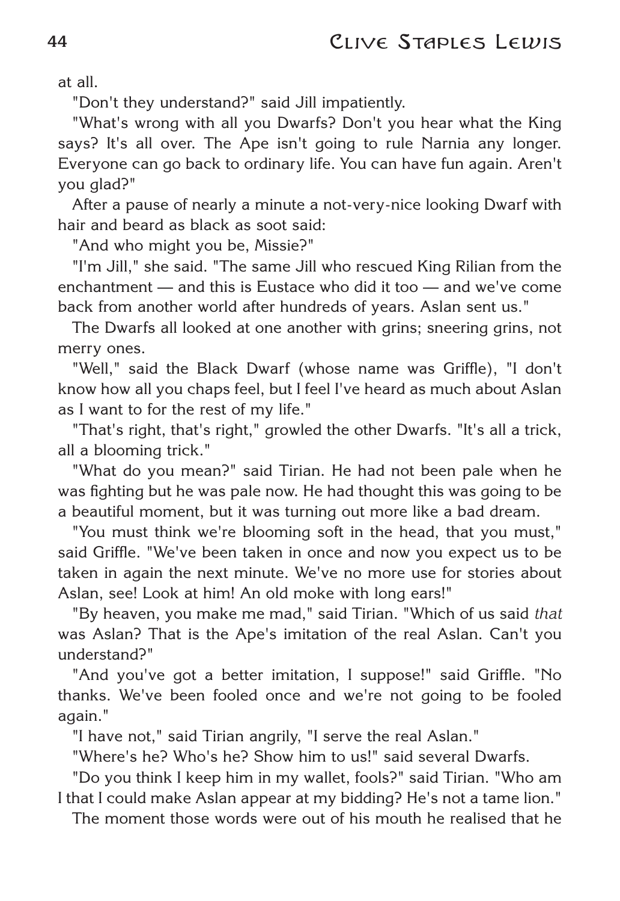at all.

"Don't they understand?" said Jill impatiently.

"What's wrong with all you Dwarfs? Don't you hear what the King says? It's all over. The Ape isn't going to rule Narnia any longer. Everyone can go back to ordinary life. You can have fun again. Aren't you glad?"

After a pause of nearly a minute a not-very-nice looking Dwarf with hair and beard as black as soot said:

"And who might you be, Missie?"

"I'm Jill," she said. "The same Jill who rescued King Rilian from the enchantment — and this is Eustace who did it too — and we've come back from another world after hundreds of years. Aslan sent us."

The Dwarfs all looked at one another with grins; sneering grins, not merry ones.

"Well," said the Black Dwarf (whose name was Griffle), "I don't know how all you chaps feel, but I feel I've heard as much about Aslan as I want to for the rest of my life."

"That's right, that's right," growled the other Dwarfs. "It's all a trick, all a blooming trick."

"What do you mean?" said Tirian. He had not been pale when he was fighting but he was pale now. He had thought this was going to be a beautiful moment, but it was turning out more like a bad dream.

"You must think we're blooming soft in the head, that you must," said Griffle. "We've been taken in once and now you expect us to be taken in again the next minute. We've no more use for stories about Aslan, see! Look at him! An old moke with long ears!"

"By heaven, you make me mad," said Tirian. "Which of us said *that* was Aslan? That is the Ape's imitation of the real Aslan. Can't you understand?"

"And you've got a better imitation, I suppose!" said Griffle. "No thanks. We've been fooled once and we're not going to be fooled again."

"I have not," said Tirian angrily, "I serve the real Aslan."

"Where's he? Who's he? Show him to us!" said several Dwarfs.

"Do you think I keep him in my wallet, fools?" said Tirian. "Who am I that I could make Aslan appear at my bidding? He's not a tame lion."

The moment those words were out of his mouth he realised that he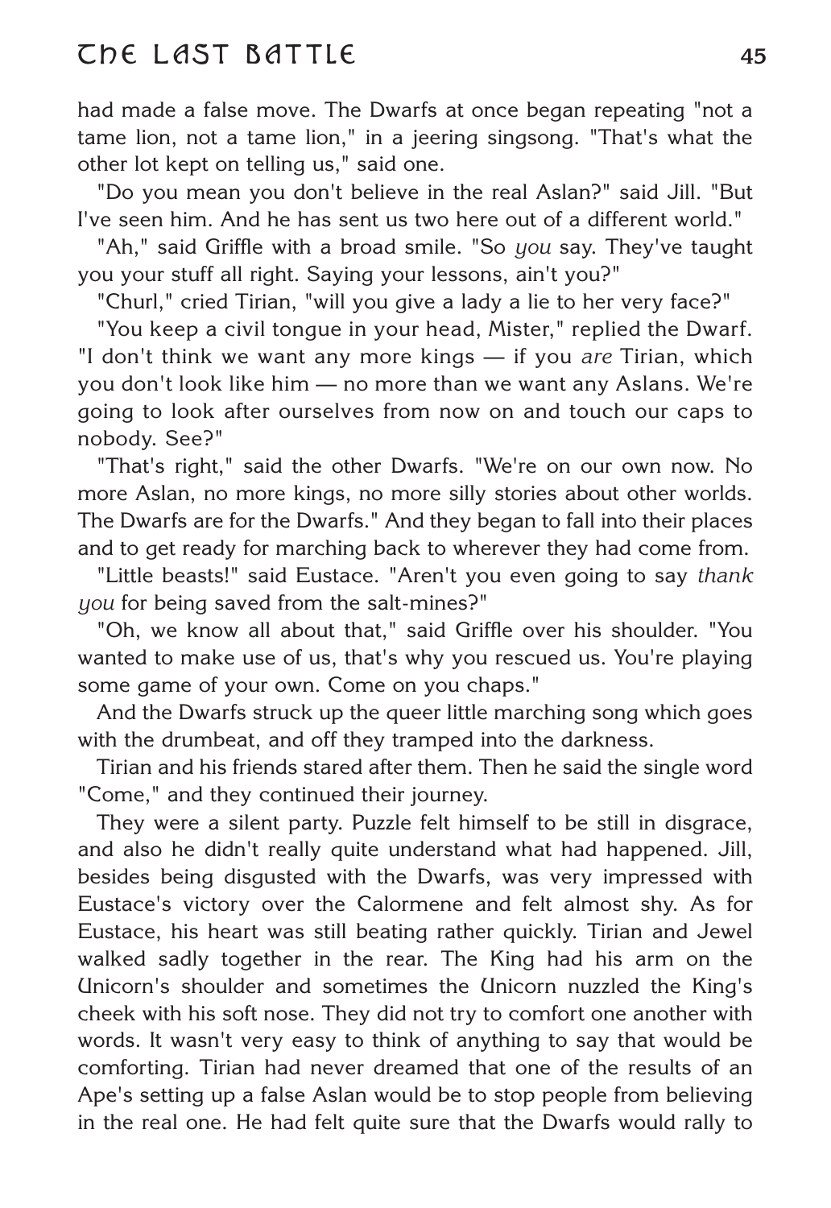had made a false move. The Dwarfs at once began repeating "not a tame lion, not a tame lion," in a jeering singsong. "That's what the other lot kept on telling us," said one.

"Do you mean you don't believe in the real Aslan?" said Jill. "But I've seen him. And he has sent us two here out of a different world."

"Ah," said Griffle with a broad smile. "So *you* say. They've taught you your stuff all right. Saying your lessons, ain't you?"

"Churl," cried Tirian, "will you give a lady a lie to her very face?"

"You keep a civil tongue in your head, Mister," replied the Dwarf. "I don't think we want any more kings — if you *are* Tirian, which you don't look like him — no more than we want any Aslans. We're going to look after ourselves from now on and touch our caps to nobody. See?"

"That's right," said the other Dwarfs. "We're on our own now. No more Aslan, no more kings, no more silly stories about other worlds. The Dwarfs are for the Dwarfs." And they began to fall into their places and to get ready for marching back to wherever they had come from.

"Little beasts!" said Eustace. "Aren't you even going to say *thank you* for being saved from the salt-mines?"

"Oh, we know all about that," said Griffle over his shoulder. "You wanted to make use of us, that's why you rescued us. You're playing some game of your own. Come on you chaps."

And the Dwarfs struck up the queer little marching song which goes with the drumbeat, and off they tramped into the darkness.

Tirian and his friends stared after them. Then he said the single word "Come," and they continued their journey.

They were a silent party. Puzzle felt himself to be still in disgrace, and also he didn't really quite understand what had happened. Jill, besides being disgusted with the Dwarfs, was very impressed with Eustace's victory over the Calormene and felt almost shy. As for Eustace, his heart was still beating rather quickly. Tirian and Jewel walked sadly together in the rear. The King had his arm on the Unicorn's shoulder and sometimes the Unicorn nuzzled the King's cheek with his soft nose. They did not try to comfort one another with words. It wasn't very easy to think of anything to say that would be comforting. Tirian had never dreamed that one of the results of an Ape's setting up a false Aslan would be to stop people from believing in the real one. He had felt quite sure that the Dwarfs would rally to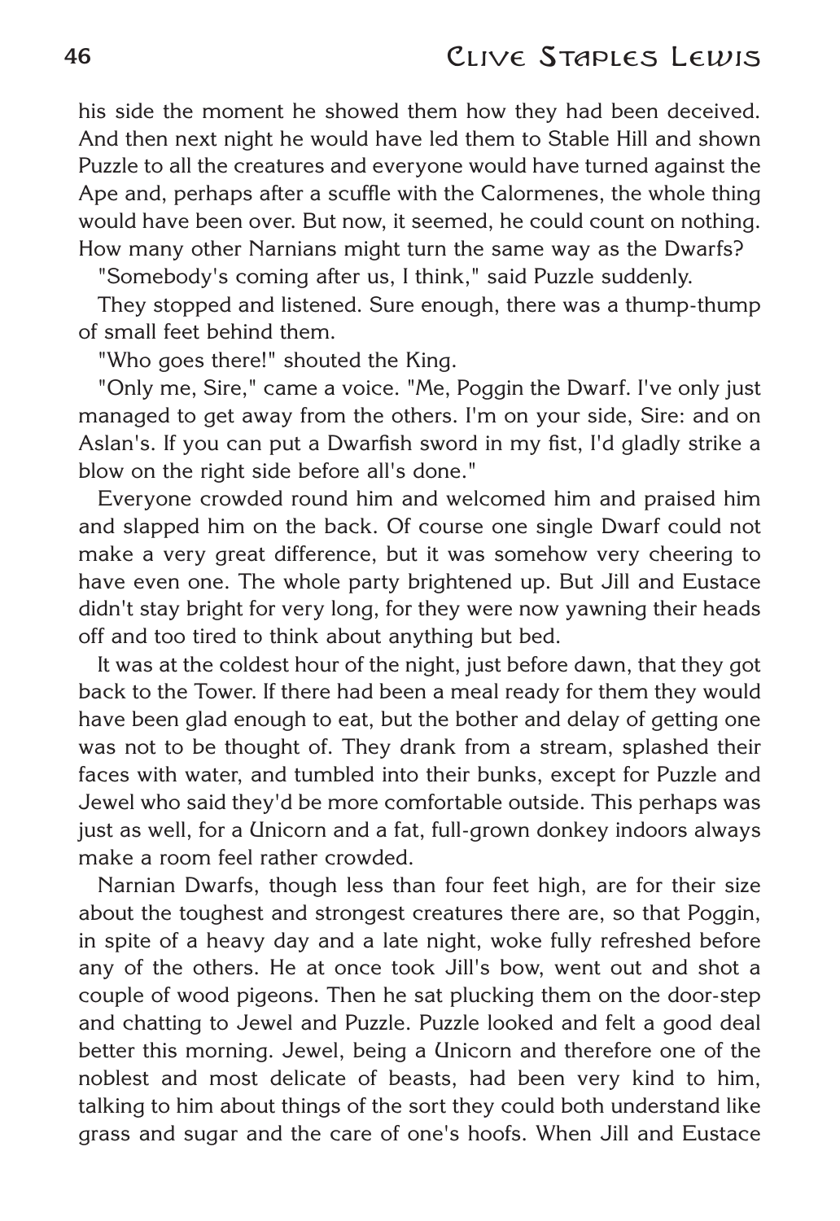his side the moment he showed them how they had been deceived. And then next night he would have led them to Stable Hill and shown Puzzle to all the creatures and everyone would have turned against the Ape and, perhaps after a scuffle with the Calormenes, the whole thing would have been over. But now, it seemed, he could count on nothing. How many other Narnians might turn the same way as the Dwarfs?

"Somebody's coming after us, I think," said Puzzle suddenly.

They stopped and listened. Sure enough, there was a thump-thump of small feet behind them.

"Who goes there!" shouted the King.

"Only me, Sire," came a voice. "Me, Poggin the Dwarf. I've only just managed to get away from the others. I'm on your side, Sire: and on Aslan's. If you can put a Dwarfish sword in my fist, I'd gladly strike a blow on the right side before all's done."

Everyone crowded round him and welcomed him and praised him and slapped him on the back. Of course one single Dwarf could not make a very great difference, but it was somehow very cheering to have even one. The whole party brightened up. But Jill and Eustace didn't stay bright for very long, for they were now yawning their heads off and too tired to think about anything but bed.

It was at the coldest hour of the night, just before dawn, that they got back to the Tower. If there had been a meal ready for them they would have been glad enough to eat, but the bother and delay of getting one was not to be thought of. They drank from a stream, splashed their faces with water, and tumbled into their bunks, except for Puzzle and Jewel who said they'd be more comfortable outside. This perhaps was just as well, for a Unicorn and a fat, full-grown donkey indoors always make a room feel rather crowded.

Narnian Dwarfs, though less than four feet high, are for their size about the toughest and strongest creatures there are, so that Poggin, in spite of a heavy day and a late night, woke fully refreshed before any of the others. He at once took Jill's bow, went out and shot a couple of wood pigeons. Then he sat plucking them on the door-step and chatting to Jewel and Puzzle. Puzzle looked and felt a good deal better this morning. Jewel, being a Unicorn and therefore one of the noblest and most delicate of beasts, had been very kind to him, talking to him about things of the sort they could both understand like grass and sugar and the care of one's hoofs. When Jill and Eustace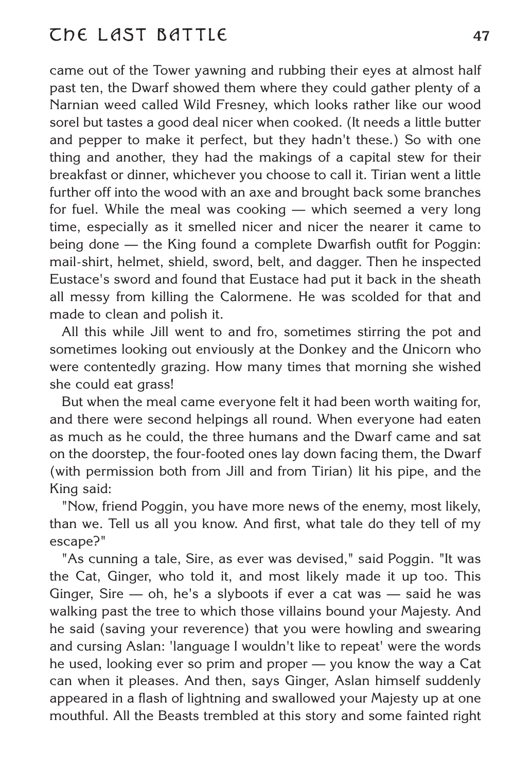came out of the Tower yawning and rubbing their eyes at almost half past ten, the Dwarf showed them where they could gather plenty of a Narnian weed called Wild Fresney, which looks rather like our wood sorel but tastes a good deal nicer when cooked. (It needs a little butter and pepper to make it perfect, but they hadn't these.) So with one thing and another, they had the makings of a capital stew for their breakfast or dinner, whichever you choose to call it. Tirian went a little further off into the wood with an axe and brought back some branches for fuel. While the meal was cooking — which seemed a very long time, especially as it smelled nicer and nicer the nearer it came to being done — the King found a complete Dwarfish outfit for Poggin: mail-shirt, helmet, shield, sword, belt, and dagger. Then he inspected Eustace's sword and found that Eustace had put it back in the sheath all messy from killing the Calormene. He was scolded for that and made to clean and polish it.

All this while Jill went to and fro, sometimes stirring the pot and sometimes looking out enviously at the Donkey and the Unicorn who were contentedly grazing. How many times that morning she wished she could eat grass!

But when the meal came everyone felt it had been worth waiting for, and there were second helpings all round. When everyone had eaten as much as he could, the three humans and the Dwarf came and sat on the doorstep, the four-footed ones lay down facing them, the Dwarf (with permission both from Jill and from Tirian) lit his pipe, and the King said:

"Now, friend Poggin, you have more news of the enemy, most likely, than we. Tell us all you know. And first, what tale do they tell of my escape?"

"As cunning a tale, Sire, as ever was devised," said Poggin. "It was the Cat, Ginger, who told it, and most likely made it up too. This Ginger, Sire — oh, he's a slyboots if ever a cat was — said he was walking past the tree to which those villains bound your Majesty. And he said (saving your reverence) that you were howling and swearing and cursing Aslan: 'language I wouldn't like to repeat' were the words he used, looking ever so prim and proper — you know the way a Cat can when it pleases. And then, says Ginger, Aslan himself suddenly appeared in a flash of lightning and swallowed your Majesty up at one mouthful. All the Beasts trembled at this story and some fainted right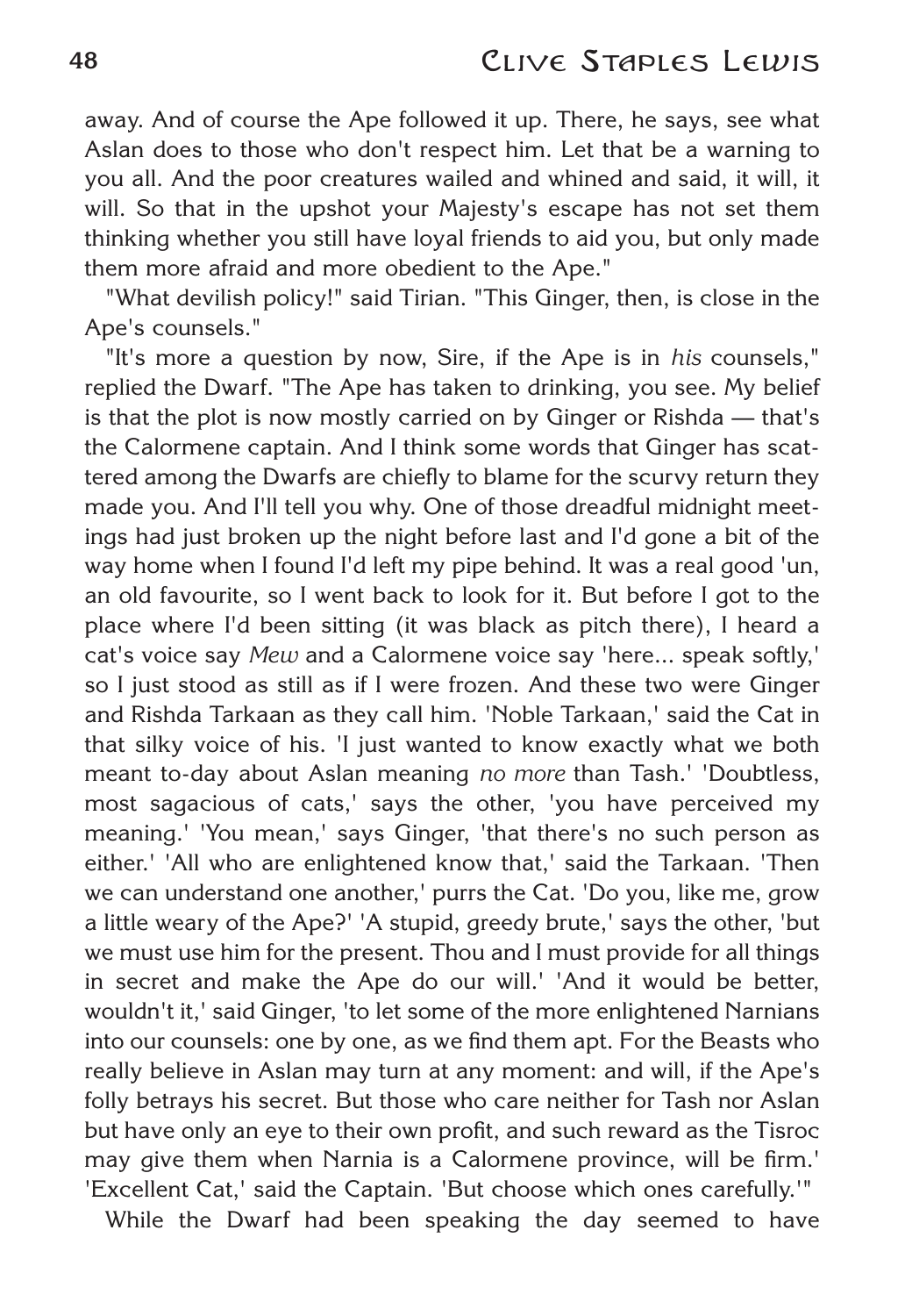away. And of course the Ape followed it up. There, he says, see what Aslan does to those who don't respect him. Let that be a warning to you all. And the poor creatures wailed and whined and said, it will, it will. So that in the upshot your Majesty's escape has not set them thinking whether you still have loyal friends to aid you, but only made them more afraid and more obedient to the Ape."

"What devilish policy!" said Tirian. "This Ginger, then, is close in the Ape's counsels."

"It's more a question by now, Sire, if the Ape is in *his* counsels," replied the Dwarf. "The Ape has taken to drinking, you see. My belief is that the plot is now mostly carried on by Ginger or Rishda — that's the Calormene captain. And I think some words that Ginger has scattered among the Dwarfs are chiefly to blame for the scurvy return they made you. And I'll tell you why. One of those dreadful midnight meetings had just broken up the night before last and I'd gone a bit of the way home when I found I'd left my pipe behind. It was a real good 'un, an old favourite, so I went back to look for it. But before I got to the place where I'd been sitting (it was black as pitch there), I heard a cat's voice say *Mew* and a Calormene voice say 'here... speak softly,' so I just stood as still as if I were frozen. And these two were Ginger and Rishda Tarkaan as they call him. 'Noble Tarkaan,' said the Cat in that silky voice of his. 'I just wanted to know exactly what we both meant to-day about Aslan meaning *no more* than Tash.' 'Doubtless, most sagacious of cats,' says the other, 'you have perceived my meaning.' 'You mean,' says Ginger, 'that there's no such person as either.' 'All who are enlightened know that,' said the Tarkaan. 'Then we can understand one another,' purrs the Cat. 'Do you, like me, grow a little weary of the Ape?' 'A stupid, greedy brute,' says the other, 'but we must use him for the present. Thou and I must provide for all things in secret and make the Ape do our will.' 'And it would be better, wouldn't it,' said Ginger, 'to let some of the more enlightened Narnians into our counsels: one by one, as we find them apt. For the Beasts who really believe in Aslan may turn at any moment: and will, if the Ape's folly betrays his secret. But those who care neither for Tash nor Aslan but have only an eye to their own profit, and such reward as the Tisroc may give them when Narnia is a Calormene province, will be firm.' 'Excellent Cat,' said the Captain. 'But choose which ones carefully.'"

While the Dwarf had been speaking the day seemed to have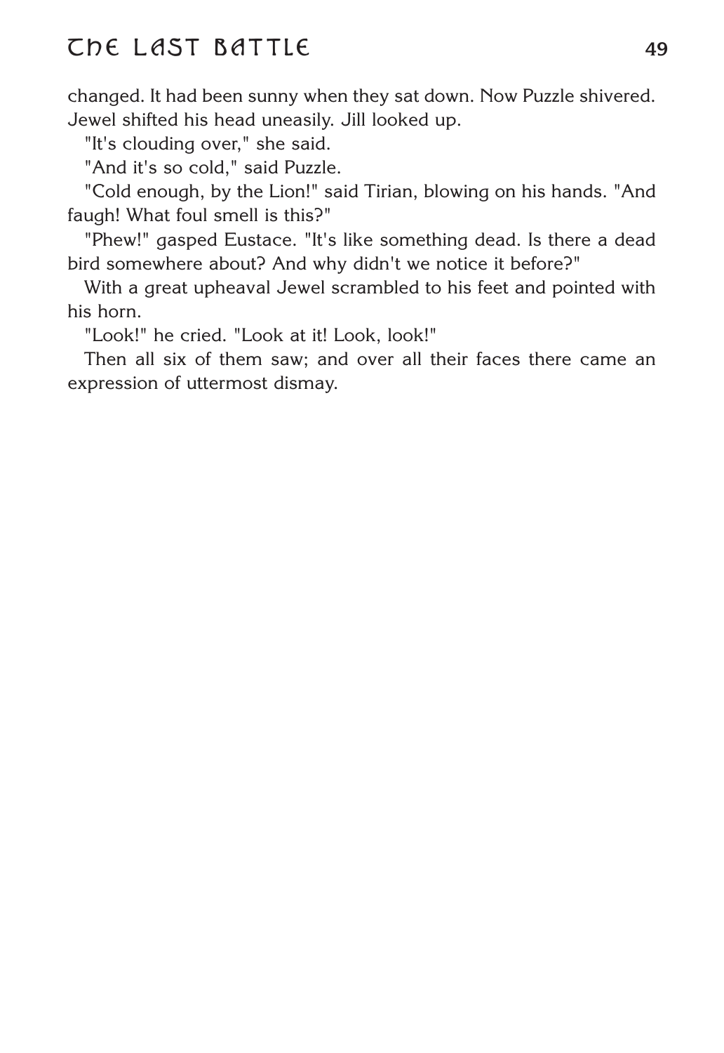changed. It had been sunny when they sat down. Now Puzzle shivered. Jewel shifted his head uneasily. Jill looked up.

"It's clouding over," she said.

"And it's so cold," said Puzzle.

"Cold enough, by the Lion!" said Tirian, blowing on his hands. "And faugh! What foul smell is this?"

"Phew!" gasped Eustace. "It's like something dead. Is there a dead bird somewhere about? And why didn't we notice it before?"

With a great upheaval Jewel scrambled to his feet and pointed with his horn.

"Look!" he cried. "Look at it! Look, look!"

Then all six of them saw; and over all their faces there came an expression of uttermost dismay.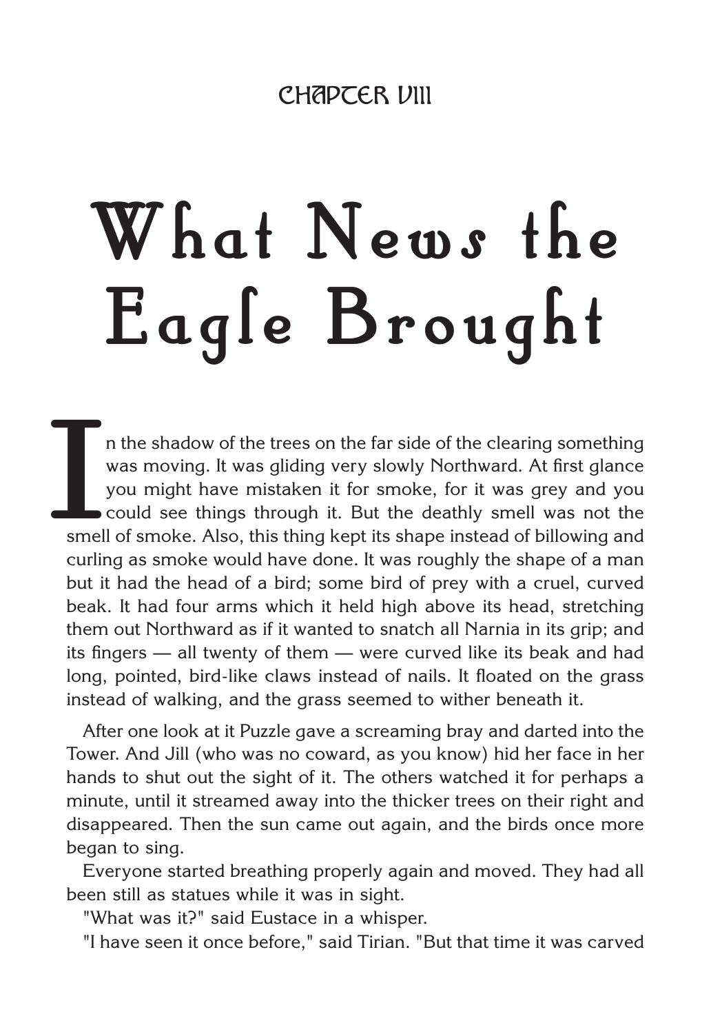CHAPTER VIII

# What News the Eagle Brought

In the shadow of the trees on the far side of the clearing something was moving. It was gliding very slowly Northward. At first glance you might have mistaken it for smoke, for it was grey and you could see things through it. But the deathly smell was not the smell of smoke. Also, this thing kept its shape instead of billowing and curling as smoke would have done. It was roughly the shape of a man but it had the head of a bird; some bird of prey with a cruel, curved beak. It had four arms which it held high above its head, stretching them out Northward as if it wanted to snatch all Narnia in its grip; and its fingers — all twenty of them — were curved like its beak and had long, pointed, bird-like claws instead of nails. It floated on the grass instead of walking, and the grass seemed to wither beneath it.

After one look at it Puzzle gave a screaming bray and darted into the Tower. And Jill (who was no coward, as you know) hid her face in her hands to shut out the sight of it. The others watched it for perhaps a minute, until it streamed away into the thicker trees on their right and disappeared. Then the sun came out again, and the birds once more began to sing.

Everyone started breathing properly again and moved. They had all been still as statues while it was in sight.

"What was it?" said Eustace in a whisper.

"I have seen it once before," said Tirian. "But that time it was carved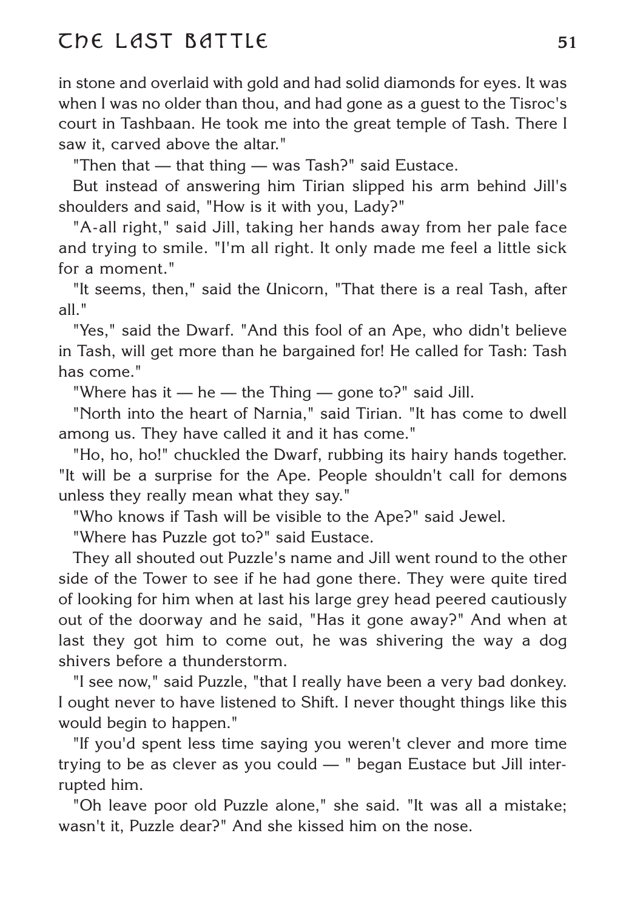in stone and overlaid with gold and had solid diamonds for eyes. It was when I was no older than thou, and had gone as a guest to the Tisroc's court in Tashbaan. He took me into the great temple of Tash. There I saw it, carved above the altar."

"Then that — that thing — was Tash?" said Eustace.

But instead of answering him Tirian slipped his arm behind Jill's shoulders and said, "How is it with you, Lady?"

"A-all right," said Jill, taking her hands away from her pale face and trying to smile. "I'm all right. It only made me feel a little sick for a moment."

"It seems, then," said the Unicorn, "That there is a real Tash, after all."

"Yes," said the Dwarf. "And this fool of an Ape, who didn't believe in Tash, will get more than he bargained for! He called for Tash: Tash has come."

"Where has it — he — the Thing — gone to?" said Jill.

"North into the heart of Narnia," said Tirian. "It has come to dwell among us. They have called it and it has come."

"Ho, ho, ho!" chuckled the Dwarf, rubbing its hairy hands together. "It will be a surprise for the Ape. People shouldn't call for demons unless they really mean what they say."

"Who knows if Tash will be visible to the Ape?" said Jewel.

"Where has Puzzle got to?" said Eustace.

They all shouted out Puzzle's name and Jill went round to the other side of the Tower to see if he had gone there. They were quite tired of looking for him when at last his large grey head peered cautiously out of the doorway and he said, "Has it gone away?" And when at last they got him to come out, he was shivering the way a dog shivers before a thunderstorm.

"I see now," said Puzzle, "that I really have been a very bad donkey. I ought never to have listened to Shift. I never thought things like this would begin to happen."

"If you'd spent less time saying you weren't clever and more time trying to be as clever as you could — " began Eustace but Jill interrupted him.

"Oh leave poor old Puzzle alone," she said. "It was all a mistake; wasn't it, Puzzle dear?" And she kissed him on the nose.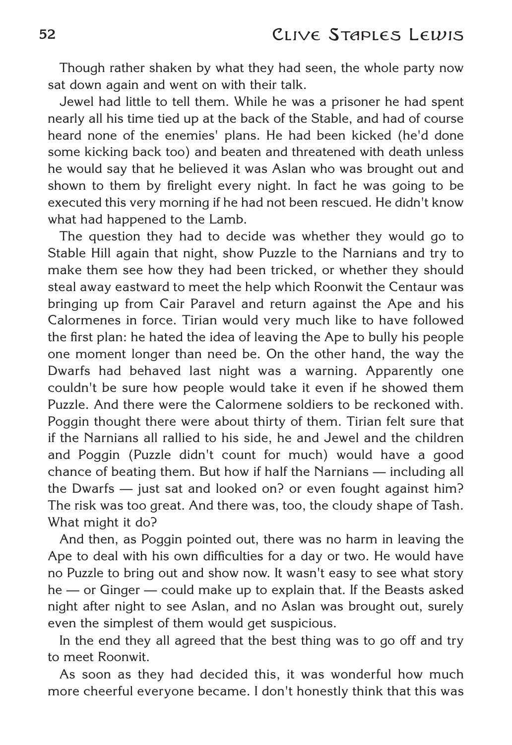Though rather shaken by what they had seen, the whole party now sat down again and went on with their talk.

Jewel had little to tell them. While he was a prisoner he had spent nearly all his time tied up at the back of the Stable, and had of course heard none of the enemies' plans. He had been kicked (he'd done some kicking back too) and beaten and threatened with death unless he would say that he believed it was Aslan who was brought out and shown to them by firelight every night. In fact he was going to be executed this very morning if he had not been rescued. He didn't know what had happened to the Lamb.

The question they had to decide was whether they would go to Stable Hill again that night, show Puzzle to the Narnians and try to make them see how they had been tricked, or whether they should steal away eastward to meet the help which Roonwit the Centaur was bringing up from Cair Paravel and return against the Ape and his Calormenes in force. Tirian would very much like to have followed the first plan: he hated the idea of leaving the Ape to bully his people one moment longer than need be. On the other hand, the way the Dwarfs had behaved last night was a warning. Apparently one couldn't be sure how people would take it even if he showed them Puzzle. And there were the Calormene soldiers to be reckoned with. Poggin thought there were about thirty of them. Tirian felt sure that if the Narnians all rallied to his side, he and Jewel and the children and Poggin (Puzzle didn't count for much) would have a good chance of beating them. But how if half the Narnians — including all the Dwarfs — just sat and looked on? or even fought against him? The risk was too great. And there was, too, the cloudy shape of Tash. What might it do?

And then, as Poggin pointed out, there was no harm in leaving the Ape to deal with his own difficulties for a day or two. He would have no Puzzle to bring out and show now. It wasn't easy to see what story he — or Ginger — could make up to explain that. If the Beasts asked night after night to see Aslan, and no Aslan was brought out, surely even the simplest of them would get suspicious.

In the end they all agreed that the best thing was to go off and try to meet Roonwit.

As soon as they had decided this, it was wonderful how much more cheerful everyone became. I don't honestly think that this was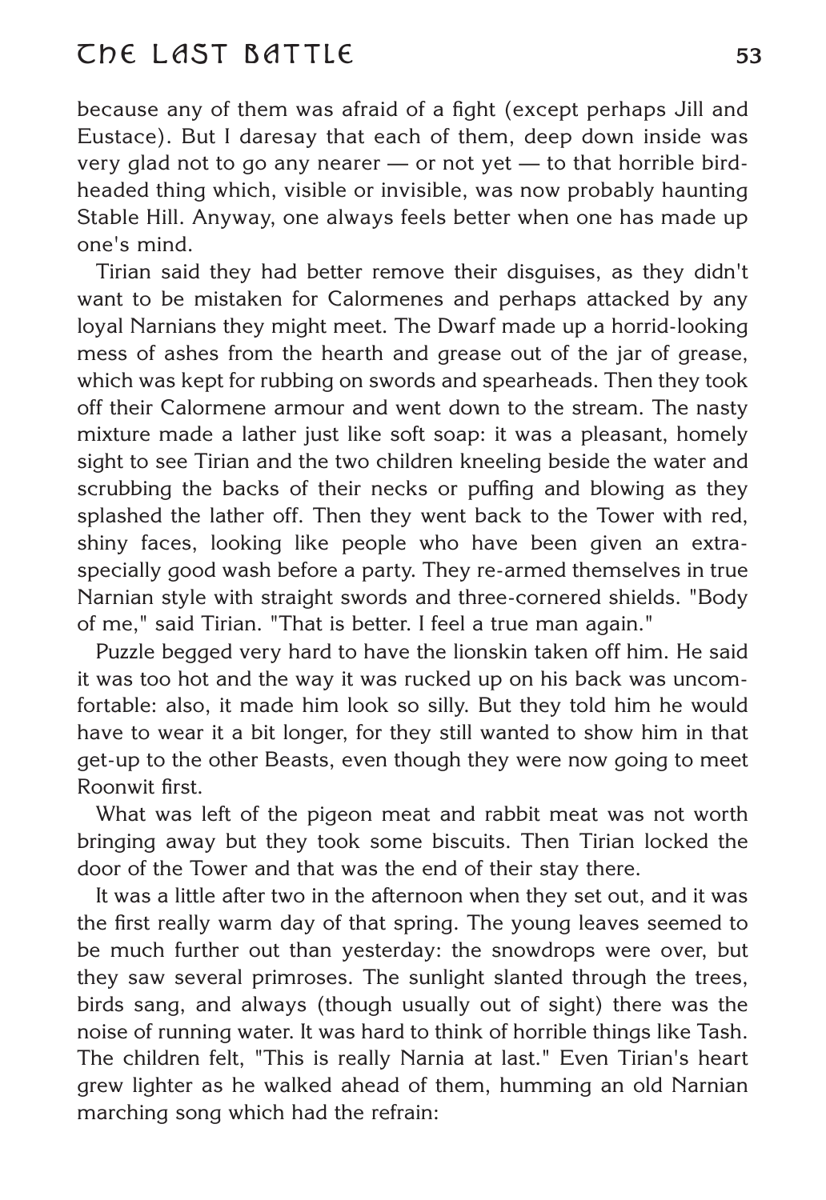because any of them was afraid of a fight (except perhaps Jill and Eustace). But I daresay that each of them, deep down inside was very glad not to go any nearer — or not yet — to that horrible bird-headed thing which, visible or invisible, was now probably haunting Stable Hill. Anyway, one always feels better when one has made up one's mind.

Tirian said they had better remove their disguises, as they didn't want to be mistaken for Calormenes and perhaps attacked by any loyal Narnians they might meet. The Dwarf made up a horrid-looking mess of ashes from the hearth and grease out of the jar of grease, which was kept for rubbing on swords and spearheads. Then they took off their Calormene armour and went down to the stream. The nasty mixture made a lather just like soft soap: it was a pleasant, homely sight to see Tirian and the two children kneeling beside the water and scrubbing the backs of their necks or puffing and blowing as they splashed the lather off. Then they went back to the Tower with red, shiny faces, looking like people who have been given an extra-specially good wash before a party. They re-armed themselves in true Narnian style with straight swords and three-cornered shields. "Body of me," said Tirian. "That is better. I feel a true man again."

Puzzle begged very hard to have the lionskin taken off him. He said it was too hot and the way it was rucked up on his back was uncomfortable: also, it made him look so silly. But they told him he would have to wear it a bit longer, for they still wanted to show him in that get-up to the other Beasts, even though they were now going to meet Roonwit first.

What was left of the pigeon meat and rabbit meat was not worth bringing away but they took some biscuits. Then Tirian locked the door of the Tower and that was the end of their stay there.

It was a little after two in the afternoon when they set out, and it was the first really warm day of that spring. The young leaves seemed to be much further out than yesterday: the snowdrops were over, but they saw several primroses. The sunlight slanted through the trees, birds sang, and always (though usually out of sight) there was the noise of running water. It was hard to think of horrible things like Tash. The children felt, "This is really Narnia at last." Even Tirian's heart grew lighter as he walked ahead of them, humming an old Narnian marching song which had the refrain: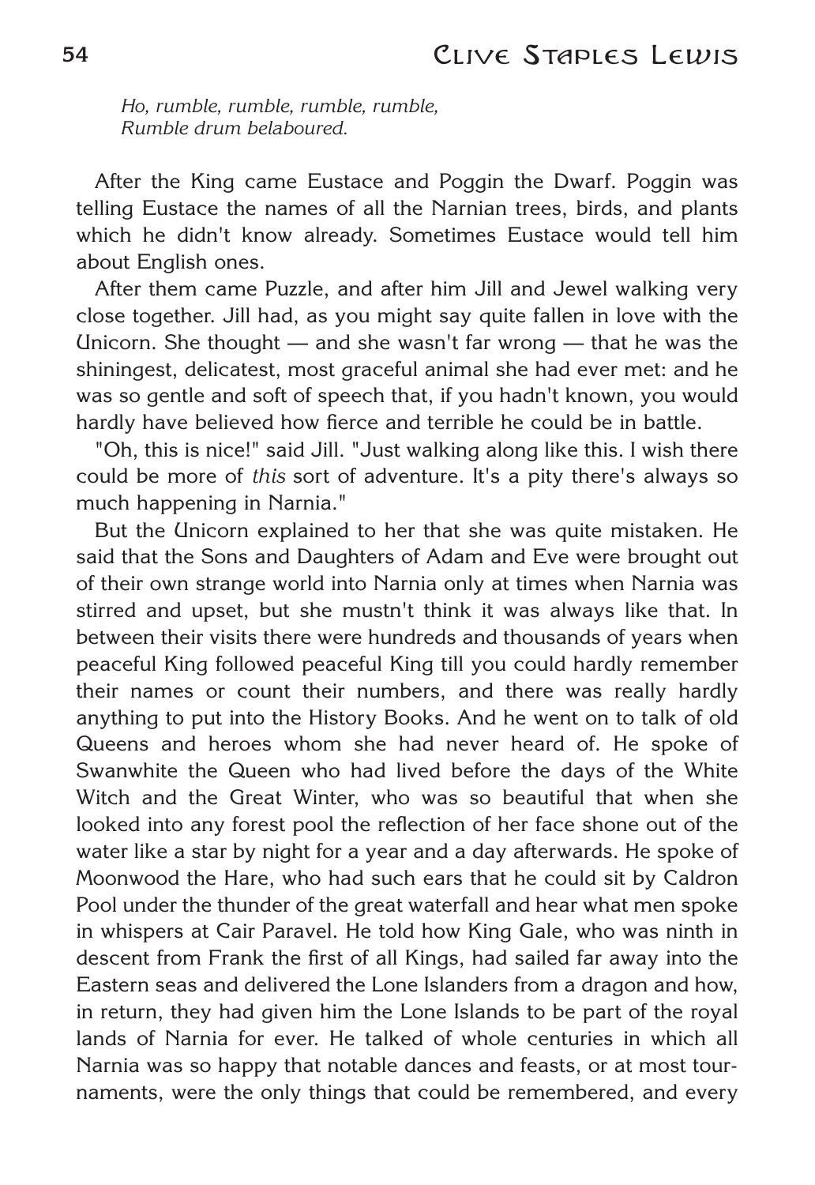*Ho, rumble, rumble, rumble, rumble,*
*Rumble drum belaboured.*

After the King came Eustace and Poggin the Dwarf. Poggin was telling Eustace the names of all the Narnian trees, birds, and plants which he didn't know already. Sometimes Eustace would tell him about English ones.

After them came Puzzle, and after him Jill and Jewel walking very close together. Jill had, as you might say quite fallen in love with the Unicorn. She thought — and she wasn't far wrong — that he was the shiningest, delicatest, most graceful animal she had ever met: and he was so gentle and soft of speech that, if you hadn't known, you would hardly have believed how fierce and terrible he could be in battle.

"Oh, this is nice!" said Jill. "Just walking along like this. I wish there could be more of *this* sort of adventure. It's a pity there's always so much happening in Narnia."

But the Unicorn explained to her that she was quite mistaken. He said that the Sons and Daughters of Adam and Eve were brought out of their own strange world into Narnia only at times when Narnia was stirred and upset, but she mustn't think it was always like that. In between their visits there were hundreds and thousands of years when peaceful King followed peaceful King till you could hardly remember their names or count their numbers, and there was really hardly anything to put into the History Books. And he went on to talk of old Queens and heroes whom she had never heard of. He spoke of Swanwhite the Queen who had lived before the days of the White Witch and the Great Winter, who was so beautiful that when she looked into any forest pool the reflection of her face shone out of the water like a star by night for a year and a day afterwards. He spoke of Moonwood the Hare, who had such ears that he could sit by Caldron Pool under the thunder of the great waterfall and hear what men spoke in whispers at Cair Paravel. He told how King Gale, who was ninth in descent from Frank the first of all Kings, had sailed far away into the Eastern seas and delivered the Lone Islanders from a dragon and how, in return, they had given him the Lone Islands to be part of the royal lands of Narnia for ever. He talked of whole centuries in which all Narnia was so happy that notable dances and feasts, or at most tournaments, were the only things that could be remembered, and every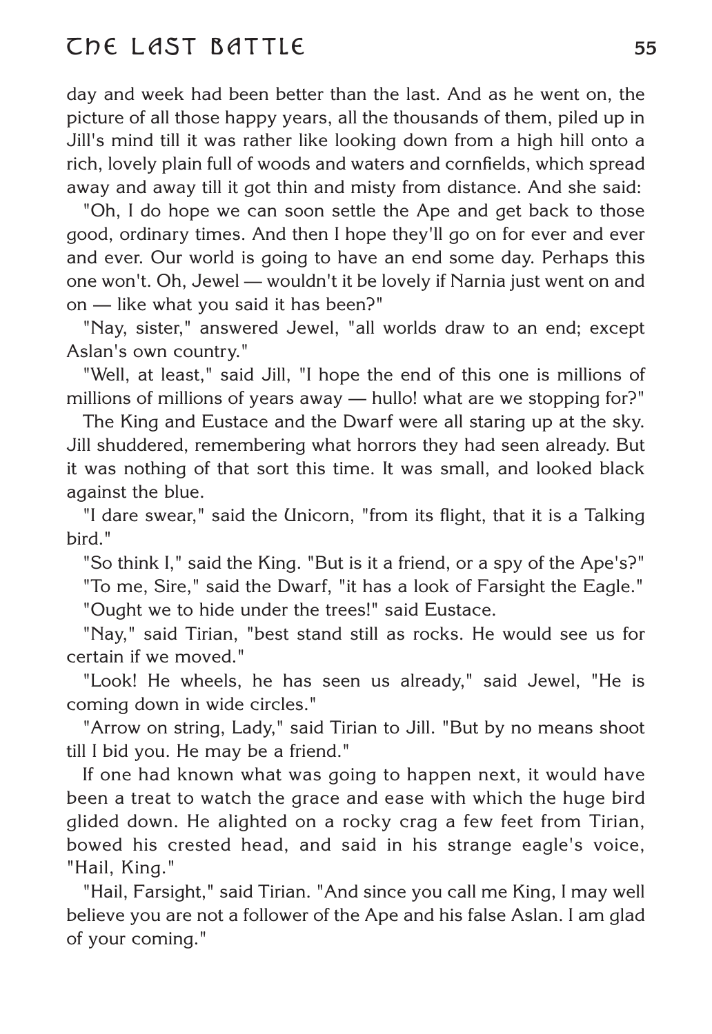day and week had been better than the last. And as he went on, the picture of all those happy years, all the thousands of them, piled up in Jill's mind till it was rather like looking down from a high hill onto a rich, lovely plain full of woods and waters and cornfields, which spread away and away till it got thin and misty from distance. And she said:

"Oh, I do hope we can soon settle the Ape and get back to those good, ordinary times. And then I hope they'll go on for ever and ever and ever. Our world is going to have an end some day. Perhaps this one won't. Oh, Jewel — wouldn't it be lovely if Narnia just went on and on — like what you said it has been?"

"Nay, sister," answered Jewel, "all worlds draw to an end; except Aslan's own country."

"Well, at least," said Jill, "I hope the end of this one is millions of millions of millions of years away — hullo! what are we stopping for?"

The King and Eustace and the Dwarf were all staring up at the sky. Jill shuddered, remembering what horrors they had seen already. But it was nothing of that sort this time. It was small, and looked black against the blue.

"I dare swear," said the Unicorn, "from its flight, that it is a Talking bird."

"So think I," said the King. "But is it a friend, or a spy of the Ape's?"

"To me, Sire," said the Dwarf, "it has a look of Farsight the Eagle."

"Ought we to hide under the trees!" said Eustace.

"Nay," said Tirian, "best stand still as rocks. He would see us for certain if we moved."

"Look! He wheels, he has seen us already," said Jewel, "He is coming down in wide circles."

"Arrow on string, Lady," said Tirian to Jill. "But by no means shoot till I bid you. He may be a friend."

If one had known what was going to happen next, it would have been a treat to watch the grace and ease with which the huge bird glided down. He alighted on a rocky crag a few feet from Tirian, bowed his crested head, and said in his strange eagle's voice, "Hail, King."

"Hail, Farsight," said Tirian. "And since you call me King, I may well believe you are not a follower of the Ape and his false Aslan. I am glad of your coming."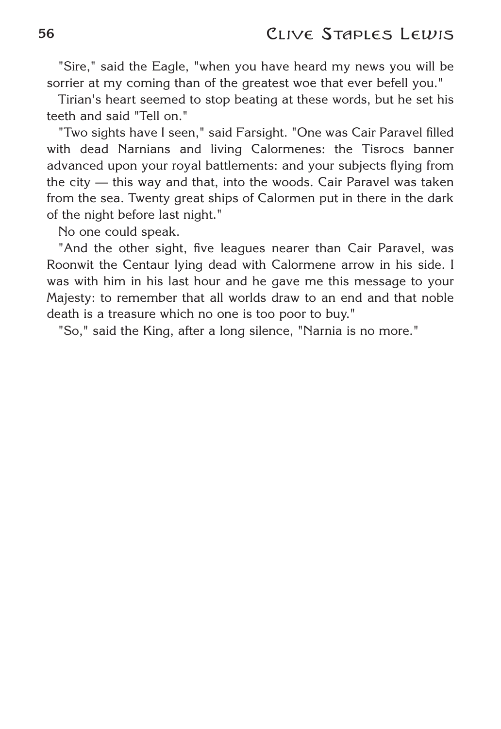"Sire," said the Eagle, "when you have heard my news you will be sorrier at my coming than of the greatest woe that ever befell you."

Tirian's heart seemed to stop beating at these words, but he set his teeth and said "Tell on."

"Two sights have I seen," said Farsight. "One was Cair Paravel filled with dead Narnians and living Calormenes: the Tisrocs banner advanced upon your royal battlements: and your subjects flying from the city — this way and that, into the woods. Cair Paravel was taken from the sea. Twenty great ships of Calormen put in there in the dark of the night before last night."

No one could speak.

"And the other sight, five leagues nearer than Cair Paravel, was Roonwit the Centaur lying dead with Calormene arrow in his side. I was with him in his last hour and he gave me this message to your Majesty: to remember that all worlds draw to an end and that noble death is a treasure which no one is too poor to buy."

"So," said the King, after a long silence, "Narnia is no more."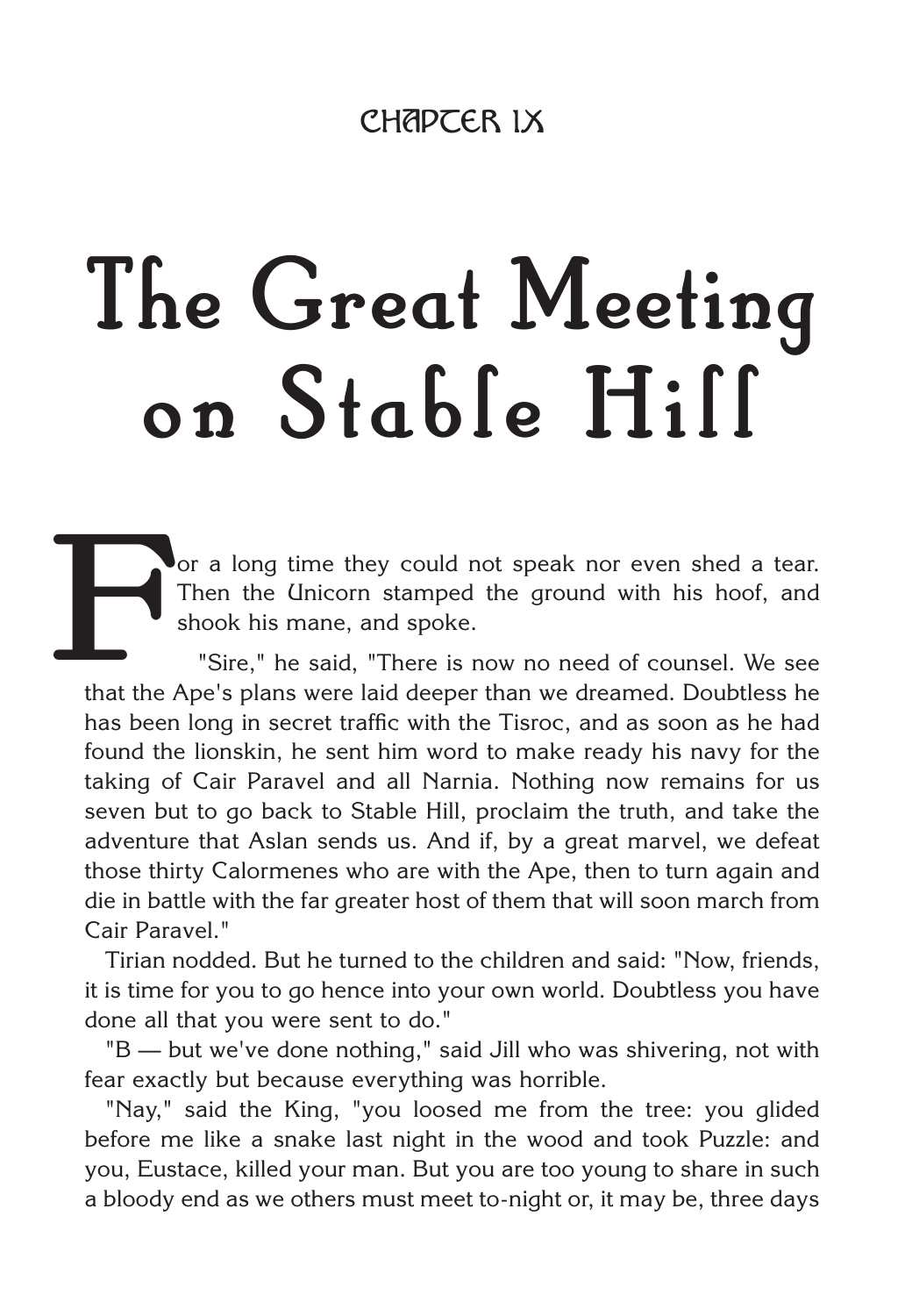## CHAPTER IX

# The Great Meeting on Stable Hill

For a long time they could not speak nor even shed a tear. Then the Unicorn stamped the ground with his hoof, and shook his mane, and spoke.

"Sire," he said, "There is now no need of counsel. We see that the Ape's plans were laid deeper than we dreamed. Doubtless he has been long in secret traffic with the Tisroc, and as soon as he had found the lionskin, he sent him word to make ready his navy for the taking of Cair Paravel and all Narnia. Nothing now remains for us seven but to go back to Stable Hill, proclaim the truth, and take the adventure that Aslan sends us. And if, by a great marvel, we defeat those thirty Calormenes who are with the Ape, then to turn again and die in battle with the far greater host of them that will soon march from Cair Paravel."

Tirian nodded. But he turned to the children and said: "Now, friends, it is time for you to go hence into your own world. Doubtless you have done all that you were sent to do."

"B — but we've done nothing," said Jill who was shivering, not with fear exactly but because everything was horrible.

"Nay," said the King, "you loosed me from the tree: you glided before me like a snake last night in the wood and took Puzzle: and you, Eustace, killed your man. But you are too young to share in such a bloody end as we others must meet to-night or, it may be, three days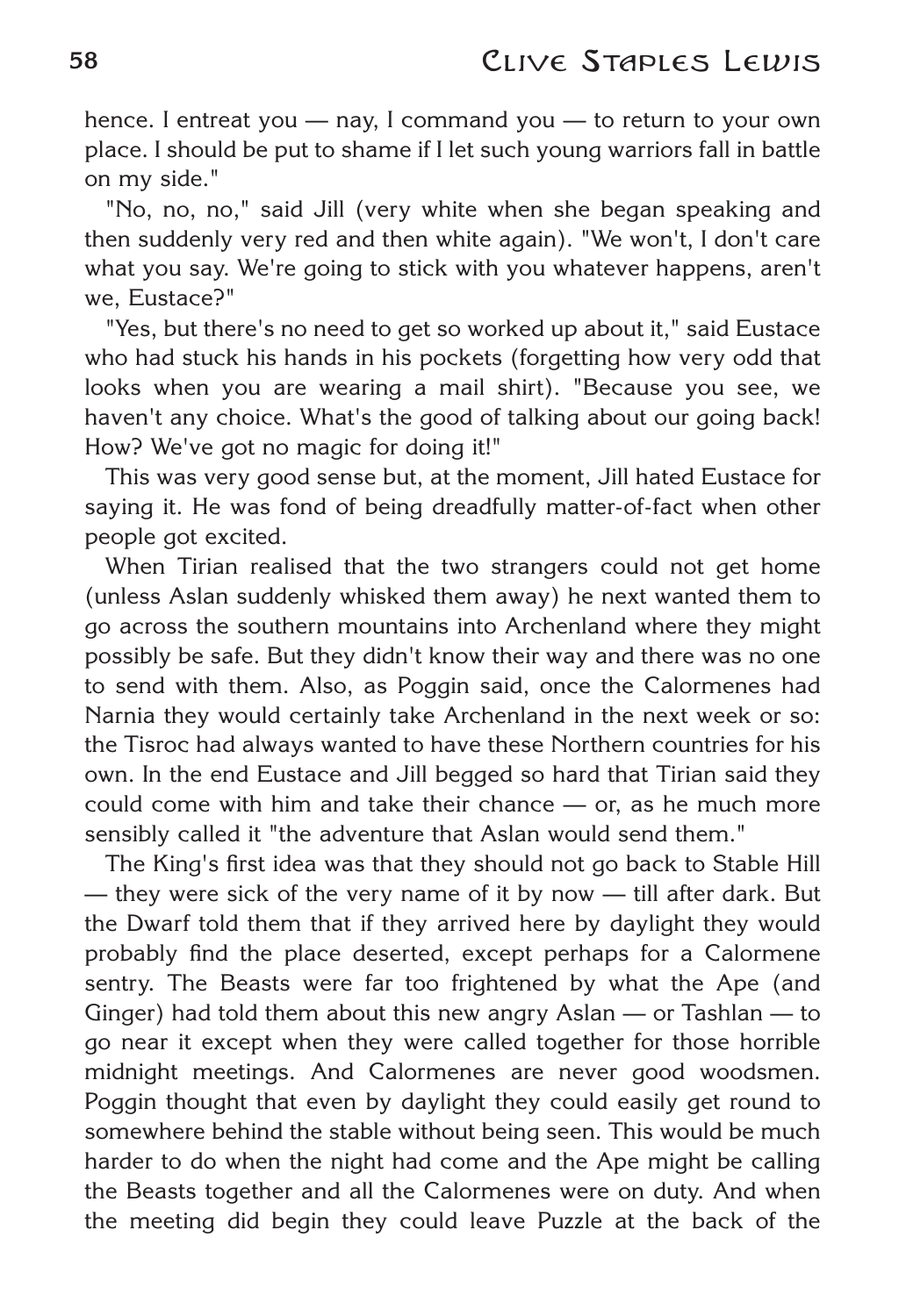hence. I entreat you — nay, I command you — to return to your own place. I should be put to shame if I let such young warriors fall in battle on my side."

"No, no, no," said Jill (very white when she began speaking and then suddenly very red and then white again). "We won't, I don't care what you say. We're going to stick with you whatever happens, aren't we, Eustace?"

"Yes, but there's no need to get so worked up about it," said Eustace who had stuck his hands in his pockets (forgetting how very odd that looks when you are wearing a mail shirt). "Because you see, we haven't any choice. What's the good of talking about our going back! How? We've got no magic for doing it!"

This was very good sense but, at the moment, Jill hated Eustace for saying it. He was fond of being dreadfully matter-of-fact when other people got excited.

When Tirian realised that the two strangers could not get home (unless Aslan suddenly whisked them away) he next wanted them to go across the southern mountains into Archenland where they might possibly be safe. But they didn't know their way and there was no one to send with them. Also, as Poggin said, once the Calormenes had Narnia they would certainly take Archenland in the next week or so: the Tisroc had always wanted to have these Northern countries for his own. In the end Eustace and Jill begged so hard that Tirian said they could come with him and take their chance — or, as he much more sensibly called it "the adventure that Aslan would send them."

The King's first idea was that they should not go back to Stable Hill — they were sick of the very name of it by now — till after dark. But the Dwarf told them that if they arrived here by daylight they would probably find the place deserted, except perhaps for a Calormene sentry. The Beasts were far too frightened by what the Ape (and Ginger) had told them about this new angry Aslan — or Tashlan — to go near it except when they were called together for those horrible midnight meetings. And Calormenes are never good woodsmen. Poggin thought that even by daylight they could easily get round to somewhere behind the stable without being seen. This would be much harder to do when the night had come and the Ape might be calling the Beasts together and all the Calormenes were on duty. And when the meeting did begin they could leave Puzzle at the back of the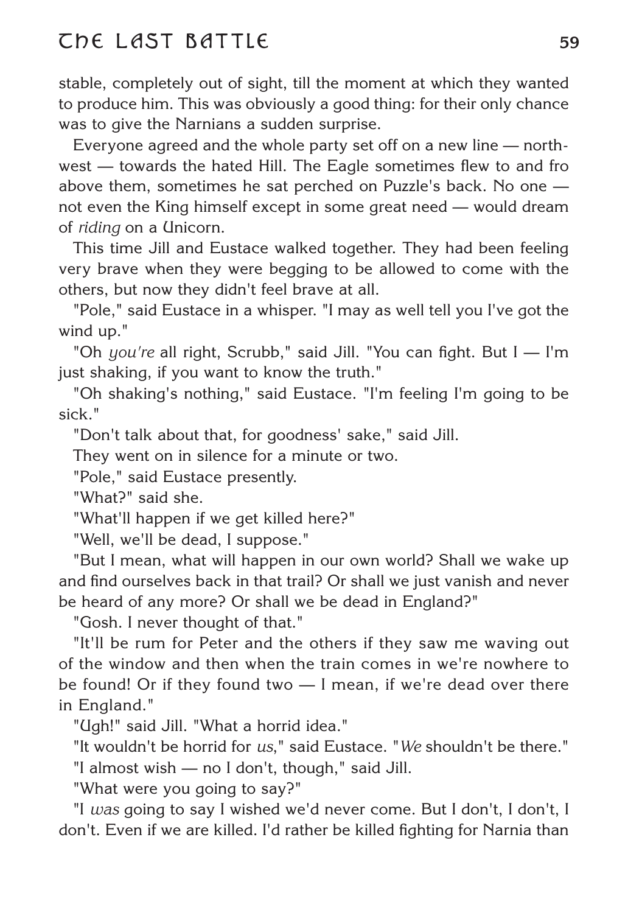stable, completely out of sight, till the moment at which they wanted to produce him. This was obviously a good thing: for their only chance was to give the Narnians a sudden surprise.

Everyone agreed and the whole party set off on a new line — northwest — towards the hated Hill. The Eagle sometimes flew to and fro above them, sometimes he sat perched on Puzzle's back. No one — not even the King himself except in some great need — would dream of *riding* on a Unicorn.

This time Jill and Eustace walked together. They had been feeling very brave when they were begging to be allowed to come with the others, but now they didn't feel brave at all.

"Pole," said Eustace in a whisper. "I may as well tell you I've got the wind up."

"Oh *you're* all right, Scrubb," said Jill. "You can fight. But I — I'm just shaking, if you want to know the truth."

"Oh shaking's nothing," said Eustace. "I'm feeling I'm going to be sick."

"Don't talk about that, for goodness' sake," said Jill.

They went on in silence for a minute or two.

"Pole," said Eustace presently.

"What?" said she.

"What'll happen if we get killed here?"

"Well, we'll be dead, I suppose."

"But I mean, what will happen in our own world? Shall we wake up and find ourselves back in that trail? Or shall we just vanish and never be heard of any more? Or shall we be dead in England?"

"Gosh. I never thought of that."

"It'll be rum for Peter and the others if they saw me waving out of the window and then when the train comes in we're nowhere to be found! Or if they found two — I mean, if we're dead over there in England."

"Ugh!" said Jill. "What a horrid idea."

"It wouldn't be horrid for *us*," said Eustace. "*We* shouldn't be there."

"I almost wish — no I don't, though," said Jill.

"What were you going to say?"

"I *was* going to say I wished we'd never come. But I don't, I don't, I don't. Even if we are killed. I'd rather be killed fighting for Narnia than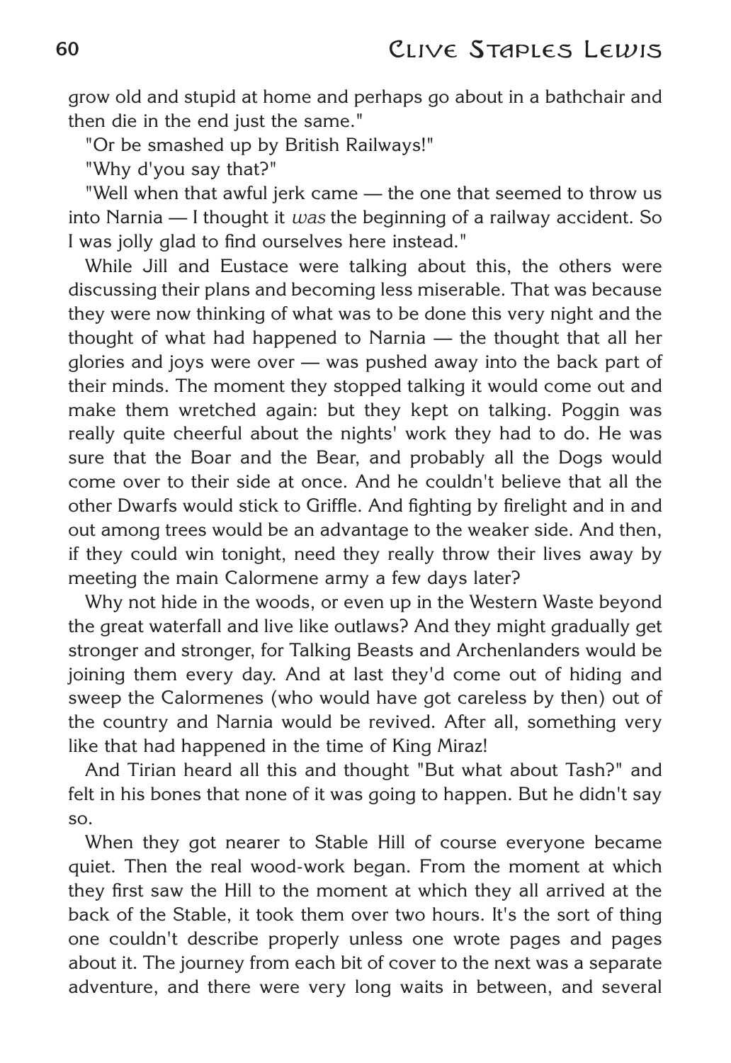grow old and stupid at home and perhaps go about in a bathchair and then die in the end just the same."

"Or be smashed up by British Railways!"

"Why d'you say that?"

"Well when that awful jerk came — the one that seemed to throw us into Narnia — I thought it *was* the beginning of a railway accident. So I was jolly glad to find ourselves here instead."

While Jill and Eustace were talking about this, the others were discussing their plans and becoming less miserable. That was because they were now thinking of what was to be done this very night and the thought of what had happened to Narnia — the thought that all her glories and joys were over — was pushed away into the back part of their minds. The moment they stopped talking it would come out and make them wretched again: but they kept on talking. Poggin was really quite cheerful about the nights' work they had to do. He was sure that the Boar and the Bear, and probably all the Dogs would come over to their side at once. And he couldn't believe that all the other Dwarfs would stick to Griffle. And fighting by firelight and in and out among trees would be an advantage to the weaker side. And then, if they could win tonight, need they really throw their lives away by meeting the main Calormene army a few days later?

Why not hide in the woods, or even up in the Western Waste beyond the great waterfall and live like outlaws? And they might gradually get stronger and stronger, for Talking Beasts and Archenlanders would be joining them every day. And at last they'd come out of hiding and sweep the Calormenes (who would have got careless by then) out of the country and Narnia would be revived. After all, something very like that had happened in the time of King Miraz!

And Tirian heard all this and thought "But what about Tash?" and felt in his bones that none of it was going to happen. But he didn't say so.

When they got nearer to Stable Hill of course everyone became quiet. Then the real wood-work began. From the moment at which they first saw the Hill to the moment at which they all arrived at the back of the Stable, it took them over two hours. It's the sort of thing one couldn't describe properly unless one wrote pages and pages about it. The journey from each bit of cover to the next was a separate adventure, and there were very long waits in between, and several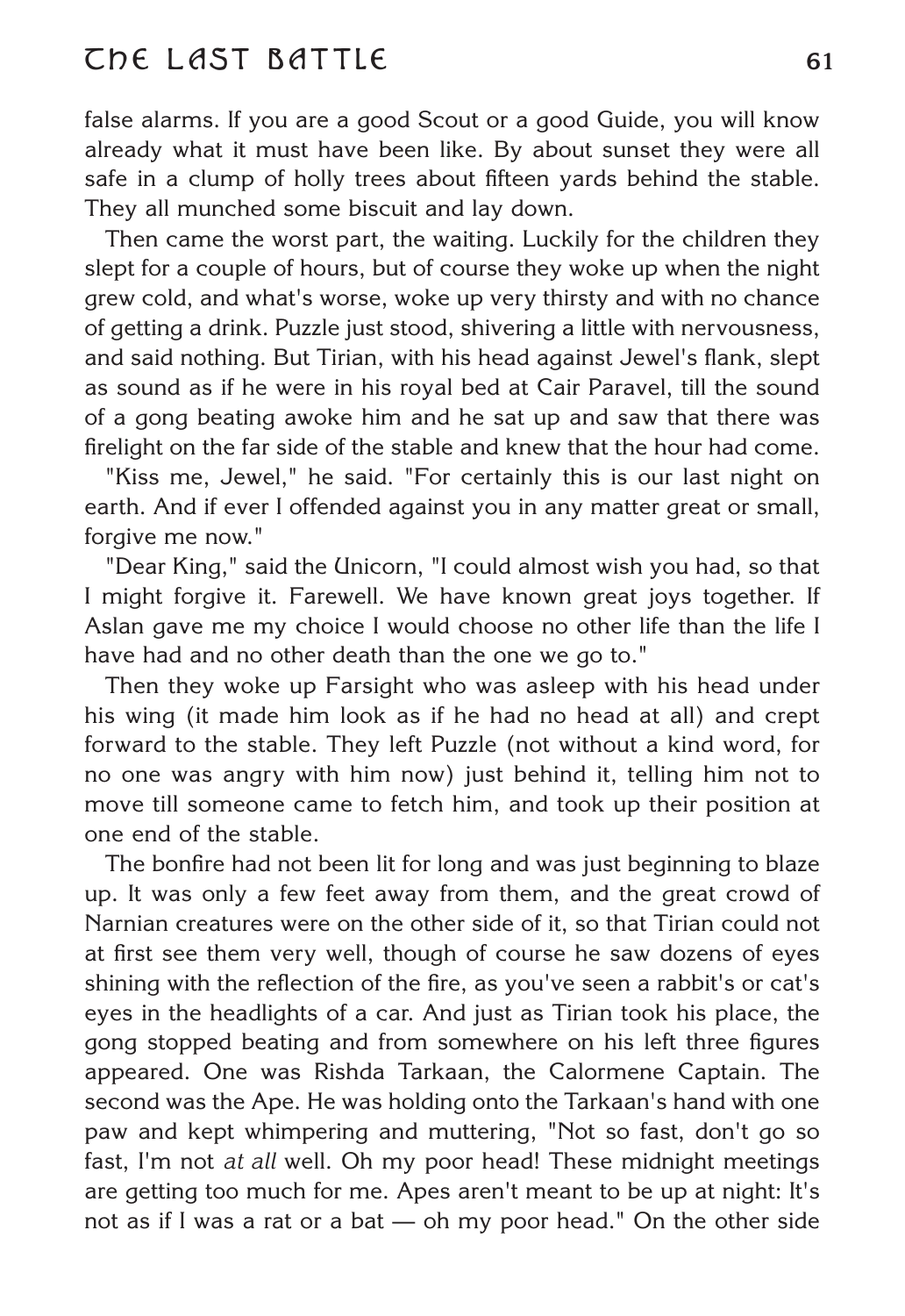false alarms. If you are a good Scout or a good Guide, you will know already what it must have been like. By about sunset they were all safe in a clump of holly trees about fifteen yards behind the stable. They all munched some biscuit and lay down.

Then came the worst part, the waiting. Luckily for the children they slept for a couple of hours, but of course they woke up when the night grew cold, and what's worse, woke up very thirsty and with no chance of getting a drink. Puzzle just stood, shivering a little with nervousness, and said nothing. But Tirian, with his head against Jewel's flank, slept as sound as if he were in his royal bed at Cair Paravel, till the sound of a gong beating awoke him and he sat up and saw that there was firelight on the far side of the stable and knew that the hour had come.

"Kiss me, Jewel," he said. "For certainly this is our last night on earth. And if ever I offended against you in any matter great or small, forgive me now."

"Dear King," said the Unicorn, "I could almost wish you had, so that I might forgive it. Farewell. We have known great joys together. If Aslan gave me my choice I would choose no other life than the life I have had and no other death than the one we go to."

Then they woke up Farsight who was asleep with his head under his wing (it made him look as if he had no head at all) and crept forward to the stable. They left Puzzle (not without a kind word, for no one was angry with him now) just behind it, telling him not to move till someone came to fetch him, and took up their position at one end of the stable.

The bonfire had not been lit for long and was just beginning to blaze up. It was only a few feet away from them, and the great crowd of Narnian creatures were on the other side of it, so that Tirian could not at first see them very well, though of course he saw dozens of eyes shining with the reflection of the fire, as you've seen a rabbit's or cat's eyes in the headlights of a car. And just as Tirian took his place, the gong stopped beating and from somewhere on his left three figures appeared. One was Rishda Tarkaan, the Calormene Captain. The second was the Ape. He was holding onto the Tarkaan's hand with one paw and kept whimpering and muttering, "Not so fast, don't go so fast, I'm not *at all* well. Oh my poor head! These midnight meetings are getting too much for me. Apes aren't meant to be up at night: It's not as if I was a rat or a bat — oh my poor head." On the other side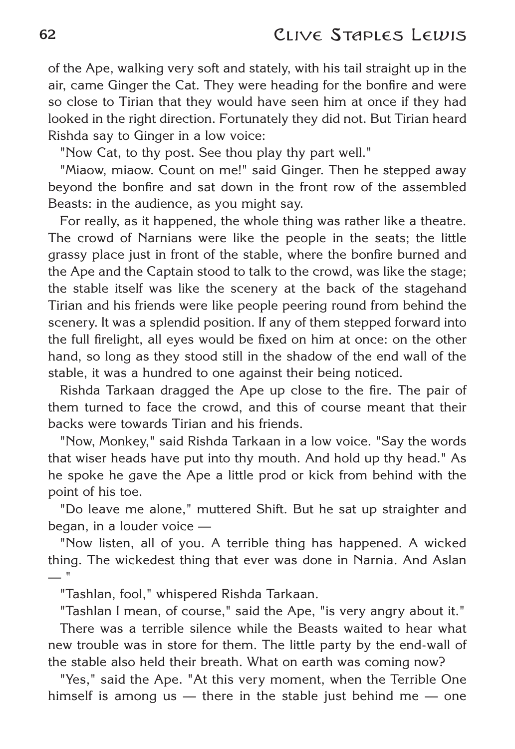of the Ape, walking very soft and stately, with his tail straight up in the air, came Ginger the Cat. They were heading for the bonfire and were so close to Tirian that they would have seen him at once if they had looked in the right direction. Fortunately they did not. But Tirian heard Rishda say to Ginger in a low voice:

"Now Cat, to thy post. See thou play thy part well."

"Miaow, miaow. Count on me!" said Ginger. Then he stepped away beyond the bonfire and sat down in the front row of the assembled Beasts: in the audience, as you might say.

For really, as it happened, the whole thing was rather like a theatre. The crowd of Narnians were like the people in the seats; the little grassy place just in front of the stable, where the bonfire burned and the Ape and the Captain stood to talk to the crowd, was like the stage; the stable itself was like the scenery at the back of the stagehand Tirian and his friends were like people peering round from behind the scenery. It was a splendid position. If any of them stepped forward into the full firelight, all eyes would be fixed on him at once: on the other hand, so long as they stood still in the shadow of the end wall of the stable, it was a hundred to one against their being noticed.

Rishda Tarkaan dragged the Ape up close to the fire. The pair of them turned to face the crowd, and this of course meant that their backs were towards Tirian and his friends.

"Now, Monkey," said Rishda Tarkaan in a low voice. "Say the words that wiser heads have put into thy mouth. And hold up thy head." As he spoke he gave the Ape a little prod or kick from behind with the point of his toe.

"Do leave me alone," muttered Shift. But he sat up straighter and began, in a louder voice —

"Now listen, all of you. A terrible thing has happened. A wicked thing. The wickedest thing that ever was done in Narnia. And Aslan — "

"Tashlan, fool," whispered Rishda Tarkaan.

"Tashlan I mean, of course," said the Ape, "is very angry about it."

There was a terrible silence while the Beasts waited to hear what new trouble was in store for them. The little party by the end-wall of the stable also held their breath. What on earth was coming now?

"Yes," said the Ape. "At this very moment, when the Terrible One himself is among us — there in the stable just behind me — one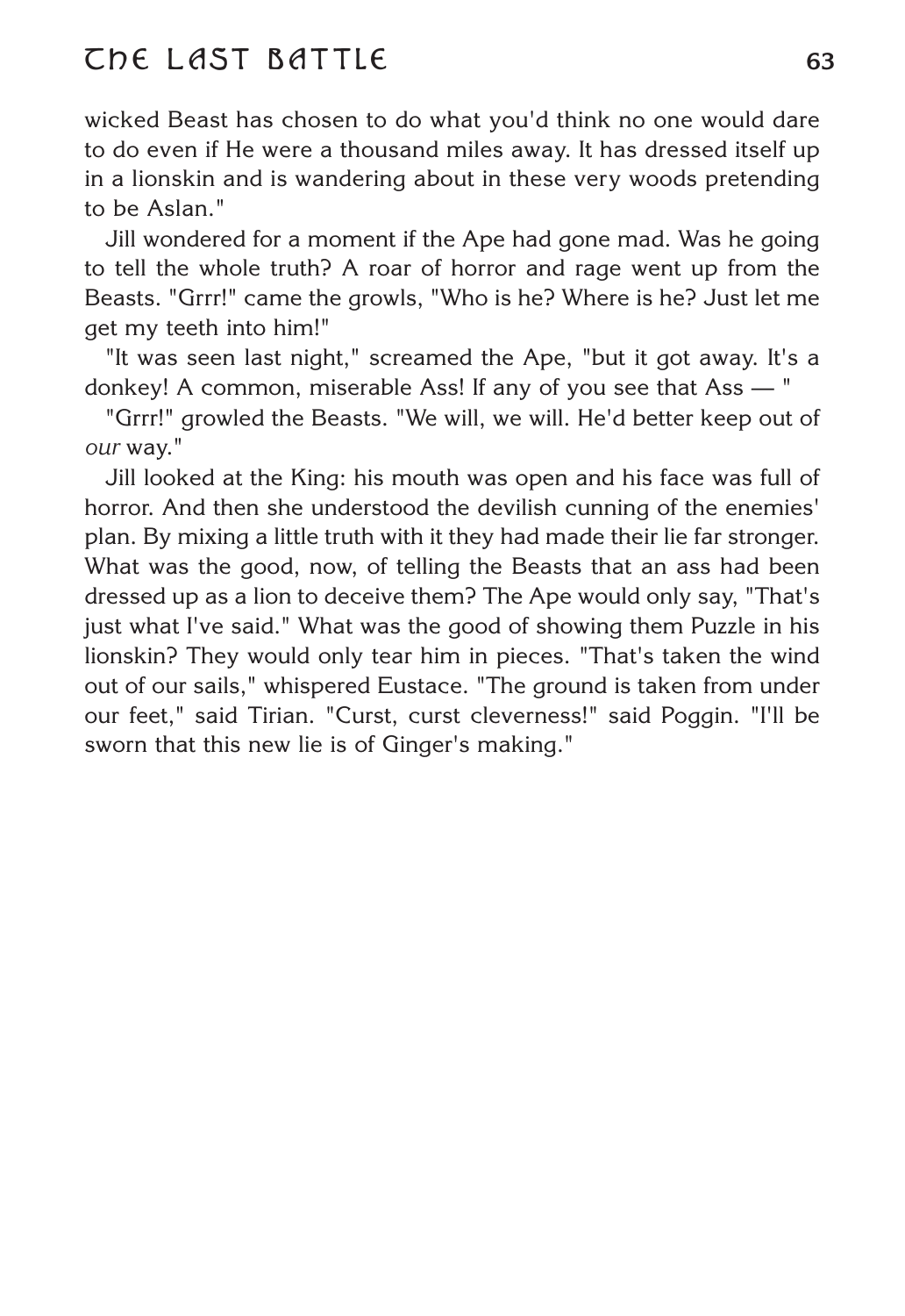wicked Beast has chosen to do what you'd think no one would dare to do even if He were a thousand miles away. It has dressed itself up in a lionskin and is wandering about in these very woods pretending to be Aslan."

Jill wondered for a moment if the Ape had gone mad. Was he going to tell the whole truth? A roar of horror and rage went up from the Beasts. "Grrr!" came the growls, "Who is he? Where is he? Just let me get my teeth into him!"

"It was seen last night," screamed the Ape, "but it got away. It's a donkey! A common, miserable Ass! If any of you see that Ass — "

"Grrr!" growled the Beasts. "We will, we will. He'd better keep out of *our* way."

Jill looked at the King: his mouth was open and his face was full of horror. And then she understood the devilish cunning of the enemies' plan. By mixing a little truth with it they had made their lie far stronger. What was the good, now, of telling the Beasts that an ass had been dressed up as a lion to deceive them? The Ape would only say, "That's just what I've said." What was the good of showing them Puzzle in his lionskin? They would only tear him in pieces. "That's taken the wind out of our sails," whispered Eustace. "The ground is taken from under our feet," said Tirian. "Curst, curst cleverness!" said Poggin. "I'll be sworn that this new lie is of Ginger's making."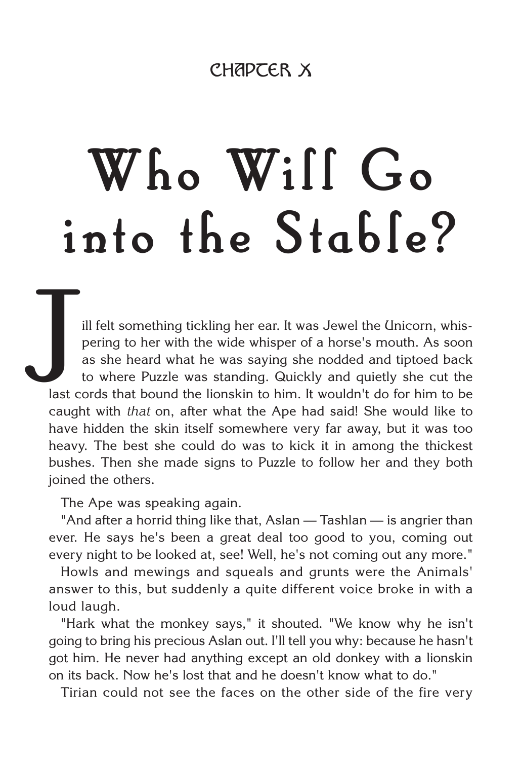CHAPTER X

# Who Will Go into the Stable?

Jill felt something tickling her ear. It was Jewel the Unicorn, whispering to her with the wide whisper of a horse's mouth. As soon as she heard what he was saying she nodded and tiptoed back to where Puzzle was standing. Quickly and quietly she cut the last cords that bound the lionskin to him. It wouldn't do for him to be caught with *that* on, after what the Ape had said! She would like to have hidden the skin itself somewhere very far away, but it was too heavy. The best she could do was to kick it in among the thickest bushes. Then she made signs to Puzzle to follow her and they both joined the others.

The Ape was speaking again.

"And after a horrid thing like that, Aslan — Tashlan — is angrier than ever. He says he's been a great deal too good to you, coming out every night to be looked at, see! Well, he's not coming out any more."

Howls and mewings and squeals and grunts were the Animals' answer to this, but suddenly a quite different voice broke in with a loud laugh.

"Hark what the monkey says," it shouted. "We know why he isn't going to bring his precious Aslan out. I'll tell you why: because he hasn't got him. He never had anything except an old donkey with a lionskin on its back. Now he's lost that and he doesn't know what to do."

Tirian could not see the faces on the other side of the fire very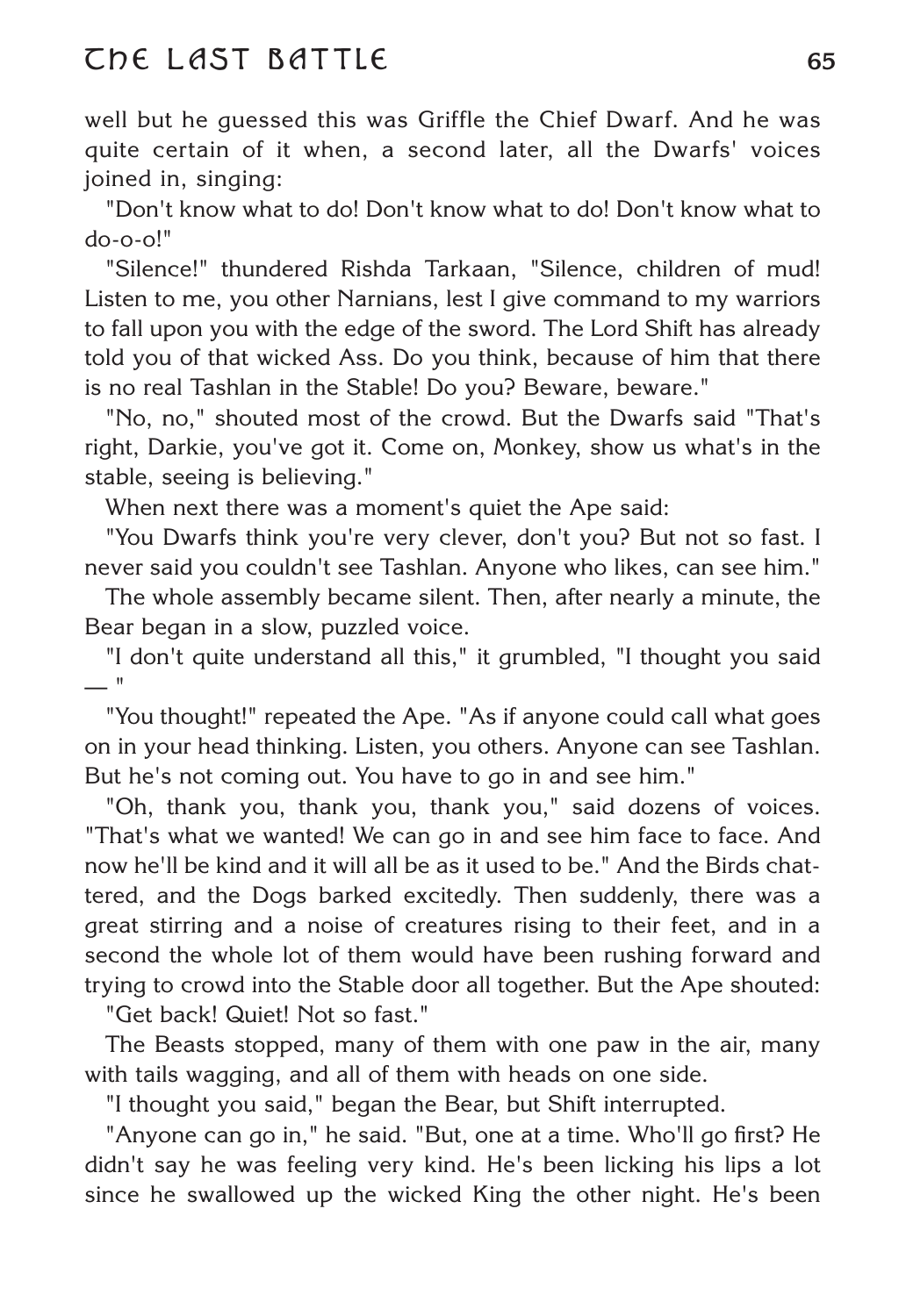well but he guessed this was Griffle the Chief Dwarf. And he was quite certain of it when, a second later, all the Dwarfs' voices joined in, singing:

"Don't know what to do! Don't know what to do! Don't know what to do-o-o!"

"Silence!" thundered Rishda Tarkaan, "Silence, children of mud! Listen to me, you other Narnians, lest I give command to my warriors to fall upon you with the edge of the sword. The Lord Shift has already told you of that wicked Ass. Do you think, because of him that there is no real Tashlan in the Stable! Do you? Beware, beware."

"No, no," shouted most of the crowd. But the Dwarfs said "That's right, Darkie, you've got it. Come on, Monkey, show us what's in the stable, seeing is believing."

When next there was a moment's quiet the Ape said:

"You Dwarfs think you're very clever, don't you? But not so fast. I never said you couldn't see Tashlan. Anyone who likes, can see him."

The whole assembly became silent. Then, after nearly a minute, the Bear began in a slow, puzzled voice.

"I don't quite understand all this," it grumbled, "I thought you said — "

"You thought!" repeated the Ape. "As if anyone could call what goes on in your head thinking. Listen, you others. Anyone can see Tashlan. But he's not coming out. You have to go in and see him."

"Oh, thank you, thank you, thank you," said dozens of voices. "That's what we wanted! We can go in and see him face to face. And now he'll be kind and it will all be as it used to be." And the Birds chattered, and the Dogs barked excitedly. Then suddenly, there was a great stirring and a noise of creatures rising to their feet, and in a second the whole lot of them would have been rushing forward and trying to crowd into the Stable door all together. But the Ape shouted:

"Get back! Quiet! Not so fast."

The Beasts stopped, many of them with one paw in the air, many with tails wagging, and all of them with heads on one side.

"I thought you said," began the Bear, but Shift interrupted.

"Anyone can go in," he said. "But, one at a time. Who'll go first? He didn't say he was feeling very kind. He's been licking his lips a lot since he swallowed up the wicked King the other night. He's been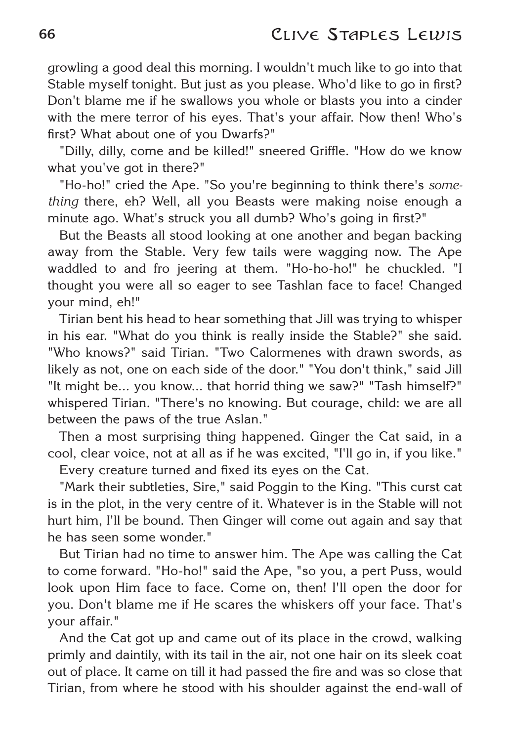growling a good deal this morning. I wouldn't much like to go into that Stable myself tonight. But just as you please. Who'd like to go in first? Don't blame me if he swallows you whole or blasts you into a cinder with the mere terror of his eyes. That's your affair. Now then! Who's first? What about one of you Dwarfs?"

"Dilly, dilly, come and be killed!" sneered Griffle. "How do we know what you've got in there?"

"Ho-ho!" cried the Ape. "So you're beginning to think there's *something* there, eh? Well, all you Beasts were making noise enough a minute ago. What's struck you all dumb? Who's going in first?"

But the Beasts all stood looking at one another and began backing away from the Stable. Very few tails were wagging now. The Ape waddled to and fro jeering at them. "Ho-ho-ho!" he chuckled. "I thought you were all so eager to see Tashlan face to face! Changed your mind, eh!"

Tirian bent his head to hear something that Jill was trying to whisper in his ear. "What do you think is really inside the Stable?" she said. "Who knows?" said Tirian. "Two Calormenes with drawn swords, as likely as not, one on each side of the door." "You don't think," said Jill "It might be... you know... that horrid thing we saw?" "Tash himself?" whispered Tirian. "There's no knowing. But courage, child: we are all between the paws of the true Aslan."

Then a most surprising thing happened. Ginger the Cat said, in a cool, clear voice, not at all as if he was excited, "I'll go in, if you like."

Every creature turned and fixed its eyes on the Cat.

"Mark their subtleties, Sire," said Poggin to the King. "This curst cat is in the plot, in the very centre of it. Whatever is in the Stable will not hurt him, I'll be bound. Then Ginger will come out again and say that he has seen some wonder."

But Tirian had no time to answer him. The Ape was calling the Cat to come forward. "Ho-ho!" said the Ape, "so you, a pert Puss, would look upon Him face to face. Come on, then! I'll open the door for you. Don't blame me if He scares the whiskers off your face. That's your affair."

And the Cat got up and came out of its place in the crowd, walking primly and daintily, with its tail in the air, not one hair on its sleek coat out of place. It came on till it had passed the fire and was so close that Tirian, from where he stood with his shoulder against the end-wall of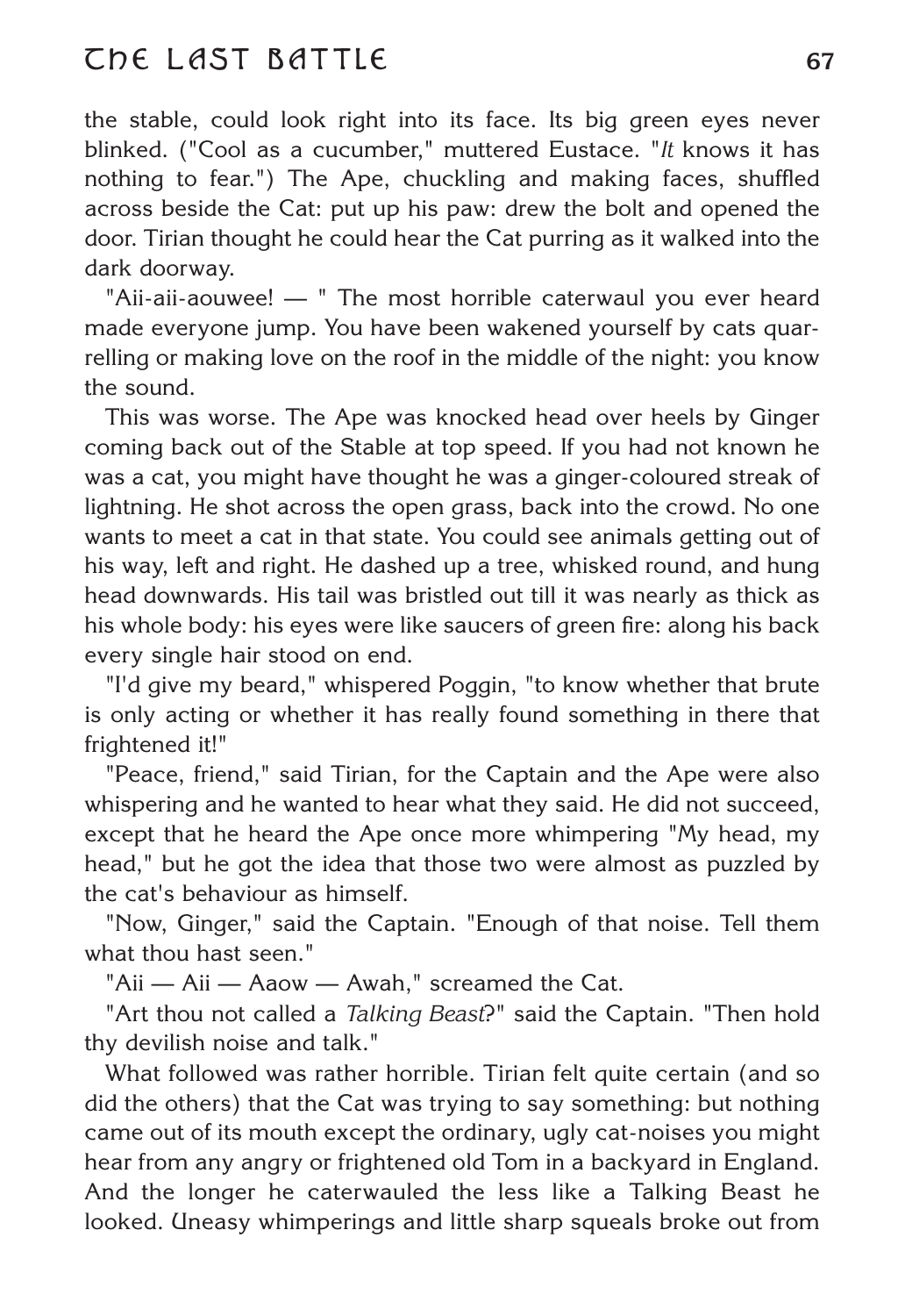the stable, could look right into its face. Its big green eyes never blinked. ("Cool as a cucumber," muttered Eustace. "*It* knows it has nothing to fear.") The Ape, chuckling and making faces, shuffled across beside the Cat: put up his paw: drew the bolt and opened the door. Tirian thought he could hear the Cat purring as it walked into the dark doorway.

"Aii-aii-aouwee! — " The most horrible caterwaul you ever heard made everyone jump. You have been wakened yourself by cats quarrelling or making love on the roof in the middle of the night: you know the sound.

This was worse. The Ape was knocked head over heels by Ginger coming back out of the Stable at top speed. If you had not known he was a cat, you might have thought he was a ginger-coloured streak of lightning. He shot across the open grass, back into the crowd. No one wants to meet a cat in that state. You could see animals getting out of his way, left and right. He dashed up a tree, whisked round, and hung head downwards. His tail was bristled out till it was nearly as thick as his whole body: his eyes were like saucers of green fire: along his back every single hair stood on end.

"I'd give my beard," whispered Poggin, "to know whether that brute is only acting or whether it has really found something in there that frightened it!"

"Peace, friend," said Tirian, for the Captain and the Ape were also whispering and he wanted to hear what they said. He did not succeed, except that he heard the Ape once more whimpering "My head, my head," but he got the idea that those two were almost as puzzled by the cat's behaviour as himself.

"Now, Ginger," said the Captain. "Enough of that noise. Tell them what thou hast seen."

"Aii — Aii — Aaow — Awah," screamed the Cat.

"Art thou not called a *Talking Beast*?" said the Captain. "Then hold thy devilish noise and talk."

What followed was rather horrible. Tirian felt quite certain (and so did the others) that the Cat was trying to say something: but nothing came out of its mouth except the ordinary, ugly cat-noises you might hear from any angry or frightened old Tom in a backyard in England. And the longer he caterwauled the less like a Talking Beast he looked. Uneasy whimperings and little sharp squeals broke out from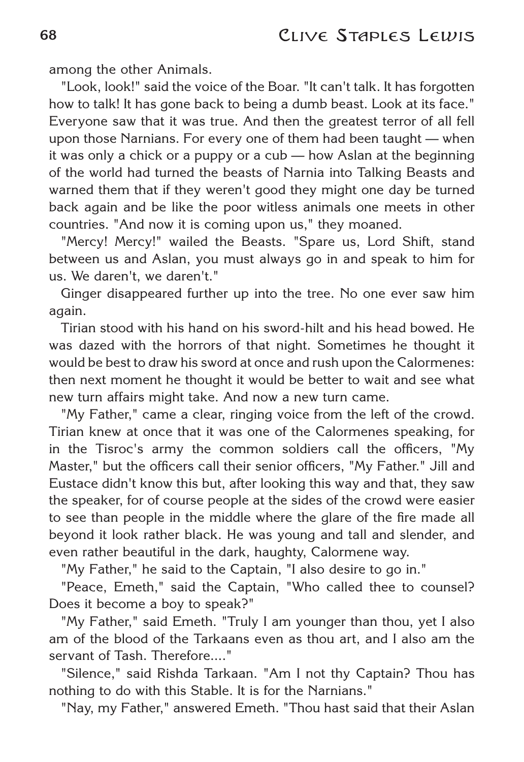among the other Animals.

"Look, look!" said the voice of the Boar. "It can't talk. It has forgotten how to talk! It has gone back to being a dumb beast. Look at its face." Everyone saw that it was true. And then the greatest terror of all fell upon those Narnians. For every one of them had been taught — when it was only a chick or a puppy or a cub — how Aslan at the beginning of the world had turned the beasts of Narnia into Talking Beasts and warned them that if they weren't good they might one day be turned back again and be like the poor witless animals one meets in other countries. "And now it is coming upon us," they moaned.

"Mercy! Mercy!" wailed the Beasts. "Spare us, Lord Shift, stand between us and Aslan, you must always go in and speak to him for us. We daren't, we daren't."

Ginger disappeared further up into the tree. No one ever saw him again.

Tirian stood with his hand on his sword-hilt and his head bowed. He was dazed with the horrors of that night. Sometimes he thought it would be best to draw his sword at once and rush upon the Calormenes: then next moment he thought it would be better to wait and see what new turn affairs might take. And now a new turn came.

"My Father," came a clear, ringing voice from the left of the crowd. Tirian knew at once that it was one of the Calormenes speaking, for in the Tisroc's army the common soldiers call the officers, "My Master," but the officers call their senior officers, "My Father." Jill and Eustace didn't know this but, after looking this way and that, they saw the speaker, for of course people at the sides of the crowd were easier to see than people in the middle where the glare of the fire made all beyond it look rather black. He was young and tall and slender, and even rather beautiful in the dark, haughty, Calormene way.

"My Father," he said to the Captain, "I also desire to go in."

"Peace, Emeth," said the Captain, "Who called thee to counsel? Does it become a boy to speak?"

"My Father," said Emeth. "Truly I am younger than thou, yet I also am of the blood of the Tarkaans even as thou art, and I also am the servant of Tash. Therefore...."

"Silence," said Rishda Tarkaan. "Am I not thy Captain? Thou has nothing to do with this Stable. It is for the Narnians."

"Nay, my Father," answered Emeth. "Thou hast said that their Aslan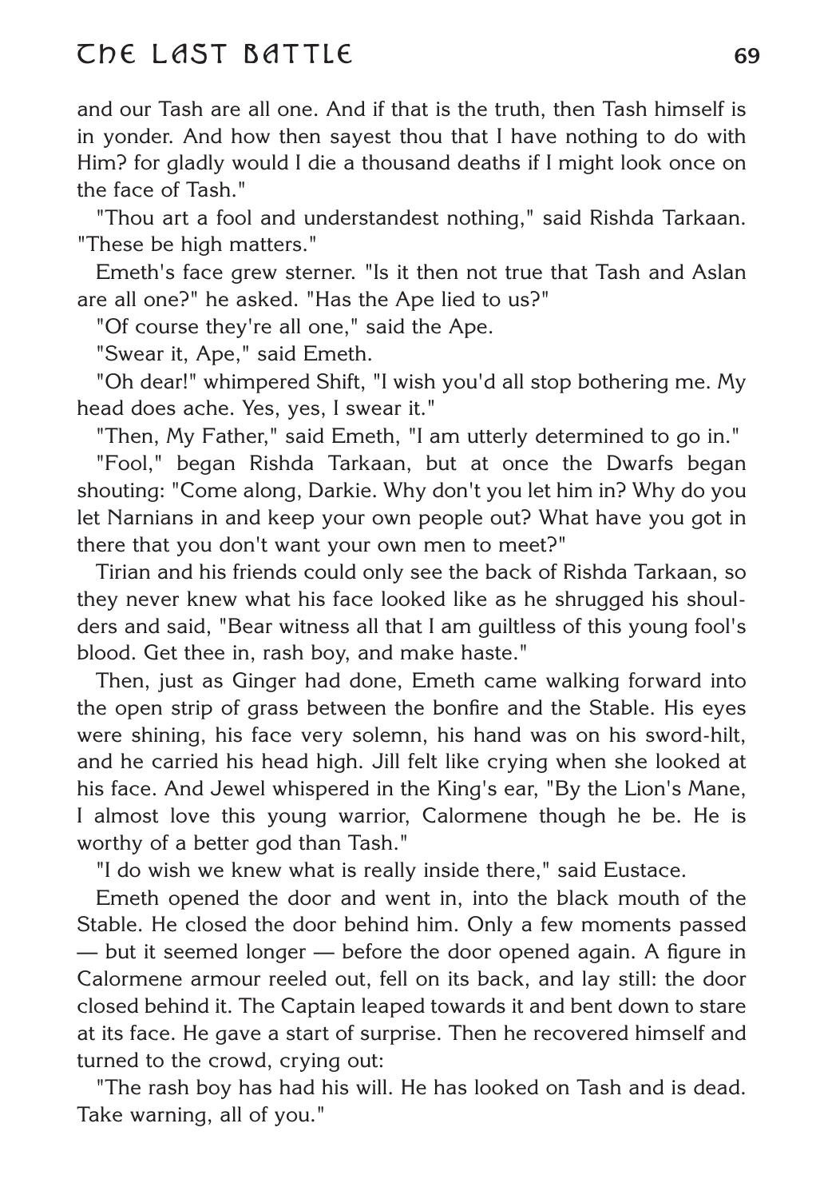and our Tash are all one. And if that is the truth, then Tash himself is in yonder. And how then sayest thou that I have nothing to do with Him? for gladly would I die a thousand deaths if I might look once on the face of Tash."

"Thou art a fool and understandest nothing," said Rishda Tarkaan. "These be high matters."

Emeth's face grew sterner. "Is it then not true that Tash and Aslan are all one?" he asked. "Has the Ape lied to us?"

"Of course they're all one," said the Ape.

"Swear it, Ape," said Emeth.

"Oh dear!" whimpered Shift, "I wish you'd all stop bothering me. My head does ache. Yes, yes, I swear it."

"Then, My Father," said Emeth, "I am utterly determined to go in."

"Fool," began Rishda Tarkaan, but at once the Dwarfs began shouting: "Come along, Darkie. Why don't you let him in? Why do you let Narnians in and keep your own people out? What have you got in there that you don't want your own men to meet?"

Tirian and his friends could only see the back of Rishda Tarkaan, so they never knew what his face looked like as he shrugged his shoulders and said, "Bear witness all that I am guiltless of this young fool's blood. Get thee in, rash boy, and make haste."

Then, just as Ginger had done, Emeth came walking forward into the open strip of grass between the bonfire and the Stable. His eyes were shining, his face very solemn, his hand was on his sword-hilt, and he carried his head high. Jill felt like crying when she looked at his face. And Jewel whispered in the King's ear, "By the Lion's Mane, I almost love this young warrior, Calormene though he be. He is worthy of a better god than Tash."

"I do wish we knew what is really inside there," said Eustace.

Emeth opened the door and went in, into the black mouth of the Stable. He closed the door behind him. Only a few moments passed — but it seemed longer — before the door opened again. A figure in Calormene armour reeled out, fell on its back, and lay still: the door closed behind it. The Captain leaped towards it and bent down to stare at its face. He gave a start of surprise. Then he recovered himself and turned to the crowd, crying out:

"The rash boy has had his will. He has looked on Tash and is dead. Take warning, all of you."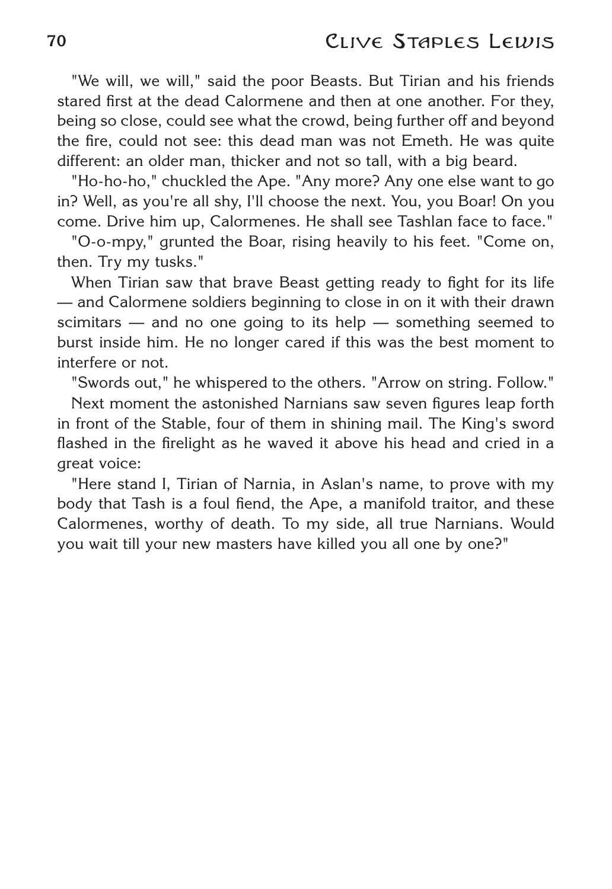"We will, we will," said the poor Beasts. But Tirian and his friends stared first at the dead Calormene and then at one another. For they, being so close, could see what the crowd, being further off and beyond the fire, could not see: this dead man was not Emeth. He was quite different: an older man, thicker and not so tall, with a big beard.

"Ho-ho-ho," chuckled the Ape. "Any more? Any one else want to go in? Well, as you're all shy, I'll choose the next. You, you Boar! On you come. Drive him up, Calormenes. He shall see Tashlan face to face."

"O-o-mpy," grunted the Boar, rising heavily to his feet. "Come on, then. Try my tusks."

When Tirian saw that brave Beast getting ready to fight for its life — and Calormene soldiers beginning to close in on it with their drawn scimitars — and no one going to its help — something seemed to burst inside him. He no longer cared if this was the best moment to interfere or not.

"Swords out," he whispered to the others. "Arrow on string. Follow."

Next moment the astonished Narnians saw seven figures leap forth in front of the Stable, four of them in shining mail. The King's sword flashed in the firelight as he waved it above his head and cried in a great voice:

"Here stand I, Tirian of Narnia, in Aslan's name, to prove with my body that Tash is a foul fiend, the Ape, a manifold traitor, and these Calormenes, worthy of death. To my side, all true Narnians. Would you wait till your new masters have killed you all one by one?"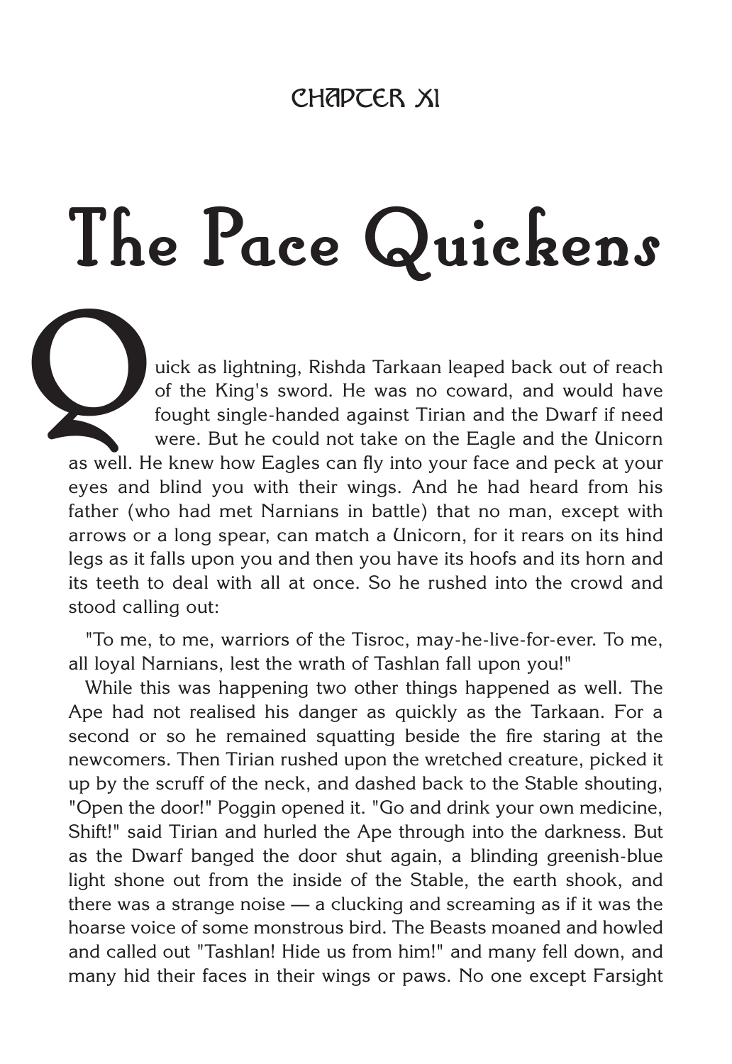CHAPTER XI

# The Pace Quickens

Quick as lightning, Rishda Tarkaan leaped back out of reach of the King's sword. He was no coward, and would have fought single-handed against Tirian and the Dwarf if need were. But he could not take on the Eagle and the Unicorn as well. He knew how Eagles can fly into your face and peck at your eyes and blind you with their wings. And he had heard from his father (who had met Narnians in battle) that no man, except with arrows or a long spear, can match a Unicorn, for it rears on its hind legs as it falls upon you and then you have its hoofs and its horn and its teeth to deal with all at once. So he rushed into the crowd and stood calling out:

"To me, to me, warriors of the Tisroc, may-he-live-for-ever. To me, all loyal Narnians, lest the wrath of Tashlan fall upon you!"

While this was happening two other things happened as well. The Ape had not realised his danger as quickly as the Tarkaan. For a second or so he remained squatting beside the fire staring at the newcomers. Then Tirian rushed upon the wretched creature, picked it up by the scruff of the neck, and dashed back to the Stable shouting, "Open the door!" Poggin opened it. "Go and drink your own medicine, Shift!" said Tirian and hurled the Ape through into the darkness. But as the Dwarf banged the door shut again, a blinding greenish-blue light shone out from the inside of the Stable, the earth shook, and there was a strange noise — a clucking and screaming as if it was the hoarse voice of some monstrous bird. The Beasts moaned and howled and called out "Tashlan! Hide us from him!" and many fell down, and many hid their faces in their wings or paws. No one except Farsight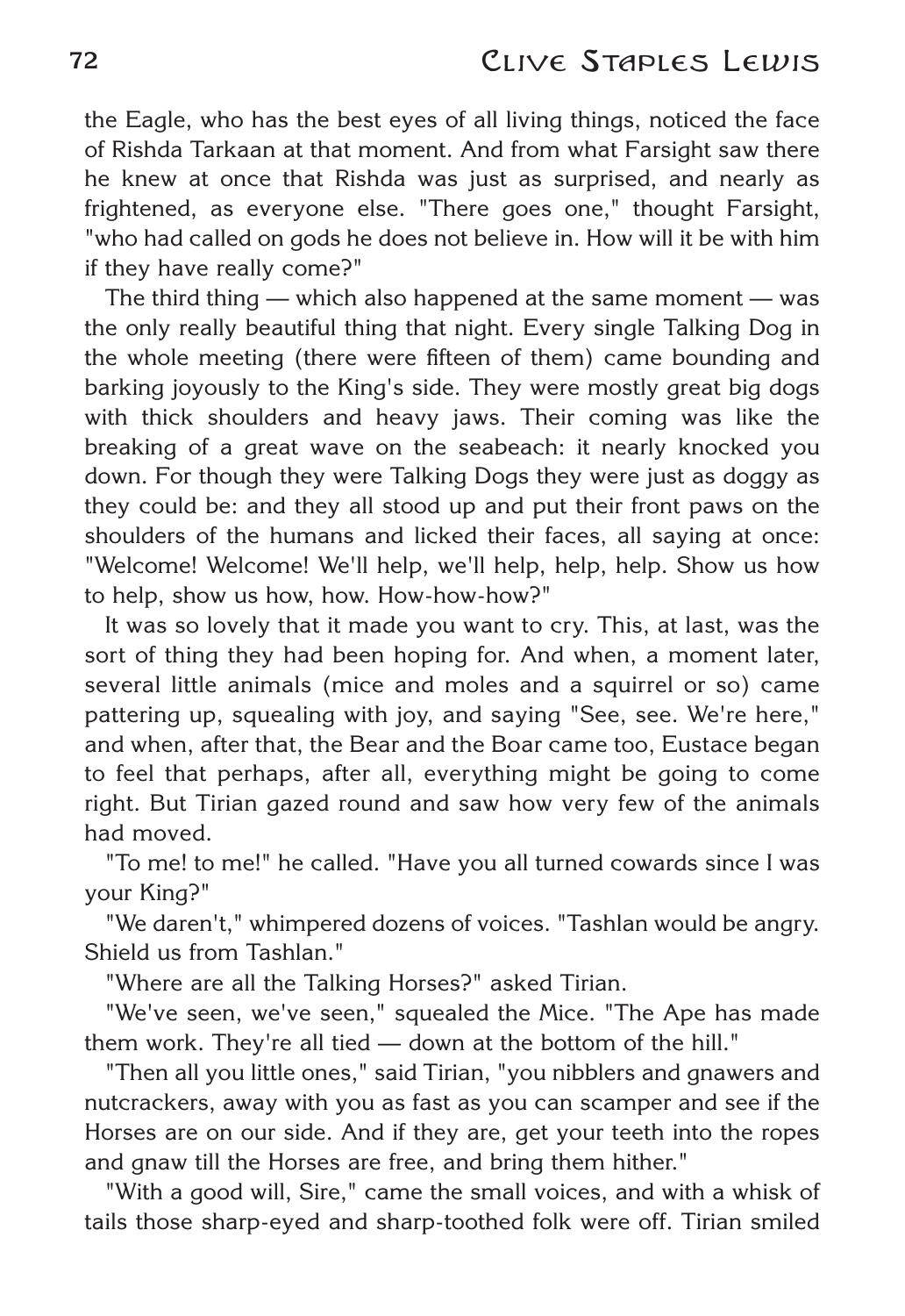the Eagle, who has the best eyes of all living things, noticed the face of Rishda Tarkaan at that moment. And from what Farsight saw there he knew at once that Rishda was just as surprised, and nearly as frightened, as everyone else. "There goes one," thought Farsight, "who had called on gods he does not believe in. How will it be with him if they have really come?"

The third thing — which also happened at the same moment — was the only really beautiful thing that night. Every single Talking Dog in the whole meeting (there were fifteen of them) came bounding and barking joyously to the King's side. They were mostly great big dogs with thick shoulders and heavy jaws. Their coming was like the breaking of a great wave on the seabeach: it nearly knocked you down. For though they were Talking Dogs they were just as doggy as they could be: and they all stood up and put their front paws on the shoulders of the humans and licked their faces, all saying at once: "Welcome! Welcome! We'll help, we'll help, help, help. Show us how to help, show us how, how. How-how-how?"

It was so lovely that it made you want to cry. This, at last, was the sort of thing they had been hoping for. And when, a moment later, several little animals (mice and moles and a squirrel or so) came pattering up, squealing with joy, and saying "See, see. We're here," and when, after that, the Bear and the Boar came too, Eustace began to feel that perhaps, after all, everything might be going to come right. But Tirian gazed round and saw how very few of the animals had moved.

"To me! to me!" he called. "Have you all turned cowards since I was your King?"

"We daren't," whimpered dozens of voices. "Tashlan would be angry. Shield us from Tashlan."

"Where are all the Talking Horses?" asked Tirian.

"We've seen, we've seen," squealed the Mice. "The Ape has made them work. They're all tied — down at the bottom of the hill."

"Then all you little ones," said Tirian, "you nibblers and gnawers and nutcrackers, away with you as fast as you can scamper and see if the Horses are on our side. And if they are, get your teeth into the ropes and gnaw till the Horses are free, and bring them hither."

"With a good will, Sire," came the small voices, and with a whisk of tails those sharp-eyed and sharp-toothed folk were off. Tirian smiled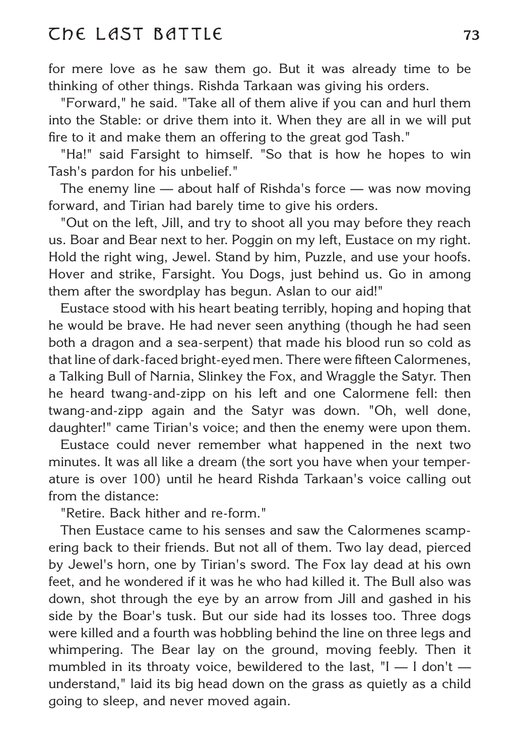for mere love as he saw them go. But it was already time to be thinking of other things. Rishda Tarkaan was giving his orders.

"Forward," he said. "Take all of them alive if you can and hurl them into the Stable: or drive them into it. When they are all in we will put fire to it and make them an offering to the great god Tash."

"Ha!" said Farsight to himself. "So that is how he hopes to win Tash's pardon for his unbelief."

The enemy line — about half of Rishda's force — was now moving forward, and Tirian had barely time to give his orders.

"Out on the left, Jill, and try to shoot all you may before they reach us. Boar and Bear next to her. Poggin on my left, Eustace on my right. Hold the right wing, Jewel. Stand by him, Puzzle, and use your hoofs. Hover and strike, Farsight. You Dogs, just behind us. Go in among them after the swordplay has begun. Aslan to our aid!"

Eustace stood with his heart beating terribly, hoping and hoping that he would be brave. He had never seen anything (though he had seen both a dragon and a sea-serpent) that made his blood run so cold as that line of dark-faced bright-eyed men. There were fifteen Calormenes, a Talking Bull of Narnia, Slinkey the Fox, and Wraggle the Satyr. Then he heard twang-and-zipp on his left and one Calormene fell: then twang-and-zipp again and the Satyr was down. "Oh, well done, daughter!" came Tirian's voice; and then the enemy were upon them.

Eustace could never remember what happened in the next two minutes. It was all like a dream (the sort you have when your temperature is over 100) until he heard Rishda Tarkaan's voice calling out from the distance:

"Retire. Back hither and re-form."

Then Eustace came to his senses and saw the Calormenes scampering back to their friends. But not all of them. Two lay dead, pierced by Jewel's horn, one by Tirian's sword. The Fox lay dead at his own feet, and he wondered if it was he who had killed it. The Bull also was down, shot through the eye by an arrow from Jill and gashed in his side by the Boar's tusk. But our side had its losses too. Three dogs were killed and a fourth was hobbling behind the line on three legs and whimpering. The Bear lay on the ground, moving feebly. Then it mumbled in its throaty voice, bewildered to the last, "I — I don't — understand," laid its big head down on the grass as quietly as a child going to sleep, and never moved again.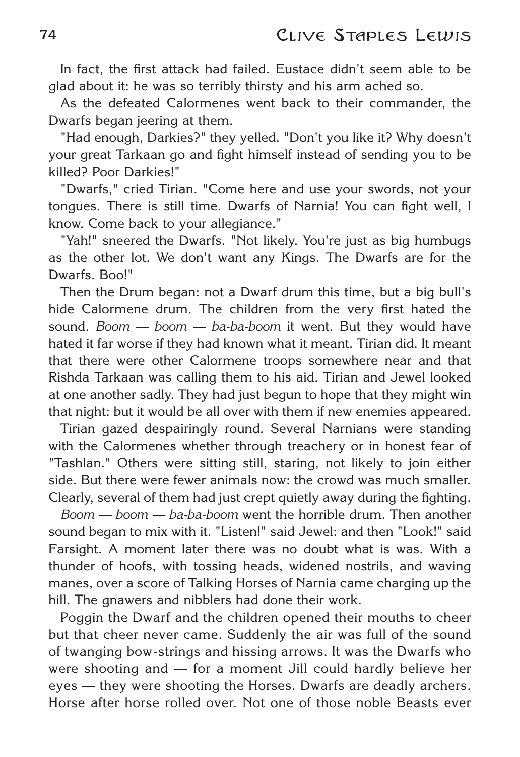In fact, the first attack had failed. Eustace didn't seem able to be glad about it: he was so terribly thirsty and his arm ached so.

As the defeated Calormenes went back to their commander, the Dwarfs began jeering at them.

"Had enough, Darkies?" they yelled. "Don't you like it? Why doesn't your great Tarkaan go and fight himself instead of sending you to be killed? Poor Darkies!"

"Dwarfs," cried Tirian. "Come here and use your swords, not your tongues. There is still time. Dwarfs of Narnia! You can fight well, I know. Come back to your allegiance."

"Yah!" sneered the Dwarfs. "Not likely. You're just as big humbugs as the other lot. We don't want any Kings. The Dwarfs are for the Dwarfs. Boo!"

Then the Drum began: not a Dwarf drum this time, but a big bull's hide Calormene drum. The children from the very first hated the sound. *Boom — boom — ba-ba-boom* it went. But they would have hated it far worse if they had known what it meant. Tirian did. It meant that there were other Calormene troops somewhere near and that Rishda Tarkaan was calling them to his aid. Tirian and Jewel looked at one another sadly. They had just begun to hope that they might win that night: but it would be all over with them if new enemies appeared.

Tirian gazed despairingly round. Several Narnians were standing with the Calormenes whether through treachery or in honest fear of "Tashlan." Others were sitting still, staring, not likely to join either side. But there were fewer animals now: the crowd was much smaller. Clearly, several of them had just crept quietly away during the fighting.

*Boom — boom — ba-ba-boom* went the horrible drum. Then another sound began to mix with it. "Listen!" said Jewel: and then "Look!" said Farsight. A moment later there was no doubt what is was. With a thunder of hoofs, with tossing heads, widened nostrils, and waving manes, over a score of Talking Horses of Narnia came charging up the hill. The gnawers and nibblers had done their work.

Poggin the Dwarf and the children opened their mouths to cheer but that cheer never came. Suddenly the air was full of the sound of twanging bow-strings and hissing arrows. It was the Dwarfs who were shooting and — for a moment Jill could hardly believe her eyes — they were shooting the Horses. Dwarfs are deadly archers. Horse after horse rolled over. Not one of those noble Beasts ever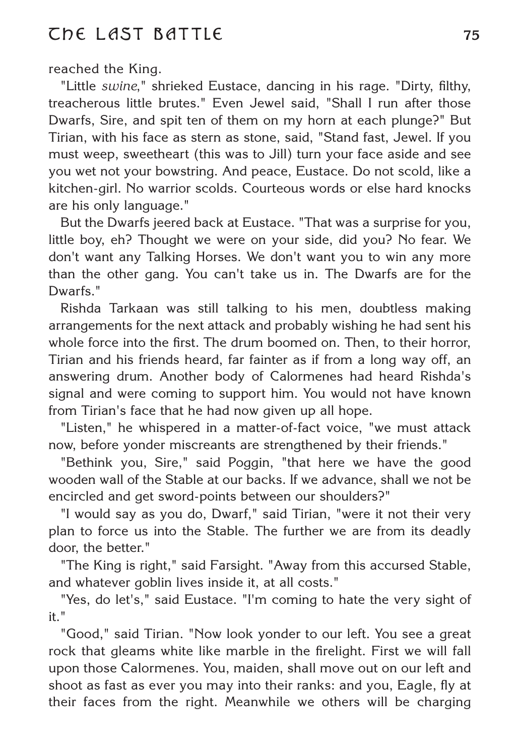reached the King.

"Little *swine*," shrieked Eustace, dancing in his rage. "Dirty, filthy, treacherous little brutes." Even Jewel said, "Shall I run after those Dwarfs, Sire, and spit ten of them on my horn at each plunge?" But Tirian, with his face as stern as stone, said, "Stand fast, Jewel. If you must weep, sweetheart (this was to Jill) turn your face aside and see you wet not your bowstring. And peace, Eustace. Do not scold, like a kitchen-girl. No warrior scolds. Courteous words or else hard knocks are his only language."

But the Dwarfs jeered back at Eustace. "That was a surprise for you, little boy, eh? Thought we were on your side, did you? No fear. We don't want any Talking Horses. We don't want you to win any more than the other gang. You can't take us in. The Dwarfs are for the Dwarfs."

Rishda Tarkaan was still talking to his men, doubtless making arrangements for the next attack and probably wishing he had sent his whole force into the first. The drum boomed on. Then, to their horror, Tirian and his friends heard, far fainter as if from a long way off, an answering drum. Another body of Calormenes had heard Rishda's signal and were coming to support him. You would not have known from Tirian's face that he had now given up all hope.

"Listen," he whispered in a matter-of-fact voice, "we must attack now, before yonder miscreants are strengthened by their friends."

"Bethink you, Sire," said Poggin, "that here we have the good wooden wall of the Stable at our backs. If we advance, shall we not be encircled and get sword-points between our shoulders?"

"I would say as you do, Dwarf," said Tirian, "were it not their very plan to force us into the Stable. The further we are from its deadly door, the better."

"The King is right," said Farsight. "Away from this accursed Stable, and whatever goblin lives inside it, at all costs."

"Yes, do let's," said Eustace. "I'm coming to hate the very sight of it."

"Good," said Tirian. "Now look yonder to our left. You see a great rock that gleams white like marble in the firelight. First we will fall upon those Calormenes. You, maiden, shall move out on our left and shoot as fast as ever you may into their ranks: and you, Eagle, fly at their faces from the right. Meanwhile we others will be charging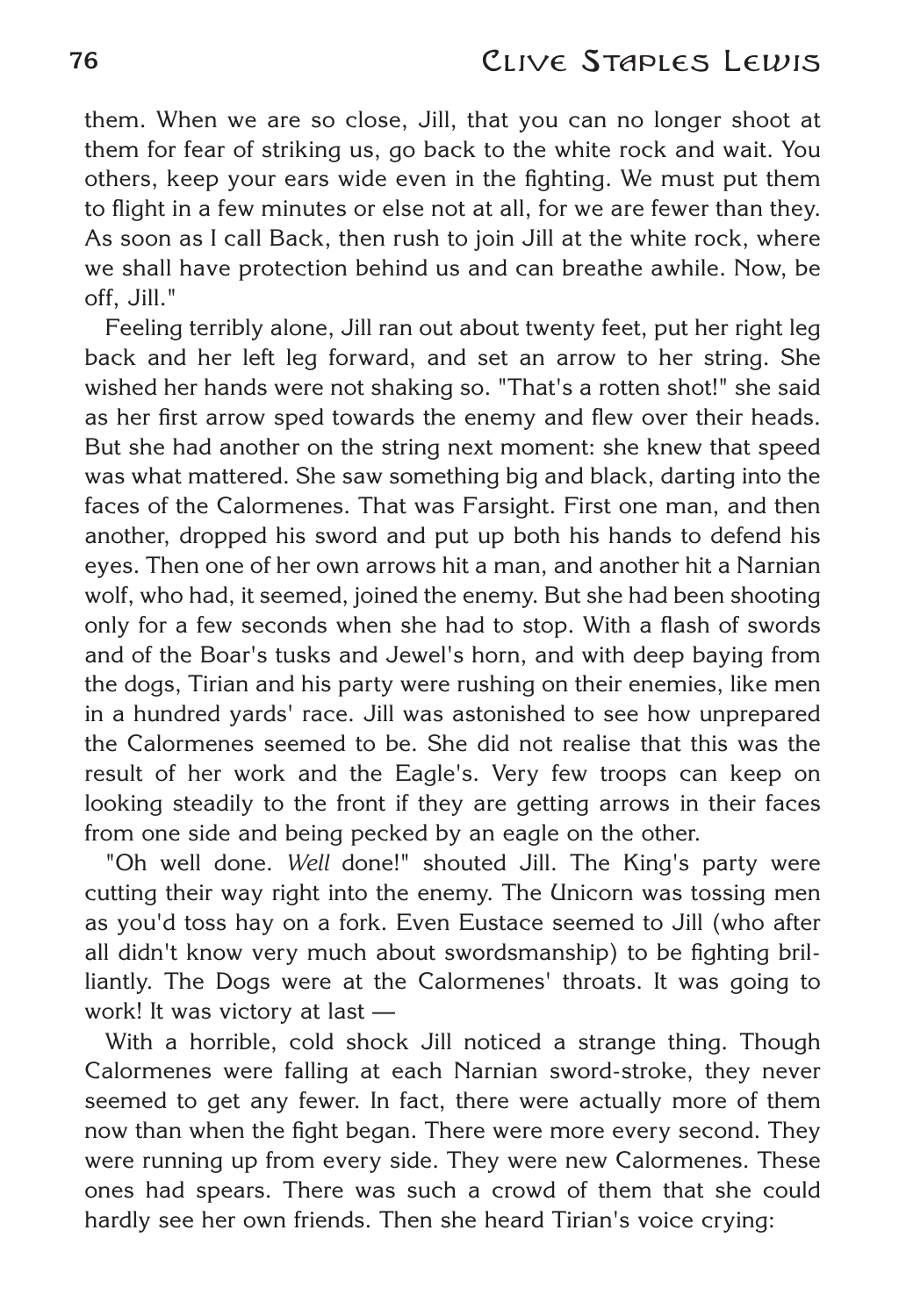them. When we are so close, Jill, that you can no longer shoot at them for fear of striking us, go back to the white rock and wait. You others, keep your ears wide even in the fighting. We must put them to flight in a few minutes or else not at all, for we are fewer than they. As soon as I call Back, then rush to join Jill at the white rock, where we shall have protection behind us and can breathe awhile. Now, be off, Jill."

Feeling terribly alone, Jill ran out about twenty feet, put her right leg back and her left leg forward, and set an arrow to her string. She wished her hands were not shaking so. "That's a rotten shot!" she said as her first arrow sped towards the enemy and flew over their heads. But she had another on the string next moment: she knew that speed was what mattered. She saw something big and black, darting into the faces of the Calormenes. That was Farsight. First one man, and then another, dropped his sword and put up both his hands to defend his eyes. Then one of her own arrows hit a man, and another hit a Narnian wolf, who had, it seemed, joined the enemy. But she had been shooting only for a few seconds when she had to stop. With a flash of swords and of the Boar's tusks and Jewel's horn, and with deep baying from the dogs, Tirian and his party were rushing on their enemies, like men in a hundred yards' race. Jill was astonished to see how unprepared the Calormenes seemed to be. She did not realise that this was the result of her work and the Eagle's. Very few troops can keep on looking steadily to the front if they are getting arrows in their faces from one side and being pecked by an eagle on the other.

"Oh well done. *Well* done!" shouted Jill. The King's party were cutting their way right into the enemy. The Unicorn was tossing men as you'd toss hay on a fork. Even Eustace seemed to Jill (who after all didn't know very much about swordsmanship) to be fighting brilliantly. The Dogs were at the Calormenes' throats. It was going to work! It was victory at last —

With a horrible, cold shock Jill noticed a strange thing. Though Calormenes were falling at each Narnian sword-stroke, they never seemed to get any fewer. In fact, there were actually more of them now than when the fight began. There were more every second. They were running up from every side. They were new Calormenes. These ones had spears. There was such a crowd of them that she could hardly see her own friends. Then she heard Tirian's voice crying: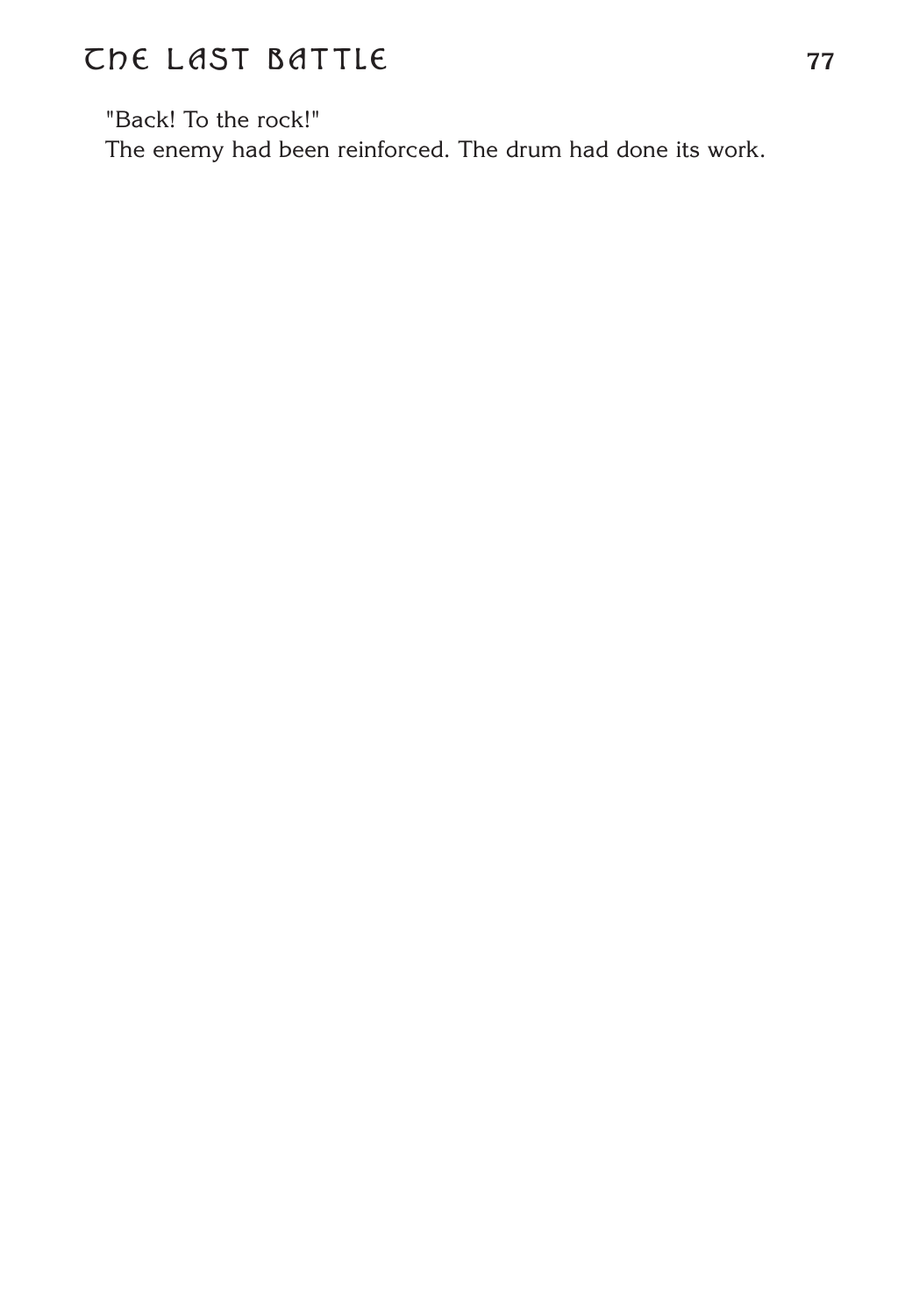"Back! To the rock!"

The enemy had been reinforced. The drum had done its work.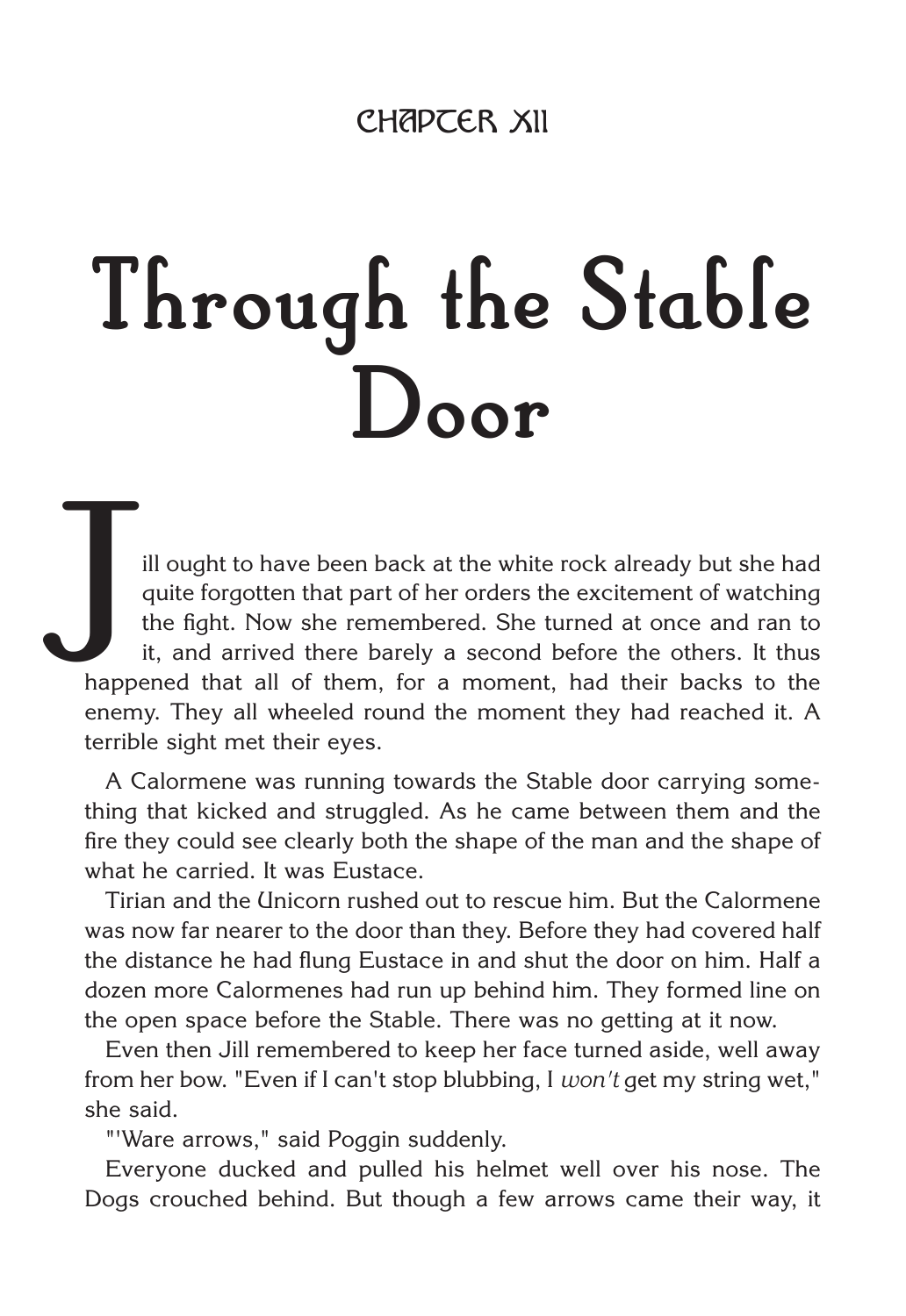CHAPTER XII

# Through the Stable Door

Jill ought to have been back at the white rock already but she had quite forgotten that part of her orders the excitement of watching the fight. Now she remembered. She turned at once and ran to it, and arrived there barely a second before the others. It thus happened that all of them, for a moment, had their backs to the enemy. They all wheeled round the moment they had reached it. A terrible sight met their eyes.

A Calormene was running towards the Stable door carrying something that kicked and struggled. As he came between them and the fire they could see clearly both the shape of the man and the shape of what he carried. It was Eustace.

Tirian and the Unicorn rushed out to rescue him. But the Calormene was now far nearer to the door than they. Before they had covered half the distance he had flung Eustace in and shut the door on him. Half a dozen more Calormenes had run up behind him. They formed line on the open space before the Stable. There was no getting at it now.

Even then Jill remembered to keep her face turned aside, well away from her bow. "Even if I can't stop blubbing, I *won't* get my string wet," she said.

"'Ware arrows," said Poggin suddenly.

Everyone ducked and pulled his helmet well over his nose. The Dogs crouched behind. But though a few arrows came their way, it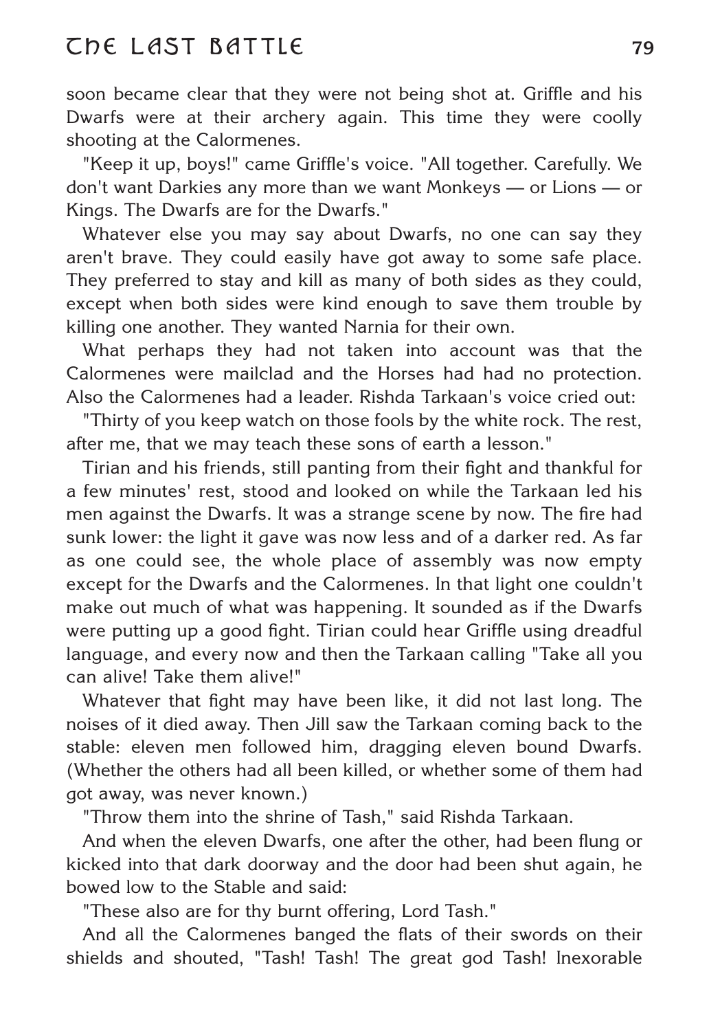soon became clear that they were not being shot at. Griffle and his Dwarfs were at their archery again. This time they were coolly shooting at the Calormenes.

"Keep it up, boys!" came Griffle's voice. "All together. Carefully. We don't want Darkies any more than we want Monkeys — or Lions — or Kings. The Dwarfs are for the Dwarfs."

Whatever else you may say about Dwarfs, no one can say they aren't brave. They could easily have got away to some safe place. They preferred to stay and kill as many of both sides as they could, except when both sides were kind enough to save them trouble by killing one another. They wanted Narnia for their own.

What perhaps they had not taken into account was that the Calormenes were mailclad and the Horses had had no protection. Also the Calormenes had a leader. Rishda Tarkaan's voice cried out:

"Thirty of you keep watch on those fools by the white rock. The rest, after me, that we may teach these sons of earth a lesson."

Tirian and his friends, still panting from their fight and thankful for a few minutes' rest, stood and looked on while the Tarkaan led his men against the Dwarfs. It was a strange scene by now. The fire had sunk lower: the light it gave was now less and of a darker red. As far as one could see, the whole place of assembly was now empty except for the Dwarfs and the Calormenes. In that light one couldn't make out much of what was happening. It sounded as if the Dwarfs were putting up a good fight. Tirian could hear Griffle using dreadful language, and every now and then the Tarkaan calling "Take all you can alive! Take them alive!"

Whatever that fight may have been like, it did not last long. The noises of it died away. Then Jill saw the Tarkaan coming back to the stable: eleven men followed him, dragging eleven bound Dwarfs. (Whether the others had all been killed, or whether some of them had got away, was never known.)

"Throw them into the shrine of Tash," said Rishda Tarkaan.

And when the eleven Dwarfs, one after the other, had been flung or kicked into that dark doorway and the door had been shut again, he bowed low to the Stable and said:

"These also are for thy burnt offering, Lord Tash."

And all the Calormenes banged the flats of their swords on their shields and shouted, "Tash! Tash! The great god Tash! Inexorable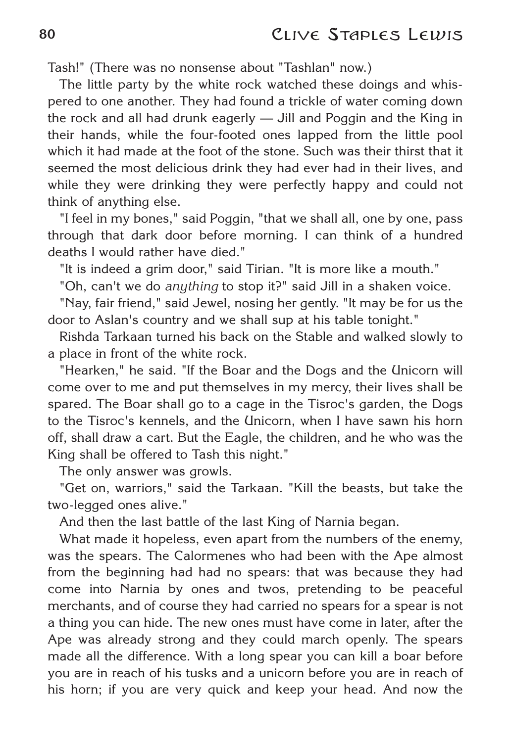Tash!" (There was no nonsense about "Tashlan" now.)

The little party by the white rock watched these doings and whispered to one another. They had found a trickle of water coming down the rock and all had drunk eagerly — Jill and Poggin and the King in their hands, while the four-footed ones lapped from the little pool which it had made at the foot of the stone. Such was their thirst that it seemed the most delicious drink they had ever had in their lives, and while they were drinking they were perfectly happy and could not think of anything else.

"I feel in my bones," said Poggin, "that we shall all, one by one, pass through that dark door before morning. I can think of a hundred deaths I would rather have died."

"It is indeed a grim door," said Tirian. "It is more like a mouth."

"Oh, can't we do *anything* to stop it?" said Jill in a shaken voice.

"Nay, fair friend," said Jewel, nosing her gently. "It may be for us the door to Aslan's country and we shall sup at his table tonight."

Rishda Tarkaan turned his back on the Stable and walked slowly to a place in front of the white rock.

"Hearken," he said. "If the Boar and the Dogs and the Unicorn will come over to me and put themselves in my mercy, their lives shall be spared. The Boar shall go to a cage in the Tisroc's garden, the Dogs to the Tisroc's kennels, and the Unicorn, when I have sawn his horn off, shall draw a cart. But the Eagle, the children, and he who was the King shall be offered to Tash this night."

The only answer was growls.

"Get on, warriors," said the Tarkaan. "Kill the beasts, but take the two-legged ones alive."

And then the last battle of the last King of Narnia began.

What made it hopeless, even apart from the numbers of the enemy, was the spears. The Calormenes who had been with the Ape almost from the beginning had had no spears: that was because they had come into Narnia by ones and twos, pretending to be peaceful merchants, and of course they had carried no spears for a spear is not a thing you can hide. The new ones must have come in later, after the Ape was already strong and they could march openly. The spears made all the difference. With a long spear you can kill a boar before you are in reach of his tusks and a unicorn before you are in reach of his horn; if you are very quick and keep your head. And now the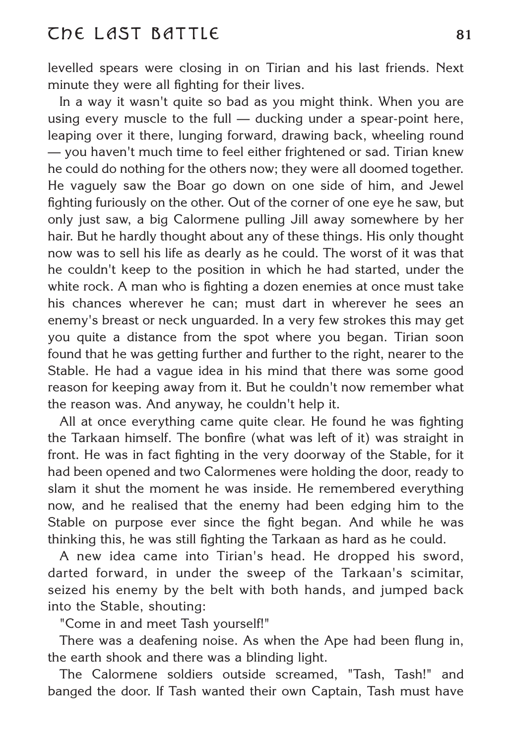levelled spears were closing in on Tirian and his last friends. Next minute they were all fighting for their lives.

In a way it wasn't quite so bad as you might think. When you are using every muscle to the full — ducking under a spear-point here, leaping over it there, lunging forward, drawing back, wheeling round — you haven't much time to feel either frightened or sad. Tirian knew he could do nothing for the others now; they were all doomed together. He vaguely saw the Boar go down on one side of him, and Jewel fighting furiously on the other. Out of the corner of one eye he saw, but only just saw, a big Calormene pulling Jill away somewhere by her hair. But he hardly thought about any of these things. His only thought now was to sell his life as dearly as he could. The worst of it was that he couldn't keep to the position in which he had started, under the white rock. A man who is fighting a dozen enemies at once must take his chances wherever he can; must dart in wherever he sees an enemy's breast or neck unguarded. In a very few strokes this may get you quite a distance from the spot where you began. Tirian soon found that he was getting further and further to the right, nearer to the Stable. He had a vague idea in his mind that there was some good reason for keeping away from it. But he couldn't now remember what the reason was. And anyway, he couldn't help it.

All at once everything came quite clear. He found he was fighting the Tarkaan himself. The bonfire (what was left of it) was straight in front. He was in fact fighting in the very doorway of the Stable, for it had been opened and two Calormenes were holding the door, ready to slam it shut the moment he was inside. He remembered everything now, and he realised that the enemy had been edging him to the Stable on purpose ever since the fight began. And while he was thinking this, he was still fighting the Tarkaan as hard as he could.

A new idea came into Tirian's head. He dropped his sword, darted forward, in under the sweep of the Tarkaan's scimitar, seized his enemy by the belt with both hands, and jumped back into the Stable, shouting:

"Come in and meet Tash yourself!"

There was a deafening noise. As when the Ape had been flung in, the earth shook and there was a blinding light.

The Calormene soldiers outside screamed, "Tash, Tash!" and banged the door. If Tash wanted their own Captain, Tash must have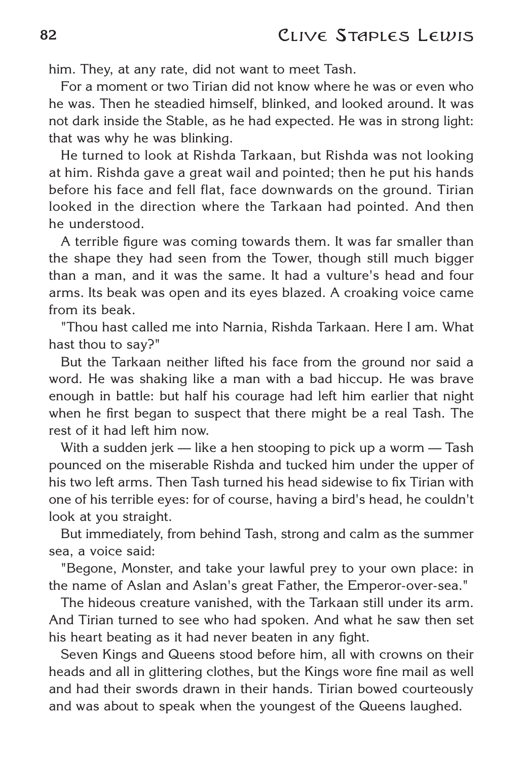him. They, at any rate, did not want to meet Tash.

For a moment or two Tirian did not know where he was or even who he was. Then he steadied himself, blinked, and looked around. It was not dark inside the Stable, as he had expected. He was in strong light: that was why he was blinking.

He turned to look at Rishda Tarkaan, but Rishda was not looking at him. Rishda gave a great wail and pointed; then he put his hands before his face and fell flat, face downwards on the ground. Tirian looked in the direction where the Tarkaan had pointed. And then he understood.

A terrible figure was coming towards them. It was far smaller than the shape they had seen from the Tower, though still much bigger than a man, and it was the same. It had a vulture's head and four arms. Its beak was open and its eyes blazed. A croaking voice came from its beak.

"Thou hast called me into Narnia, Rishda Tarkaan. Here I am. What hast thou to say?"

But the Tarkaan neither lifted his face from the ground nor said a word. He was shaking like a man with a bad hiccup. He was brave enough in battle: but half his courage had left him earlier that night when he first began to suspect that there might be a real Tash. The rest of it had left him now.

With a sudden jerk — like a hen stooping to pick up a worm — Tash pounced on the miserable Rishda and tucked him under the upper of his two left arms. Then Tash turned his head sidewise to fix Tirian with one of his terrible eyes: for of course, having a bird's head, he couldn't look at you straight.

But immediately, from behind Tash, strong and calm as the summer sea, a voice said:

"Begone, Monster, and take your lawful prey to your own place: in the name of Aslan and Aslan's great Father, the Emperor-over-sea."

The hideous creature vanished, with the Tarkaan still under its arm. And Tirian turned to see who had spoken. And what he saw then set his heart beating as it had never beaten in any fight.

Seven Kings and Queens stood before him, all with crowns on their heads and all in glittering clothes, but the Kings wore fine mail as well and had their swords drawn in their hands. Tirian bowed courteously and was about to speak when the youngest of the Queens laughed.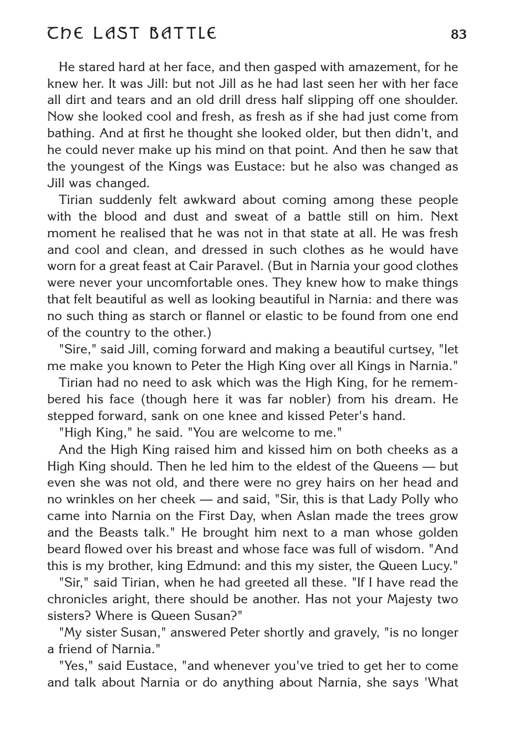He stared hard at her face, and then gasped with amazement, for he knew her. It was Jill: but not Jill as he had last seen her with her face all dirt and tears and an old drill dress half slipping off one shoulder. Now she looked cool and fresh, as fresh as if she had just come from bathing. And at first he thought she looked older, but then didn't, and he could never make up his mind on that point. And then he saw that the youngest of the Kings was Eustace: but he also was changed as Jill was changed.

Tirian suddenly felt awkward about coming among these people with the blood and dust and sweat of a battle still on him. Next moment he realised that he was not in that state at all. He was fresh and cool and clean, and dressed in such clothes as he would have worn for a great feast at Cair Paravel. (But in Narnia your good clothes were never your uncomfortable ones. They knew how to make things that felt beautiful as well as looking beautiful in Narnia: and there was no such thing as starch or flannel or elastic to be found from one end of the country to the other.)

"Sire," said Jill, coming forward and making a beautiful curtsey, "let me make you known to Peter the High King over all Kings in Narnia."

Tirian had no need to ask which was the High King, for he remembered his face (though here it was far nobler) from his dream. He stepped forward, sank on one knee and kissed Peter's hand.

"High King," he said. "You are welcome to me."

And the High King raised him and kissed him on both cheeks as a High King should. Then he led him to the eldest of the Queens — but even she was not old, and there were no grey hairs on her head and no wrinkles on her cheek — and said, "Sir, this is that Lady Polly who came into Narnia on the First Day, when Aslan made the trees grow and the Beasts talk." He brought him next to a man whose golden beard flowed over his breast and whose face was full of wisdom. "And this is my brother, king Edmund: and this my sister, the Queen Lucy."

"Sir," said Tirian, when he had greeted all these. "If I have read the chronicles aright, there should be another. Has not your Majesty two sisters? Where is Queen Susan?"

"My sister Susan," answered Peter shortly and gravely, "is no longer a friend of Narnia."

"Yes," said Eustace, "and whenever you've tried to get her to come and talk about Narnia or do anything about Narnia, she says 'What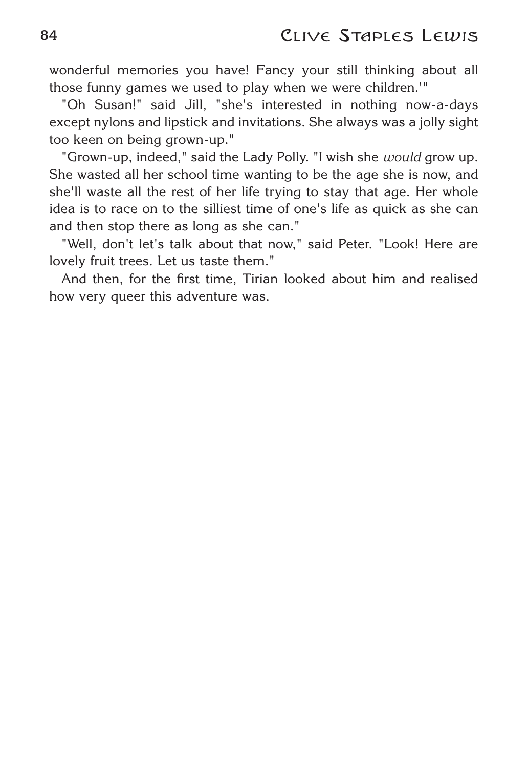wonderful memories you have! Fancy your still thinking about all those funny games we used to play when we were children.'"

"Oh Susan!" said Jill, "she's interested in nothing now-a-days except nylons and lipstick and invitations. She always was a jolly sight too keen on being grown-up."

"Grown-up, indeed," said the Lady Polly. "I wish she *would* grow up. She wasted all her school time wanting to be the age she is now, and she'll waste all the rest of her life trying to stay that age. Her whole idea is to race on to the silliest time of one's life as quick as she can and then stop there as long as she can."

"Well, don't let's talk about that now," said Peter. "Look! Here are lovely fruit trees. Let us taste them."

And then, for the first time, Tirian looked about him and realised how very queer this adventure was.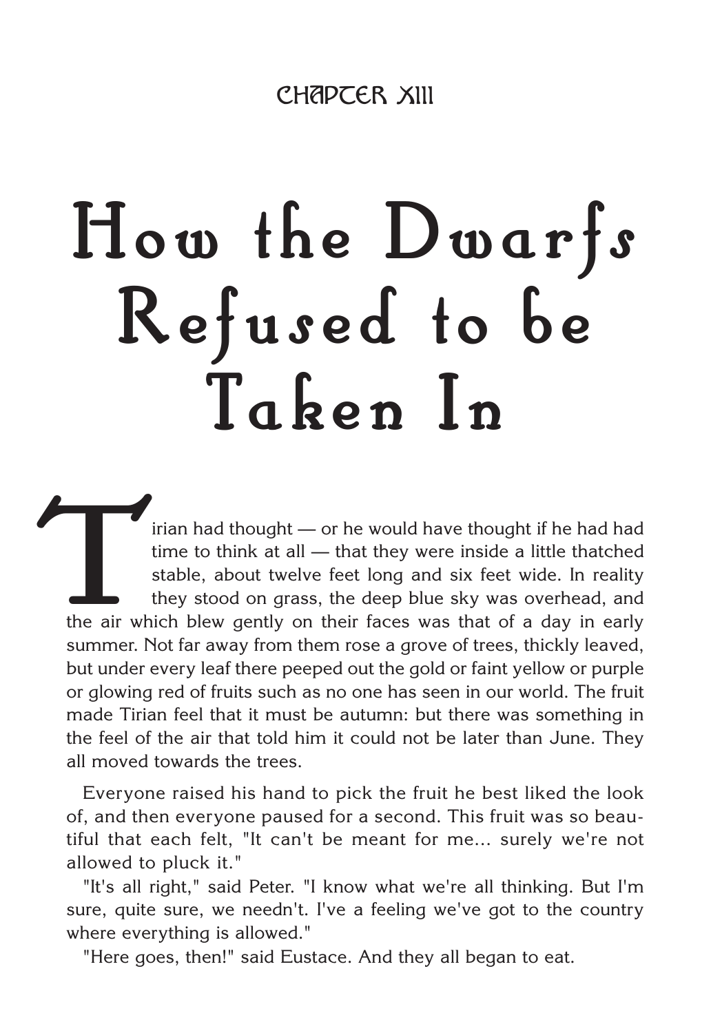CHAPTER XIII

# How the Dwarfs Refused to be Taken In

Tirian had thought — or he would have thought if he had had time to think at all — that they were inside a little thatched stable, about twelve feet long and six feet wide. In reality they stood on grass, the deep blue sky was overhead, and the air which blew gently on their faces was that of a day in early summer. Not far away from them rose a grove of trees, thickly leaved, but under every leaf there peeped out the gold or faint yellow or purple or glowing red of fruits such as no one has seen in our world. The fruit made Tirian feel that it must be autumn: but there was something in the feel of the air that told him it could not be later than June. They all moved towards the trees.

Everyone raised his hand to pick the fruit he best liked the look of, and then everyone paused for a second. This fruit was so beautiful that each felt, "It can't be meant for me... surely we're not allowed to pluck it."

"It's all right," said Peter. "I know what we're all thinking. But I'm sure, quite sure, we needn't. I've a feeling we've got to the country where everything is allowed."

"Here goes, then!" said Eustace. And they all began to eat.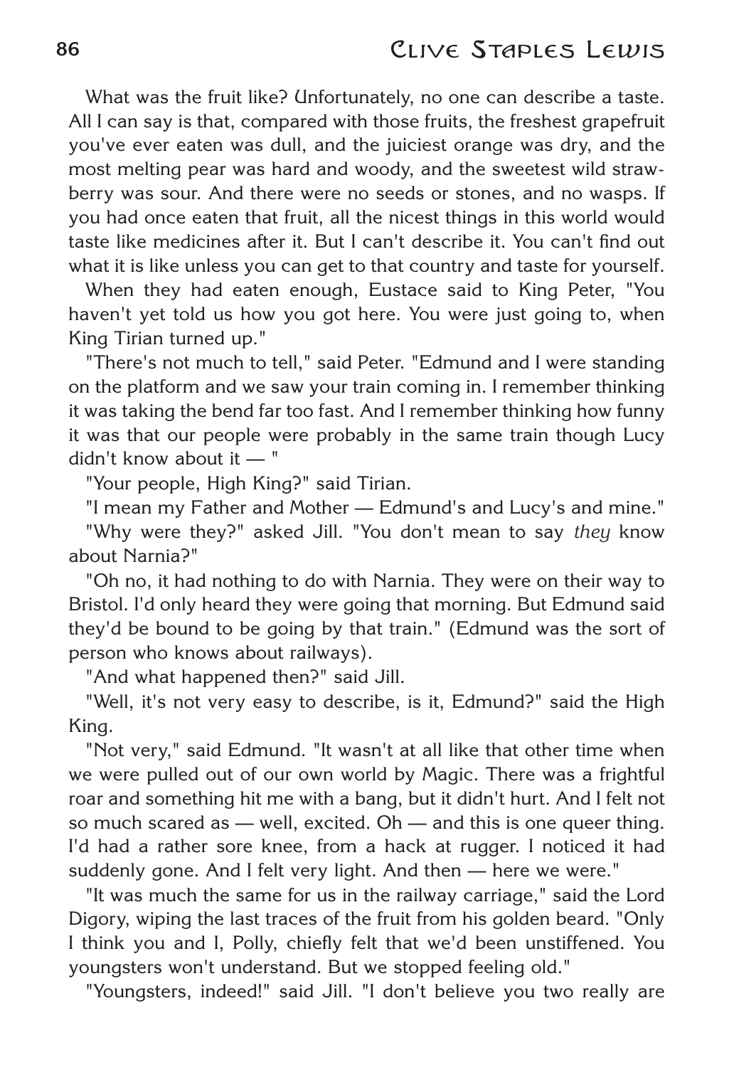What was the fruit like? Unfortunately, no one can describe a taste. All I can say is that, compared with those fruits, the freshest grapefruit you've ever eaten was dull, and the juiciest orange was dry, and the most melting pear was hard and woody, and the sweetest wild strawberry was sour. And there were no seeds or stones, and no wasps. If you had once eaten that fruit, all the nicest things in this world would taste like medicines after it. But I can't describe it. You can't find out what it is like unless you can get to that country and taste for yourself.

When they had eaten enough, Eustace said to King Peter, "You haven't yet told us how you got here. You were just going to, when King Tirian turned up."

"There's not much to tell," said Peter. "Edmund and I were standing on the platform and we saw your train coming in. I remember thinking it was taking the bend far too fast. And I remember thinking how funny it was that our people were probably in the same train though Lucy didn't know about it — "

"Your people, High King?" said Tirian.

"I mean my Father and Mother — Edmund's and Lucy's and mine."

"Why were they?" asked Jill. "You don't mean to say *they* know about Narnia?"

"Oh no, it had nothing to do with Narnia. They were on their way to Bristol. I'd only heard they were going that morning. But Edmund said they'd be bound to be going by that train." (Edmund was the sort of person who knows about railways).

"And what happened then?" said Jill.

"Well, it's not very easy to describe, is it, Edmund?" said the High King.

"Not very," said Edmund. "It wasn't at all like that other time when we were pulled out of our own world by Magic. There was a frightful roar and something hit me with a bang, but it didn't hurt. And I felt not so much scared as — well, excited. Oh — and this is one queer thing. I'd had a rather sore knee, from a hack at rugger. I noticed it had suddenly gone. And I felt very light. And then — here we were."

"It was much the same for us in the railway carriage," said the Lord Digory, wiping the last traces of the fruit from his golden beard. "Only I think you and I, Polly, chiefly felt that we'd been unstiffened. You youngsters won't understand. But we stopped feeling old."

"Youngsters, indeed!" said Jill. "I don't believe you two really are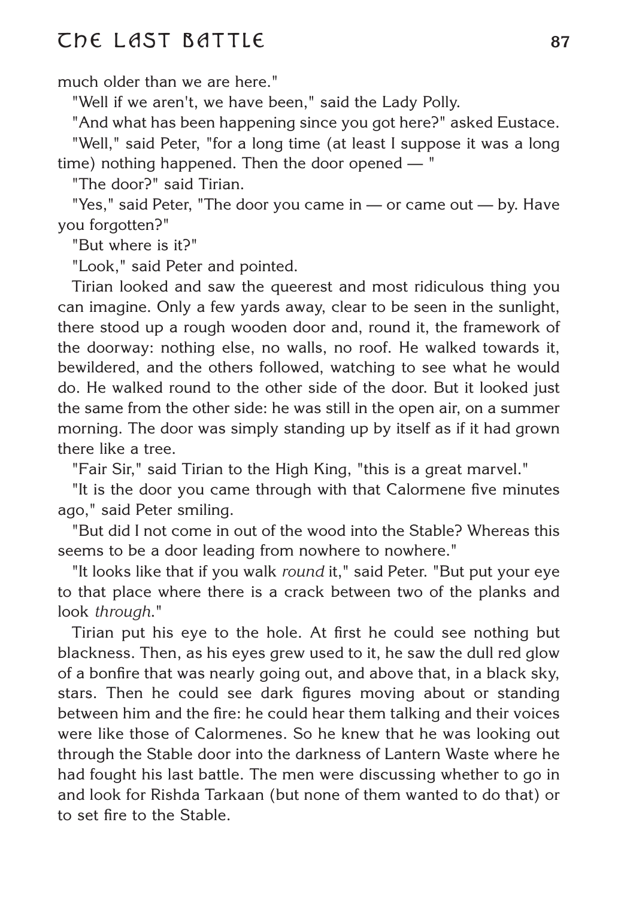much older than we are here."

"Well if we aren't, we have been," said the Lady Polly.

"And what has been happening since you got here?" asked Eustace.

"Well," said Peter, "for a long time (at least I suppose it was a long time) nothing happened. Then the door opened — "

"The door?" said Tirian.

"Yes," said Peter, "The door you came in — or came out — by. Have you forgotten?"

"But where is it?"

"Look," said Peter and pointed.

Tirian looked and saw the queerest and most ridiculous thing you can imagine. Only a few yards away, clear to be seen in the sunlight, there stood up a rough wooden door and, round it, the framework of the doorway: nothing else, no walls, no roof. He walked towards it, bewildered, and the others followed, watching to see what he would do. He walked round to the other side of the door. But it looked just the same from the other side: he was still in the open air, on a summer morning. The door was simply standing up by itself as if it had grown there like a tree.

"Fair Sir," said Tirian to the High King, "this is a great marvel."

"It is the door you came through with that Calormene five minutes ago," said Peter smiling.

"But did I not come in out of the wood into the Stable? Whereas this seems to be a door leading from nowhere to nowhere."

"It looks like that if you walk *round* it," said Peter. "But put your eye to that place where there is a crack between two of the planks and look *through*."

Tirian put his eye to the hole. At first he could see nothing but blackness. Then, as his eyes grew used to it, he saw the dull red glow of a bonfire that was nearly going out, and above that, in a black sky, stars. Then he could see dark figures moving about or standing between him and the fire: he could hear them talking and their voices were like those of Calormenes. So he knew that he was looking out through the Stable door into the darkness of Lantern Waste where he had fought his last battle. The men were discussing whether to go in and look for Rishda Tarkaan (but none of them wanted to do that) or to set fire to the Stable.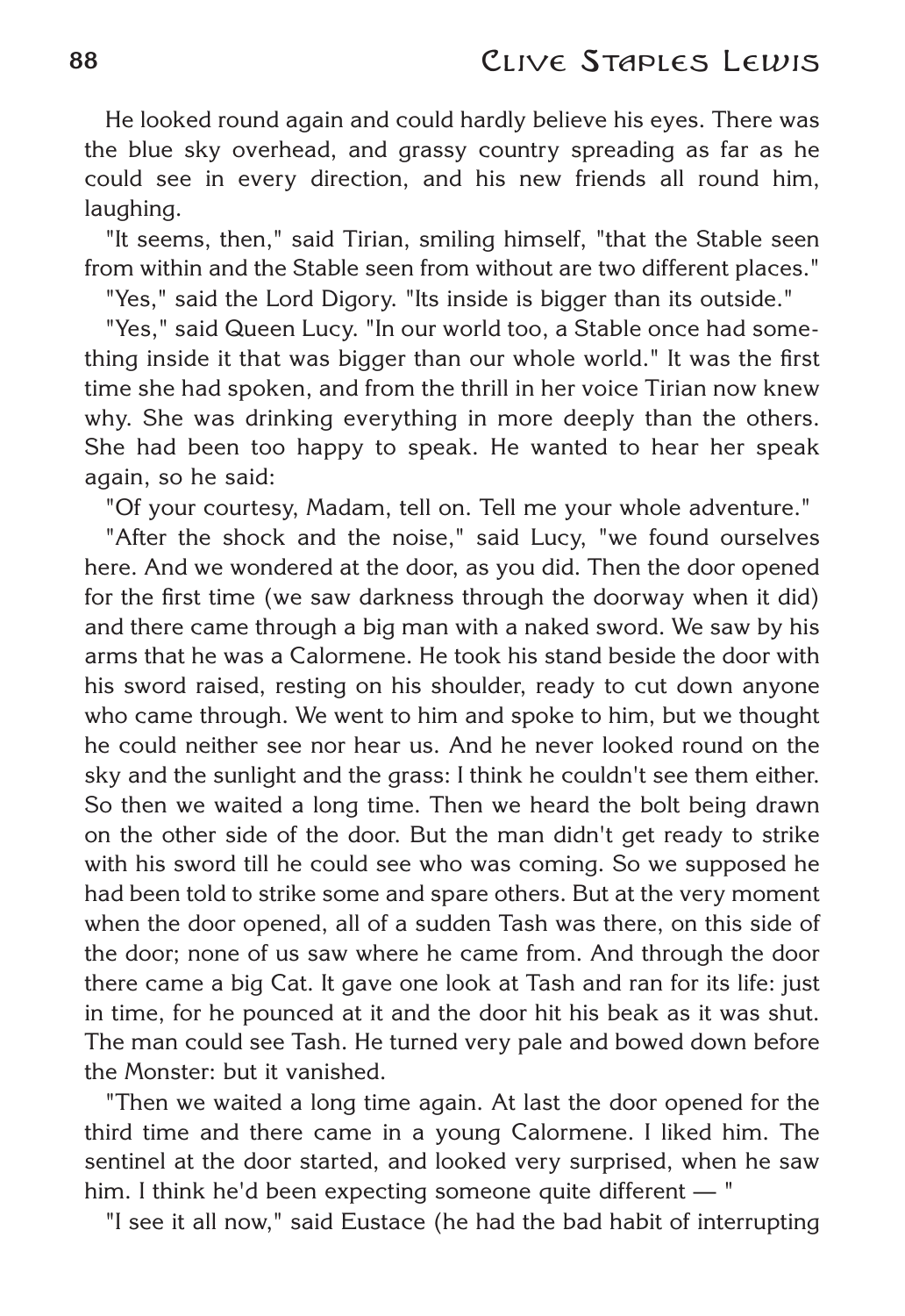He looked round again and could hardly believe his eyes. There was the blue sky overhead, and grassy country spreading as far as he could see in every direction, and his new friends all round him, laughing.

"It seems, then," said Tirian, smiling himself, "that the Stable seen from within and the Stable seen from without are two different places."

"Yes," said the Lord Digory. "Its inside is bigger than its outside."

"Yes," said Queen Lucy. "In our world too, a Stable once had something inside it that was bigger than our whole world." It was the first time she had spoken, and from the thrill in her voice Tirian now knew why. She was drinking everything in more deeply than the others. She had been too happy to speak. He wanted to hear her speak again, so he said:

"Of your courtesy, Madam, tell on. Tell me your whole adventure."

"After the shock and the noise," said Lucy, "we found ourselves here. And we wondered at the door, as you did. Then the door opened for the first time (we saw darkness through the doorway when it did) and there came through a big man with a naked sword. We saw by his arms that he was a Calormene. He took his stand beside the door with his sword raised, resting on his shoulder, ready to cut down anyone who came through. We went to him and spoke to him, but we thought he could neither see nor hear us. And he never looked round on the sky and the sunlight and the grass: I think he couldn't see them either. So then we waited a long time. Then we heard the bolt being drawn on the other side of the door. But the man didn't get ready to strike with his sword till he could see who was coming. So we supposed he had been told to strike some and spare others. But at the very moment when the door opened, all of a sudden Tash was there, on this side of the door; none of us saw where he came from. And through the door there came a big Cat. It gave one look at Tash and ran for its life: just in time, for he pounced at it and the door hit his beak as it was shut. The man could see Tash. He turned very pale and bowed down before the Monster: but it vanished.

"Then we waited a long time again. At last the door opened for the third time and there came in a young Calormene. I liked him. The sentinel at the door started, and looked very surprised, when he saw him. I think he'd been expecting someone quite different — "

"I see it all now," said Eustace (he had the bad habit of interrupting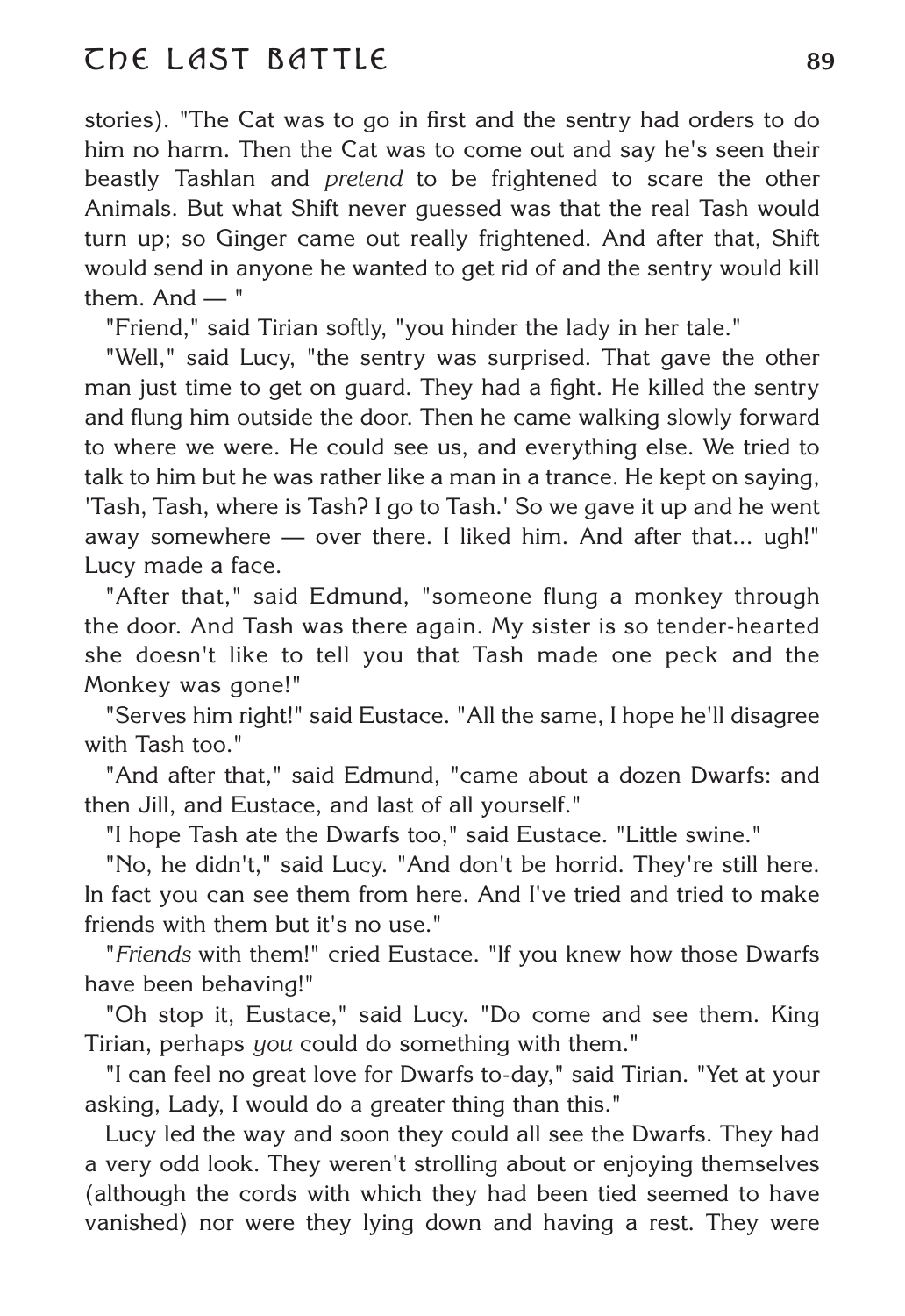stories). "The Cat was to go in first and the sentry had orders to do him no harm. Then the Cat was to come out and say he's seen their beastly Tashlan and *pretend* to be frightened to scare the other Animals. But what Shift never guessed was that the real Tash would turn up; so Ginger came out really frightened. And after that, Shift would send in anyone he wanted to get rid of and the sentry would kill them. And — "

"Friend," said Tirian softly, "you hinder the lady in her tale."

"Well," said Lucy, "the sentry was surprised. That gave the other man just time to get on guard. They had a fight. He killed the sentry and flung him outside the door. Then he came walking slowly forward to where we were. He could see us, and everything else. We tried to talk to him but he was rather like a man in a trance. He kept on saying, 'Tash, Tash, where is Tash? I go to Tash.' So we gave it up and he went away somewhere — over there. I liked him. And after that... ugh!" Lucy made a face.

"After that," said Edmund, "someone flung a monkey through the door. And Tash was there again. My sister is so tender-hearted she doesn't like to tell you that Tash made one peck and the Monkey was gone!"

"Serves him right!" said Eustace. "All the same, I hope he'll disagree with Tash too."

"And after that," said Edmund, "came about a dozen Dwarfs: and then Jill, and Eustace, and last of all yourself."

"I hope Tash ate the Dwarfs too," said Eustace. "Little swine."

"No, he didn't," said Lucy. "And don't be horrid. They're still here. In fact you can see them from here. And I've tried and tried to make friends with them but it's no use."

"*Friends* with them!" cried Eustace. "If you knew how those Dwarfs have been behaving!"

"Oh stop it, Eustace," said Lucy. "Do come and see them. King Tirian, perhaps *you* could do something with them."

"I can feel no great love for Dwarfs to-day," said Tirian. "Yet at your asking, Lady, I would do a greater thing than this."

Lucy led the way and soon they could all see the Dwarfs. They had a very odd look. They weren't strolling about or enjoying themselves (although the cords with which they had been tied seemed to have vanished) nor were they lying down and having a rest. They were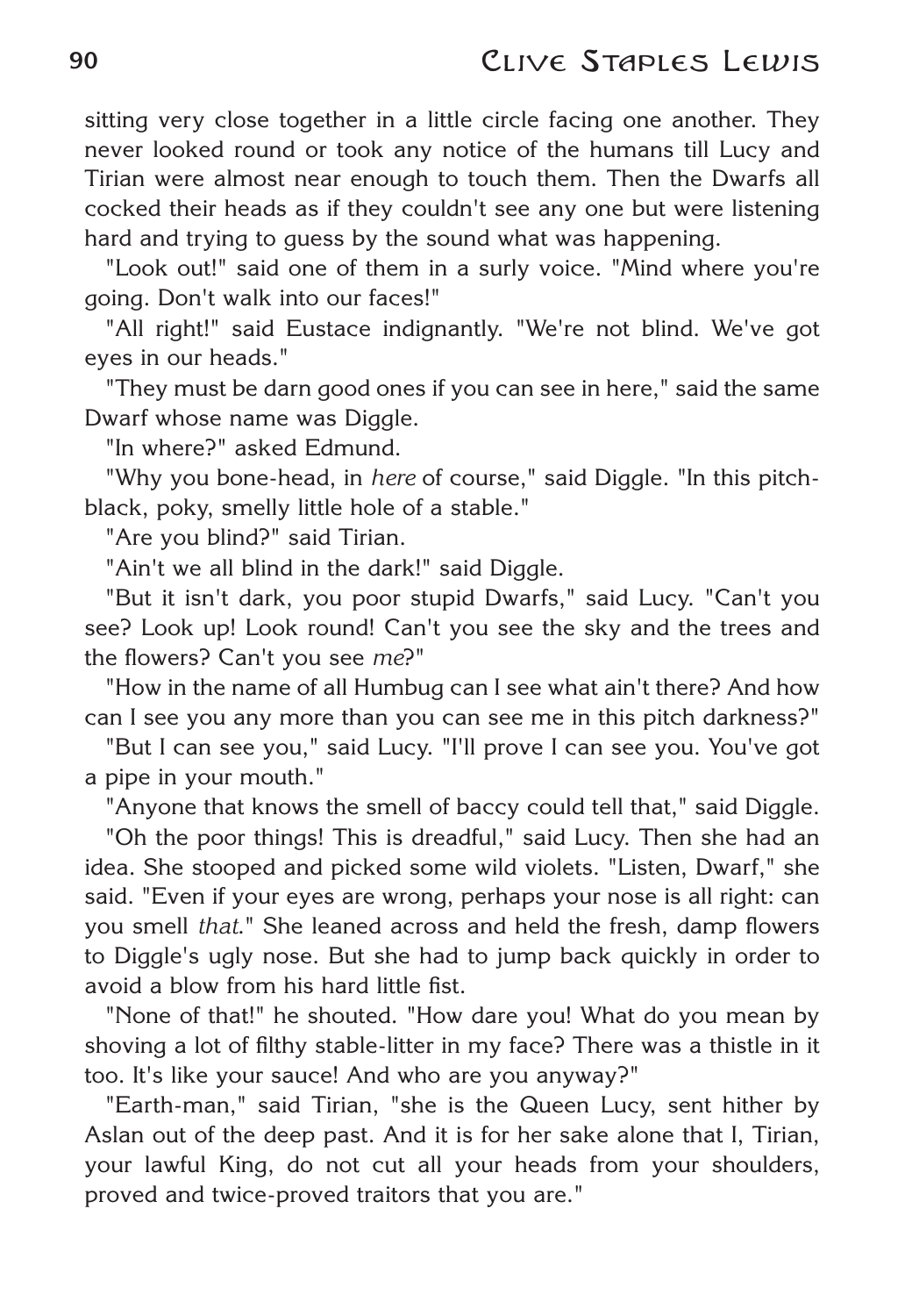sitting very close together in a little circle facing one another. They never looked round or took any notice of the humans till Lucy and Tirian were almost near enough to touch them. Then the Dwarfs all cocked their heads as if they couldn't see any one but were listening hard and trying to guess by the sound what was happening.

"Look out!" said one of them in a surly voice. "Mind where you're going. Don't walk into our faces!"

"All right!" said Eustace indignantly. "We're not blind. We've got eyes in our heads."

"They must be darn good ones if you can see in here," said the same Dwarf whose name was Diggle.

"In where?" asked Edmund.

"Why you bone-head, in *here* of course," said Diggle. "In this pitch-black, poky, smelly little hole of a stable."

"Are you blind?" said Tirian.

"Ain't we all blind in the dark!" said Diggle.

"But it isn't dark, you poor stupid Dwarfs," said Lucy. "Can't you see? Look up! Look round! Can't you see the sky and the trees and the flowers? Can't you see *me*?"

"How in the name of all Humbug can I see what ain't there? And how can I see you any more than you can see me in this pitch darkness?"

"But I can see you," said Lucy. "I'll prove I can see you. You've got a pipe in your mouth."

"Anyone that knows the smell of baccy could tell that," said Diggle.

"Oh the poor things! This is dreadful," said Lucy. Then she had an idea. She stooped and picked some wild violets. "Listen, Dwarf," she said. "Even if your eyes are wrong, perhaps your nose is all right: can you smell *that*." She leaned across and held the fresh, damp flowers to Diggle's ugly nose. But she had to jump back quickly in order to avoid a blow from his hard little fist.

"None of that!" he shouted. "How dare you! What do you mean by shoving a lot of filthy stable-litter in my face? There was a thistle in it too. It's like your sauce! And who are you anyway?"

"Earth-man," said Tirian, "she is the Queen Lucy, sent hither by Aslan out of the deep past. And it is for her sake alone that I, Tirian, your lawful King, do not cut all your heads from your shoulders, proved and twice-proved traitors that you are."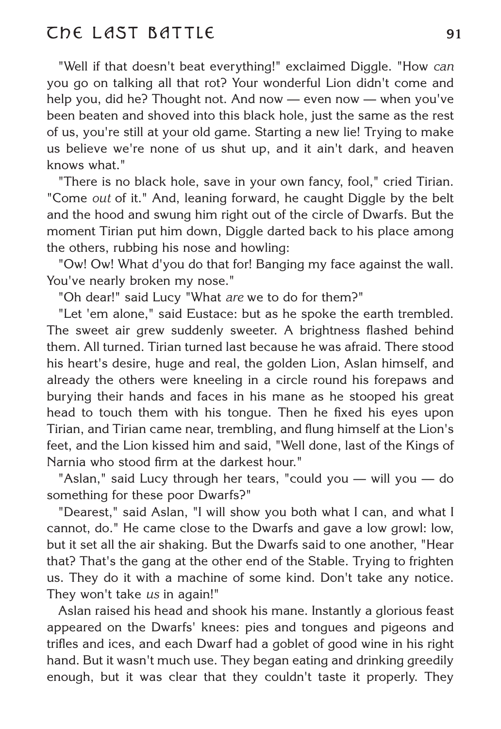"Well if that doesn't beat everything!" exclaimed Diggle. "How *can* you go on talking all that rot? Your wonderful Lion didn't come and help you, did he? Thought not. And now — even now — when you've been beaten and shoved into this black hole, just the same as the rest of us, you're still at your old game. Starting a new lie! Trying to make us believe we're none of us shut up, and it ain't dark, and heaven knows what."

"There is no black hole, save in your own fancy, fool," cried Tirian. "Come *out* of it." And, leaning forward, he caught Diggle by the belt and the hood and swung him right out of the circle of Dwarfs. But the moment Tirian put him down, Diggle darted back to his place among the others, rubbing his nose and howling:

"Ow! Ow! What d'you do that for! Banging my face against the wall. You've nearly broken my nose."

"Oh dear!" said Lucy "What *are* we to do for them?"

"Let 'em alone," said Eustace: but as he spoke the earth trembled. The sweet air grew suddenly sweeter. A brightness flashed behind them. All turned. Tirian turned last because he was afraid. There stood his heart's desire, huge and real, the golden Lion, Aslan himself, and already the others were kneeling in a circle round his forepaws and burying their hands and faces in his mane as he stooped his great head to touch them with his tongue. Then he fixed his eyes upon Tirian, and Tirian came near, trembling, and flung himself at the Lion's feet, and the Lion kissed him and said, "Well done, last of the Kings of Narnia who stood firm at the darkest hour."

"Aslan," said Lucy through her tears, "could you — will you — do something for these poor Dwarfs?"

"Dearest," said Aslan, "I will show you both what I can, and what I cannot, do." He came close to the Dwarfs and gave a low growl: low, but it set all the air shaking. But the Dwarfs said to one another, "Hear that? That's the gang at the other end of the Stable. Trying to frighten us. They do it with a machine of some kind. Don't take any notice. They won't take *us* in again!"

Aslan raised his head and shook his mane. Instantly a glorious feast appeared on the Dwarfs' knees: pies and tongues and pigeons and trifles and ices, and each Dwarf had a goblet of good wine in his right hand. But it wasn't much use. They began eating and drinking greedily enough, but it was clear that they couldn't taste it properly. They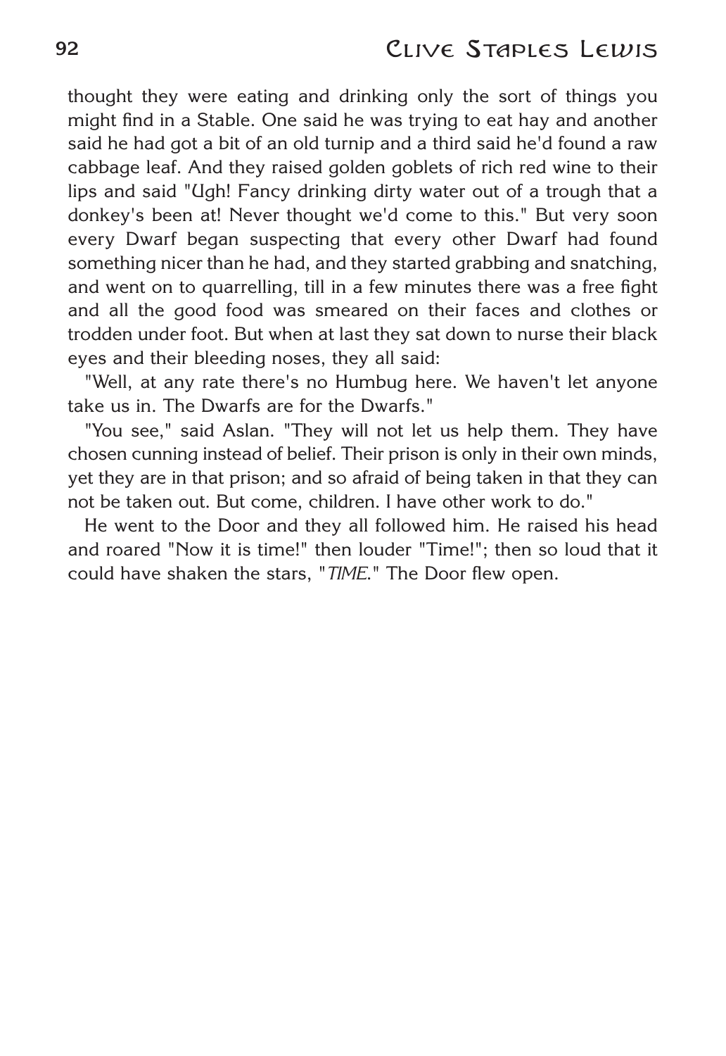thought they were eating and drinking only the sort of things you might find in a Stable. One said he was trying to eat hay and another said he had got a bit of an old turnip and a third said he'd found a raw cabbage leaf. And they raised golden goblets of rich red wine to their lips and said "Ugh! Fancy drinking dirty water out of a trough that a donkey's been at! Never thought we'd come to this." But very soon every Dwarf began suspecting that every other Dwarf had found something nicer than he had, and they started grabbing and snatching, and went on to quarrelling, till in a few minutes there was a free fight and all the good food was smeared on their faces and clothes or trodden under foot. But when at last they sat down to nurse their black eyes and their bleeding noses, they all said:

"Well, at any rate there's no Humbug here. We haven't let anyone take us in. The Dwarfs are for the Dwarfs."

"You see," said Aslan. "They will not let us help them. They have chosen cunning instead of belief. Their prison is only in their own minds, yet they are in that prison; and so afraid of being taken in that they can not be taken out. But come, children. I have other work to do."

He went to the Door and they all followed him. He raised his head and roared "Now it is time!" then louder "Time!"; then so loud that it could have shaken the stars, "*TIME*." The Door flew open.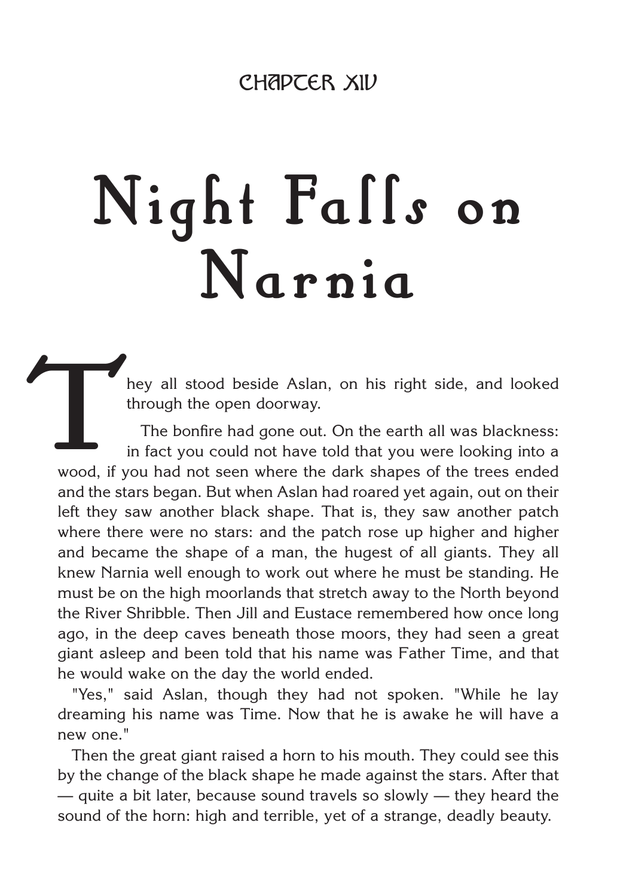CHAPTER XIV

# Night Falls on Narnia

They all stood beside Aslan, on his right side, and looked through the open doorway.

The bonfire had gone out. On the earth all was blackness: in fact you could not have told that you were looking into a wood, if you had not seen where the dark shapes of the trees ended and the stars began. But when Aslan had roared yet again, out on their left they saw another black shape. That is, they saw another patch where there were no stars: and the patch rose up higher and higher and became the shape of a man, the hugest of all giants. They all knew Narnia well enough to work out where he must be standing. He must be on the high moorlands that stretch away to the North beyond the River Shribble. Then Jill and Eustace remembered how once long ago, in the deep caves beneath those moors, they had seen a great giant asleep and been told that his name was Father Time, and that he would wake on the day the world ended.

"Yes," said Aslan, though they had not spoken. "While he lay dreaming his name was Time. Now that he is awake he will have a new one."

Then the great giant raised a horn to his mouth. They could see this by the change of the black shape he made against the stars. After that — quite a bit later, because sound travels so slowly — they heard the sound of the horn: high and terrible, yet of a strange, deadly beauty.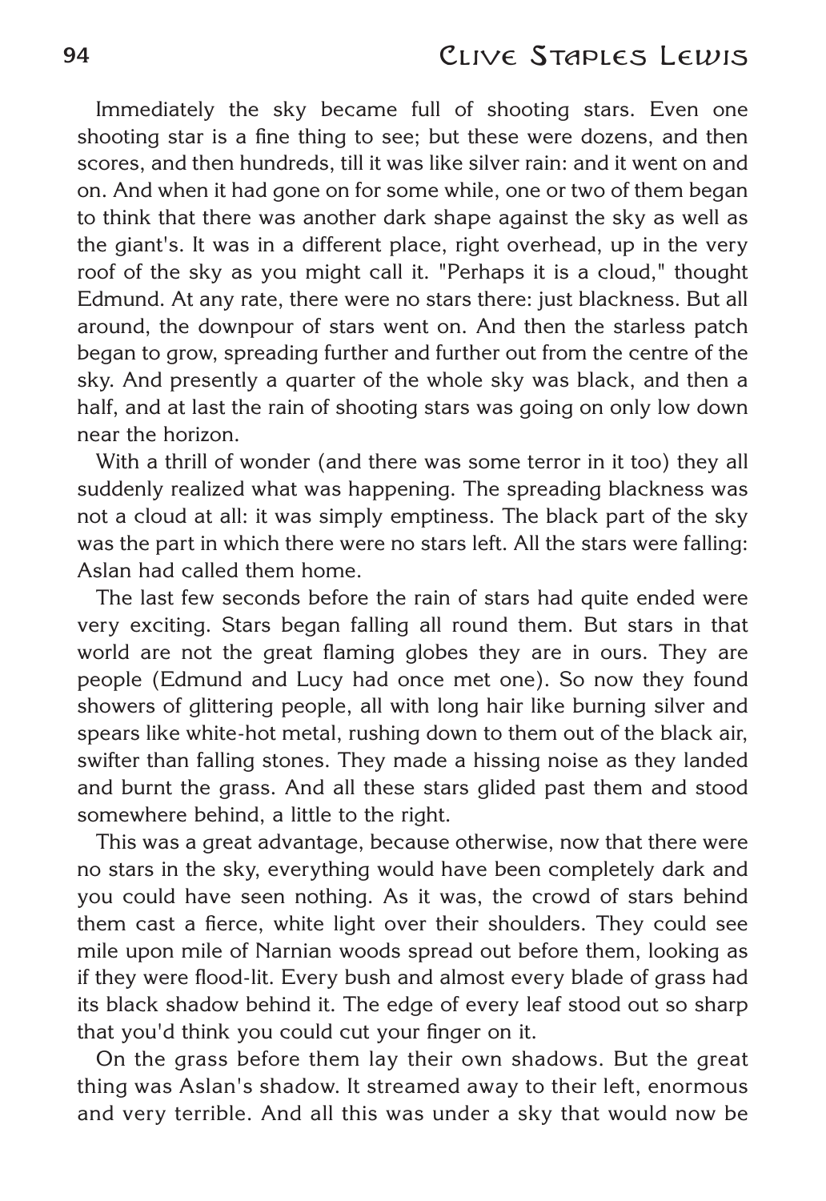Immediately the sky became full of shooting stars. Even one shooting star is a fine thing to see; but these were dozens, and then scores, and then hundreds, till it was like silver rain: and it went on and on. And when it had gone on for some while, one or two of them began to think that there was another dark shape against the sky as well as the giant's. It was in a different place, right overhead, up in the very roof of the sky as you might call it. "Perhaps it is a cloud," thought Edmund. At any rate, there were no stars there: just blackness. But all around, the downpour of stars went on. And then the starless patch began to grow, spreading further and further out from the centre of the sky. And presently a quarter of the whole sky was black, and then a half, and at last the rain of shooting stars was going on only low down near the horizon.

With a thrill of wonder (and there was some terror in it too) they all suddenly realized what was happening. The spreading blackness was not a cloud at all: it was simply emptiness. The black part of the sky was the part in which there were no stars left. All the stars were falling: Aslan had called them home.

The last few seconds before the rain of stars had quite ended were very exciting. Stars began falling all round them. But stars in that world are not the great flaming globes they are in ours. They are people (Edmund and Lucy had once met one). So now they found showers of glittering people, all with long hair like burning silver and spears like white-hot metal, rushing down to them out of the black air, swifter than falling stones. They made a hissing noise as they landed and burnt the grass. And all these stars glided past them and stood somewhere behind, a little to the right.

This was a great advantage, because otherwise, now that there were no stars in the sky, everything would have been completely dark and you could have seen nothing. As it was, the crowd of stars behind them cast a fierce, white light over their shoulders. They could see mile upon mile of Narnian woods spread out before them, looking as if they were flood-lit. Every bush and almost every blade of grass had its black shadow behind it. The edge of every leaf stood out so sharp that you'd think you could cut your finger on it.

On the grass before them lay their own shadows. But the great thing was Aslan's shadow. It streamed away to their left, enormous and very terrible. And all this was under a sky that would now be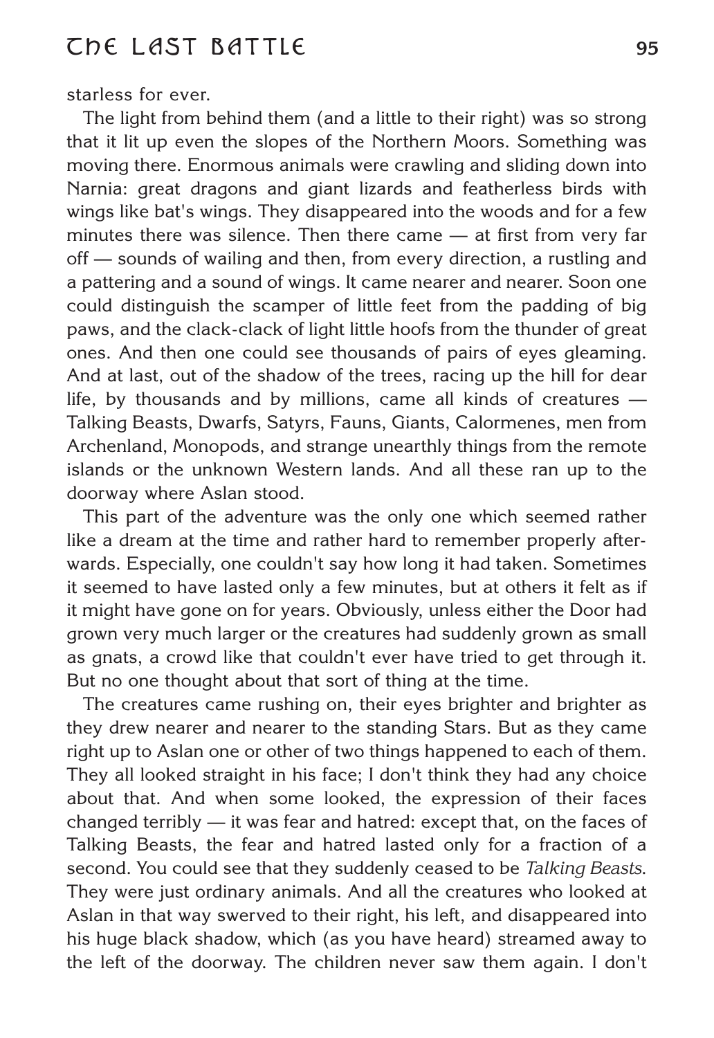starless for ever.

The light from behind them (and a little to their right) was so strong that it lit up even the slopes of the Northern Moors. Something was moving there. Enormous animals were crawling and sliding down into Narnia: great dragons and giant lizards and featherless birds with wings like bat's wings. They disappeared into the woods and for a few minutes there was silence. Then there came — at first from very far off — sounds of wailing and then, from every direction, a rustling and a pattering and a sound of wings. It came nearer and nearer. Soon one could distinguish the scamper of little feet from the padding of big paws, and the clack-clack of light little hoofs from the thunder of great ones. And then one could see thousands of pairs of eyes gleaming. And at last, out of the shadow of the trees, racing up the hill for dear life, by thousands and by millions, came all kinds of creatures — Talking Beasts, Dwarfs, Satyrs, Fauns, Giants, Calormenes, men from Archenland, Monopods, and strange unearthly things from the remote islands or the unknown Western lands. And all these ran up to the doorway where Aslan stood.

This part of the adventure was the only one which seemed rather like a dream at the time and rather hard to remember properly afterwards. Especially, one couldn't say how long it had taken. Sometimes it seemed to have lasted only a few minutes, but at others it felt as if it might have gone on for years. Obviously, unless either the Door had grown very much larger or the creatures had suddenly grown as small as gnats, a crowd like that couldn't ever have tried to get through it. But no one thought about that sort of thing at the time.

The creatures came rushing on, their eyes brighter and brighter as they drew nearer and nearer to the standing Stars. But as they came right up to Aslan one or other of two things happened to each of them. They all looked straight in his face; I don't think they had any choice about that. And when some looked, the expression of their faces changed terribly — it was fear and hatred: except that, on the faces of Talking Beasts, the fear and hatred lasted only for a fraction of a second. You could see that they suddenly ceased to be *Talking Beasts*. They were just ordinary animals. And all the creatures who looked at Aslan in that way swerved to their right, his left, and disappeared into his huge black shadow, which (as you have heard) streamed away to the left of the doorway. The children never saw them again. I don't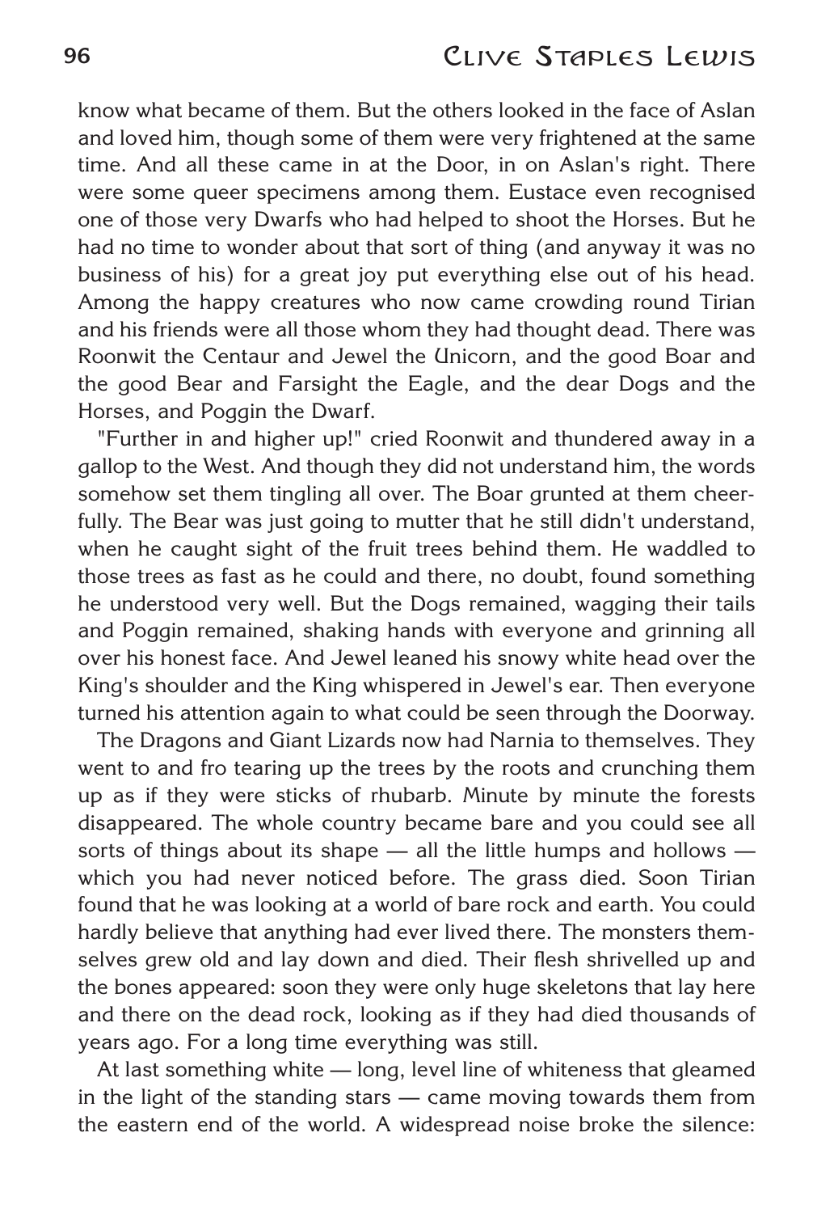know what became of them. But the others looked in the face of Aslan and loved him, though some of them were very frightened at the same time. And all these came in at the Door, in on Aslan's right. There were some queer specimens among them. Eustace even recognised one of those very Dwarfs who had helped to shoot the Horses. But he had no time to wonder about that sort of thing (and anyway it was no business of his) for a great joy put everything else out of his head. Among the happy creatures who now came crowding round Tirian and his friends were all those whom they had thought dead. There was Roonwit the Centaur and Jewel the Unicorn, and the good Boar and the good Bear and Farsight the Eagle, and the dear Dogs and the Horses, and Poggin the Dwarf.

"Further in and higher up!" cried Roonwit and thundered away in a gallop to the West. And though they did not understand him, the words somehow set them tingling all over. The Boar grunted at them cheerfully. The Bear was just going to mutter that he still didn't understand, when he caught sight of the fruit trees behind them. He waddled to those trees as fast as he could and there, no doubt, found something he understood very well. But the Dogs remained, wagging their tails and Poggin remained, shaking hands with everyone and grinning all over his honest face. And Jewel leaned his snowy white head over the King's shoulder and the King whispered in Jewel's ear. Then everyone turned his attention again to what could be seen through the Doorway.

The Dragons and Giant Lizards now had Narnia to themselves. They went to and fro tearing up the trees by the roots and crunching them up as if they were sticks of rhubarb. Minute by minute the forests disappeared. The whole country became bare and you could see all sorts of things about its shape — all the little humps and hollows — which you had never noticed before. The grass died. Soon Tirian found that he was looking at a world of bare rock and earth. You could hardly believe that anything had ever lived there. The monsters themselves grew old and lay down and died. Their flesh shrivelled up and the bones appeared: soon they were only huge skeletons that lay here and there on the dead rock, looking as if they had died thousands of years ago. For a long time everything was still.

At last something white — long, level line of whiteness that gleamed in the light of the standing stars — came moving towards them from the eastern end of the world. A widespread noise broke the silence: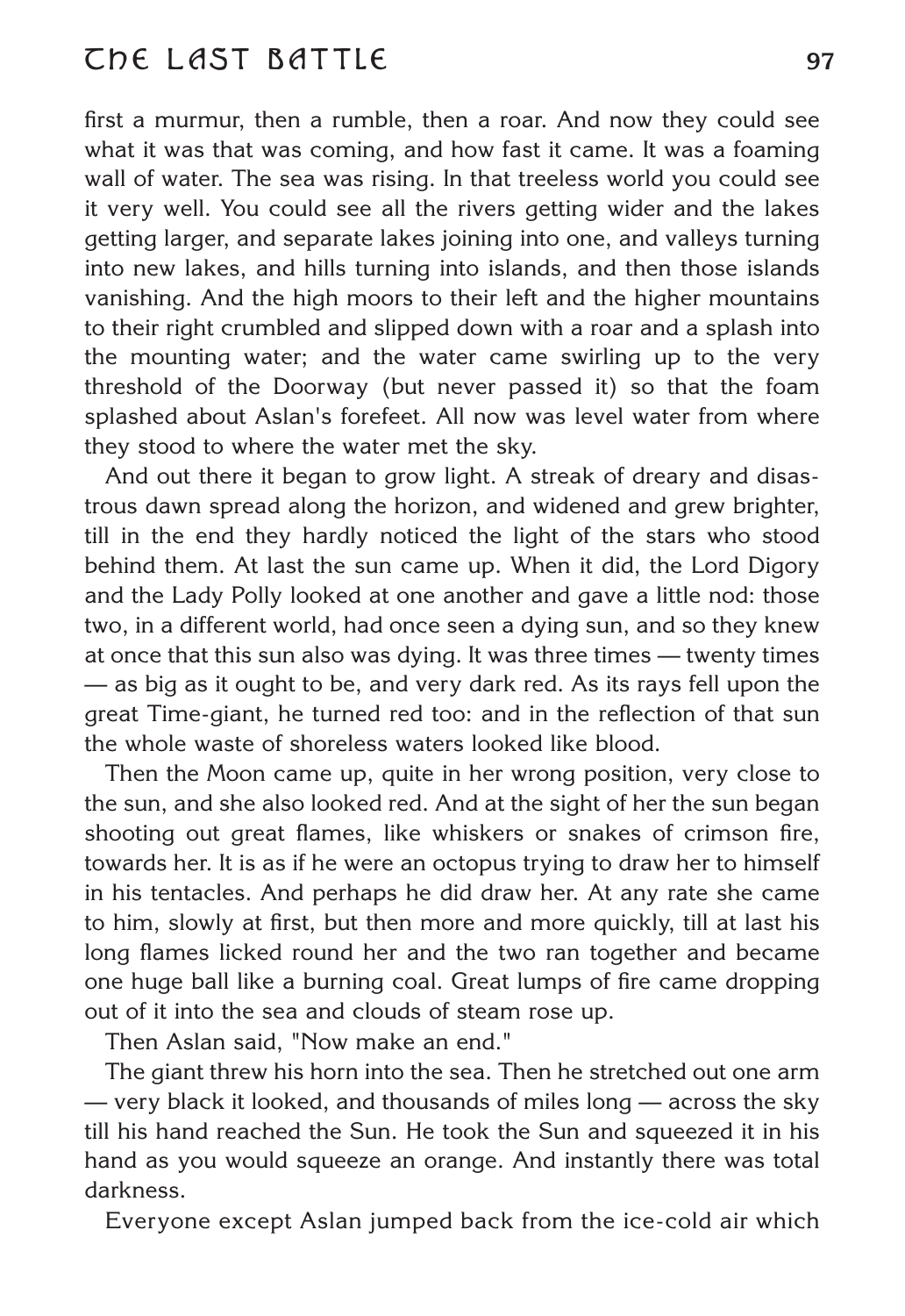first a murmur, then a rumble, then a roar. And now they could see what it was that was coming, and how fast it came. It was a foaming wall of water. The sea was rising. In that treeless world you could see it very well. You could see all the rivers getting wider and the lakes getting larger, and separate lakes joining into one, and valleys turning into new lakes, and hills turning into islands, and then those islands vanishing. And the high moors to their left and the higher mountains to their right crumbled and slipped down with a roar and a splash into the mounting water; and the water came swirling up to the very threshold of the Doorway (but never passed it) so that the foam splashed about Aslan's forefeet. All now was level water from where they stood to where the water met the sky.

And out there it began to grow light. A streak of dreary and disastrous dawn spread along the horizon, and widened and grew brighter, till in the end they hardly noticed the light of the stars who stood behind them. At last the sun came up. When it did, the Lord Digory and the Lady Polly looked at one another and gave a little nod: those two, in a different world, had once seen a dying sun, and so they knew at once that this sun also was dying. It was three times — twenty times — as big as it ought to be, and very dark red. As its rays fell upon the great Time-giant, he turned red too: and in the reflection of that sun the whole waste of shoreless waters looked like blood.

Then the Moon came up, quite in her wrong position, very close to the sun, and she also looked red. And at the sight of her the sun began shooting out great flames, like whiskers or snakes of crimson fire, towards her. It is as if he were an octopus trying to draw her to himself in his tentacles. And perhaps he did draw her. At any rate she came to him, slowly at first, but then more and more quickly, till at last his long flames licked round her and the two ran together and became one huge ball like a burning coal. Great lumps of fire came dropping out of it into the sea and clouds of steam rose up.

Then Aslan said, "Now make an end."

The giant threw his horn into the sea. Then he stretched out one arm — very black it looked, and thousands of miles long — across the sky till his hand reached the Sun. He took the Sun and squeezed it in his hand as you would squeeze an orange. And instantly there was total darkness.

Everyone except Aslan jumped back from the ice-cold air which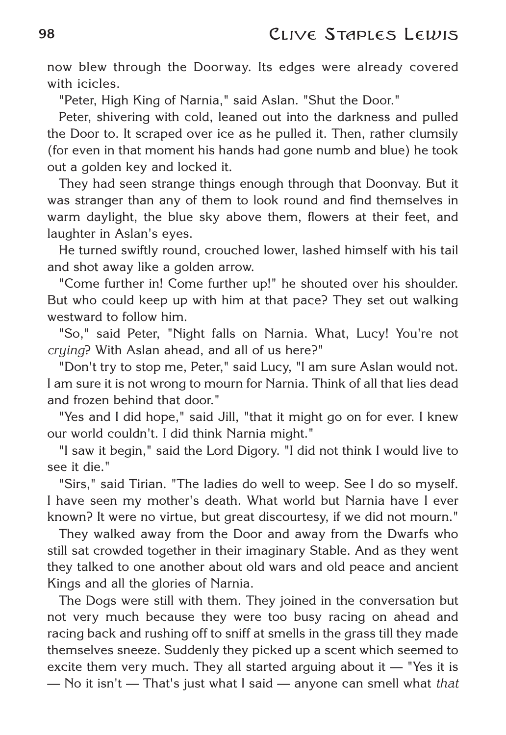now blew through the Doorway. Its edges were already covered with icicles.

"Peter, High King of Narnia," said Aslan. "Shut the Door."

Peter, shivering with cold, leaned out into the darkness and pulled the Door to. It scraped over ice as he pulled it. Then, rather clumsily (for even in that moment his hands had gone numb and blue) he took out a golden key and locked it.

They had seen strange things enough through that Doonvay. But it was stranger than any of them to look round and find themselves in warm daylight, the blue sky above them, flowers at their feet, and laughter in Aslan's eyes.

He turned swiftly round, crouched lower, lashed himself with his tail and shot away like a golden arrow.

"Come further in! Come further up!" he shouted over his shoulder. But who could keep up with him at that pace? They set out walking westward to follow him.

"So," said Peter, "Night falls on Narnia. What, Lucy! You're not *crying*? With Aslan ahead, and all of us here?"

"Don't try to stop me, Peter," said Lucy, "I am sure Aslan would not. I am sure it is not wrong to mourn for Narnia. Think of all that lies dead and frozen behind that door."

"Yes and I did hope," said Jill, "that it might go on for ever. I knew our world couldn't. I did think Narnia might."

"I saw it begin," said the Lord Digory. "I did not think I would live to see it die."

"Sirs," said Tirian. "The ladies do well to weep. See I do so myself. I have seen my mother's death. What world but Narnia have I ever known? It were no virtue, but great discourtesy, if we did not mourn."

They walked away from the Door and away from the Dwarfs who still sat crowded together in their imaginary Stable. And as they went they talked to one another about old wars and old peace and ancient Kings and all the glories of Narnia.

The Dogs were still with them. They joined in the conversation but not very much because they were too busy racing on ahead and racing back and rushing off to sniff at smells in the grass till they made themselves sneeze. Suddenly they picked up a scent which seemed to excite them very much. They all started arguing about it — "Yes it is — No it isn't — That's just what I said — anyone can smell what *that*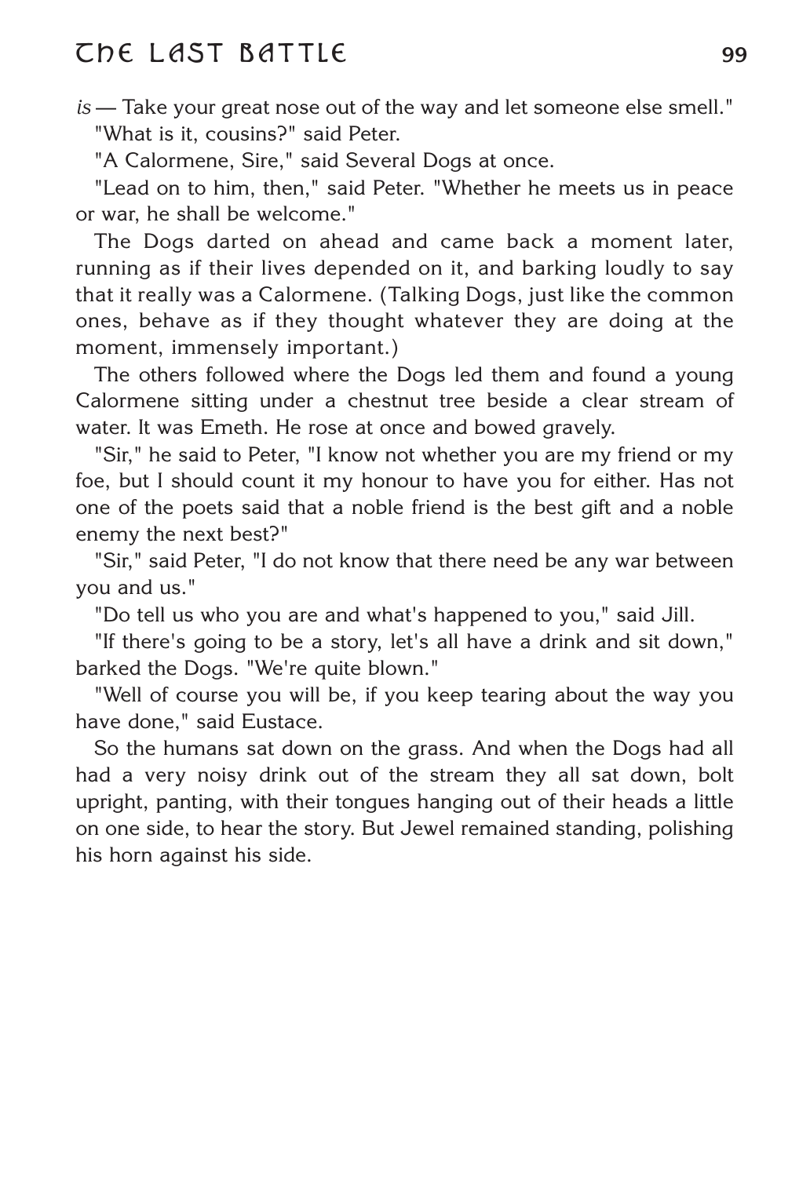*is* — Take your great nose out of the way and let someone else smell."

"What is it, cousins?" said Peter.

"A Calormene, Sire," said Several Dogs at once.

"Lead on to him, then," said Peter. "Whether he meets us in peace or war, he shall be welcome."

The Dogs darted on ahead and came back a moment later, running as if their lives depended on it, and barking loudly to say that it really was a Calormene. (Talking Dogs, just like the common ones, behave as if they thought whatever they are doing at the moment, immensely important.)

The others followed where the Dogs led them and found a young Calormene sitting under a chestnut tree beside a clear stream of water. It was Emeth. He rose at once and bowed gravely.

"Sir," he said to Peter, "I know not whether you are my friend or my foe, but I should count it my honour to have you for either. Has not one of the poets said that a noble friend is the best gift and a noble enemy the next best?"

"Sir," said Peter, "I do not know that there need be any war between you and us."

"Do tell us who you are and what's happened to you," said Jill.

"If there's going to be a story, let's all have a drink and sit down," barked the Dogs. "We're quite blown."

"Well of course you will be, if you keep tearing about the way you have done," said Eustace.

So the humans sat down on the grass. And when the Dogs had all had a very noisy drink out of the stream they all sat down, bolt upright, panting, with their tongues hanging out of their heads a little on one side, to hear the story. But Jewel remained standing, polishing his horn against his side.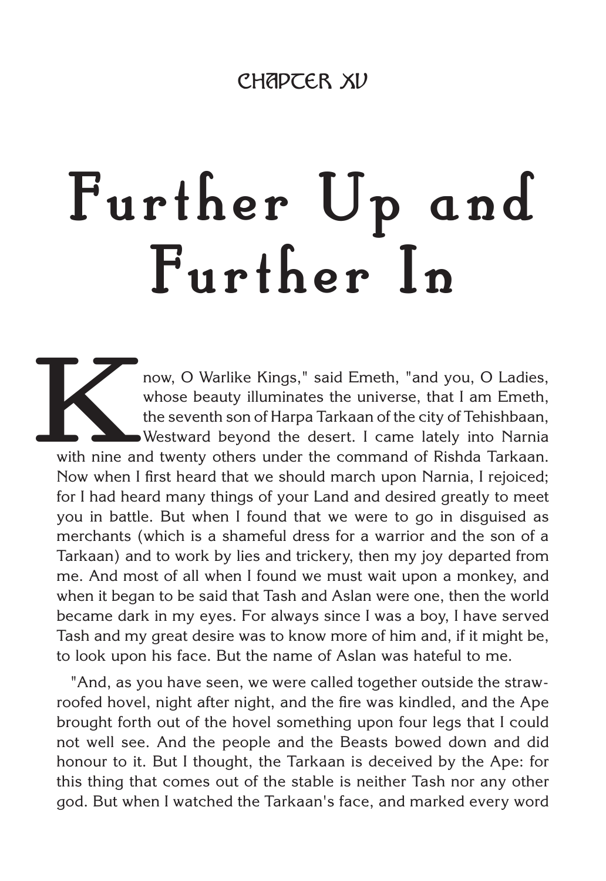## CHAPTER XV

# Further Up and Further In

Know, O Warlike Kings," said Emeth, "and you, O Ladies, whose beauty illuminates the universe, that I am Emeth, the seventh son of Harpa Tarkaan of the city of Tehishbaan, Westward beyond the desert. I came lately into Narnia with nine and twenty others under the command of Rishda Tarkaan. Now when I first heard that we should march upon Narnia, I rejoiced; for I had heard many things of your Land and desired greatly to meet you in battle. But when I found that we were to go in disguised as merchants (which is a shameful dress for a warrior and the son of a Tarkaan) and to work by lies and trickery, then my joy departed from me. And most of all when I found we must wait upon a monkey, and when it began to be said that Tash and Aslan were one, then the world became dark in my eyes. For always since I was a boy, I have served Tash and my great desire was to know more of him and, if it might be, to look upon his face. But the name of Aslan was hateful to me.

"And, as you have seen, we were called together outside the straw-roofed hovel, night after night, and the fire was kindled, and the Ape brought forth out of the hovel something upon four legs that I could not well see. And the people and the Beasts bowed down and did honour to it. But I thought, the Tarkaan is deceived by the Ape: for this thing that comes out of the stable is neither Tash nor any other god. But when I watched the Tarkaan's face, and marked every word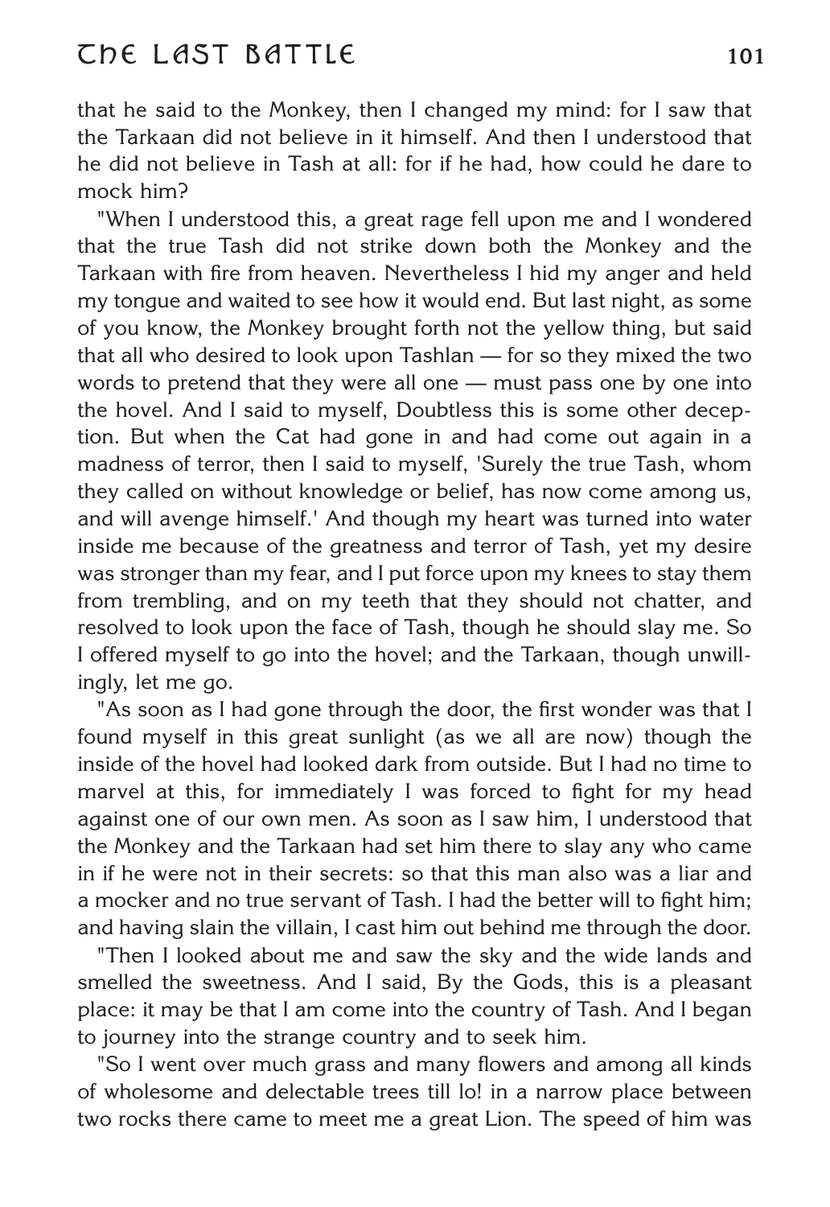that he said to the Monkey, then I changed my mind: for I saw that the Tarkaan did not believe in it himself. And then I understood that he did not believe in Tash at all: for if he had, how could he dare to mock him?

"When I understood this, a great rage fell upon me and I wondered that the true Tash did not strike down both the Monkey and the Tarkaan with fire from heaven. Nevertheless I hid my anger and held my tongue and waited to see how it would end. But last night, as some of you know, the Monkey brought forth not the yellow thing, but said that all who desired to look upon Tashlan — for so they mixed the two words to pretend that they were all one — must pass one by one into the hovel. And I said to myself, Doubtless this is some other deception. But when the Cat had gone in and had come out again in a madness of terror, then I said to myself, 'Surely the true Tash, whom they called on without knowledge or belief, has now come among us, and will avenge himself.' And though my heart was turned into water inside me because of the greatness and terror of Tash, yet my desire was stronger than my fear, and I put force upon my knees to stay them from trembling, and on my teeth that they should not chatter, and resolved to look upon the face of Tash, though he should slay me. So I offered myself to go into the hovel; and the Tarkaan, though unwillingly, let me go.

"As soon as I had gone through the door, the first wonder was that I found myself in this great sunlight (as we all are now) though the inside of the hovel had looked dark from outside. But I had no time to marvel at this, for immediately I was forced to fight for my head against one of our own men. As soon as I saw him, I understood that the Monkey and the Tarkaan had set him there to slay any who came in if he were not in their secrets: so that this man also was a liar and a mocker and no true servant of Tash. I had the better will to fight him; and having slain the villain, I cast him out behind me through the door.

"Then I looked about me and saw the sky and the wide lands and smelled the sweetness. And I said, By the Gods, this is a pleasant place: it may be that I am come into the country of Tash. And I began to journey into the strange country and to seek him.

"So I went over much grass and many flowers and among all kinds of wholesome and delectable trees till lo! in a narrow place between two rocks there came to meet me a great Lion. The speed of him was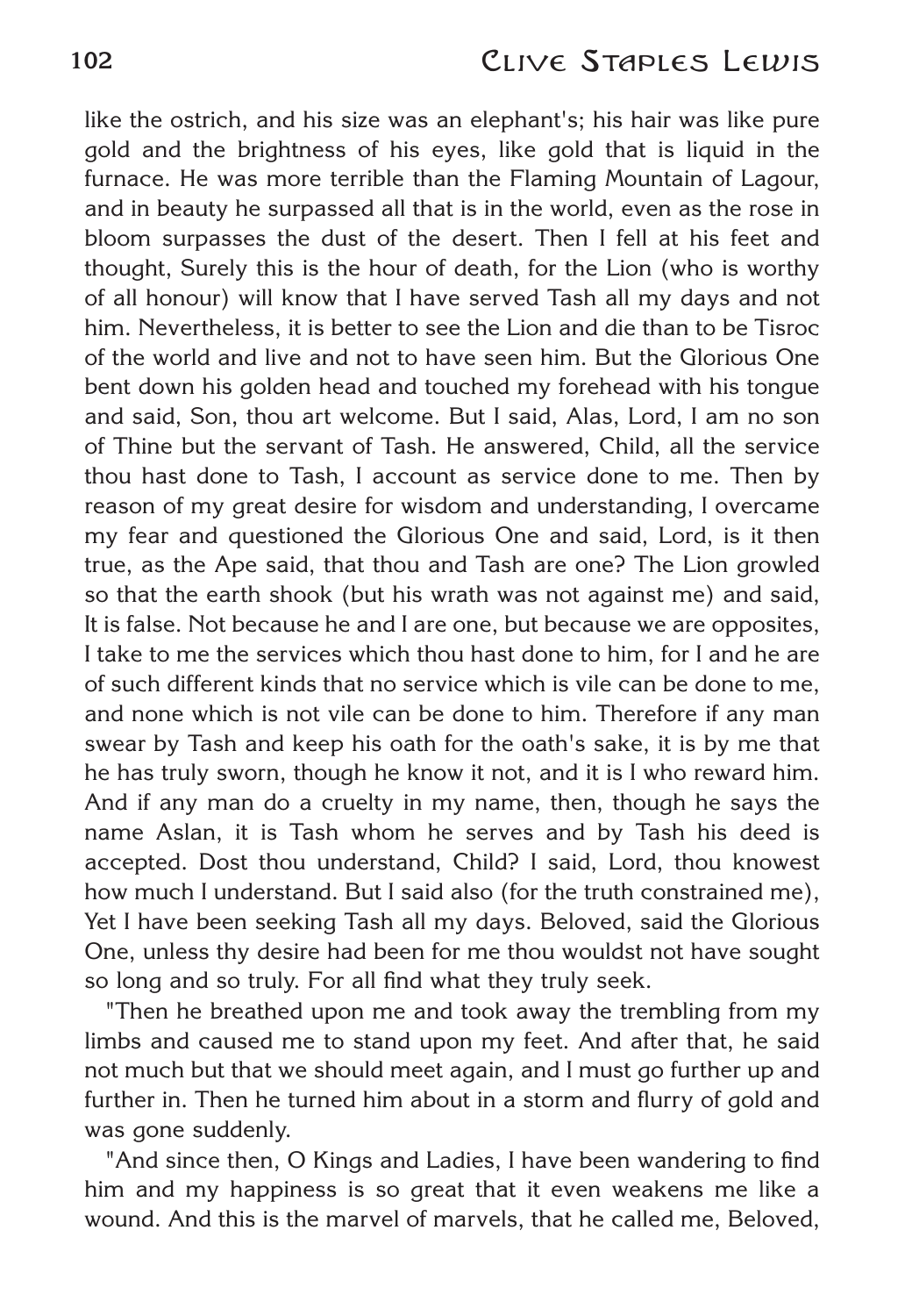like the ostrich, and his size was an elephant's; his hair was like pure gold and the brightness of his eyes, like gold that is liquid in the furnace. He was more terrible than the Flaming Mountain of Lagour, and in beauty he surpassed all that is in the world, even as the rose in bloom surpasses the dust of the desert. Then I fell at his feet and thought, Surely this is the hour of death, for the Lion (who is worthy of all honour) will know that I have served Tash all my days and not him. Nevertheless, it is better to see the Lion and die than to be Tisroc of the world and live and not to have seen him. But the Glorious One bent down his golden head and touched my forehead with his tongue and said, Son, thou art welcome. But I said, Alas, Lord, I am no son of Thine but the servant of Tash. He answered, Child, all the service thou hast done to Tash, I account as service done to me. Then by reason of my great desire for wisdom and understanding, I overcame my fear and questioned the Glorious One and said, Lord, is it then true, as the Ape said, that thou and Tash are one? The Lion growled so that the earth shook (but his wrath was not against me) and said, It is false. Not because he and I are one, but because we are opposites, I take to me the services which thou hast done to him, for I and he are of such different kinds that no service which is vile can be done to me, and none which is not vile can be done to him. Therefore if any man swear by Tash and keep his oath for the oath's sake, it is by me that he has truly sworn, though he know it not, and it is I who reward him. And if any man do a cruelty in my name, then, though he says the name Aslan, it is Tash whom he serves and by Tash his deed is accepted. Dost thou understand, Child? I said, Lord, thou knowest how much I understand. But I said also (for the truth constrained me), Yet I have been seeking Tash all my days. Beloved, said the Glorious One, unless thy desire had been for me thou wouldst not have sought so long and so truly. For all find what they truly seek.

"Then he breathed upon me and took away the trembling from my limbs and caused me to stand upon my feet. And after that, he said not much but that we should meet again, and I must go further up and further in. Then he turned him about in a storm and flurry of gold and was gone suddenly.

"And since then, O Kings and Ladies, I have been wandering to find him and my happiness is so great that it even weakens me like a wound. And this is the marvel of marvels, that he called me, Beloved,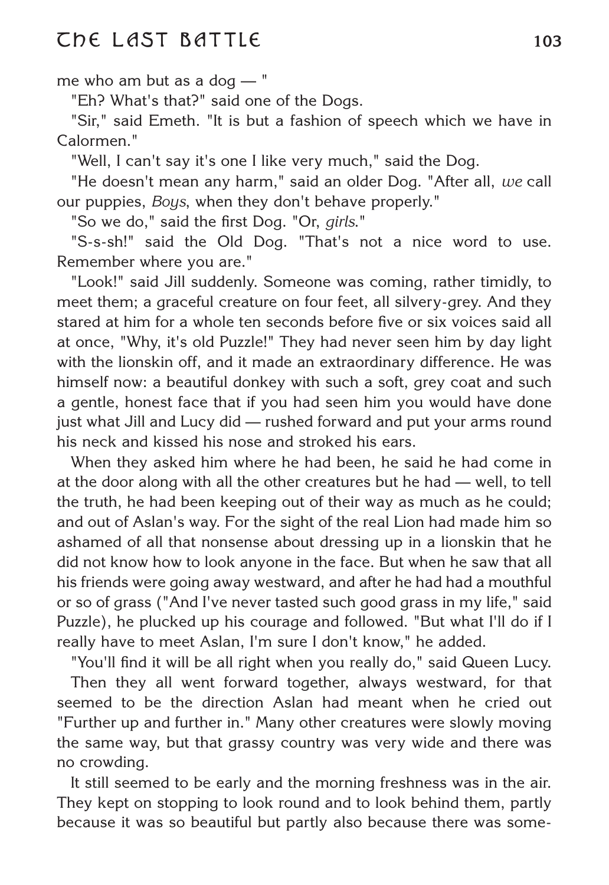me who am but as a dog — "

"Eh? What's that?" said one of the Dogs.

"Sir," said Emeth. "It is but a fashion of speech which we have in Calormen."

"Well, I can't say it's one I like very much," said the Dog.

"He doesn't mean any harm," said an older Dog. "After all, *we* call our puppies, *Boys*, when they don't behave properly."

"So we do," said the first Dog. "Or, *girls*."

"S-s-sh!" said the Old Dog. "That's not a nice word to use. Remember where you are."

"Look!" said Jill suddenly. Someone was coming, rather timidly, to meet them; a graceful creature on four feet, all silvery-grey. And they stared at him for a whole ten seconds before five or six voices said all at once, "Why, it's old Puzzle!" They had never seen him by day light with the lionskin off, and it made an extraordinary difference. He was himself now: a beautiful donkey with such a soft, grey coat and such a gentle, honest face that if you had seen him you would have done just what Jill and Lucy did — rushed forward and put your arms round his neck and kissed his nose and stroked his ears.

When they asked him where he had been, he said he had come in at the door along with all the other creatures but he had — well, to tell the truth, he had been keeping out of their way as much as he could; and out of Aslan's way. For the sight of the real Lion had made him so ashamed of all that nonsense about dressing up in a lionskin that he did not know how to look anyone in the face. But when he saw that all his friends were going away westward, and after he had had a mouthful or so of grass ("And I've never tasted such good grass in my life," said Puzzle), he plucked up his courage and followed. "But what I'll do if I really have to meet Aslan, I'm sure I don't know," he added.

"You'll find it will be all right when you really do," said Queen Lucy.

Then they all went forward together, always westward, for that seemed to be the direction Aslan had meant when he cried out "Further up and further in." Many other creatures were slowly moving the same way, but that grassy country was very wide and there was no crowding.

It still seemed to be early and the morning freshness was in the air. They kept on stopping to look round and to look behind them, partly because it was so beautiful but partly also because there was some-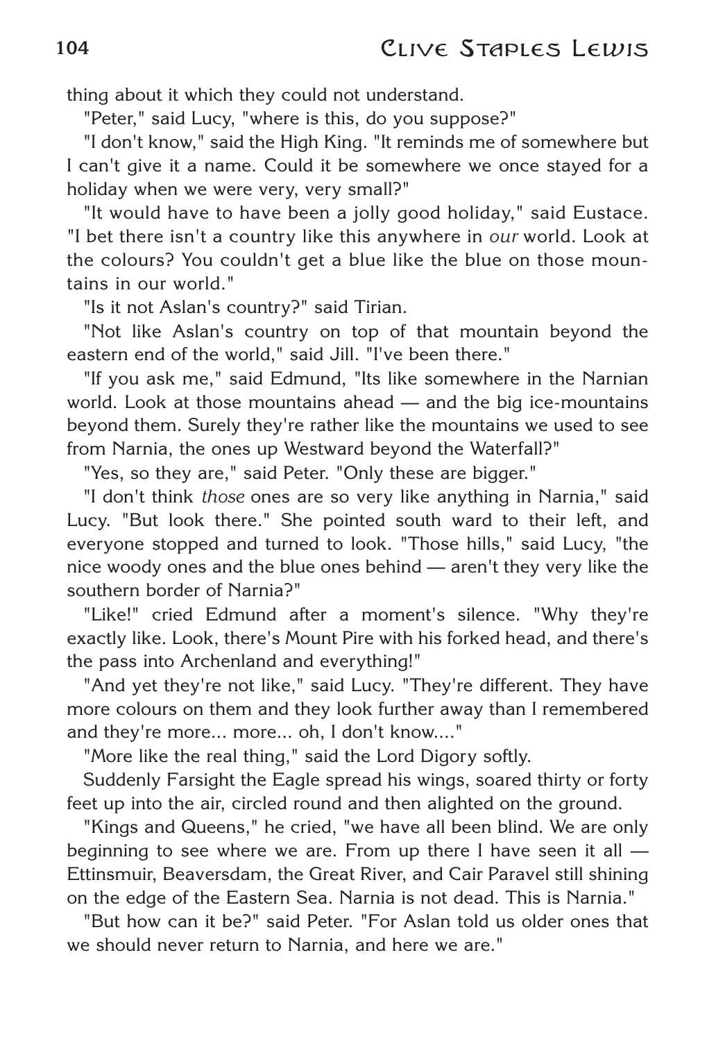thing about it which they could not understand.

"Peter," said Lucy, "where is this, do you suppose?"

"I don't know," said the High King. "It reminds me of somewhere but I can't give it a name. Could it be somewhere we once stayed for a holiday when we were very, very small?"

"It would have to have been a jolly good holiday," said Eustace. "I bet there isn't a country like this anywhere in *our* world. Look at the colours? You couldn't get a blue like the blue on those mountains in our world."

"Is it not Aslan's country?" said Tirian.

"Not like Aslan's country on top of that mountain beyond the eastern end of the world," said Jill. "I've been there."

"If you ask me," said Edmund, "Its like somewhere in the Narnian world. Look at those mountains ahead — and the big ice-mountains beyond them. Surely they're rather like the mountains we used to see from Narnia, the ones up Westward beyond the Waterfall?"

"Yes, so they are," said Peter. "Only these are bigger."

"I don't think *those* ones are so very like anything in Narnia," said Lucy. "But look there." She pointed south ward to their left, and everyone stopped and turned to look. "Those hills," said Lucy, "the nice woody ones and the blue ones behind — aren't they very like the southern border of Narnia?"

"Like!" cried Edmund after a moment's silence. "Why they're exactly like. Look, there's Mount Pire with his forked head, and there's the pass into Archenland and everything!"

"And yet they're not like," said Lucy. "They're different. They have more colours on them and they look further away than I remembered and they're more... more... oh, I don't know...."

"More like the real thing," said the Lord Digory softly.

Suddenly Farsight the Eagle spread his wings, soared thirty or forty feet up into the air, circled round and then alighted on the ground.

"Kings and Queens," he cried, "we have all been blind. We are only beginning to see where we are. From up there I have seen it all — Ettinsmuir, Beaversdam, the Great River, and Cair Paravel still shining on the edge of the Eastern Sea. Narnia is not dead. This is Narnia."

"But how can it be?" said Peter. "For Aslan told us older ones that we should never return to Narnia, and here we are."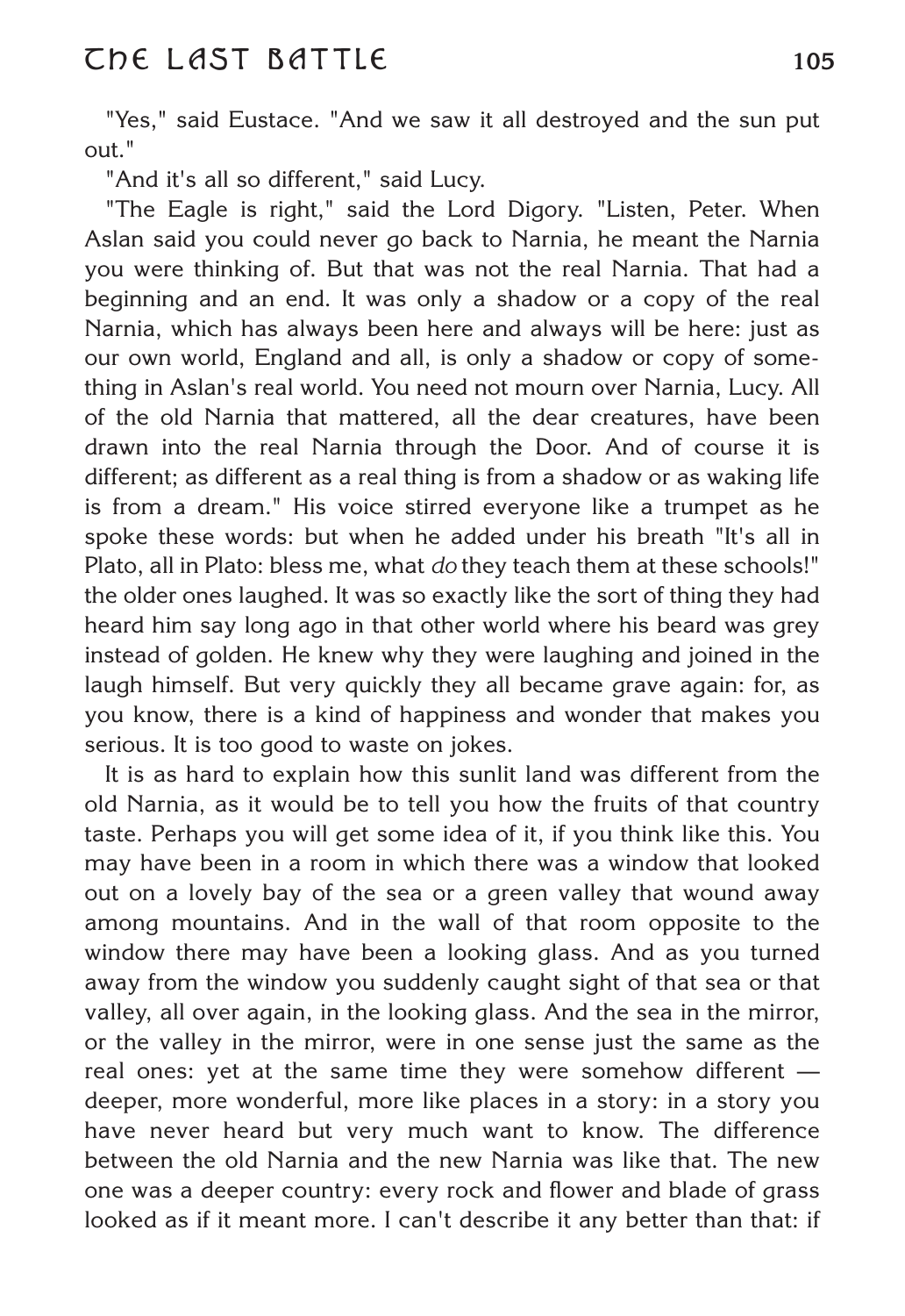"Yes," said Eustace. "And we saw it all destroyed and the sun put out."

"And it's all so different," said Lucy.

"The Eagle is right," said the Lord Digory. "Listen, Peter. When Aslan said you could never go back to Narnia, he meant the Narnia you were thinking of. But that was not the real Narnia. That had a beginning and an end. It was only a shadow or a copy of the real Narnia, which has always been here and always will be here: just as our own world, England and all, is only a shadow or copy of something in Aslan's real world. You need not mourn over Narnia, Lucy. All of the old Narnia that mattered, all the dear creatures, have been drawn into the real Narnia through the Door. And of course it is different; as different as a real thing is from a shadow or as waking life is from a dream." His voice stirred everyone like a trumpet as he spoke these words: but when he added under his breath "It's all in Plato, all in Plato: bless me, what *do* they teach them at these schools!" the older ones laughed. It was so exactly like the sort of thing they had heard him say long ago in that other world where his beard was grey instead of golden. He knew why they were laughing and joined in the laugh himself. But very quickly they all became grave again: for, as you know, there is a kind of happiness and wonder that makes you serious. It is too good to waste on jokes.

It is as hard to explain how this sunlit land was different from the old Narnia, as it would be to tell you how the fruits of that country taste. Perhaps you will get some idea of it, if you think like this. You may have been in a room in which there was a window that looked out on a lovely bay of the sea or a green valley that wound away among mountains. And in the wall of that room opposite to the window there may have been a looking glass. And as you turned away from the window you suddenly caught sight of that sea or that valley, all over again, in the looking glass. And the sea in the mirror, or the valley in the mirror, were in one sense just the same as the real ones: yet at the same time they were somehow different — deeper, more wonderful, more like places in a story: in a story you have never heard but very much want to know. The difference between the old Narnia and the new Narnia was like that. The new one was a deeper country: every rock and flower and blade of grass looked as if it meant more. I can't describe it any better than that: if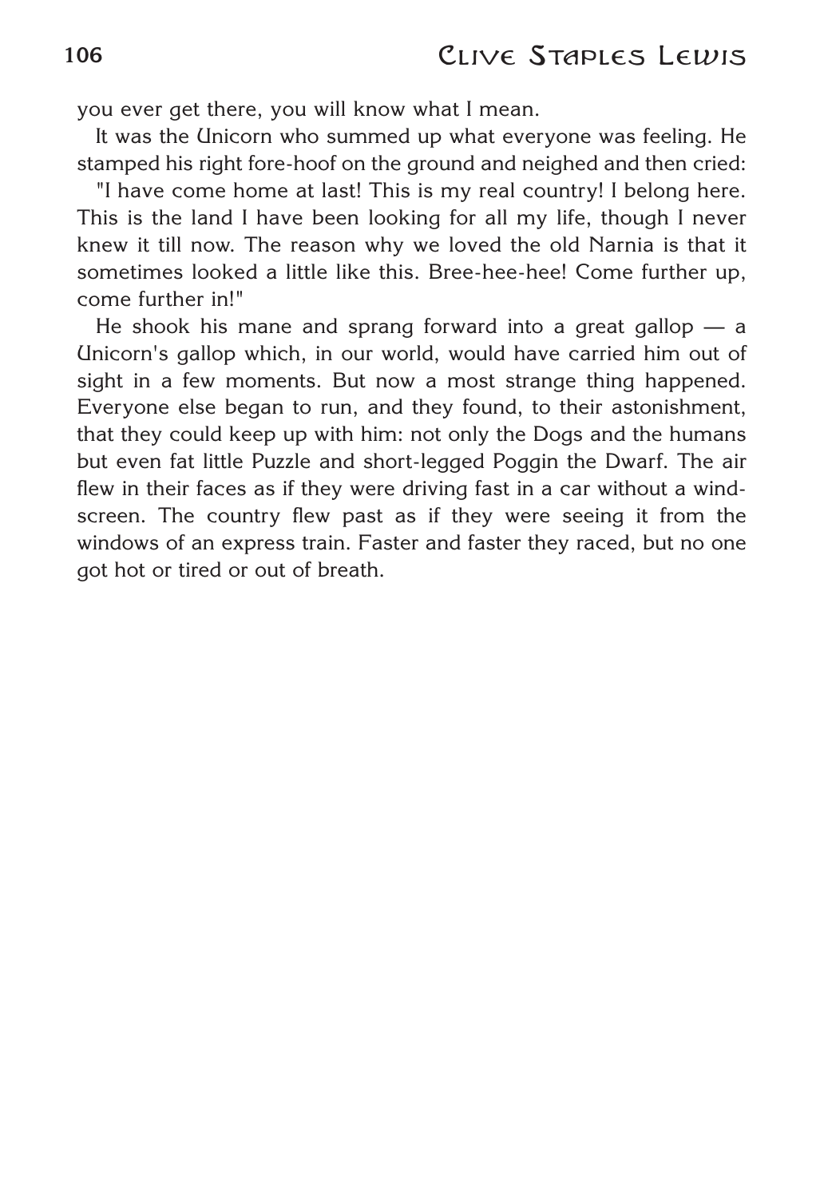you ever get there, you will know what I mean.

It was the Unicorn who summed up what everyone was feeling. He stamped his right fore-hoof on the ground and neighed and then cried:

"I have come home at last! This is my real country! I belong here. This is the land I have been looking for all my life, though I never knew it till now. The reason why we loved the old Narnia is that it sometimes looked a little like this. Bree-hee-hee! Come further up, come further in!"

He shook his mane and sprang forward into a great gallop — a Unicorn's gallop which, in our world, would have carried him out of sight in a few moments. But now a most strange thing happened. Everyone else began to run, and they found, to their astonishment, that they could keep up with him: not only the Dogs and the humans but even fat little Puzzle and short-legged Poggin the Dwarf. The air flew in their faces as if they were driving fast in a car without a wind-screen. The country flew past as if they were seeing it from the windows of an express train. Faster and faster they raced, but no one got hot or tired or out of breath.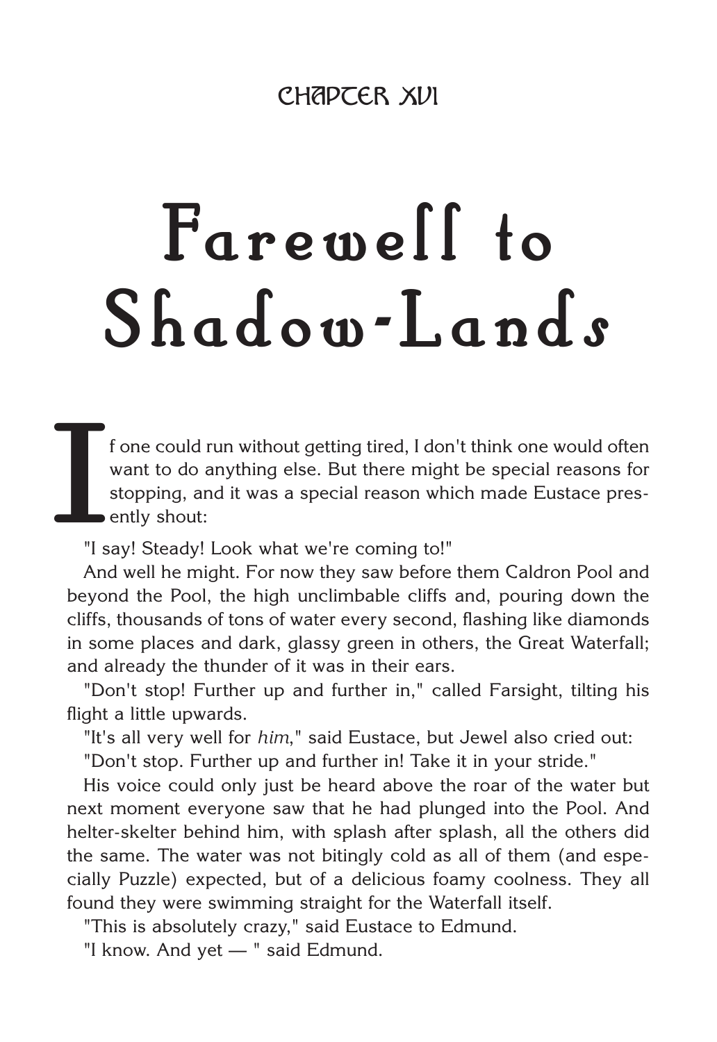CHAPTER XVI

# Farewell to Shadow-Lands

If one could run without getting tired, I don't think one would often want to do anything else. But there might be special reasons for stopping, and it was a special reason which made Eustace presently shout:

"I say! Steady! Look what we're coming to!"

And well he might. For now they saw before them Caldron Pool and beyond the Pool, the high unclimbable cliffs and, pouring down the cliffs, thousands of tons of water every second, flashing like diamonds in some places and dark, glassy green in others, the Great Waterfall; and already the thunder of it was in their ears.

"Don't stop! Further up and further in," called Farsight, tilting his flight a little upwards.

"It's all very well for *him*," said Eustace, but Jewel also cried out:

"Don't stop. Further up and further in! Take it in your stride."

His voice could only just be heard above the roar of the water but next moment everyone saw that he had plunged into the Pool. And helter-skelter behind him, with splash after splash, all the others did the same. The water was not bitingly cold as all of them (and especially Puzzle) expected, but of a delicious foamy coolness. They all found they were swimming straight for the Waterfall itself.

"This is absolutely crazy," said Eustace to Edmund.

"I know. And yet — " said Edmund.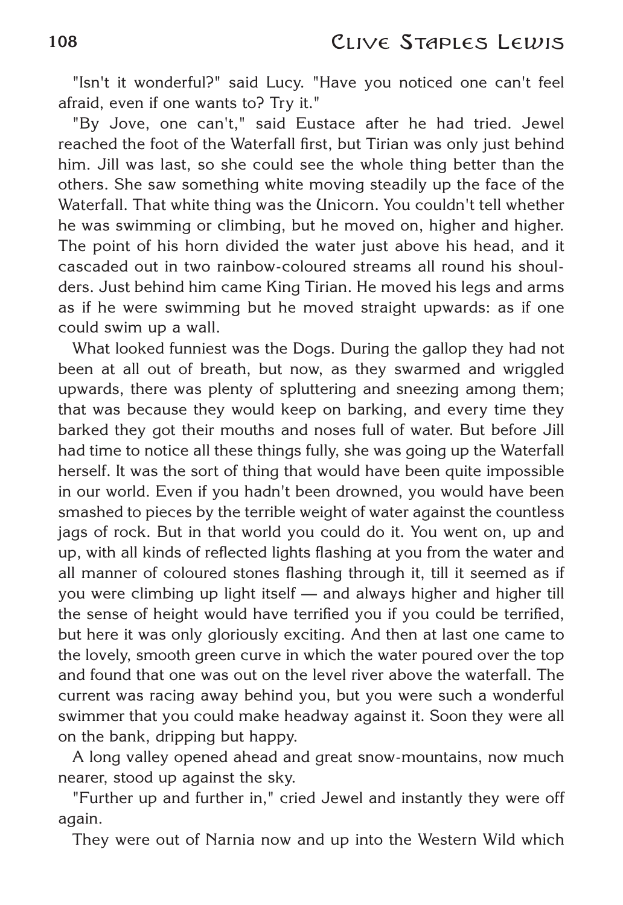"Isn't it wonderful?" said Lucy. "Have you noticed one can't feel afraid, even if one wants to? Try it."

"By Jove, one can't," said Eustace after he had tried. Jewel reached the foot of the Waterfall first, but Tirian was only just behind him. Jill was last, so she could see the whole thing better than the others. She saw something white moving steadily up the face of the Waterfall. That white thing was the Unicorn. You couldn't tell whether he was swimming or climbing, but he moved on, higher and higher. The point of his horn divided the water just above his head, and it cascaded out in two rainbow-coloured streams all round his shoulders. Just behind him came King Tirian. He moved his legs and arms as if he were swimming but he moved straight upwards: as if one could swim up a wall.

What looked funniest was the Dogs. During the gallop they had not been at all out of breath, but now, as they swarmed and wriggled upwards, there was plenty of spluttering and sneezing among them; that was because they would keep on barking, and every time they barked they got their mouths and noses full of water. But before Jill had time to notice all these things fully, she was going up the Waterfall herself. It was the sort of thing that would have been quite impossible in our world. Even if you hadn't been drowned, you would have been smashed to pieces by the terrible weight of water against the countless jags of rock. But in that world you could do it. You went on, up and up, with all kinds of reflected lights flashing at you from the water and all manner of coloured stones flashing through it, till it seemed as if you were climbing up light itself — and always higher and higher till the sense of height would have terrified you if you could be terrified, but here it was only gloriously exciting. And then at last one came to the lovely, smooth green curve in which the water poured over the top and found that one was out on the level river above the waterfall. The current was racing away behind you, but you were such a wonderful swimmer that you could make headway against it. Soon they were all on the bank, dripping but happy.

A long valley opened ahead and great snow-mountains, now much nearer, stood up against the sky.

"Further up and further in," cried Jewel and instantly they were off again.

They were out of Narnia now and up into the Western Wild which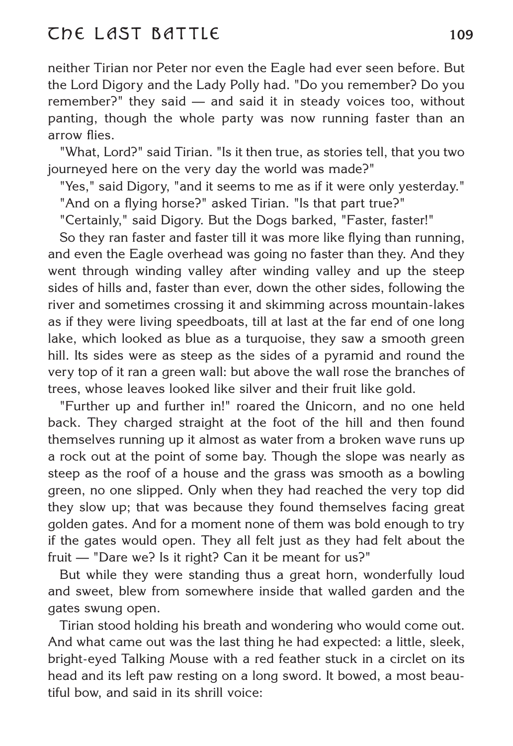neither Tirian nor Peter nor even the Eagle had ever seen before. But the Lord Digory and the Lady Polly had. "Do you remember? Do you remember?" they said — and said it in steady voices too, without panting, though the whole party was now running faster than an arrow flies.

"What, Lord?" said Tirian. "Is it then true, as stories tell, that you two journeyed here on the very day the world was made?"

"Yes," said Digory, "and it seems to me as if it were only yesterday."

"And on a flying horse?" asked Tirian. "Is that part true?"

"Certainly," said Digory. But the Dogs barked, "Faster, faster!"

So they ran faster and faster till it was more like flying than running, and even the Eagle overhead was going no faster than they. And they went through winding valley after winding valley and up the steep sides of hills and, faster than ever, down the other sides, following the river and sometimes crossing it and skimming across mountain-lakes as if they were living speedboats, till at last at the far end of one long lake, which looked as blue as a turquoise, they saw a smooth green hill. Its sides were as steep as the sides of a pyramid and round the very top of it ran a green wall: but above the wall rose the branches of trees, whose leaves looked like silver and their fruit like gold.

"Further up and further in!" roared the Unicorn, and no one held back. They charged straight at the foot of the hill and then found themselves running up it almost as water from a broken wave runs up a rock out at the point of some bay. Though the slope was nearly as steep as the roof of a house and the grass was smooth as a bowling green, no one slipped. Only when they had reached the very top did they slow up; that was because they found themselves facing great golden gates. And for a moment none of them was bold enough to try if the gates would open. They all felt just as they had felt about the fruit — "Dare we? Is it right? Can it be meant for us?"

But while they were standing thus a great horn, wonderfully loud and sweet, blew from somewhere inside that walled garden and the gates swung open.

Tirian stood holding his breath and wondering who would come out. And what came out was the last thing he had expected: a little, sleek, bright-eyed Talking Mouse with a red feather stuck in a circlet on its head and its left paw resting on a long sword. It bowed, a most beautiful bow, and said in its shrill voice: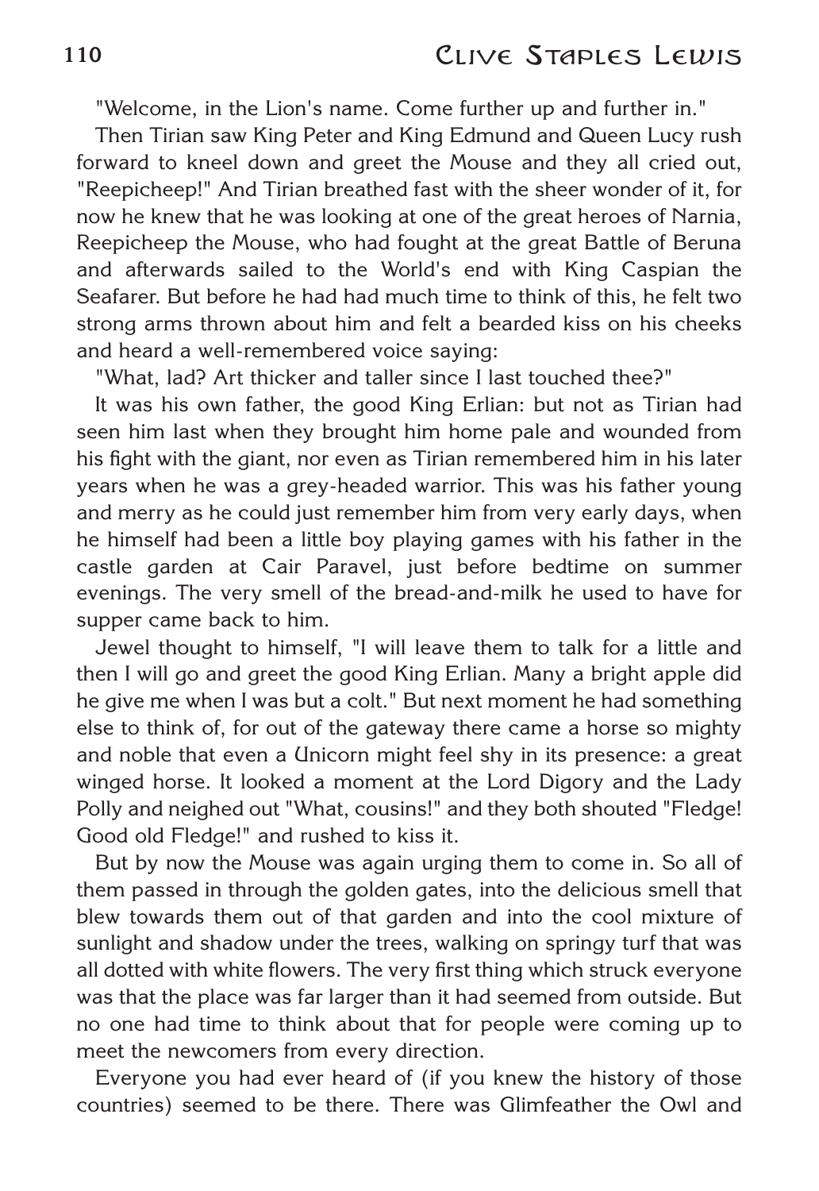"Welcome, in the Lion's name. Come further up and further in."

Then Tirian saw King Peter and King Edmund and Queen Lucy rush forward to kneel down and greet the Mouse and they all cried out, "Reepicheep!" And Tirian breathed fast with the sheer wonder of it, for now he knew that he was looking at one of the great heroes of Narnia, Reepicheep the Mouse, who had fought at the great Battle of Beruna and afterwards sailed to the World's end with King Caspian the Seafarer. But before he had had much time to think of this, he felt two strong arms thrown about him and felt a bearded kiss on his cheeks and heard a well-remembered voice saying:

"What, lad? Art thicker and taller since I last touched thee?"

It was his own father, the good King Erlian: but not as Tirian had seen him last when they brought him home pale and wounded from his fight with the giant, nor even as Tirian remembered him in his later years when he was a grey-headed warrior. This was his father young and merry as he could just remember him from very early days, when he himself had been a little boy playing games with his father in the castle garden at Cair Paravel, just before bedtime on summer evenings. The very smell of the bread-and-milk he used to have for supper came back to him.

Jewel thought to himself, "I will leave them to talk for a little and then I will go and greet the good King Erlian. Many a bright apple did he give me when I was but a colt." But next moment he had something else to think of, for out of the gateway there came a horse so mighty and noble that even a Unicorn might feel shy in its presence: a great winged horse. It looked a moment at the Lord Digory and the Lady Polly and neighed out "What, cousins!" and they both shouted "Fledge! Good old Fledge!" and rushed to kiss it.

But by now the Mouse was again urging them to come in. So all of them passed in through the golden gates, into the delicious smell that blew towards them out of that garden and into the cool mixture of sunlight and shadow under the trees, walking on springy turf that was all dotted with white flowers. The very first thing which struck everyone was that the place was far larger than it had seemed from outside. But no one had time to think about that for people were coming up to meet the newcomers from every direction.

Everyone you had ever heard of (if you knew the history of those countries) seemed to be there. There was Glimfeather the Owl and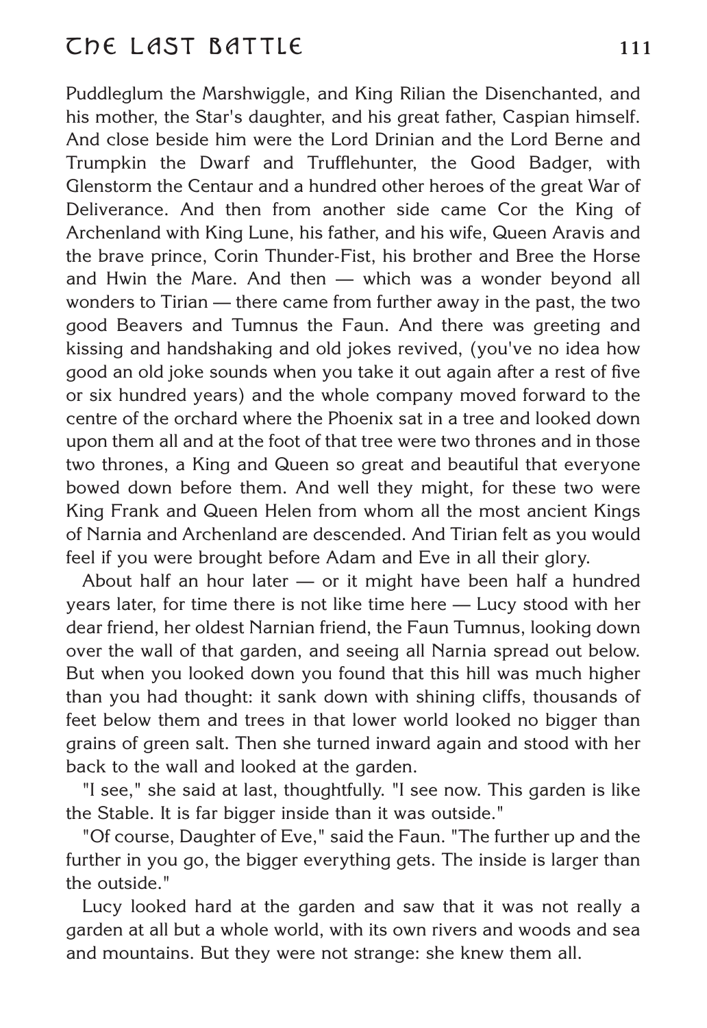Puddleglum the Marshwiggle, and King Rilian the Disenchanted, and his mother, the Star's daughter, and his great father, Caspian himself. And close beside him were the Lord Drinian and the Lord Berne and Trumpkin the Dwarf and Trufflehunter, the Good Badger, with Glenstorm the Centaur and a hundred other heroes of the great War of Deliverance. And then from another side came Cor the King of Archenland with King Lune, his father, and his wife, Queen Aravis and the brave prince, Corin Thunder-Fist, his brother and Bree the Horse and Hwin the Mare. And then — which was a wonder beyond all wonders to Tirian — there came from further away in the past, the two good Beavers and Tumnus the Faun. And there was greeting and kissing and handshaking and old jokes revived, (you've no idea how good an old joke sounds when you take it out again after a rest of five or six hundred years) and the whole company moved forward to the centre of the orchard where the Phoenix sat in a tree and looked down upon them all and at the foot of that tree were two thrones and in those two thrones, a King and Queen so great and beautiful that everyone bowed down before them. And well they might, for these two were King Frank and Queen Helen from whom all the most ancient Kings of Narnia and Archenland are descended. And Tirian felt as you would feel if you were brought before Adam and Eve in all their glory.

About half an hour later — or it might have been half a hundred years later, for time there is not like time here — Lucy stood with her dear friend, her oldest Narnian friend, the Faun Tumnus, looking down over the wall of that garden, and seeing all Narnia spread out below. But when you looked down you found that this hill was much higher than you had thought: it sank down with shining cliffs, thousands of feet below them and trees in that lower world looked no bigger than grains of green salt. Then she turned inward again and stood with her back to the wall and looked at the garden.

"I see," she said at last, thoughtfully. "I see now. This garden is like the Stable. It is far bigger inside than it was outside."

"Of course, Daughter of Eve," said the Faun. "The further up and the further in you go, the bigger everything gets. The inside is larger than the outside."

Lucy looked hard at the garden and saw that it was not really a garden at all but a whole world, with its own rivers and woods and sea and mountains. But they were not strange: she knew them all.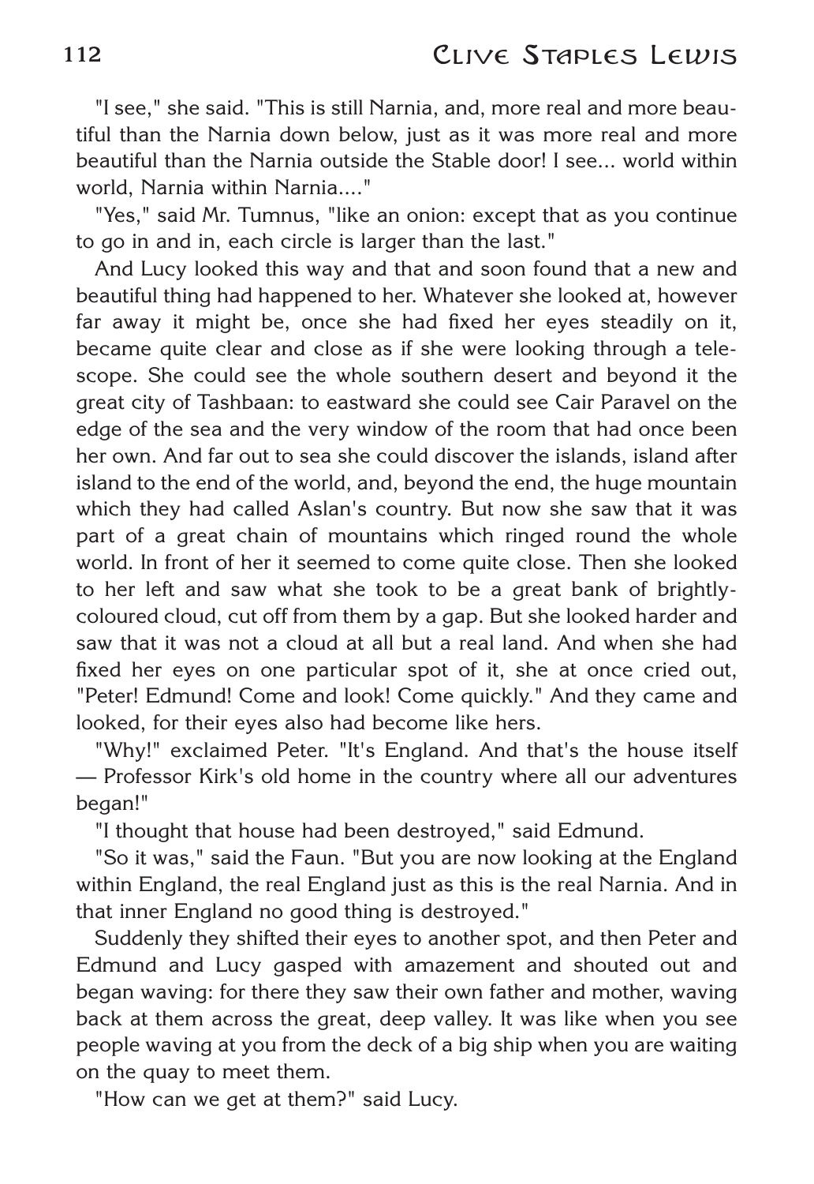"I see," she said. "This is still Narnia, and, more real and more beautiful than the Narnia down below, just as it was more real and more beautiful than the Narnia outside the Stable door! I see... world within world, Narnia within Narnia...."

"Yes," said Mr. Tumnus, "like an onion: except that as you continue to go in and in, each circle is larger than the last."

And Lucy looked this way and that and soon found that a new and beautiful thing had happened to her. Whatever she looked at, however far away it might be, once she had fixed her eyes steadily on it, became quite clear and close as if she were looking through a telescope. She could see the whole southern desert and beyond it the great city of Tashbaan: to eastward she could see Cair Paravel on the edge of the sea and the very window of the room that had once been her own. And far out to sea she could discover the islands, island after island to the end of the world, and, beyond the end, the huge mountain which they had called Aslan's country. But now she saw that it was part of a great chain of mountains which ringed round the whole world. In front of her it seemed to come quite close. Then she looked to her left and saw what she took to be a great bank of brightly-coloured cloud, cut off from them by a gap. But she looked harder and saw that it was not a cloud at all but a real land. And when she had fixed her eyes on one particular spot of it, she at once cried out, "Peter! Edmund! Come and look! Come quickly." And they came and looked, for their eyes also had become like hers.

"Why!" exclaimed Peter. "It's England. And that's the house itself — Professor Kirk's old home in the country where all our adventures began!"

"I thought that house had been destroyed," said Edmund.

"So it was," said the Faun. "But you are now looking at the England within England, the real England just as this is the real Narnia. And in that inner England no good thing is destroyed."

Suddenly they shifted their eyes to another spot, and then Peter and Edmund and Lucy gasped with amazement and shouted out and began waving: for there they saw their own father and mother, waving back at them across the great, deep valley. It was like when you see people waving at you from the deck of a big ship when you are waiting on the quay to meet them.

"How can we get at them?" said Lucy.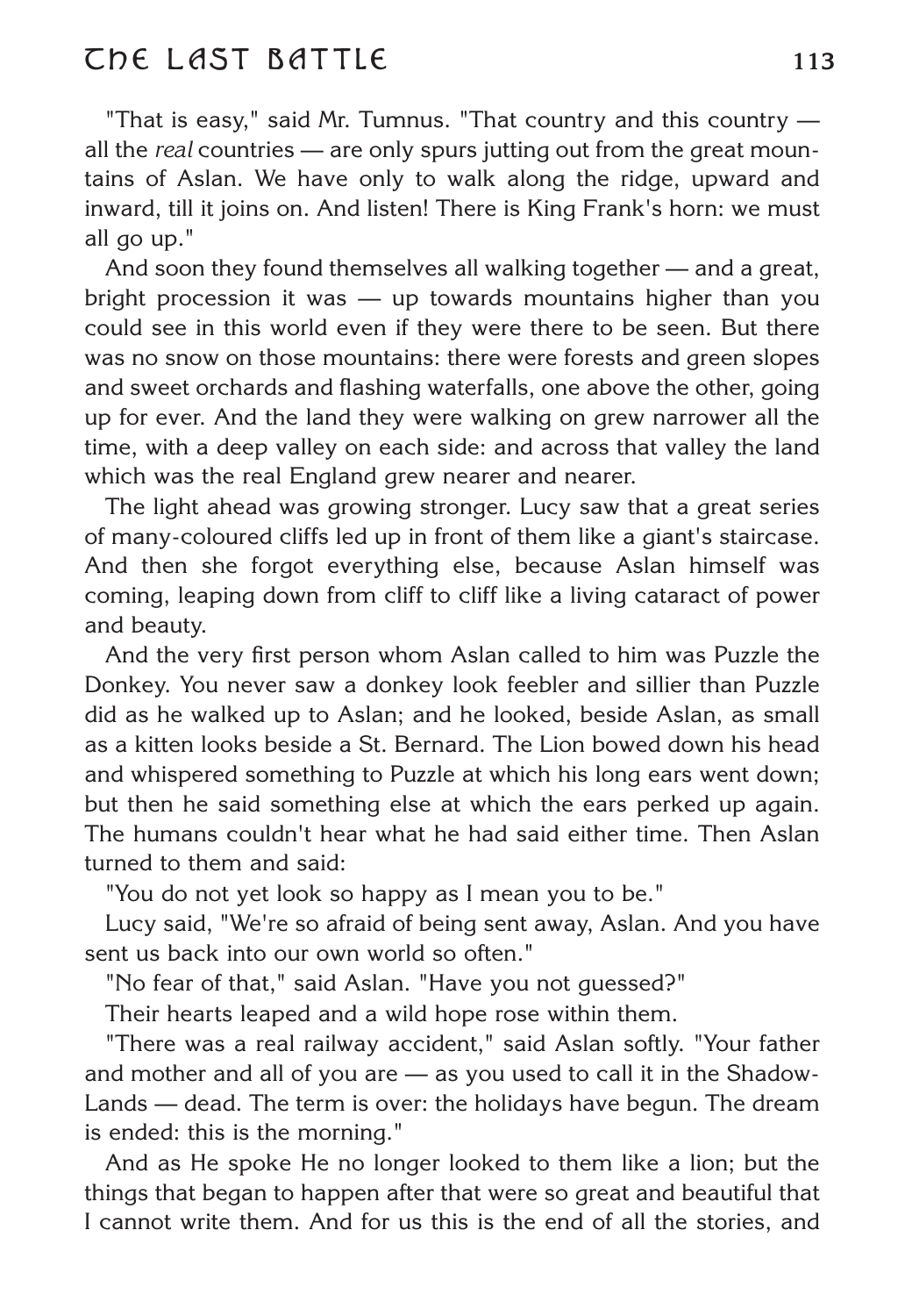"That is easy," said Mr. Tumnus. "That country and this country — all the *real* countries — are only spurs jutting out from the great mountains of Aslan. We have only to walk along the ridge, upward and inward, till it joins on. And listen! There is King Frank's horn: we must all go up."

And soon they found themselves all walking together — and a great, bright procession it was — up towards mountains higher than you could see in this world even if they were there to be seen. But there was no snow on those mountains: there were forests and green slopes and sweet orchards and flashing waterfalls, one above the other, going up for ever. And the land they were walking on grew narrower all the time, with a deep valley on each side: and across that valley the land which was the real England grew nearer and nearer.

The light ahead was growing stronger. Lucy saw that a great series of many-coloured cliffs led up in front of them like a giant's staircase. And then she forgot everything else, because Aslan himself was coming, leaping down from cliff to cliff like a living cataract of power and beauty.

And the very first person whom Aslan called to him was Puzzle the Donkey. You never saw a donkey look feebler and sillier than Puzzle did as he walked up to Aslan; and he looked, beside Aslan, as small as a kitten looks beside a St. Bernard. The Lion bowed down his head and whispered something to Puzzle at which his long ears went down; but then he said something else at which the ears perked up again. The humans couldn't hear what he had said either time. Then Aslan turned to them and said:

"You do not yet look so happy as I mean you to be."

Lucy said, "We're so afraid of being sent away, Aslan. And you have sent us back into our own world so often."

"No fear of that," said Aslan. "Have you not guessed?"

Their hearts leaped and a wild hope rose within them.

"There was a real railway accident," said Aslan softly. "Your father and mother and all of you are — as you used to call it in the Shadow-Lands — dead. The term is over: the holidays have begun. The dream is ended: this is the morning."

And as He spoke He no longer looked to them like a lion; but the things that began to happen after that were so great and beautiful that I cannot write them. And for us this is the end of all the stories, and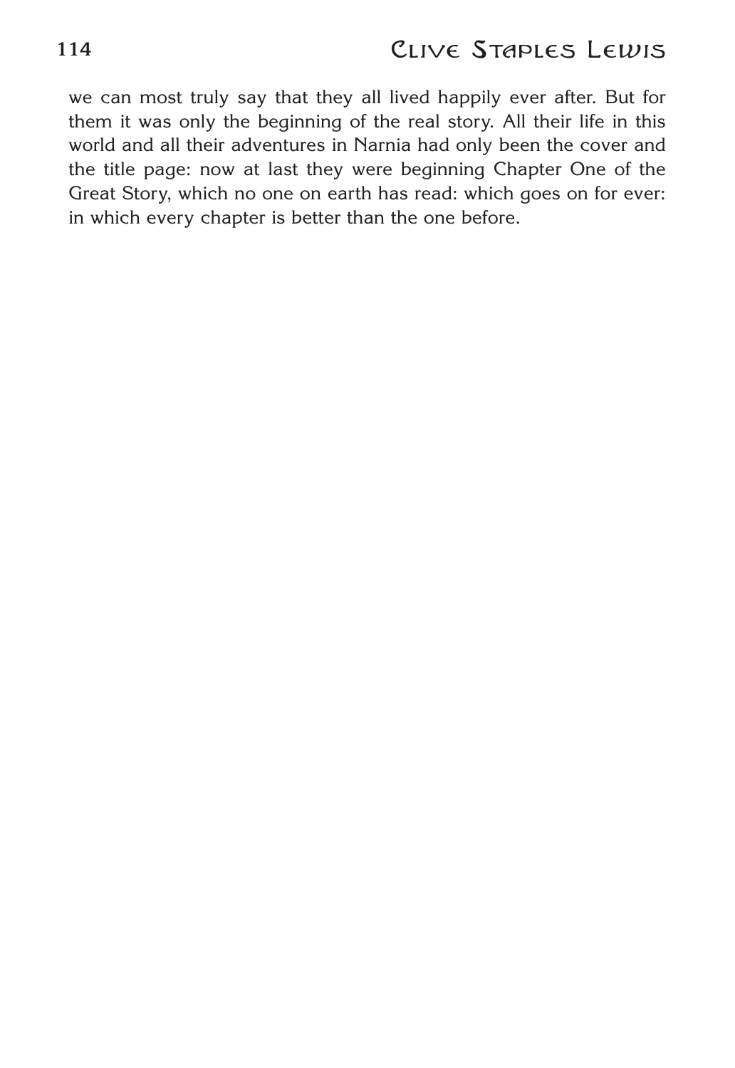we can most truly say that they all lived happily ever after. But for them it was only the beginning of the real story. All their life in this world and all their adventures in Narnia had only been the cover and the title page: now at last they were beginning Chapter One of the Great Story, which no one on earth has read: which goes on for ever: in which every chapter is better than the one before.